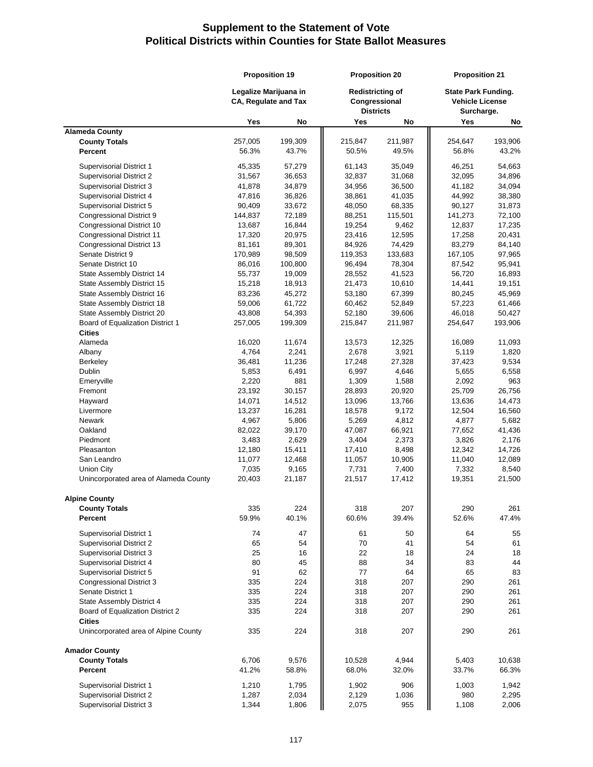# Supplement to the Statement of Vote
## Political Districts within Counties for State Ballot Measures

| | Proposition 19 | | Proposition 20 | | Proposition 21 | |
|---|---|---|---|---|---|---|
| | Legalize Marijuana in CA, Regulate and Tax | | Redistricting of Congressional Districts | | State Park Funding. Vehicle License Surcharge. | |
| | Yes | No | Yes | No | Yes | No |
| **Alameda County** | | | | | | |
| **County Totals** | 257,005 | 199,309 | 215,847 | 211,987 | 254,647 | 193,906 |
| **Percent** | 56.3% | 43.7% | 50.5% | 49.5% | 56.8% | 43.2% |
| Supervisorial District 1 | 45,335 | 57,279 | 61,143 | 35,049 | 46,251 | 54,663 |
| Supervisorial District 2 | 31,567 | 36,653 | 32,837 | 31,068 | 32,095 | 34,896 |
| Supervisorial District 3 | 41,878 | 34,879 | 34,956 | 36,500 | 41,182 | 34,094 |
| Supervisorial District 4 | 47,816 | 36,826 | 38,861 | 41,035 | 44,992 | 38,380 |
| Supervisorial District 5 | 90,409 | 33,672 | 48,050 | 68,335 | 90,127 | 31,873 |
| Congressional District 9 | 144,837 | 72,189 | 88,251 | 115,501 | 141,273 | 72,100 |
| Congressional District 10 | 13,687 | 16,844 | 19,254 | 9,462 | 12,837 | 17,235 |
| Congressional District 11 | 17,320 | 20,975 | 23,416 | 12,595 | 17,258 | 20,431 |
| Congressional District 13 | 81,161 | 89,301 | 84,926 | 74,429 | 83,279 | 84,140 |
| Senate District 9 | 170,989 | 98,509 | 119,353 | 133,683 | 167,105 | 97,965 |
| Senate District 10 | 86,016 | 100,800 | 96,494 | 78,304 | 87,542 | 95,941 |
| State Assembly District 14 | 55,737 | 19,009 | 28,552 | 41,523 | 56,720 | 16,893 |
| State Assembly District 15 | 15,218 | 18,913 | 21,473 | 10,610 | 14,441 | 19,151 |
| State Assembly District 16 | 83,236 | 45,272 | 53,180 | 67,399 | 80,245 | 45,969 |
| State Assembly District 18 | 59,006 | 61,722 | 60,462 | 52,849 | 57,223 | 61,466 |
| State Assembly District 20 | 43,808 | 54,393 | 52,180 | 39,606 | 46,018 | 50,427 |
| Board of Equalization District 1 | 257,005 | 199,309 | 215,847 | 211,987 | 254,647 | 193,906 |
| **Cities** | | | | | | |
| Alameda | 16,020 | 11,674 | 13,573 | 12,325 | 16,089 | 11,093 |
| Albany | 4,764 | 2,241 | 2,678 | 3,921 | 5,119 | 1,820 |
| Berkeley | 36,481 | 11,236 | 17,248 | 27,328 | 37,423 | 9,534 |
| Dublin | 5,853 | 6,491 | 6,997 | 4,646 | 5,655 | 6,558 |
| Emeryville | 2,220 | 881 | 1,309 | 1,588 | 2,092 | 963 |
| Fremont | 23,192 | 30,157 | 28,893 | 20,920 | 25,709 | 26,756 |
| Hayward | 14,071 | 14,512 | 13,096 | 13,766 | 13,636 | 14,473 |
| Livermore | 13,237 | 16,281 | 18,578 | 9,172 | 12,504 | 16,560 |
| Newark | 4,967 | 5,806 | 5,269 | 4,812 | 4,877 | 5,682 |
| Oakland | 82,022 | 39,170 | 47,087 | 66,921 | 77,652 | 41,436 |
| Piedmont | 3,483 | 2,629 | 3,404 | 2,373 | 3,826 | 2,176 |
| Pleasanton | 12,180 | 15,411 | 17,410 | 8,498 | 12,342 | 14,726 |
| San Leandro | 11,077 | 12,468 | 11,057 | 10,905 | 11,040 | 12,089 |
| Union City | 7,035 | 9,165 | 7,731 | 7,400 | 7,332 | 8,540 |
| Unincorporated area of Alameda County | 20,403 | 21,187 | 21,517 | 17,412 | 19,351 | 21,500 |
| **Alpine County** | | | | | | |
| **County Totals** | 335 | 224 | 318 | 207 | 290 | 261 |
| **Percent** | 59.9% | 40.1% | 60.6% | 39.4% | 52.6% | 47.4% |
| Supervisorial District 1 | 74 | 47 | 61 | 50 | 64 | 55 |
| Supervisorial District 2 | 65 | 54 | 70 | 41 | 54 | 61 |
| Supervisorial District 3 | 25 | 16 | 22 | 18 | 24 | 18 |
| Supervisorial District 4 | 80 | 45 | 88 | 34 | 83 | 44 |
| Supervisorial District 5 | 91 | 62 | 77 | 64 | 65 | 83 |
| Congressional District 3 | 335 | 224 | 318 | 207 | 290 | 261 |
| Senate District 1 | 335 | 224 | 318 | 207 | 290 | 261 |
| State Assembly District 4 | 335 | 224 | 318 | 207 | 290 | 261 |
| Board of Equalization District 2 | 335 | 224 | 318 | 207 | 290 | 261 |
| **Cities** | | | | | | |
| Unincorporated area of Alpine County | 335 | 224 | 318 | 207 | 290 | 261 |
| **Amador County** | | | | | | |
| **County Totals** | 6,706 | 9,576 | 10,528 | 4,944 | 5,403 | 10,638 |
| **Percent** | 41.2% | 58.8% | 68.0% | 32.0% | 33.7% | 66.3% |
| Supervisorial District 1 | 1,210 | 1,795 | 1,902 | 906 | 1,003 | 1,942 |
| Supervisorial District 2 | 1,287 | 2,034 | 2,129 | 1,036 | 980 | 2,295 |
| Supervisorial District 3 | 1,344 | 1,806 | 2,075 | 955 | 1,108 | 2,006 |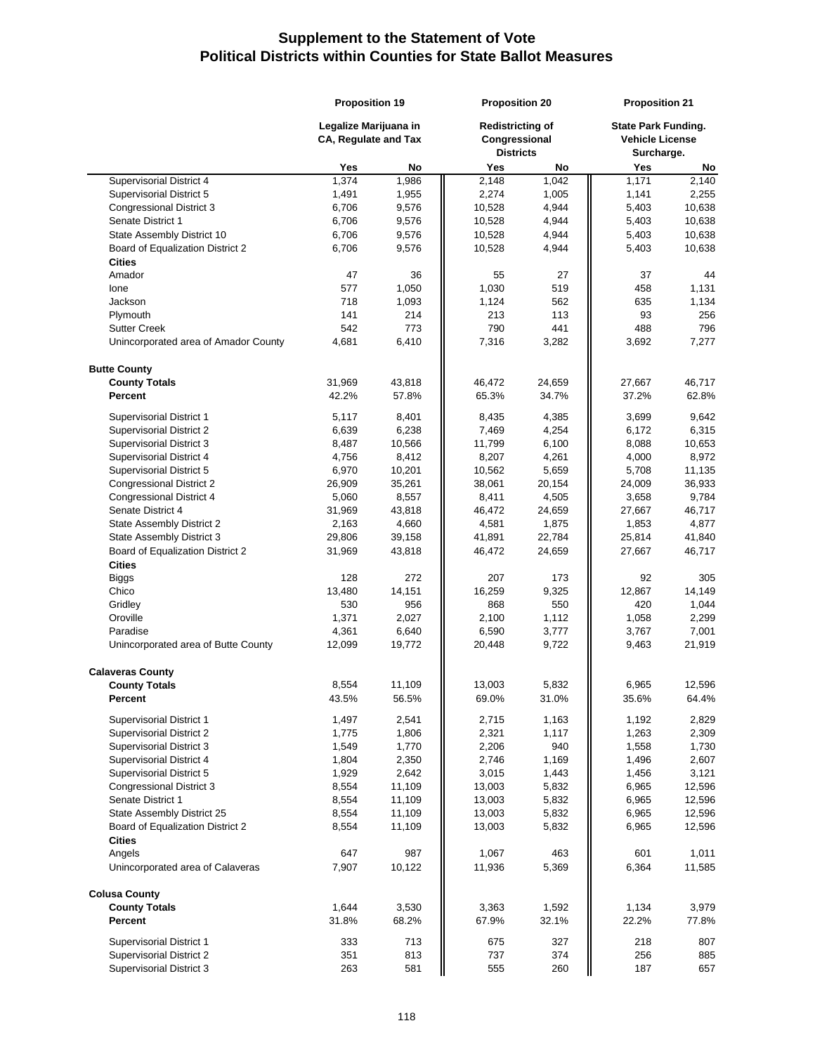# Supplement to the Statement of Vote
## Political Districts within Counties for State Ballot Measures

| | Proposition 19 | | Proposition 20 | | Proposition 21 | |
|---|---|---|---|---|---|---|
| | Legalize Marijuana in CA, Regulate and Tax | | Redistricting of Congressional Districts | | State Park Funding. Vehicle License Surcharge. | |
| | Yes | No | Yes | No | Yes | No |
| Supervisorial District 4 | 1,374 | 1,986 | 2,148 | 1,042 | 1,171 | 2,140 |
| Supervisorial District 5 | 1,491 | 1,955 | 2,274 | 1,005 | 1,141 | 2,255 |
| Congressional District 3 | 6,706 | 9,576 | 10,528 | 4,944 | 5,403 | 10,638 |
| Senate District 1 | 6,706 | 9,576 | 10,528 | 4,944 | 5,403 | 10,638 |
| State Assembly District 10 | 6,706 | 9,576 | 10,528 | 4,944 | 5,403 | 10,638 |
| Board of Equalization District 2 | 6,706 | 9,576 | 10,528 | 4,944 | 5,403 | 10,638 |
| **Cities** | | | | | | |
| Amador | 47 | 36 | 55 | 27 | 37 | 44 |
| Ione | 577 | 1,050 | 1,030 | 519 | 458 | 1,131 |
| Jackson | 718 | 1,093 | 1,124 | 562 | 635 | 1,134 |
| Plymouth | 141 | 214 | 213 | 113 | 93 | 256 |
| Sutter Creek | 542 | 773 | 790 | 441 | 488 | 796 |
| Unincorporated area of Amador County | 4,681 | 6,410 | 7,316 | 3,282 | 3,692 | 7,277 |
| **Butte County** | | | | | | |
| **County Totals** | 31,969 | 43,818 | 46,472 | 24,659 | 27,667 | 46,717 |
| **Percent** | 42.2% | 57.8% | 65.3% | 34.7% | 37.2% | 62.8% |
| Supervisorial District 1 | 5,117 | 8,401 | 8,435 | 4,385 | 3,699 | 9,642 |
| Supervisorial District 2 | 6,639 | 6,238 | 7,469 | 4,254 | 6,172 | 6,315 |
| Supervisorial District 3 | 8,487 | 10,566 | 11,799 | 6,100 | 8,088 | 10,653 |
| Supervisorial District 4 | 4,756 | 8,412 | 8,207 | 4,261 | 4,000 | 8,972 |
| Supervisorial District 5 | 6,970 | 10,201 | 10,562 | 5,659 | 5,708 | 11,135 |
| Congressional District 2 | 26,909 | 35,261 | 38,061 | 20,154 | 24,009 | 36,933 |
| Congressional District 4 | 5,060 | 8,557 | 8,411 | 4,505 | 3,658 | 9,784 |
| Senate District 4 | 31,969 | 43,818 | 46,472 | 24,659 | 27,667 | 46,717 |
| State Assembly District 2 | 2,163 | 4,660 | 4,581 | 1,875 | 1,853 | 4,877 |
| State Assembly District 3 | 29,806 | 39,158 | 41,891 | 22,784 | 25,814 | 41,840 |
| Board of Equalization District 2 | 31,969 | 43,818 | 46,472 | 24,659 | 27,667 | 46,717 |
| **Cities** | | | | | | |
| Biggs | 128 | 272 | 207 | 173 | 92 | 305 |
| Chico | 13,480 | 14,151 | 16,259 | 9,325 | 12,867 | 14,149 |
| Gridley | 530 | 956 | 868 | 550 | 420 | 1,044 |
| Oroville | 1,371 | 2,027 | 2,100 | 1,112 | 1,058 | 2,299 |
| Paradise | 4,361 | 6,640 | 6,590 | 3,777 | 3,767 | 7,001 |
| Unincorporated area of Butte County | 12,099 | 19,772 | 20,448 | 9,722 | 9,463 | 21,919 |
| **Calaveras County** | | | | | | |
| **County Totals** | 8,554 | 11,109 | 13,003 | 5,832 | 6,965 | 12,596 |
| **Percent** | 43.5% | 56.5% | 69.0% | 31.0% | 35.6% | 64.4% |
| Supervisorial District 1 | 1,497 | 2,541 | 2,715 | 1,163 | 1,192 | 2,829 |
| Supervisorial District 2 | 1,775 | 1,806 | 2,321 | 1,117 | 1,263 | 2,309 |
| Supervisorial District 3 | 1,549 | 1,770 | 2,206 | 940 | 1,558 | 1,730 |
| Supervisorial District 4 | 1,804 | 2,350 | 2,746 | 1,169 | 1,496 | 2,607 |
| Supervisorial District 5 | 1,929 | 2,642 | 3,015 | 1,443 | 1,456 | 3,121 |
| Congressional District 3 | 8,554 | 11,109 | 13,003 | 5,832 | 6,965 | 12,596 |
| Senate District 1 | 8,554 | 11,109 | 13,003 | 5,832 | 6,965 | 12,596 |
| State Assembly District 25 | 8,554 | 11,109 | 13,003 | 5,832 | 6,965 | 12,596 |
| Board of Equalization District 2 | 8,554 | 11,109 | 13,003 | 5,832 | 6,965 | 12,596 |
| **Cities** | | | | | | |
| Angels | 647 | 987 | 1,067 | 463 | 601 | 1,011 |
| Unincorporated area of Calaveras | 7,907 | 10,122 | 11,936 | 5,369 | 6,364 | 11,585 |
| **Colusa County** | | | | | | |
| **County Totals** | 1,644 | 3,530 | 3,363 | 1,592 | 1,134 | 3,979 |
| **Percent** | 31.8% | 68.2% | 67.9% | 32.1% | 22.2% | 77.8% |
| Supervisorial District 1 | 333 | 713 | 675 | 327 | 218 | 807 |
| Supervisorial District 2 | 351 | 813 | 737 | 374 | 256 | 885 |
| Supervisorial District 3 | 263 | 581 | 555 | 260 | 187 | 657 |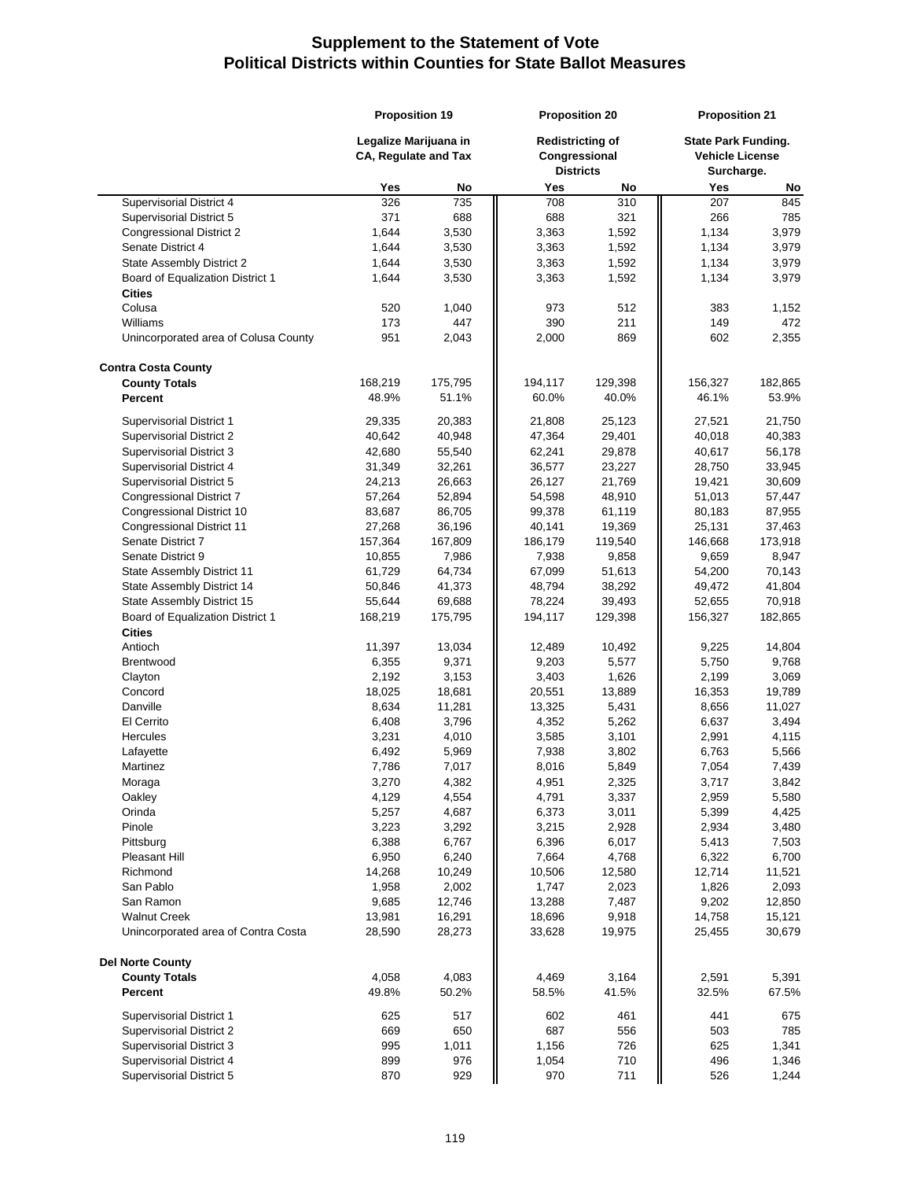# Supplement to the Statement of Vote
## Political Districts within Counties for State Ballot Measures

| | Proposition 19 | | Proposition 20 | | Proposition 21 | |
|---|---|---|---|---|---|---|
| | Legalize Marijuana in CA, Regulate and Tax | | Redistricting of Congressional Districts | | State Park Funding. Vehicle License Surcharge. | |
| | Yes | No | Yes | No | Yes | No |
| Supervisorial District 4 | 326 | 735 | 708 | 310 | 207 | 845 |
| Supervisorial District 5 | 371 | 688 | 688 | 321 | 266 | 785 |
| Congressional District 2 | 1,644 | 3,530 | 3,363 | 1,592 | 1,134 | 3,979 |
| Senate District 4 | 1,644 | 3,530 | 3,363 | 1,592 | 1,134 | 3,979 |
| State Assembly District 2 | 1,644 | 3,530 | 3,363 | 1,592 | 1,134 | 3,979 |
| Board of Equalization District 1 | 1,644 | 3,530 | 3,363 | 1,592 | 1,134 | 3,979 |
| **Cities** | | | | | | |
| Colusa | 520 | 1,040 | 973 | 512 | 383 | 1,152 |
| Williams | 173 | 447 | 390 | 211 | 149 | 472 |
| Unincorporated area of Colusa County | 951 | 2,043 | 2,000 | 869 | 602 | 2,355 |
| **Contra Costa County** | | | | | | |
| **County Totals** | 168,219 | 175,795 | 194,117 | 129,398 | 156,327 | 182,865 |
| **Percent** | 48.9% | 51.1% | 60.0% | 40.0% | 46.1% | 53.9% |
| Supervisorial District 1 | 29,335 | 20,383 | 21,808 | 25,123 | 27,521 | 21,750 |
| Supervisorial District 2 | 40,642 | 40,948 | 47,364 | 29,401 | 40,018 | 40,383 |
| Supervisorial District 3 | 42,680 | 55,540 | 62,241 | 29,878 | 40,617 | 56,178 |
| Supervisorial District 4 | 31,349 | 32,261 | 36,577 | 23,227 | 28,750 | 33,945 |
| Supervisorial District 5 | 24,213 | 26,663 | 26,127 | 21,769 | 19,421 | 30,609 |
| Congressional District 7 | 57,264 | 52,894 | 54,598 | 48,910 | 51,013 | 57,447 |
| Congressional District 10 | 83,687 | 86,705 | 99,378 | 61,119 | 80,183 | 87,955 |
| Congressional District 11 | 27,268 | 36,196 | 40,141 | 19,369 | 25,131 | 37,463 |
| Senate District 7 | 157,364 | 167,809 | 186,179 | 119,540 | 146,668 | 173,918 |
| Senate District 9 | 10,855 | 7,986 | 7,938 | 9,858 | 9,659 | 8,947 |
| State Assembly District 11 | 61,729 | 64,734 | 67,099 | 51,613 | 54,200 | 70,143 |
| State Assembly District 14 | 50,846 | 41,373 | 48,794 | 38,292 | 49,472 | 41,804 |
| State Assembly District 15 | 55,644 | 69,688 | 78,224 | 39,493 | 52,655 | 70,918 |
| Board of Equalization District 1 | 168,219 | 175,795 | 194,117 | 129,398 | 156,327 | 182,865 |
| **Cities** | | | | | | |
| Antioch | 11,397 | 13,034 | 12,489 | 10,492 | 9,225 | 14,804 |
| Brentwood | 6,355 | 9,371 | 9,203 | 5,577 | 5,750 | 9,768 |
| Clayton | 2,192 | 3,153 | 3,403 | 1,626 | 2,199 | 3,069 |
| Concord | 18,025 | 18,681 | 20,551 | 13,889 | 16,353 | 19,789 |
| Danville | 8,634 | 11,281 | 13,325 | 5,431 | 8,656 | 11,027 |
| El Cerrito | 6,408 | 3,796 | 4,352 | 5,262 | 6,637 | 3,494 |
| Hercules | 3,231 | 4,010 | 3,585 | 3,101 | 2,991 | 4,115 |
| Lafayette | 6,492 | 5,969 | 7,938 | 3,802 | 6,763 | 5,566 |
| Martinez | 7,786 | 7,017 | 8,016 | 5,849 | 7,054 | 7,439 |
| Moraga | 3,270 | 4,382 | 4,951 | 2,325 | 3,717 | 3,842 |
| Oakley | 4,129 | 4,554 | 4,791 | 3,337 | 2,959 | 5,580 |
| Orinda | 5,257 | 4,687 | 6,373 | 3,011 | 5,399 | 4,425 |
| Pinole | 3,223 | 3,292 | 3,215 | 2,928 | 2,934 | 3,480 |
| Pittsburg | 6,388 | 6,767 | 6,396 | 6,017 | 5,413 | 7,503 |
| Pleasant Hill | 6,950 | 6,240 | 7,664 | 4,768 | 6,322 | 6,700 |
| Richmond | 14,268 | 10,249 | 10,506 | 12,580 | 12,714 | 11,521 |
| San Pablo | 1,958 | 2,002 | 1,747 | 2,023 | 1,826 | 2,093 |
| San Ramon | 9,685 | 12,746 | 13,288 | 7,487 | 9,202 | 12,850 |
| Walnut Creek | 13,981 | 16,291 | 18,696 | 9,918 | 14,758 | 15,121 |
| Unincorporated area of Contra Costa | 28,590 | 28,273 | 33,628 | 19,975 | 25,455 | 30,679 |
| **Del Norte County** | | | | | | |
| **County Totals** | 4,058 | 4,083 | 4,469 | 3,164 | 2,591 | 5,391 |
| **Percent** | 49.8% | 50.2% | 58.5% | 41.5% | 32.5% | 67.5% |
| Supervisorial District 1 | 625 | 517 | 602 | 461 | 441 | 675 |
| Supervisorial District 2 | 669 | 650 | 687 | 556 | 503 | 785 |
| Supervisorial District 3 | 995 | 1,011 | 1,156 | 726 | 625 | 1,341 |
| Supervisorial District 4 | 899 | 976 | 1,054 | 710 | 496 | 1,346 |
| Supervisorial District 5 | 870 | 929 | 970 | 711 | 526 | 1,244 |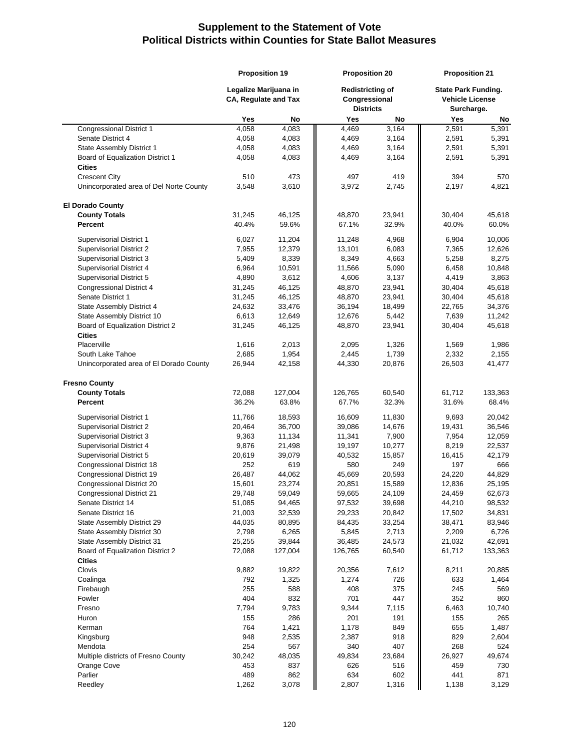# Supplement to the Statement of Vote
## Political Districts within Counties for State Ballot Measures

| | Proposition 19 | | Proposition 20 | | Proposition 21 | |
|---|---|---|---|---|---|---|
| | Legalize Marijuana in CA, Regulate and Tax | | Redistricting of Congressional Districts | | State Park Funding. Vehicle License Surcharge. | |
| | Yes | No | Yes | No | Yes | No |
| Congressional District 1 | 4,058 | 4,083 | 4,469 | 3,164 | 2,591 | 5,391 |
| Senate District 4 | 4,058 | 4,083 | 4,469 | 3,164 | 2,591 | 5,391 |
| State Assembly District 1 | 4,058 | 4,083 | 4,469 | 3,164 | 2,591 | 5,391 |
| Board of Equalization District 1 | 4,058 | 4,083 | 4,469 | 3,164 | 2,591 | 5,391 |
| **Cities** | | | | | | |
| Crescent City | 510 | 473 | 497 | 419 | 394 | 570 |
| Unincorporated area of Del Norte County | 3,548 | 3,610 | 3,972 | 2,745 | 2,197 | 4,821 |
| **El Dorado County** | | | | | | |
| **County Totals** | 31,245 | 46,125 | 48,870 | 23,941 | 30,404 | 45,618 |
| **Percent** | 40.4% | 59.6% | 67.1% | 32.9% | 40.0% | 60.0% |
| Supervisorial District 1 | 6,027 | 11,204 | 11,248 | 4,968 | 6,904 | 10,006 |
| Supervisorial District 2 | 7,955 | 12,379 | 13,101 | 6,083 | 7,365 | 12,626 |
| Supervisorial District 3 | 5,409 | 8,339 | 8,349 | 4,663 | 5,258 | 8,275 |
| Supervisorial District 4 | 6,964 | 10,591 | 11,566 | 5,090 | 6,458 | 10,848 |
| Supervisorial District 5 | 4,890 | 3,612 | 4,606 | 3,137 | 4,419 | 3,863 |
| Congressional District 4 | 31,245 | 46,125 | 48,870 | 23,941 | 30,404 | 45,618 |
| Senate District 1 | 31,245 | 46,125 | 48,870 | 23,941 | 30,404 | 45,618 |
| State Assembly District 4 | 24,632 | 33,476 | 36,194 | 18,499 | 22,765 | 34,376 |
| State Assembly District 10 | 6,613 | 12,649 | 12,676 | 5,442 | 7,639 | 11,242 |
| Board of Equalization District 2 | 31,245 | 46,125 | 48,870 | 23,941 | 30,404 | 45,618 |
| **Cities** | | | | | | |
| Placerville | 1,616 | 2,013 | 2,095 | 1,326 | 1,569 | 1,986 |
| South Lake Tahoe | 2,685 | 1,954 | 2,445 | 1,739 | 2,332 | 2,155 |
| Unincorporated area of El Dorado County | 26,944 | 42,158 | 44,330 | 20,876 | 26,503 | 41,477 |
| **Fresno County** | | | | | | |
| **County Totals** | 72,088 | 127,004 | 126,765 | 60,540 | 61,712 | 133,363 |
| **Percent** | 36.2% | 63.8% | 67.7% | 32.3% | 31.6% | 68.4% |
| Supervisorial District 1 | 11,766 | 18,593 | 16,609 | 11,830 | 9,693 | 20,042 |
| Supervisorial District 2 | 20,464 | 36,700 | 39,086 | 14,676 | 19,431 | 36,546 |
| Supervisorial District 3 | 9,363 | 11,134 | 11,341 | 7,900 | 7,954 | 12,059 |
| Supervisorial District 4 | 9,876 | 21,498 | 19,197 | 10,277 | 8,219 | 22,537 |
| Supervisorial District 5 | 20,619 | 39,079 | 40,532 | 15,857 | 16,415 | 42,179 |
| Congressional District 18 | 252 | 619 | 580 | 249 | 197 | 666 |
| Congressional District 19 | 26,487 | 44,062 | 45,669 | 20,593 | 24,220 | 44,829 |
| Congressional District 20 | 15,601 | 23,274 | 20,851 | 15,589 | 12,836 | 25,195 |
| Congressional District 21 | 29,748 | 59,049 | 59,665 | 24,109 | 24,459 | 62,673 |
| Senate District 14 | 51,085 | 94,465 | 97,532 | 39,698 | 44,210 | 98,532 |
| Senate District 16 | 21,003 | 32,539 | 29,233 | 20,842 | 17,502 | 34,831 |
| State Assembly District 29 | 44,035 | 80,895 | 84,435 | 33,254 | 38,471 | 83,946 |
| State Assembly District 30 | 2,798 | 6,265 | 5,845 | 2,713 | 2,209 | 6,726 |
| State Assembly District 31 | 25,255 | 39,844 | 36,485 | 24,573 | 21,032 | 42,691 |
| Board of Equalization District 2 | 72,088 | 127,004 | 126,765 | 60,540 | 61,712 | 133,363 |
| **Cities** | | | | | | |
| Clovis | 9,882 | 19,822 | 20,356 | 7,612 | 8,211 | 20,885 |
| Coalinga | 792 | 1,325 | 1,274 | 726 | 633 | 1,464 |
| Firebaugh | 255 | 588 | 408 | 375 | 245 | 569 |
| Fowler | 404 | 832 | 701 | 447 | 352 | 860 |
| Fresno | 7,794 | 9,783 | 9,344 | 7,115 | 6,463 | 10,740 |
| Huron | 155 | 286 | 201 | 191 | 155 | 265 |
| Kerman | 764 | 1,421 | 1,178 | 849 | 655 | 1,487 |
| Kingsburg | 948 | 2,535 | 2,387 | 918 | 829 | 2,604 |
| Mendota | 254 | 567 | 340 | 407 | 268 | 524 |
| Multiple districts of Fresno County | 30,242 | 48,035 | 49,834 | 23,684 | 26,927 | 49,674 |
| Orange Cove | 453 | 837 | 626 | 516 | 459 | 730 |
| Parlier | 489 | 862 | 634 | 602 | 441 | 871 |
| Reedley | 1,262 | 3,078 | 2,807 | 1,316 | 1,138 | 3,129 |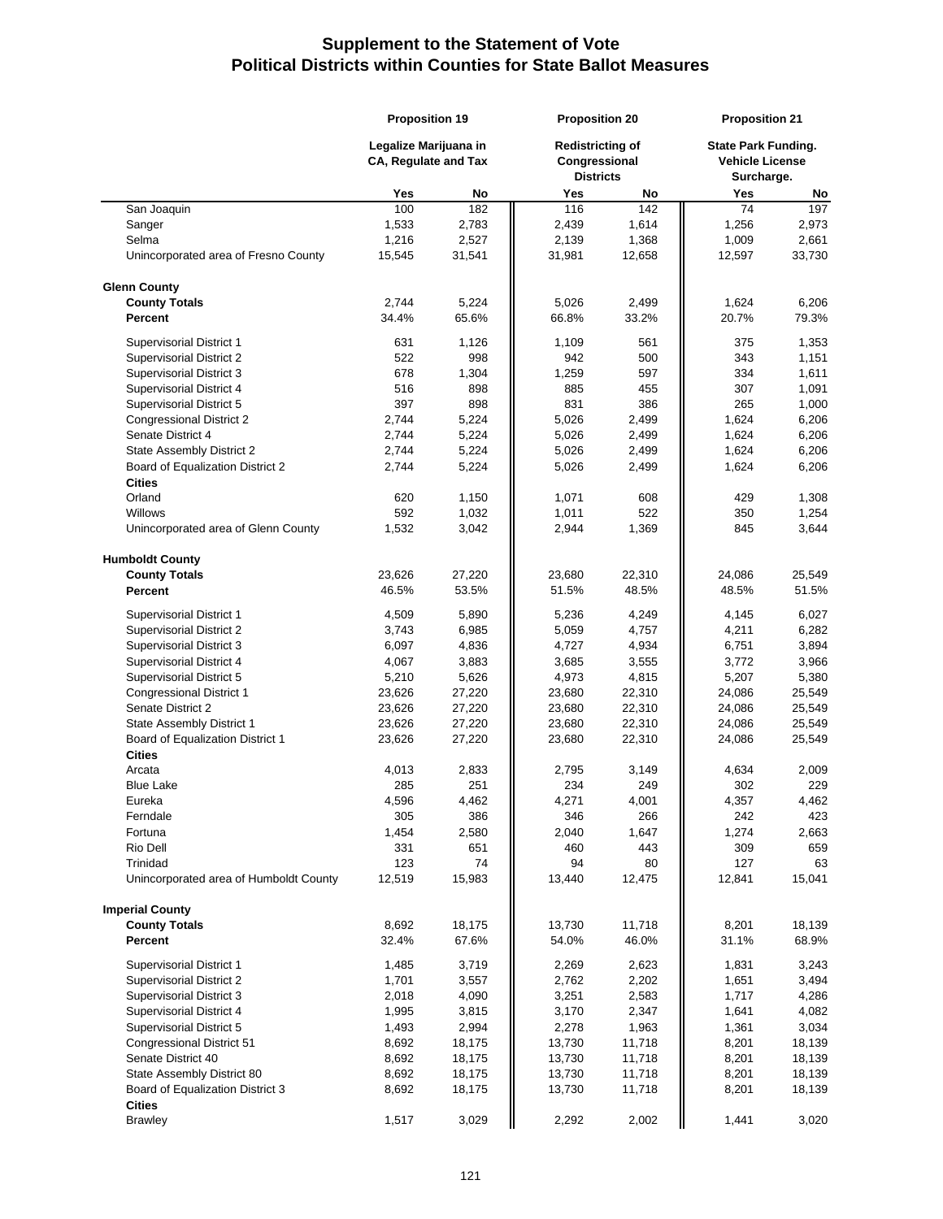# Supplement to the Statement of Vote
## Political Districts within Counties for State Ballot Measures

| | Proposition 19 | | Proposition 20 | | Proposition 21 | |
|---|---|---|---|---|---|---|
| | Legalize Marijuana in CA, Regulate and Tax | | Redistricting of Congressional Districts | | State Park Funding. Vehicle License Surcharge. | |
| | Yes | No | Yes | No | Yes | No |
| San Joaquin | 100 | 182 | 116 | 142 | 74 | 197 |
| Sanger | 1,533 | 2,783 | 2,439 | 1,614 | 1,256 | 2,973 |
| Selma | 1,216 | 2,527 | 2,139 | 1,368 | 1,009 | 2,661 |
| Unincorporated area of Fresno County | 15,545 | 31,541 | 31,981 | 12,658 | 12,597 | 33,730 |
| **Glenn County** | | | | | | |
| **County Totals** | 2,744 | 5,224 | 5,026 | 2,499 | 1,624 | 6,206 |
| **Percent** | 34.4% | 65.6% | 66.8% | 33.2% | 20.7% | 79.3% |
| Supervisorial District 1 | 631 | 1,126 | 1,109 | 561 | 375 | 1,353 |
| Supervisorial District 2 | 522 | 998 | 942 | 500 | 343 | 1,151 |
| Supervisorial District 3 | 678 | 1,304 | 1,259 | 597 | 334 | 1,611 |
| Supervisorial District 4 | 516 | 898 | 885 | 455 | 307 | 1,091 |
| Supervisorial District 5 | 397 | 898 | 831 | 386 | 265 | 1,000 |
| Congressional District 2 | 2,744 | 5,224 | 5,026 | 2,499 | 1,624 | 6,206 |
| Senate District 4 | 2,744 | 5,224 | 5,026 | 2,499 | 1,624 | 6,206 |
| State Assembly District 2 | 2,744 | 5,224 | 5,026 | 2,499 | 1,624 | 6,206 |
| Board of Equalization District 2 | 2,744 | 5,224 | 5,026 | 2,499 | 1,624 | 6,206 |
| **Cities** | | | | | | |
| Orland | 620 | 1,150 | 1,071 | 608 | 429 | 1,308 |
| Willows | 592 | 1,032 | 1,011 | 522 | 350 | 1,254 |
| Unincorporated area of Glenn County | 1,532 | 3,042 | 2,944 | 1,369 | 845 | 3,644 |
| **Humboldt County** | | | | | | |
| **County Totals** | 23,626 | 27,220 | 23,680 | 22,310 | 24,086 | 25,549 |
| **Percent** | 46.5% | 53.5% | 51.5% | 48.5% | 48.5% | 51.5% |
| Supervisorial District 1 | 4,509 | 5,890 | 5,236 | 4,249 | 4,145 | 6,027 |
| Supervisorial District 2 | 3,743 | 6,985 | 5,059 | 4,757 | 4,211 | 6,282 |
| Supervisorial District 3 | 6,097 | 4,836 | 4,727 | 4,934 | 6,751 | 3,894 |
| Supervisorial District 4 | 4,067 | 3,883 | 3,685 | 3,555 | 3,772 | 3,966 |
| Supervisorial District 5 | 5,210 | 5,626 | 4,973 | 4,815 | 5,207 | 5,380 |
| Congressional District 1 | 23,626 | 27,220 | 23,680 | 22,310 | 24,086 | 25,549 |
| Senate District 2 | 23,626 | 27,220 | 23,680 | 22,310 | 24,086 | 25,549 |
| State Assembly District 1 | 23,626 | 27,220 | 23,680 | 22,310 | 24,086 | 25,549 |
| Board of Equalization District 1 | 23,626 | 27,220 | 23,680 | 22,310 | 24,086 | 25,549 |
| **Cities** | | | | | | |
| Arcata | 4,013 | 2,833 | 2,795 | 3,149 | 4,634 | 2,009 |
| Blue Lake | 285 | 251 | 234 | 249 | 302 | 229 |
| Eureka | 4,596 | 4,462 | 4,271 | 4,001 | 4,357 | 4,462 |
| Ferndale | 305 | 386 | 346 | 266 | 242 | 423 |
| Fortuna | 1,454 | 2,580 | 2,040 | 1,647 | 1,274 | 2,663 |
| Rio Dell | 331 | 651 | 460 | 443 | 309 | 659 |
| Trinidad | 123 | 74 | 94 | 80 | 127 | 63 |
| Unincorporated area of Humboldt County | 12,519 | 15,983 | 13,440 | 12,475 | 12,841 | 15,041 |
| **Imperial County** | | | | | | |
| **County Totals** | 8,692 | 18,175 | 13,730 | 11,718 | 8,201 | 18,139 |
| **Percent** | 32.4% | 67.6% | 54.0% | 46.0% | 31.1% | 68.9% |
| Supervisorial District 1 | 1,485 | 3,719 | 2,269 | 2,623 | 1,831 | 3,243 |
| Supervisorial District 2 | 1,701 | 3,557 | 2,762 | 2,202 | 1,651 | 3,494 |
| Supervisorial District 3 | 2,018 | 4,090 | 3,251 | 2,583 | 1,717 | 4,286 |
| Supervisorial District 4 | 1,995 | 3,815 | 3,170 | 2,347 | 1,641 | 4,082 |
| Supervisorial District 5 | 1,493 | 2,994 | 2,278 | 1,963 | 1,361 | 3,034 |
| Congressional District 51 | 8,692 | 18,175 | 13,730 | 11,718 | 8,201 | 18,139 |
| Senate District 40 | 8,692 | 18,175 | 13,730 | 11,718 | 8,201 | 18,139 |
| State Assembly District 80 | 8,692 | 18,175 | 13,730 | 11,718 | 8,201 | 18,139 |
| Board of Equalization District 3 | 8,692 | 18,175 | 13,730 | 11,718 | 8,201 | 18,139 |
| **Cities** | | | | | | |
| Brawley | 1,517 | 3,029 | 2,292 | 2,002 | 1,441 | 3,020 |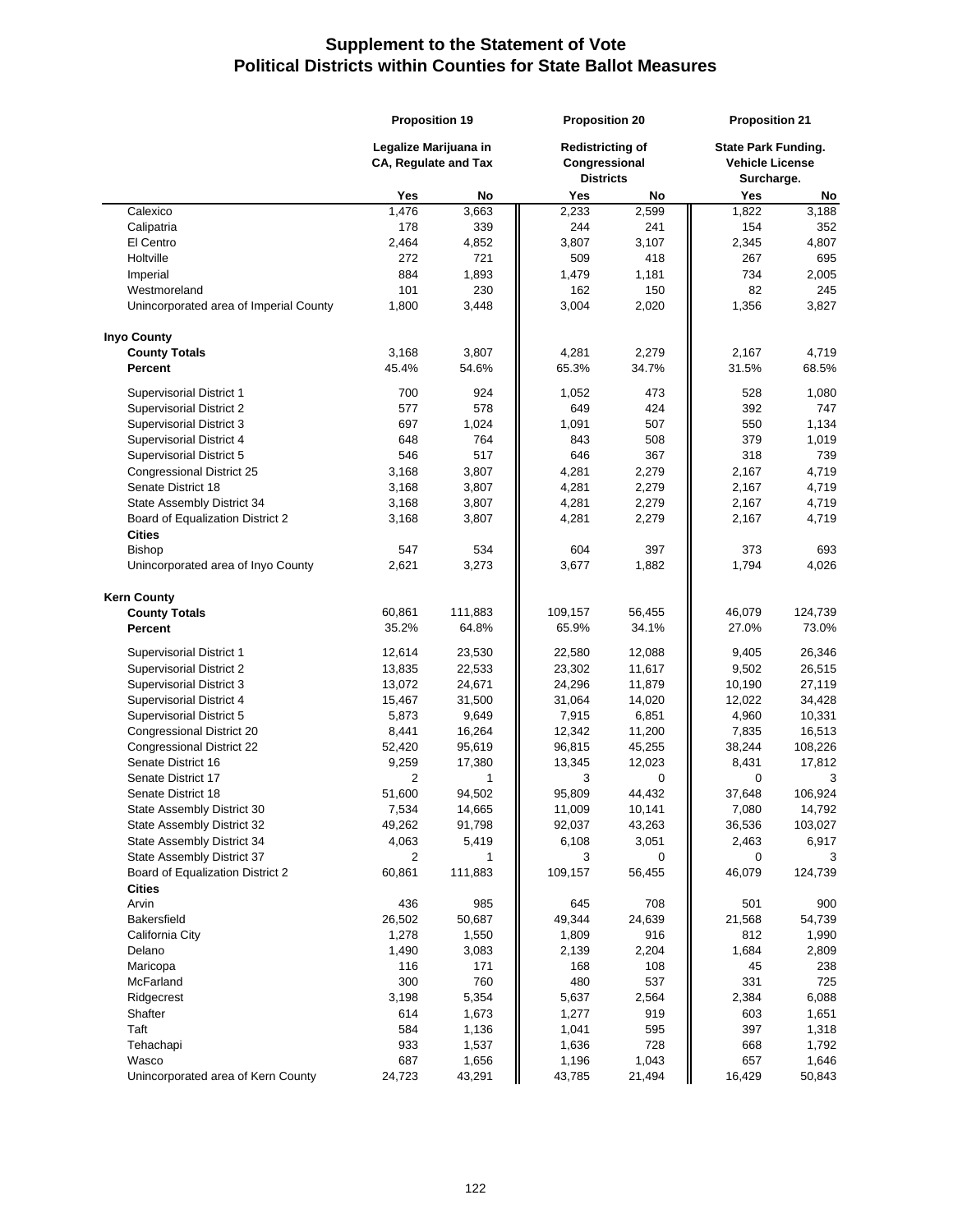# Supplement to the Statement of Vote
# Political Districts within Counties for State Ballot Measures

| | Proposition 19 | | Proposition 20 | | Proposition 21 | |
|---|---|---|---|---|---|---|
| | Legalize Marijuana in CA, Regulate and Tax | | Redistricting of Congressional Districts | | State Park Funding. Vehicle License Surcharge. | |
| | Yes | No | Yes | No | Yes | No |
| Calexico | 1,476 | 3,663 | 2,233 | 2,599 | 1,822 | 3,188 |
| Calipatria | 178 | 339 | 244 | 241 | 154 | 352 |
| El Centro | 2,464 | 4,852 | 3,807 | 3,107 | 2,345 | 4,807 |
| Holtville | 272 | 721 | 509 | 418 | 267 | 695 |
| Imperial | 884 | 1,893 | 1,479 | 1,181 | 734 | 2,005 |
| Westmoreland | 101 | 230 | 162 | 150 | 82 | 245 |
| Unincorporated area of Imperial County | 1,800 | 3,448 | 3,004 | 2,020 | 1,356 | 3,827 |
| **Inyo County** | | | | | | |
| **County Totals** | 3,168 | 3,807 | 4,281 | 2,279 | 2,167 | 4,719 |
| **Percent** | 45.4% | 54.6% | 65.3% | 34.7% | 31.5% | 68.5% |
| Supervisorial District 1 | 700 | 924 | 1,052 | 473 | 528 | 1,080 |
| Supervisorial District 2 | 577 | 578 | 649 | 424 | 392 | 747 |
| Supervisorial District 3 | 697 | 1,024 | 1,091 | 507 | 550 | 1,134 |
| Supervisorial District 4 | 648 | 764 | 843 | 508 | 379 | 1,019 |
| Supervisorial District 5 | 546 | 517 | 646 | 367 | 318 | 739 |
| Congressional District 25 | 3,168 | 3,807 | 4,281 | 2,279 | 2,167 | 4,719 |
| Senate District 18 | 3,168 | 3,807 | 4,281 | 2,279 | 2,167 | 4,719 |
| State Assembly District 34 | 3,168 | 3,807 | 4,281 | 2,279 | 2,167 | 4,719 |
| Board of Equalization District 2 | 3,168 | 3,807 | 4,281 | 2,279 | 2,167 | 4,719 |
| **Cities** | | | | | | |
| Bishop | 547 | 534 | 604 | 397 | 373 | 693 |
| Unincorporated area of Inyo County | 2,621 | 3,273 | 3,677 | 1,882 | 1,794 | 4,026 |
| **Kern County** | | | | | | |
| **County Totals** | 60,861 | 111,883 | 109,157 | 56,455 | 46,079 | 124,739 |
| **Percent** | 35.2% | 64.8% | 65.9% | 34.1% | 27.0% | 73.0% |
| Supervisorial District 1 | 12,614 | 23,530 | 22,580 | 12,088 | 9,405 | 26,346 |
| Supervisorial District 2 | 13,835 | 22,533 | 23,302 | 11,617 | 9,502 | 26,515 |
| Supervisorial District 3 | 13,072 | 24,671 | 24,296 | 11,879 | 10,190 | 27,119 |
| Supervisorial District 4 | 15,467 | 31,500 | 31,064 | 14,020 | 12,022 | 34,428 |
| Supervisorial District 5 | 5,873 | 9,649 | 7,915 | 6,851 | 4,960 | 10,331 |
| Congressional District 20 | 8,441 | 16,264 | 12,342 | 11,200 | 7,835 | 16,513 |
| Congressional District 22 | 52,420 | 95,619 | 96,815 | 45,255 | 38,244 | 108,226 |
| Senate District 16 | 9,259 | 17,380 | 13,345 | 12,023 | 8,431 | 17,812 |
| Senate District 17 | 2 | 1 | 3 | 0 | 0 | 3 |
| Senate District 18 | 51,600 | 94,502 | 95,809 | 44,432 | 37,648 | 106,924 |
| State Assembly District 30 | 7,534 | 14,665 | 11,009 | 10,141 | 7,080 | 14,792 |
| State Assembly District 32 | 49,262 | 91,798 | 92,037 | 43,263 | 36,536 | 103,027 |
| State Assembly District 34 | 4,063 | 5,419 | 6,108 | 3,051 | 2,463 | 6,917 |
| State Assembly District 37 | 2 | 1 | 3 | 0 | 0 | 3 |
| Board of Equalization District 2 | 60,861 | 111,883 | 109,157 | 56,455 | 46,079 | 124,739 |
| **Cities** | | | | | | |
| Arvin | 436 | 985 | 645 | 708 | 501 | 900 |
| Bakersfield | 26,502 | 50,687 | 49,344 | 24,639 | 21,568 | 54,739 |
| California City | 1,278 | 1,550 | 1,809 | 916 | 812 | 1,990 |
| Delano | 1,490 | 3,083 | 2,139 | 2,204 | 1,684 | 2,809 |
| Maricopa | 116 | 171 | 168 | 108 | 45 | 238 |
| McFarland | 300 | 760 | 480 | 537 | 331 | 725 |
| Ridgecrest | 3,198 | 5,354 | 5,637 | 2,564 | 2,384 | 6,088 |
| Shafter | 614 | 1,673 | 1,277 | 919 | 603 | 1,651 |
| Taft | 584 | 1,136 | 1,041 | 595 | 397 | 1,318 |
| Tehachapi | 933 | 1,537 | 1,636 | 728 | 668 | 1,792 |
| Wasco | 687 | 1,656 | 1,196 | 1,043 | 657 | 1,646 |
| Unincorporated area of Kern County | 24,723 | 43,291 | 43,785 | 21,494 | 16,429 | 50,843 |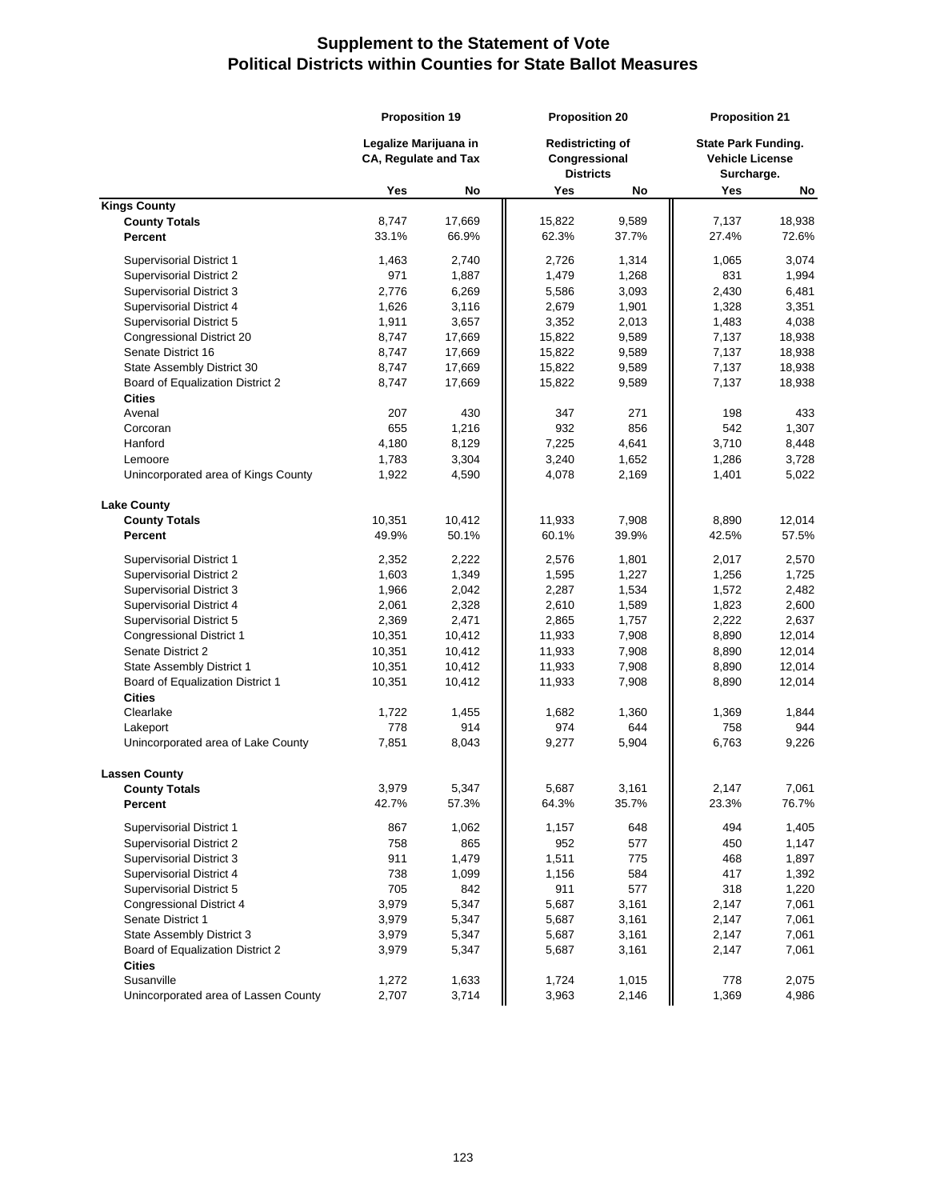# Supplement to the Statement of Vote
## Political Districts within Counties for State Ballot Measures

| | Proposition 19 | | Proposition 20 | | Proposition 21 | |
|---|---|---|---|---|---|---|
| | Legalize Marijuana in CA, Regulate and Tax | | Redistricting of Congressional Districts | | State Park Funding. Vehicle License Surcharge. | |
| | Yes | No | Yes | No | Yes | No |
| **Kings County** | | | | | | |
| **County Totals** | 8,747 | 17,669 | 15,822 | 9,589 | 7,137 | 18,938 |
| **Percent** | 33.1% | 66.9% | 62.3% | 37.7% | 27.4% | 72.6% |
| Supervisorial District 1 | 1,463 | 2,740 | 2,726 | 1,314 | 1,065 | 3,074 |
| Supervisorial District 2 | 971 | 1,887 | 1,479 | 1,268 | 831 | 1,994 |
| Supervisorial District 3 | 2,776 | 6,269 | 5,586 | 3,093 | 2,430 | 6,481 |
| Supervisorial District 4 | 1,626 | 3,116 | 2,679 | 1,901 | 1,328 | 3,351 |
| Supervisorial District 5 | 1,911 | 3,657 | 3,352 | 2,013 | 1,483 | 4,038 |
| Congressional District 20 | 8,747 | 17,669 | 15,822 | 9,589 | 7,137 | 18,938 |
| Senate District 16 | 8,747 | 17,669 | 15,822 | 9,589 | 7,137 | 18,938 |
| State Assembly District 30 | 8,747 | 17,669 | 15,822 | 9,589 | 7,137 | 18,938 |
| Board of Equalization District 2 | 8,747 | 17,669 | 15,822 | 9,589 | 7,137 | 18,938 |
| **Cities** | | | | | | |
| Avenal | 207 | 430 | 347 | 271 | 198 | 433 |
| Corcoran | 655 | 1,216 | 932 | 856 | 542 | 1,307 |
| Hanford | 4,180 | 8,129 | 7,225 | 4,641 | 3,710 | 8,448 |
| Lemoore | 1,783 | 3,304 | 3,240 | 1,652 | 1,286 | 3,728 |
| Unincorporated area of Kings County | 1,922 | 4,590 | 4,078 | 2,169 | 1,401 | 5,022 |
| **Lake County** | | | | | | |
| **County Totals** | 10,351 | 10,412 | 11,933 | 7,908 | 8,890 | 12,014 |
| **Percent** | 49.9% | 50.1% | 60.1% | 39.9% | 42.5% | 57.5% |
| Supervisorial District 1 | 2,352 | 2,222 | 2,576 | 1,801 | 2,017 | 2,570 |
| Supervisorial District 2 | 1,603 | 1,349 | 1,595 | 1,227 | 1,256 | 1,725 |
| Supervisorial District 3 | 1,966 | 2,042 | 2,287 | 1,534 | 1,572 | 2,482 |
| Supervisorial District 4 | 2,061 | 2,328 | 2,610 | 1,589 | 1,823 | 2,600 |
| Supervisorial District 5 | 2,369 | 2,471 | 2,865 | 1,757 | 2,222 | 2,637 |
| Congressional District 1 | 10,351 | 10,412 | 11,933 | 7,908 | 8,890 | 12,014 |
| Senate District 2 | 10,351 | 10,412 | 11,933 | 7,908 | 8,890 | 12,014 |
| State Assembly District 1 | 10,351 | 10,412 | 11,933 | 7,908 | 8,890 | 12,014 |
| Board of Equalization District 1 | 10,351 | 10,412 | 11,933 | 7,908 | 8,890 | 12,014 |
| **Cities** | | | | | | |
| Clearlake | 1,722 | 1,455 | 1,682 | 1,360 | 1,369 | 1,844 |
| Lakeport | 778 | 914 | 974 | 644 | 758 | 944 |
| Unincorporated area of Lake County | 7,851 | 8,043 | 9,277 | 5,904 | 6,763 | 9,226 |
| **Lassen County** | | | | | | |
| **County Totals** | 3,979 | 5,347 | 5,687 | 3,161 | 2,147 | 7,061 |
| **Percent** | 42.7% | 57.3% | 64.3% | 35.7% | 23.3% | 76.7% |
| Supervisorial District 1 | 867 | 1,062 | 1,157 | 648 | 494 | 1,405 |
| Supervisorial District 2 | 758 | 865 | 952 | 577 | 450 | 1,147 |
| Supervisorial District 3 | 911 | 1,479 | 1,511 | 775 | 468 | 1,897 |
| Supervisorial District 4 | 738 | 1,099 | 1,156 | 584 | 417 | 1,392 |
| Supervisorial District 5 | 705 | 842 | 911 | 577 | 318 | 1,220 |
| Congressional District 4 | 3,979 | 5,347 | 5,687 | 3,161 | 2,147 | 7,061 |
| Senate District 1 | 3,979 | 5,347 | 5,687 | 3,161 | 2,147 | 7,061 |
| State Assembly District 3 | 3,979 | 5,347 | 5,687 | 3,161 | 2,147 | 7,061 |
| Board of Equalization District 2 | 3,979 | 5,347 | 5,687 | 3,161 | 2,147 | 7,061 |
| **Cities** | | | | | | |
| Susanville | 1,272 | 1,633 | 1,724 | 1,015 | 778 | 2,075 |
| Unincorporated area of Lassen County | 2,707 | 3,714 | 3,963 | 2,146 | 1,369 | 4,986 |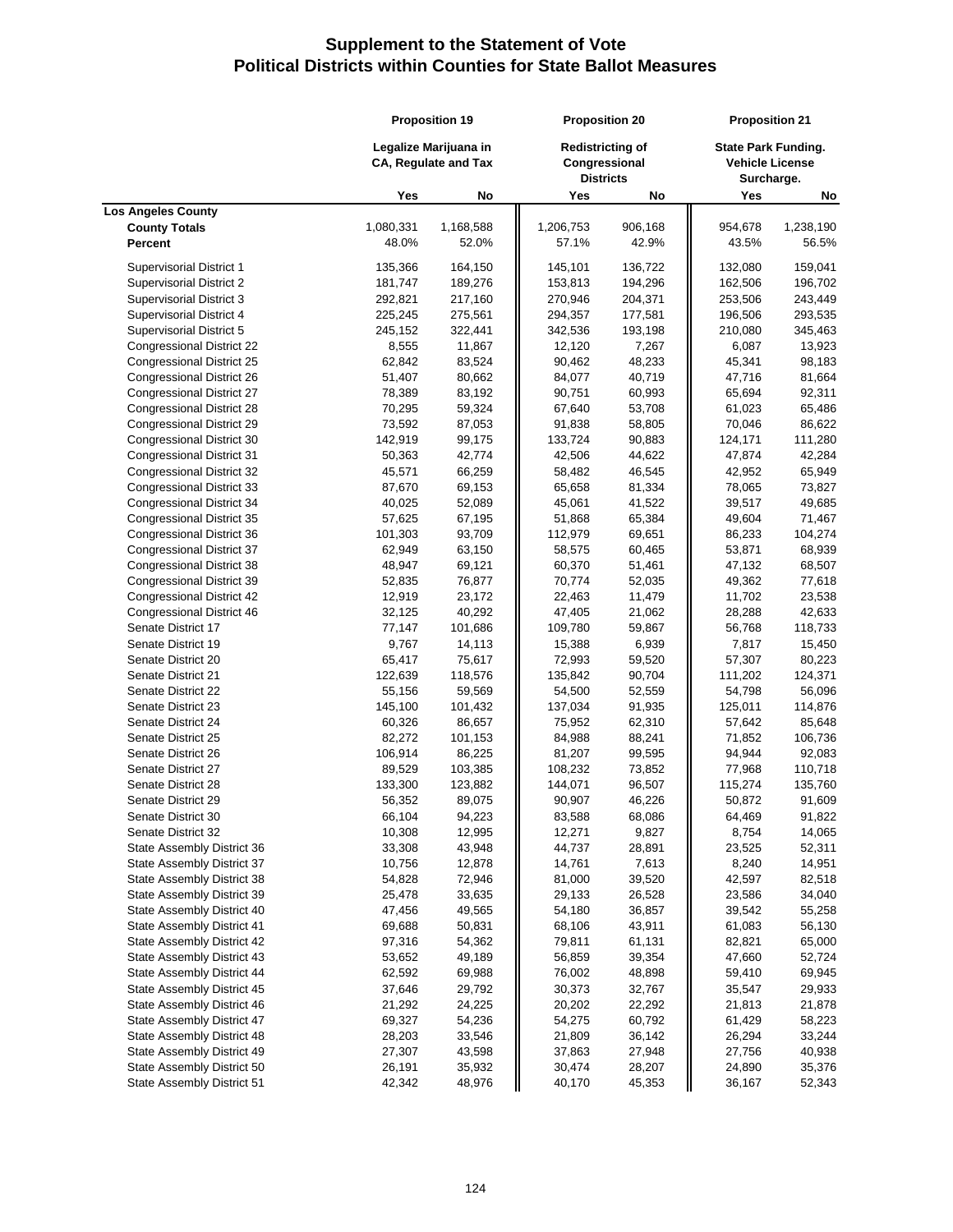# Supplement to the Statement of Vote
## Political Districts within Counties for State Ballot Measures

| | Proposition 19 | | Proposition 20 | | Proposition 21 | |
|---|---|---|---|---|---|---|
| | Legalize Marijuana in CA, Regulate and Tax | | Redistricting of Congressional Districts | | State Park Funding. Vehicle License Surcharge. | |
| | Yes | No | Yes | No | Yes | No |
| **Los Angeles County** | | | | | | |
| **County Totals** | 1,080,331 | 1,168,588 | 1,206,753 | 906,168 | 954,678 | 1,238,190 |
| **Percent** | 48.0% | 52.0% | 57.1% | 42.9% | 43.5% | 56.5% |
| Supervisorial District 1 | 135,366 | 164,150 | 145,101 | 136,722 | 132,080 | 159,041 |
| Supervisorial District 2 | 181,747 | 189,276 | 153,813 | 194,296 | 162,506 | 196,702 |
| Supervisorial District 3 | 292,821 | 217,160 | 270,946 | 204,371 | 253,506 | 243,449 |
| Supervisorial District 4 | 225,245 | 275,561 | 294,357 | 177,581 | 196,506 | 293,535 |
| Supervisorial District 5 | 245,152 | 322,441 | 342,536 | 193,198 | 210,080 | 345,463 |
| Congressional District 22 | 8,555 | 11,867 | 12,120 | 7,267 | 6,087 | 13,923 |
| Congressional District 25 | 62,842 | 83,524 | 90,462 | 48,233 | 45,341 | 98,183 |
| Congressional District 26 | 51,407 | 80,662 | 84,077 | 40,719 | 47,716 | 81,664 |
| Congressional District 27 | 78,389 | 83,192 | 90,751 | 60,993 | 65,694 | 92,311 |
| Congressional District 28 | 70,295 | 59,324 | 67,640 | 53,708 | 61,023 | 65,486 |
| Congressional District 29 | 73,592 | 87,053 | 91,838 | 58,805 | 70,046 | 86,622 |
| Congressional District 30 | 142,919 | 99,175 | 133,724 | 90,883 | 124,171 | 111,280 |
| Congressional District 31 | 50,363 | 42,774 | 42,506 | 44,622 | 47,874 | 42,284 |
| Congressional District 32 | 45,571 | 66,259 | 58,482 | 46,545 | 42,952 | 65,949 |
| Congressional District 33 | 87,670 | 69,153 | 65,658 | 81,334 | 78,065 | 73,827 |
| Congressional District 34 | 40,025 | 52,089 | 45,061 | 41,522 | 39,517 | 49,685 |
| Congressional District 35 | 57,625 | 67,195 | 51,868 | 65,384 | 49,604 | 71,467 |
| Congressional District 36 | 101,303 | 93,709 | 112,979 | 69,651 | 86,233 | 104,274 |
| Congressional District 37 | 62,949 | 63,150 | 58,575 | 60,465 | 53,871 | 68,939 |
| Congressional District 38 | 48,947 | 69,121 | 60,370 | 51,461 | 47,132 | 68,507 |
| Congressional District 39 | 52,835 | 76,877 | 70,774 | 52,035 | 49,362 | 77,618 |
| Congressional District 42 | 12,919 | 23,172 | 22,463 | 11,479 | 11,702 | 23,538 |
| Congressional District 46 | 32,125 | 40,292 | 47,405 | 21,062 | 28,288 | 42,633 |
| Senate District 17 | 77,147 | 101,686 | 109,780 | 59,867 | 56,768 | 118,733 |
| Senate District 19 | 9,767 | 14,113 | 15,388 | 6,939 | 7,817 | 15,450 |
| Senate District 20 | 65,417 | 75,617 | 72,993 | 59,520 | 57,307 | 80,223 |
| Senate District 21 | 122,639 | 118,576 | 135,842 | 90,704 | 111,202 | 124,371 |
| Senate District 22 | 55,156 | 59,569 | 54,500 | 52,559 | 54,798 | 56,096 |
| Senate District 23 | 145,100 | 101,432 | 137,034 | 91,935 | 125,011 | 114,876 |
| Senate District 24 | 60,326 | 86,657 | 75,952 | 62,310 | 57,642 | 85,648 |
| Senate District 25 | 82,272 | 101,153 | 84,988 | 88,241 | 71,852 | 106,736 |
| Senate District 26 | 106,914 | 86,225 | 81,207 | 99,595 | 94,944 | 92,083 |
| Senate District 27 | 89,529 | 103,385 | 108,232 | 73,852 | 77,968 | 110,718 |
| Senate District 28 | 133,300 | 123,882 | 144,071 | 96,507 | 115,274 | 135,760 |
| Senate District 29 | 56,352 | 89,075 | 90,907 | 46,226 | 50,872 | 91,609 |
| Senate District 30 | 66,104 | 94,223 | 83,588 | 68,086 | 64,469 | 91,822 |
| Senate District 32 | 10,308 | 12,995 | 12,271 | 9,827 | 8,754 | 14,065 |
| State Assembly District 36 | 33,308 | 43,948 | 44,737 | 28,891 | 23,525 | 52,311 |
| State Assembly District 37 | 10,756 | 12,878 | 14,761 | 7,613 | 8,240 | 14,951 |
| State Assembly District 38 | 54,828 | 72,946 | 81,000 | 39,520 | 42,597 | 82,518 |
| State Assembly District 39 | 25,478 | 33,635 | 29,133 | 26,528 | 23,586 | 34,040 |
| State Assembly District 40 | 47,456 | 49,565 | 54,180 | 36,857 | 39,542 | 55,258 |
| State Assembly District 41 | 69,688 | 50,831 | 68,106 | 43,911 | 61,083 | 56,130 |
| State Assembly District 42 | 97,316 | 54,362 | 79,811 | 61,131 | 82,821 | 65,000 |
| State Assembly District 43 | 53,652 | 49,189 | 56,859 | 39,354 | 47,660 | 52,724 |
| State Assembly District 44 | 62,592 | 69,988 | 76,002 | 48,898 | 59,410 | 69,945 |
| State Assembly District 45 | 37,646 | 29,792 | 30,373 | 32,767 | 35,547 | 29,933 |
| State Assembly District 46 | 21,292 | 24,225 | 20,202 | 22,292 | 21,813 | 21,878 |
| State Assembly District 47 | 69,327 | 54,236 | 54,275 | 60,792 | 61,429 | 58,223 |
| State Assembly District 48 | 28,203 | 33,546 | 21,809 | 36,142 | 26,294 | 33,244 |
| State Assembly District 49 | 27,307 | 43,598 | 37,863 | 27,948 | 27,756 | 40,938 |
| State Assembly District 50 | 26,191 | 35,932 | 30,474 | 28,207 | 24,890 | 35,376 |
| State Assembly District 51 | 42,342 | 48,976 | 40,170 | 45,353 | 36,167 | 52,343 |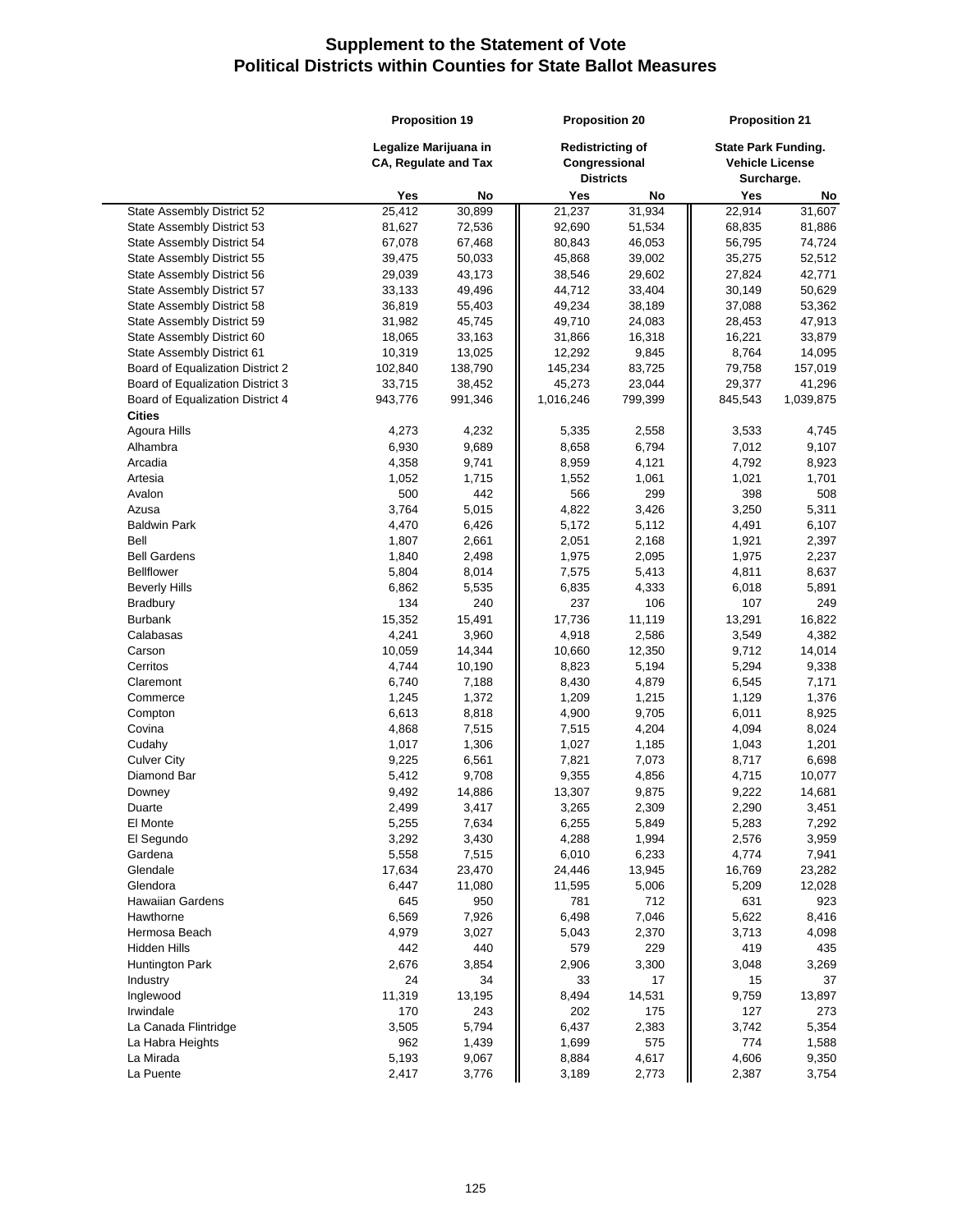# Supplement to the Statement of Vote
## Political Districts within Counties for State Ballot Measures

| | Proposition 19 | | Proposition 20 | | Proposition 21 | |
|---|---|---|---|---|---|---|
| | Legalize Marijuana in CA, Regulate and Tax | | Redistricting of Congressional Districts | | State Park Funding. Vehicle License Surcharge. | |
| | Yes | No | Yes | No | Yes | No |
| State Assembly District 52 | 25,412 | 30,899 | 21,237 | 31,934 | 22,914 | 31,607 |
| State Assembly District 53 | 81,627 | 72,536 | 92,690 | 51,534 | 68,835 | 81,886 |
| State Assembly District 54 | 67,078 | 67,468 | 80,843 | 46,053 | 56,795 | 74,724 |
| State Assembly District 55 | 39,475 | 50,033 | 45,868 | 39,002 | 35,275 | 52,512 |
| State Assembly District 56 | 29,039 | 43,173 | 38,546 | 29,602 | 27,824 | 42,771 |
| State Assembly District 57 | 33,133 | 49,496 | 44,712 | 33,404 | 30,149 | 50,629 |
| State Assembly District 58 | 36,819 | 55,403 | 49,234 | 38,189 | 37,088 | 53,362 |
| State Assembly District 59 | 31,982 | 45,745 | 49,710 | 24,083 | 28,453 | 47,913 |
| State Assembly District 60 | 18,065 | 33,163 | 31,866 | 16,318 | 16,221 | 33,879 |
| State Assembly District 61 | 10,319 | 13,025 | 12,292 | 9,845 | 8,764 | 14,095 |
| Board of Equalization District 2 | 102,840 | 138,790 | 145,234 | 83,725 | 79,758 | 157,019 |
| Board of Equalization District 3 | 33,715 | 38,452 | 45,273 | 23,044 | 29,377 | 41,296 |
| Board of Equalization District 4 | 943,776 | 991,346 | 1,016,246 | 799,399 | 845,543 | 1,039,875 |
| **Cities** | | | | | | |
| Agoura Hills | 4,273 | 4,232 | 5,335 | 2,558 | 3,533 | 4,745 |
| Alhambra | 6,930 | 9,689 | 8,658 | 6,794 | 7,012 | 9,107 |
| Arcadia | 4,358 | 9,741 | 8,959 | 4,121 | 4,792 | 8,923 |
| Artesia | 1,052 | 1,715 | 1,552 | 1,061 | 1,021 | 1,701 |
| Avalon | 500 | 442 | 566 | 299 | 398 | 508 |
| Azusa | 3,764 | 5,015 | 4,822 | 3,426 | 3,250 | 5,311 |
| Baldwin Park | 4,470 | 6,426 | 5,172 | 5,112 | 4,491 | 6,107 |
| Bell | 1,807 | 2,661 | 2,051 | 2,168 | 1,921 | 2,397 |
| Bell Gardens | 1,840 | 2,498 | 1,975 | 2,095 | 1,975 | 2,237 |
| Bellflower | 5,804 | 8,014 | 7,575 | 5,413 | 4,811 | 8,637 |
| Beverly Hills | 6,862 | 5,535 | 6,835 | 4,333 | 6,018 | 5,891 |
| Bradbury | 134 | 240 | 237 | 106 | 107 | 249 |
| Burbank | 15,352 | 15,491 | 17,736 | 11,119 | 13,291 | 16,822 |
| Calabasas | 4,241 | 3,960 | 4,918 | 2,586 | 3,549 | 4,382 |
| Carson | 10,059 | 14,344 | 10,660 | 12,350 | 9,712 | 14,014 |
| Cerritos | 4,744 | 10,190 | 8,823 | 5,194 | 5,294 | 9,338 |
| Claremont | 6,740 | 7,188 | 8,430 | 4,879 | 6,545 | 7,171 |
| Commerce | 1,245 | 1,372 | 1,209 | 1,215 | 1,129 | 1,376 |
| Compton | 6,613 | 8,818 | 4,900 | 9,705 | 6,011 | 8,925 |
| Covina | 4,868 | 7,515 | 7,515 | 4,204 | 4,094 | 8,024 |
| Cudahy | 1,017 | 1,306 | 1,027 | 1,185 | 1,043 | 1,201 |
| Culver City | 9,225 | 6,561 | 7,821 | 7,073 | 8,717 | 6,698 |
| Diamond Bar | 5,412 | 9,708 | 9,355 | 4,856 | 4,715 | 10,077 |
| Downey | 9,492 | 14,886 | 13,307 | 9,875 | 9,222 | 14,681 |
| Duarte | 2,499 | 3,417 | 3,265 | 2,309 | 2,290 | 3,451 |
| El Monte | 5,255 | 7,634 | 6,255 | 5,849 | 5,283 | 7,292 |
| El Segundo | 3,292 | 3,430 | 4,288 | 1,994 | 2,576 | 3,959 |
| Gardena | 5,558 | 7,515 | 6,010 | 6,233 | 4,774 | 7,941 |
| Glendale | 17,634 | 23,470 | 24,446 | 13,945 | 16,769 | 23,282 |
| Glendora | 6,447 | 11,080 | 11,595 | 5,006 | 5,209 | 12,028 |
| Hawaiian Gardens | 645 | 950 | 781 | 712 | 631 | 923 |
| Hawthorne | 6,569 | 7,926 | 6,498 | 7,046 | 5,622 | 8,416 |
| Hermosa Beach | 4,979 | 3,027 | 5,043 | 2,370 | 3,713 | 4,098 |
| Hidden Hills | 442 | 440 | 579 | 229 | 419 | 435 |
| Huntington Park | 2,676 | 3,854 | 2,906 | 3,300 | 3,048 | 3,269 |
| Industry | 24 | 34 | 33 | 17 | 15 | 37 |
| Inglewood | 11,319 | 13,195 | 8,494 | 14,531 | 9,759 | 13,897 |
| Irwindale | 170 | 243 | 202 | 175 | 127 | 273 |
| La Canada Flintridge | 3,505 | 5,794 | 6,437 | 2,383 | 3,742 | 5,354 |
| La Habra Heights | 962 | 1,439 | 1,699 | 575 | 774 | 1,588 |
| La Mirada | 5,193 | 9,067 | 8,884 | 4,617 | 4,606 | 9,350 |
| La Puente | 2,417 | 3,776 | 3,189 | 2,773 | 2,387 | 3,754 |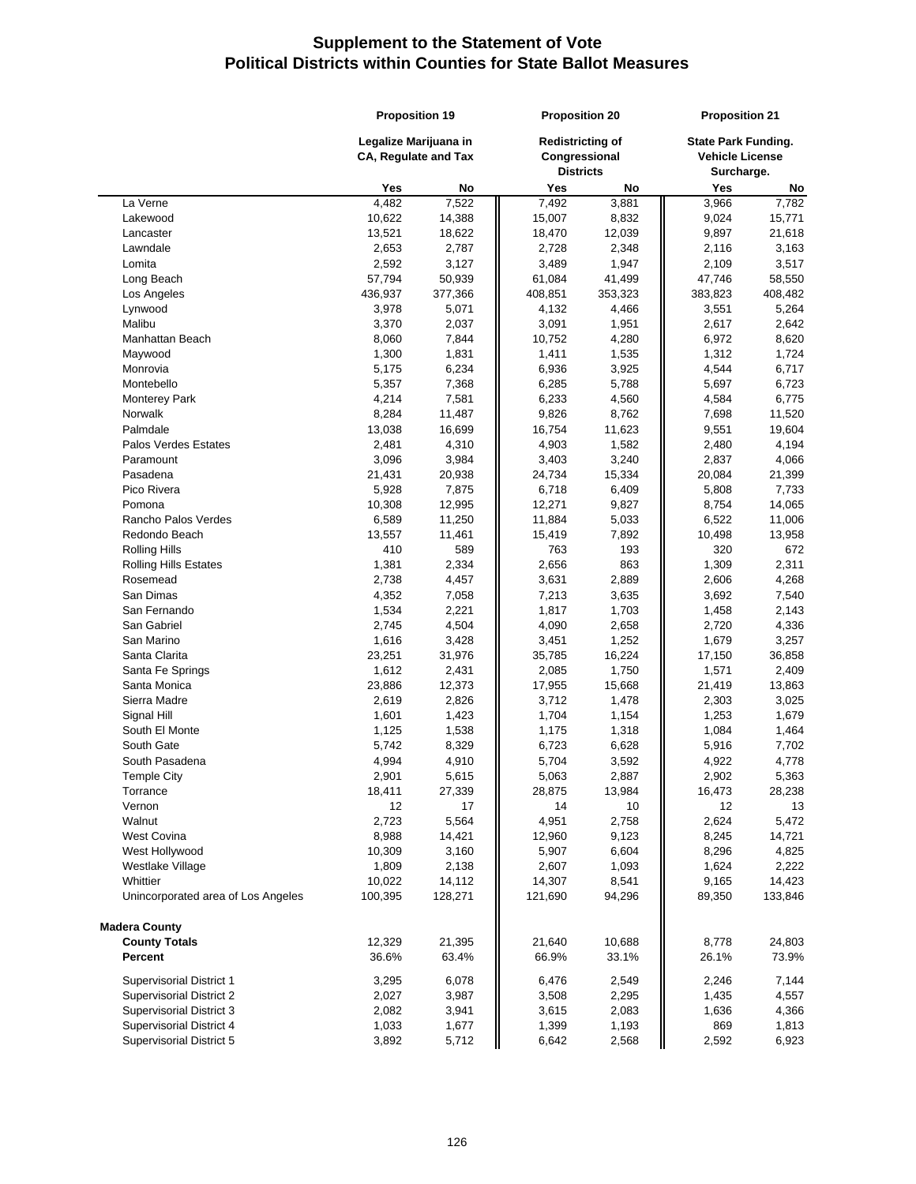# Supplement to the Statement of Vote
## Political Districts within Counties for State Ballot Measures

| | Proposition 19 | | Proposition 20 | | Proposition 21 | |
|---|---|---|---|---|---|---|
| | Legalize Marijuana in CA, Regulate and Tax | | Redistricting of Congressional Districts | | State Park Funding. Vehicle License Surcharge. | |
| | Yes | No | Yes | No | Yes | No |
| La Verne | 4,482 | 7,522 | 7,492 | 3,881 | 3,966 | 7,782 |
| Lakewood | 10,622 | 14,388 | 15,007 | 8,832 | 9,024 | 15,771 |
| Lancaster | 13,521 | 18,622 | 18,470 | 12,039 | 9,897 | 21,618 |
| Lawndale | 2,653 | 2,787 | 2,728 | 2,348 | 2,116 | 3,163 |
| Lomita | 2,592 | 3,127 | 3,489 | 1,947 | 2,109 | 3,517 |
| Long Beach | 57,794 | 50,939 | 61,084 | 41,499 | 47,746 | 58,550 |
| Los Angeles | 436,937 | 377,366 | 408,851 | 353,323 | 383,823 | 408,482 |
| Lynwood | 3,978 | 5,071 | 4,132 | 4,466 | 3,551 | 5,264 |
| Malibu | 3,370 | 2,037 | 3,091 | 1,951 | 2,617 | 2,642 |
| Manhattan Beach | 8,060 | 7,844 | 10,752 | 4,280 | 6,972 | 8,620 |
| Maywood | 1,300 | 1,831 | 1,411 | 1,535 | 1,312 | 1,724 |
| Monrovia | 5,175 | 6,234 | 6,936 | 3,925 | 4,544 | 6,717 |
| Montebello | 5,357 | 7,368 | 6,285 | 5,788 | 5,697 | 6,723 |
| Monterey Park | 4,214 | 7,581 | 6,233 | 4,560 | 4,584 | 6,775 |
| Norwalk | 8,284 | 11,487 | 9,826 | 8,762 | 7,698 | 11,520 |
| Palmdale | 13,038 | 16,699 | 16,754 | 11,623 | 9,551 | 19,604 |
| Palos Verdes Estates | 2,481 | 4,310 | 4,903 | 1,582 | 2,480 | 4,194 |
| Paramount | 3,096 | 3,984 | 3,403 | 3,240 | 2,837 | 4,066 |
| Pasadena | 21,431 | 20,938 | 24,734 | 15,334 | 20,084 | 21,399 |
| Pico Rivera | 5,928 | 7,875 | 6,718 | 6,409 | 5,808 | 7,733 |
| Pomona | 10,308 | 12,995 | 12,271 | 9,827 | 8,754 | 14,065 |
| Rancho Palos Verdes | 6,589 | 11,250 | 11,884 | 5,033 | 6,522 | 11,006 |
| Redondo Beach | 13,557 | 11,461 | 15,419 | 7,892 | 10,498 | 13,958 |
| Rolling Hills | 410 | 589 | 763 | 193 | 320 | 672 |
| Rolling Hills Estates | 1,381 | 2,334 | 2,656 | 863 | 1,309 | 2,311 |
| Rosemead | 2,738 | 4,457 | 3,631 | 2,889 | 2,606 | 4,268 |
| San Dimas | 4,352 | 7,058 | 7,213 | 3,635 | 3,692 | 7,540 |
| San Fernando | 1,534 | 2,221 | 1,817 | 1,703 | 1,458 | 2,143 |
| San Gabriel | 2,745 | 4,504 | 4,090 | 2,658 | 2,720 | 4,336 |
| San Marino | 1,616 | 3,428 | 3,451 | 1,252 | 1,679 | 3,257 |
| Santa Clarita | 23,251 | 31,976 | 35,785 | 16,224 | 17,150 | 36,858 |
| Santa Fe Springs | 1,612 | 2,431 | 2,085 | 1,750 | 1,571 | 2,409 |
| Santa Monica | 23,886 | 12,373 | 17,955 | 15,668 | 21,419 | 13,863 |
| Sierra Madre | 2,619 | 2,826 | 3,712 | 1,478 | 2,303 | 3,025 |
| Signal Hill | 1,601 | 1,423 | 1,704 | 1,154 | 1,253 | 1,679 |
| South El Monte | 1,125 | 1,538 | 1,175 | 1,318 | 1,084 | 1,464 |
| South Gate | 5,742 | 8,329 | 6,723 | 6,628 | 5,916 | 7,702 |
| South Pasadena | 4,994 | 4,910 | 5,704 | 3,592 | 4,922 | 4,778 |
| Temple City | 2,901 | 5,615 | 5,063 | 2,887 | 2,902 | 5,363 |
| Torrance | 18,411 | 27,339 | 28,875 | 13,984 | 16,473 | 28,238 |
| Vernon | 12 | 17 | 14 | 10 | 12 | 13 |
| Walnut | 2,723 | 5,564 | 4,951 | 2,758 | 2,624 | 5,472 |
| West Covina | 8,988 | 14,421 | 12,960 | 9,123 | 8,245 | 14,721 |
| West Hollywood | 10,309 | 3,160 | 5,907 | 6,604 | 8,296 | 4,825 |
| Westlake Village | 1,809 | 2,138 | 2,607 | 1,093 | 1,624 | 2,222 |
| Whittier | 10,022 | 14,112 | 14,307 | 8,541 | 9,165 | 14,423 |
| Unincorporated area of Los Angeles | 100,395 | 128,271 | 121,690 | 94,296 | 89,350 | 133,846 |
| **Madera County** | | | | | | |
| **County Totals** | 12,329 | 21,395 | 21,640 | 10,688 | 8,778 | 24,803 |
| **Percent** | 36.6% | 63.4% | 66.9% | 33.1% | 26.1% | 73.9% |
| Supervisorial District 1 | 3,295 | 6,078 | 6,476 | 2,549 | 2,246 | 7,144 |
| Supervisorial District 2 | 2,027 | 3,987 | 3,508 | 2,295 | 1,435 | 4,557 |
| Supervisorial District 3 | 2,082 | 3,941 | 3,615 | 2,083 | 1,636 | 4,366 |
| Supervisorial District 4 | 1,033 | 1,677 | 1,399 | 1,193 | 869 | 1,813 |
| Supervisorial District 5 | 3,892 | 5,712 | 6,642 | 2,568 | 2,592 | 6,923 |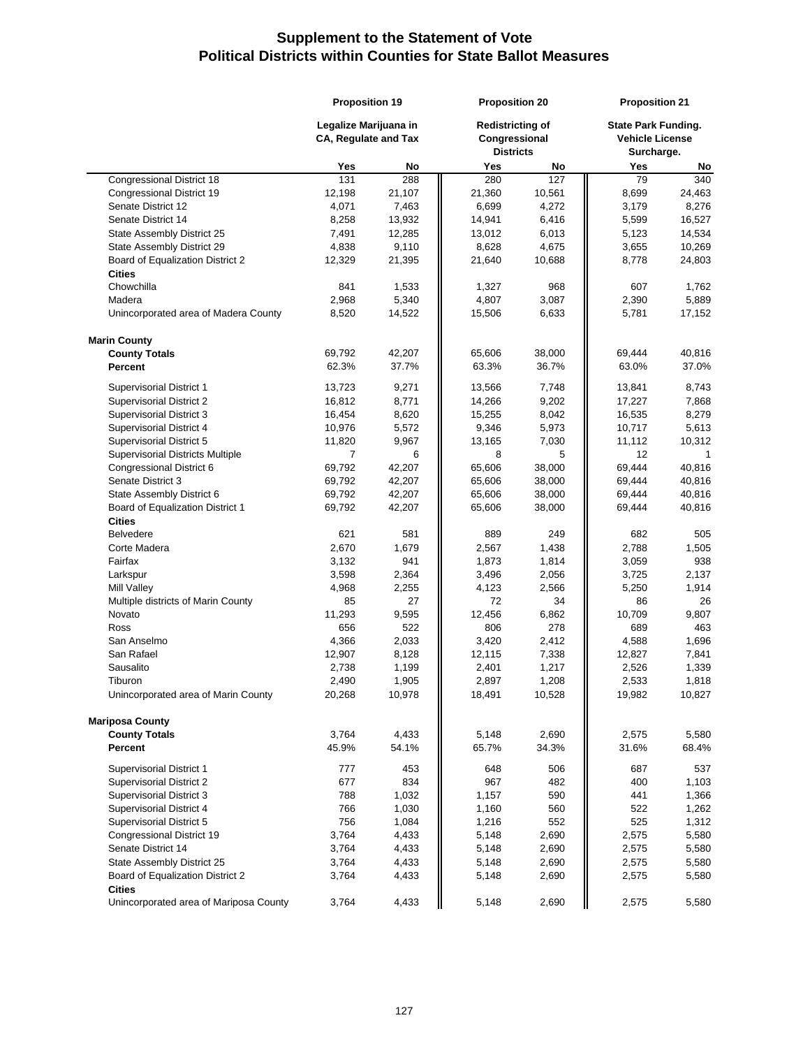# Supplement to the Statement of Vote
## Political Districts within Counties for State Ballot Measures

| | Proposition 19 | | Proposition 20 | | Proposition 21 | |
|---|---|---|---|---|---|---|
| | Legalize Marijuana in CA, Regulate and Tax | | Redistricting of Congressional Districts | | State Park Funding. Vehicle License Surcharge. | |
| | Yes | No | Yes | No | Yes | No |
| Congressional District 18 | 131 | 288 | 280 | 127 | 79 | 340 |
| Congressional District 19 | 12,198 | 21,107 | 21,360 | 10,561 | 8,699 | 24,463 |
| Senate District 12 | 4,071 | 7,463 | 6,699 | 4,272 | 3,179 | 8,276 |
| Senate District 14 | 8,258 | 13,932 | 14,941 | 6,416 | 5,599 | 16,527 |
| State Assembly District 25 | 7,491 | 12,285 | 13,012 | 6,013 | 5,123 | 14,534 |
| State Assembly District 29 | 4,838 | 9,110 | 8,628 | 4,675 | 3,655 | 10,269 |
| Board of Equalization District 2 | 12,329 | 21,395 | 21,640 | 10,688 | 8,778 | 24,803 |
| **Cities** | | | | | | |
| Chowchilla | 841 | 1,533 | 1,327 | 968 | 607 | 1,762 |
| Madera | 2,968 | 5,340 | 4,807 | 3,087 | 2,390 | 5,889 |
| Unincorporated area of Madera County | 8,520 | 14,522 | 15,506 | 6,633 | 5,781 | 17,152 |
| **Marin County** | | | | | | |
| **County Totals** | 69,792 | 42,207 | 65,606 | 38,000 | 69,444 | 40,816 |
| **Percent** | 62.3% | 37.7% | 63.3% | 36.7% | 63.0% | 37.0% |
| Supervisorial District 1 | 13,723 | 9,271 | 13,566 | 7,748 | 13,841 | 8,743 |
| Supervisorial District 2 | 16,812 | 8,771 | 14,266 | 9,202 | 17,227 | 7,868 |
| Supervisorial District 3 | 16,454 | 8,620 | 15,255 | 8,042 | 16,535 | 8,279 |
| Supervisorial District 4 | 10,976 | 5,572 | 9,346 | 5,973 | 10,717 | 5,613 |
| Supervisorial District 5 | 11,820 | 9,967 | 13,165 | 7,030 | 11,112 | 10,312 |
| Supervisorial Districts Multiple | 7 | 6 | 8 | 5 | 12 | 1 |
| Congressional District 6 | 69,792 | 42,207 | 65,606 | 38,000 | 69,444 | 40,816 |
| Senate District 3 | 69,792 | 42,207 | 65,606 | 38,000 | 69,444 | 40,816 |
| State Assembly District 6 | 69,792 | 42,207 | 65,606 | 38,000 | 69,444 | 40,816 |
| Board of Equalization District 1 | 69,792 | 42,207 | 65,606 | 38,000 | 69,444 | 40,816 |
| **Cities** | | | | | | |
| Belvedere | 621 | 581 | 889 | 249 | 682 | 505 |
| Corte Madera | 2,670 | 1,679 | 2,567 | 1,438 | 2,788 | 1,505 |
| Fairfax | 3,132 | 941 | 1,873 | 1,814 | 3,059 | 938 |
| Larkspur | 3,598 | 2,364 | 3,496 | 2,056 | 3,725 | 2,137 |
| Mill Valley | 4,968 | 2,255 | 4,123 | 2,566 | 5,250 | 1,914 |
| Multiple districts of Marin County | 85 | 27 | 72 | 34 | 86 | 26 |
| Novato | 11,293 | 9,595 | 12,456 | 6,862 | 10,709 | 9,807 |
| Ross | 656 | 522 | 806 | 278 | 689 | 463 |
| San Anselmo | 4,366 | 2,033 | 3,420 | 2,412 | 4,588 | 1,696 |
| San Rafael | 12,907 | 8,128 | 12,115 | 7,338 | 12,827 | 7,841 |
| Sausalito | 2,738 | 1,199 | 2,401 | 1,217 | 2,526 | 1,339 |
| Tiburon | 2,490 | 1,905 | 2,897 | 1,208 | 2,533 | 1,818 |
| Unincorporated area of Marin County | 20,268 | 10,978 | 18,491 | 10,528 | 19,982 | 10,827 |
| **Mariposa County** | | | | | | |
| **County Totals** | 3,764 | 4,433 | 5,148 | 2,690 | 2,575 | 5,580 |
| **Percent** | 45.9% | 54.1% | 65.7% | 34.3% | 31.6% | 68.4% |
| Supervisorial District 1 | 777 | 453 | 648 | 506 | 687 | 537 |
| Supervisorial District 2 | 677 | 834 | 967 | 482 | 400 | 1,103 |
| Supervisorial District 3 | 788 | 1,032 | 1,157 | 590 | 441 | 1,366 |
| Supervisorial District 4 | 766 | 1,030 | 1,160 | 560 | 522 | 1,262 |
| Supervisorial District 5 | 756 | 1,084 | 1,216 | 552 | 525 | 1,312 |
| Congressional District 19 | 3,764 | 4,433 | 5,148 | 2,690 | 2,575 | 5,580 |
| Senate District 14 | 3,764 | 4,433 | 5,148 | 2,690 | 2,575 | 5,580 |
| State Assembly District 25 | 3,764 | 4,433 | 5,148 | 2,690 | 2,575 | 5,580 |
| Board of Equalization District 2 | 3,764 | 4,433 | 5,148 | 2,690 | 2,575 | 5,580 |
| **Cities** | | | | | | |
| Unincorporated area of Mariposa County | 3,764 | 4,433 | 5,148 | 2,690 | 2,575 | 5,580 |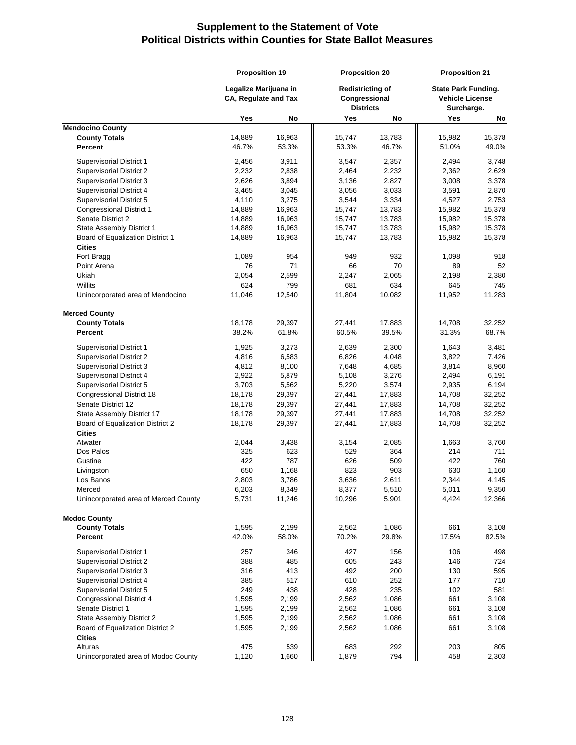# Supplement to the Statement of Vote
## Political Districts within Counties for State Ballot Measures

| | Proposition 19 | | Proposition 20 | | Proposition 21 | |
|---|---|---|---|---|---|---|
| | Legalize Marijuana in CA, Regulate and Tax | | Redistricting of Congressional Districts | | State Park Funding. Vehicle License Surcharge. | |
| | Yes | No | Yes | No | Yes | No |
| **Mendocino County** | | | | | | |
| **County Totals** | 14,889 | 16,963 | 15,747 | 13,783 | 15,982 | 15,378 |
| **Percent** | 46.7% | 53.3% | 53.3% | 46.7% | 51.0% | 49.0% |
| Supervisorial District 1 | 2,456 | 3,911 | 3,547 | 2,357 | 2,494 | 3,748 |
| Supervisorial District 2 | 2,232 | 2,838 | 2,464 | 2,232 | 2,362 | 2,629 |
| Supervisorial District 3 | 2,626 | 3,894 | 3,136 | 2,827 | 3,008 | 3,378 |
| Supervisorial District 4 | 3,465 | 3,045 | 3,056 | 3,033 | 3,591 | 2,870 |
| Supervisorial District 5 | 4,110 | 3,275 | 3,544 | 3,334 | 4,527 | 2,753 |
| Congressional District 1 | 14,889 | 16,963 | 15,747 | 13,783 | 15,982 | 15,378 |
| Senate District 2 | 14,889 | 16,963 | 15,747 | 13,783 | 15,982 | 15,378 |
| State Assembly District 1 | 14,889 | 16,963 | 15,747 | 13,783 | 15,982 | 15,378 |
| Board of Equalization District 1 | 14,889 | 16,963 | 15,747 | 13,783 | 15,982 | 15,378 |
| **Cities** | | | | | | |
| Fort Bragg | 1,089 | 954 | 949 | 932 | 1,098 | 918 |
| Point Arena | 76 | 71 | 66 | 70 | 89 | 52 |
| Ukiah | 2,054 | 2,599 | 2,247 | 2,065 | 2,198 | 2,380 |
| Willits | 624 | 799 | 681 | 634 | 645 | 745 |
| Unincorporated area of Mendocino | 11,046 | 12,540 | 11,804 | 10,082 | 11,952 | 11,283 |
| **Merced County** | | | | | | |
| **County Totals** | 18,178 | 29,397 | 27,441 | 17,883 | 14,708 | 32,252 |
| **Percent** | 38.2% | 61.8% | 60.5% | 39.5% | 31.3% | 68.7% |
| Supervisorial District 1 | 1,925 | 3,273 | 2,639 | 2,300 | 1,643 | 3,481 |
| Supervisorial District 2 | 4,816 | 6,583 | 6,826 | 4,048 | 3,822 | 7,426 |
| Supervisorial District 3 | 4,812 | 8,100 | 7,648 | 4,685 | 3,814 | 8,960 |
| Supervisorial District 4 | 2,922 | 5,879 | 5,108 | 3,276 | 2,494 | 6,191 |
| Supervisorial District 5 | 3,703 | 5,562 | 5,220 | 3,574 | 2,935 | 6,194 |
| Congressional District 18 | 18,178 | 29,397 | 27,441 | 17,883 | 14,708 | 32,252 |
| Senate District 12 | 18,178 | 29,397 | 27,441 | 17,883 | 14,708 | 32,252 |
| State Assembly District 17 | 18,178 | 29,397 | 27,441 | 17,883 | 14,708 | 32,252 |
| Board of Equalization District 2 | 18,178 | 29,397 | 27,441 | 17,883 | 14,708 | 32,252 |
| **Cities** | | | | | | |
| Atwater | 2,044 | 3,438 | 3,154 | 2,085 | 1,663 | 3,760 |
| Dos Palos | 325 | 623 | 529 | 364 | 214 | 711 |
| Gustine | 422 | 787 | 626 | 509 | 422 | 760 |
| Livingston | 650 | 1,168 | 823 | 903 | 630 | 1,160 |
| Los Banos | 2,803 | 3,786 | 3,636 | 2,611 | 2,344 | 4,145 |
| Merced | 6,203 | 8,349 | 8,377 | 5,510 | 5,011 | 9,350 |
| Unincorporated area of Merced County | 5,731 | 11,246 | 10,296 | 5,901 | 4,424 | 12,366 |
| **Modoc County** | | | | | | |
| **County Totals** | 1,595 | 2,199 | 2,562 | 1,086 | 661 | 3,108 |
| **Percent** | 42.0% | 58.0% | 70.2% | 29.8% | 17.5% | 82.5% |
| Supervisorial District 1 | 257 | 346 | 427 | 156 | 106 | 498 |
| Supervisorial District 2 | 388 | 485 | 605 | 243 | 146 | 724 |
| Supervisorial District 3 | 316 | 413 | 492 | 200 | 130 | 595 |
| Supervisorial District 4 | 385 | 517 | 610 | 252 | 177 | 710 |
| Supervisorial District 5 | 249 | 438 | 428 | 235 | 102 | 581 |
| Congressional District 4 | 1,595 | 2,199 | 2,562 | 1,086 | 661 | 3,108 |
| Senate District 1 | 1,595 | 2,199 | 2,562 | 1,086 | 661 | 3,108 |
| State Assembly District 2 | 1,595 | 2,199 | 2,562 | 1,086 | 661 | 3,108 |
| Board of Equalization District 2 | 1,595 | 2,199 | 2,562 | 1,086 | 661 | 3,108 |
| **Cities** | | | | | | |
| Alturas | 475 | 539 | 683 | 292 | 203 | 805 |
| Unincorporated area of Modoc County | 1,120 | 1,660 | 1,879 | 794 | 458 | 2,303 |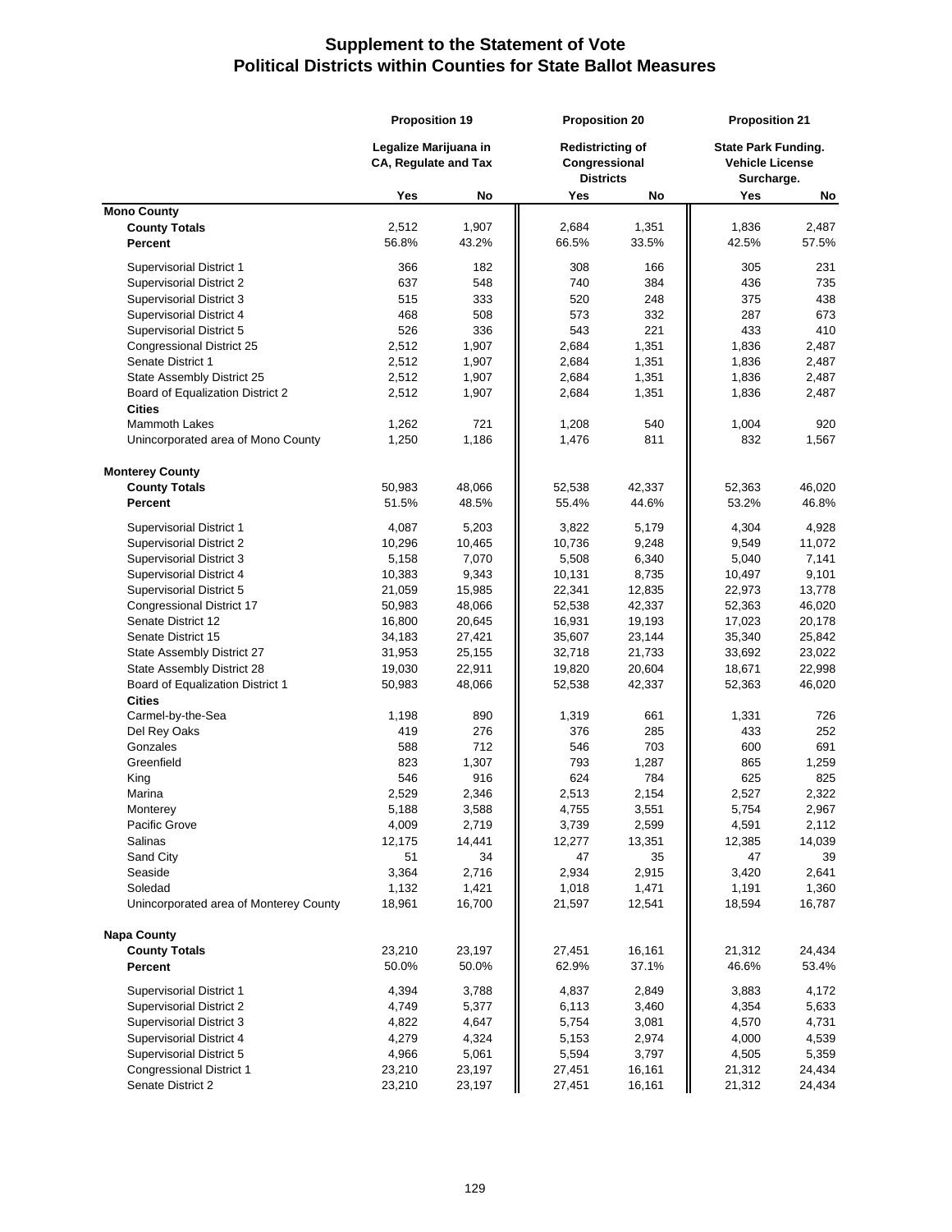# Supplement to the Statement of Vote
## Political Districts within Counties for State Ballot Measures

| | Proposition 19 | | Proposition 20 | | Proposition 21 | |
|---|---|---|---|---|---|---|
| | Legalize Marijuana in CA, Regulate and Tax | | Redistricting of Congressional Districts | | State Park Funding. Vehicle License Surcharge. | |
| | Yes | No | Yes | No | Yes | No |
| **Mono County** | | | | | | |
| **County Totals** | 2,512 | 1,907 | 2,684 | 1,351 | 1,836 | 2,487 |
| **Percent** | 56.8% | 43.2% | 66.5% | 33.5% | 42.5% | 57.5% |
| Supervisorial District 1 | 366 | 182 | 308 | 166 | 305 | 231 |
| Supervisorial District 2 | 637 | 548 | 740 | 384 | 436 | 735 |
| Supervisorial District 3 | 515 | 333 | 520 | 248 | 375 | 438 |
| Supervisorial District 4 | 468 | 508 | 573 | 332 | 287 | 673 |
| Supervisorial District 5 | 526 | 336 | 543 | 221 | 433 | 410 |
| Congressional District 25 | 2,512 | 1,907 | 2,684 | 1,351 | 1,836 | 2,487 |
| Senate District 1 | 2,512 | 1,907 | 2,684 | 1,351 | 1,836 | 2,487 |
| State Assembly District 25 | 2,512 | 1,907 | 2,684 | 1,351 | 1,836 | 2,487 |
| Board of Equalization District 2 | 2,512 | 1,907 | 2,684 | 1,351 | 1,836 | 2,487 |
| **Cities** | | | | | | |
| Mammoth Lakes | 1,262 | 721 | 1,208 | 540 | 1,004 | 920 |
| Unincorporated area of Mono County | 1,250 | 1,186 | 1,476 | 811 | 832 | 1,567 |
| **Monterey County** | | | | | | |
| **County Totals** | 50,983 | 48,066 | 52,538 | 42,337 | 52,363 | 46,020 |
| **Percent** | 51.5% | 48.5% | 55.4% | 44.6% | 53.2% | 46.8% |
| Supervisorial District 1 | 4,087 | 5,203 | 3,822 | 5,179 | 4,304 | 4,928 |
| Supervisorial District 2 | 10,296 | 10,465 | 10,736 | 9,248 | 9,549 | 11,072 |
| Supervisorial District 3 | 5,158 | 7,070 | 5,508 | 6,340 | 5,040 | 7,141 |
| Supervisorial District 4 | 10,383 | 9,343 | 10,131 | 8,735 | 10,497 | 9,101 |
| Supervisorial District 5 | 21,059 | 15,985 | 22,341 | 12,835 | 22,973 | 13,778 |
| Congressional District 17 | 50,983 | 48,066 | 52,538 | 42,337 | 52,363 | 46,020 |
| Senate District 12 | 16,800 | 20,645 | 16,931 | 19,193 | 17,023 | 20,178 |
| Senate District 15 | 34,183 | 27,421 | 35,607 | 23,144 | 35,340 | 25,842 |
| State Assembly District 27 | 31,953 | 25,155 | 32,718 | 21,733 | 33,692 | 23,022 |
| State Assembly District 28 | 19,030 | 22,911 | 19,820 | 20,604 | 18,671 | 22,998 |
| Board of Equalization District 1 | 50,983 | 48,066 | 52,538 | 42,337 | 52,363 | 46,020 |
| **Cities** | | | | | | |
| Carmel-by-the-Sea | 1,198 | 890 | 1,319 | 661 | 1,331 | 726 |
| Del Rey Oaks | 419 | 276 | 376 | 285 | 433 | 252 |
| Gonzales | 588 | 712 | 546 | 703 | 600 | 691 |
| Greenfield | 823 | 1,307 | 793 | 1,287 | 865 | 1,259 |
| King | 546 | 916 | 624 | 784 | 625 | 825 |
| Marina | 2,529 | 2,346 | 2,513 | 2,154 | 2,527 | 2,322 |
| Monterey | 5,188 | 3,588 | 4,755 | 3,551 | 5,754 | 2,967 |
| Pacific Grove | 4,009 | 2,719 | 3,739 | 2,599 | 4,591 | 2,112 |
| Salinas | 12,175 | 14,441 | 12,277 | 13,351 | 12,385 | 14,039 |
| Sand City | 51 | 34 | 47 | 35 | 47 | 39 |
| Seaside | 3,364 | 2,716 | 2,934 | 2,915 | 3,420 | 2,641 |
| Soledad | 1,132 | 1,421 | 1,018 | 1,471 | 1,191 | 1,360 |
| Unincorporated area of Monterey County | 18,961 | 16,700 | 21,597 | 12,541 | 18,594 | 16,787 |
| **Napa County** | | | | | | |
| **County Totals** | 23,210 | 23,197 | 27,451 | 16,161 | 21,312 | 24,434 |
| **Percent** | 50.0% | 50.0% | 62.9% | 37.1% | 46.6% | 53.4% |
| Supervisorial District 1 | 4,394 | 3,788 | 4,837 | 2,849 | 3,883 | 4,172 |
| Supervisorial District 2 | 4,749 | 5,377 | 6,113 | 3,460 | 4,354 | 5,633 |
| Supervisorial District 3 | 4,822 | 4,647 | 5,754 | 3,081 | 4,570 | 4,731 |
| Supervisorial District 4 | 4,279 | 4,324 | 5,153 | 2,974 | 4,000 | 4,539 |
| Supervisorial District 5 | 4,966 | 5,061 | 5,594 | 3,797 | 4,505 | 5,359 |
| Congressional District 1 | 23,210 | 23,197 | 27,451 | 16,161 | 21,312 | 24,434 |
| Senate District 2 | 23,210 | 23,197 | 27,451 | 16,161 | 21,312 | 24,434 |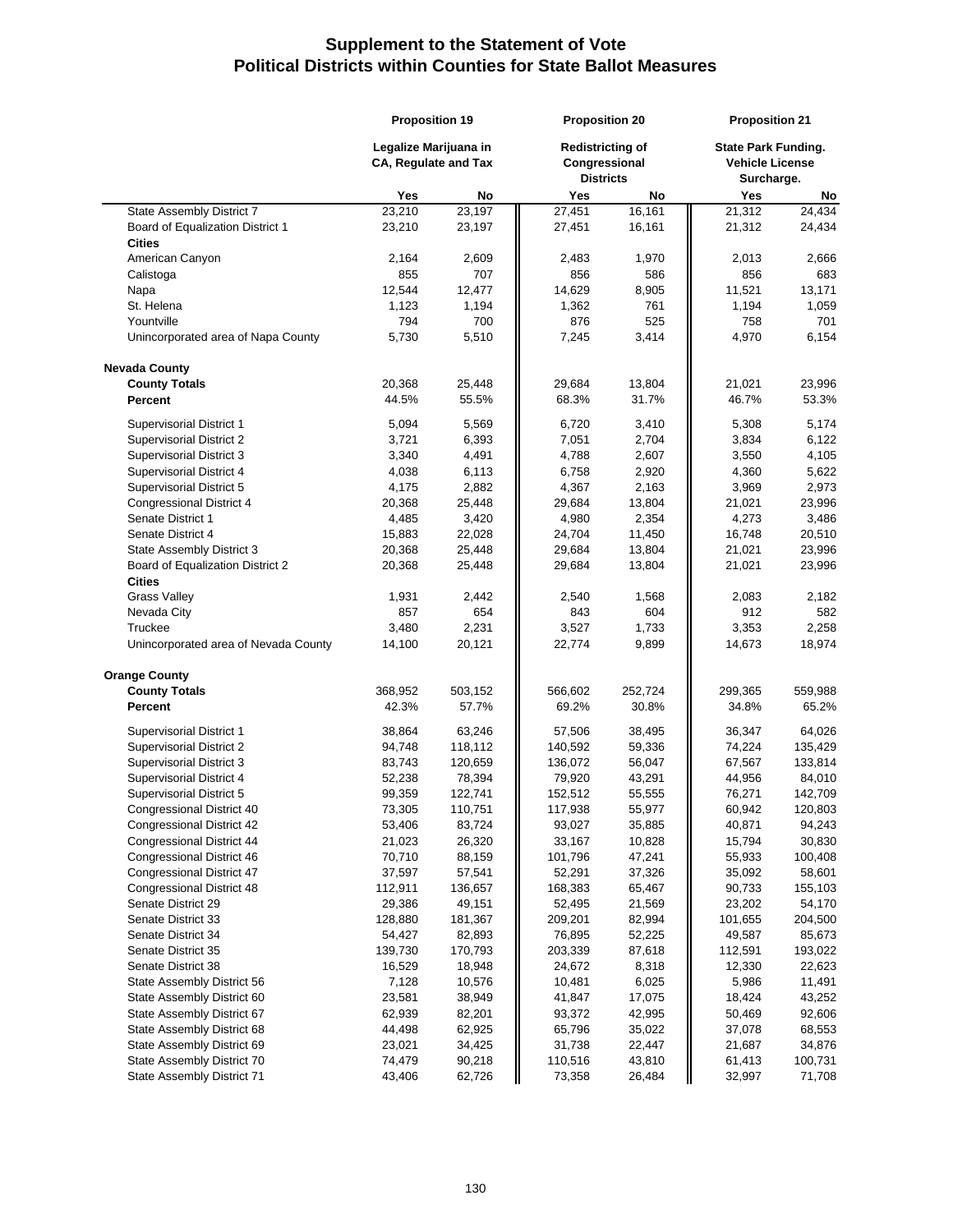# Supplement to the Statement of Vote
## Political Districts within Counties for State Ballot Measures

| | Proposition 19 | | Proposition 20 | | Proposition 21 | |
|---|---|---|---|---|---|---|
| | Legalize Marijuana in CA, Regulate and Tax | | Redistricting of Congressional Districts | | State Park Funding. Vehicle License Surcharge. | |
| | Yes | No | Yes | No | Yes | No |
| State Assembly District 7 | 23,210 | 23,197 | 27,451 | 16,161 | 21,312 | 24,434 |
| Board of Equalization District 1 | 23,210 | 23,197 | 27,451 | 16,161 | 21,312 | 24,434 |
| **Cities** | | | | | | |
| American Canyon | 2,164 | 2,609 | 2,483 | 1,970 | 2,013 | 2,666 |
| Calistoga | 855 | 707 | 856 | 586 | 856 | 683 |
| Napa | 12,544 | 12,477 | 14,629 | 8,905 | 11,521 | 13,171 |
| St. Helena | 1,123 | 1,194 | 1,362 | 761 | 1,194 | 1,059 |
| Yountville | 794 | 700 | 876 | 525 | 758 | 701 |
| Unincorporated area of Napa County | 5,730 | 5,510 | 7,245 | 3,414 | 4,970 | 6,154 |
| **Nevada County** | | | | | | |
| **County Totals** | 20,368 | 25,448 | 29,684 | 13,804 | 21,021 | 23,996 |
| **Percent** | 44.5% | 55.5% | 68.3% | 31.7% | 46.7% | 53.3% |
| Supervisorial District 1 | 5,094 | 5,569 | 6,720 | 3,410 | 5,308 | 5,174 |
| Supervisorial District 2 | 3,721 | 6,393 | 7,051 | 2,704 | 3,834 | 6,122 |
| Supervisorial District 3 | 3,340 | 4,491 | 4,788 | 2,607 | 3,550 | 4,105 |
| Supervisorial District 4 | 4,038 | 6,113 | 6,758 | 2,920 | 4,360 | 5,622 |
| Supervisorial District 5 | 4,175 | 2,882 | 4,367 | 2,163 | 3,969 | 2,973 |
| Congressional District 4 | 20,368 | 25,448 | 29,684 | 13,804 | 21,021 | 23,996 |
| Senate District 1 | 4,485 | 3,420 | 4,980 | 2,354 | 4,273 | 3,486 |
| Senate District 4 | 15,883 | 22,028 | 24,704 | 11,450 | 16,748 | 20,510 |
| State Assembly District 3 | 20,368 | 25,448 | 29,684 | 13,804 | 21,021 | 23,996 |
| Board of Equalization District 2 | 20,368 | 25,448 | 29,684 | 13,804 | 21,021 | 23,996 |
| **Cities** | | | | | | |
| Grass Valley | 1,931 | 2,442 | 2,540 | 1,568 | 2,083 | 2,182 |
| Nevada City | 857 | 654 | 843 | 604 | 912 | 582 |
| Truckee | 3,480 | 2,231 | 3,527 | 1,733 | 3,353 | 2,258 |
| Unincorporated area of Nevada County | 14,100 | 20,121 | 22,774 | 9,899 | 14,673 | 18,974 |
| **Orange County** | | | | | | |
| **County Totals** | 368,952 | 503,152 | 566,602 | 252,724 | 299,365 | 559,988 |
| **Percent** | 42.3% | 57.7% | 69.2% | 30.8% | 34.8% | 65.2% |
| Supervisorial District 1 | 38,864 | 63,246 | 57,506 | 38,495 | 36,347 | 64,026 |
| Supervisorial District 2 | 94,748 | 118,112 | 140,592 | 59,336 | 74,224 | 135,429 |
| Supervisorial District 3 | 83,743 | 120,659 | 136,072 | 56,047 | 67,567 | 133,814 |
| Supervisorial District 4 | 52,238 | 78,394 | 79,920 | 43,291 | 44,956 | 84,010 |
| Supervisorial District 5 | 99,359 | 122,741 | 152,512 | 55,555 | 76,271 | 142,709 |
| Congressional District 40 | 73,305 | 110,751 | 117,938 | 55,977 | 60,942 | 120,803 |
| Congressional District 42 | 53,406 | 83,724 | 93,027 | 35,885 | 40,871 | 94,243 |
| Congressional District 44 | 21,023 | 26,320 | 33,167 | 10,828 | 15,794 | 30,830 |
| Congressional District 46 | 70,710 | 88,159 | 101,796 | 47,241 | 55,933 | 100,408 |
| Congressional District 47 | 37,597 | 57,541 | 52,291 | 37,326 | 35,092 | 58,601 |
| Congressional District 48 | 112,911 | 136,657 | 168,383 | 65,467 | 90,733 | 155,103 |
| Senate District 29 | 29,386 | 49,151 | 52,495 | 21,569 | 23,202 | 54,170 |
| Senate District 33 | 128,880 | 181,367 | 209,201 | 82,994 | 101,655 | 204,500 |
| Senate District 34 | 54,427 | 82,893 | 76,895 | 52,225 | 49,587 | 85,673 |
| Senate District 35 | 139,730 | 170,793 | 203,339 | 87,618 | 112,591 | 193,022 |
| Senate District 38 | 16,529 | 18,948 | 24,672 | 8,318 | 12,330 | 22,623 |
| State Assembly District 56 | 7,128 | 10,576 | 10,481 | 6,025 | 5,986 | 11,491 |
| State Assembly District 60 | 23,581 | 38,949 | 41,847 | 17,075 | 18,424 | 43,252 |
| State Assembly District 67 | 62,939 | 82,201 | 93,372 | 42,995 | 50,469 | 92,606 |
| State Assembly District 68 | 44,498 | 62,925 | 65,796 | 35,022 | 37,078 | 68,553 |
| State Assembly District 69 | 23,021 | 34,425 | 31,738 | 22,447 | 21,687 | 34,876 |
| State Assembly District 70 | 74,479 | 90,218 | 110,516 | 43,810 | 61,413 | 100,731 |
| State Assembly District 71 | 43,406 | 62,726 | 73,358 | 26,484 | 32,997 | 71,708 |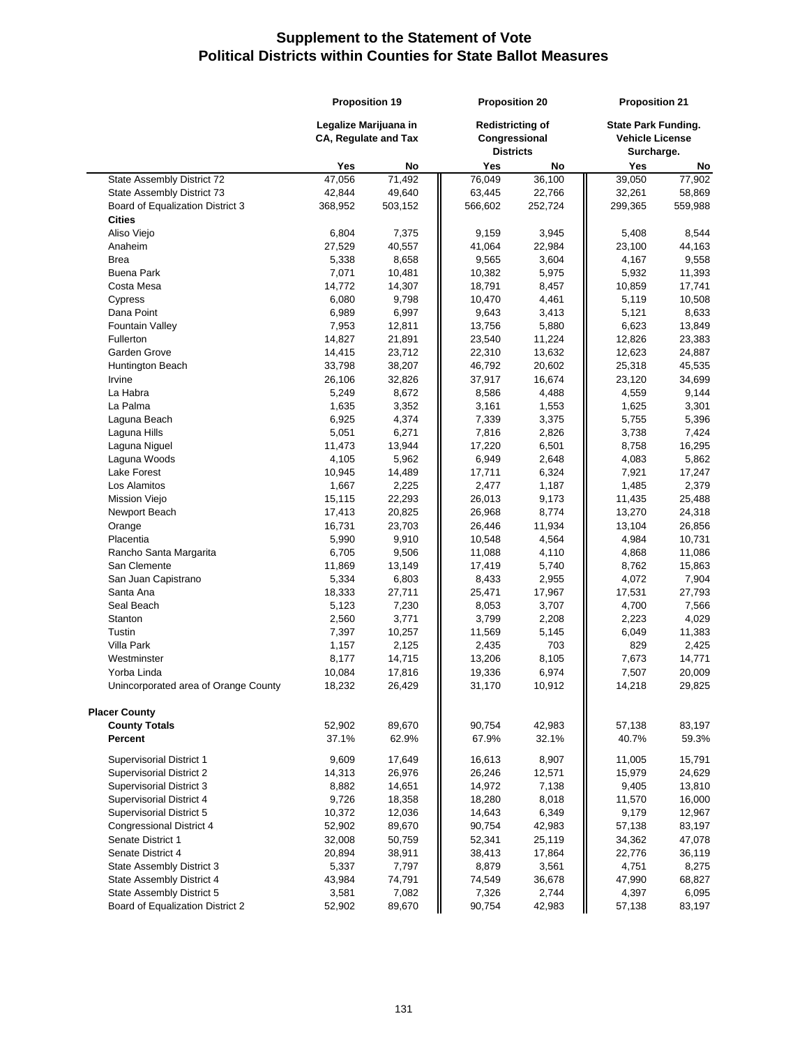# Supplement to the Statement of Vote
## Political Districts within Counties for State Ballot Measures

| | Proposition 19 | | Proposition 20 | | Proposition 21 | |
|---|---|---|---|---|---|---|
| | Legalize Marijuana in CA, Regulate and Tax | | Redistricting of Congressional Districts | | State Park Funding. Vehicle License Surcharge. | |
| | Yes | No | Yes | No | Yes | No |
| State Assembly District 72 | 47,056 | 71,492 | 76,049 | 36,100 | 39,050 | 77,902 |
| State Assembly District 73 | 42,844 | 49,640 | 63,445 | 22,766 | 32,261 | 58,869 |
| Board of Equalization District 3 | 368,952 | 503,152 | 566,602 | 252,724 | 299,365 | 559,988 |
| **Cities** | | | | | | |
| Aliso Viejo | 6,804 | 7,375 | 9,159 | 3,945 | 5,408 | 8,544 |
| Anaheim | 27,529 | 40,557 | 41,064 | 22,984 | 23,100 | 44,163 |
| Brea | 5,338 | 8,658 | 9,565 | 3,604 | 4,167 | 9,558 |
| Buena Park | 7,071 | 10,481 | 10,382 | 5,975 | 5,932 | 11,393 |
| Costa Mesa | 14,772 | 14,307 | 18,791 | 8,457 | 10,859 | 17,741 |
| Cypress | 6,080 | 9,798 | 10,470 | 4,461 | 5,119 | 10,508 |
| Dana Point | 6,989 | 6,997 | 9,643 | 3,413 | 5,121 | 8,633 |
| Fountain Valley | 7,953 | 12,811 | 13,756 | 5,880 | 6,623 | 13,849 |
| Fullerton | 14,827 | 21,891 | 23,540 | 11,224 | 12,826 | 23,383 |
| Garden Grove | 14,415 | 23,712 | 22,310 | 13,632 | 12,623 | 24,887 |
| Huntington Beach | 33,798 | 38,207 | 46,792 | 20,602 | 25,318 | 45,535 |
| Irvine | 26,106 | 32,826 | 37,917 | 16,674 | 23,120 | 34,699 |
| La Habra | 5,249 | 8,672 | 8,586 | 4,488 | 4,559 | 9,144 |
| La Palma | 1,635 | 3,352 | 3,161 | 1,553 | 1,625 | 3,301 |
| Laguna Beach | 6,925 | 4,374 | 7,339 | 3,375 | 5,755 | 5,396 |
| Laguna Hills | 5,051 | 6,271 | 7,816 | 2,826 | 3,738 | 7,424 |
| Laguna Niguel | 11,473 | 13,944 | 17,220 | 6,501 | 8,758 | 16,295 |
| Laguna Woods | 4,105 | 5,962 | 6,949 | 2,648 | 4,083 | 5,862 |
| Lake Forest | 10,945 | 14,489 | 17,711 | 6,324 | 7,921 | 17,247 |
| Los Alamitos | 1,667 | 2,225 | 2,477 | 1,187 | 1,485 | 2,379 |
| Mission Viejo | 15,115 | 22,293 | 26,013 | 9,173 | 11,435 | 25,488 |
| Newport Beach | 17,413 | 20,825 | 26,968 | 8,774 | 13,270 | 24,318 |
| Orange | 16,731 | 23,703 | 26,446 | 11,934 | 13,104 | 26,856 |
| Placentia | 5,990 | 9,910 | 10,548 | 4,564 | 4,984 | 10,731 |
| Rancho Santa Margarita | 6,705 | 9,506 | 11,088 | 4,110 | 4,868 | 11,086 |
| San Clemente | 11,869 | 13,149 | 17,419 | 5,740 | 8,762 | 15,863 |
| San Juan Capistrano | 5,334 | 6,803 | 8,433 | 2,955 | 4,072 | 7,904 |
| Santa Ana | 18,333 | 27,711 | 25,471 | 17,967 | 17,531 | 27,793 |
| Seal Beach | 5,123 | 7,230 | 8,053 | 3,707 | 4,700 | 7,566 |
| Stanton | 2,560 | 3,771 | 3,799 | 2,208 | 2,223 | 4,029 |
| Tustin | 7,397 | 10,257 | 11,569 | 5,145 | 6,049 | 11,383 |
| Villa Park | 1,157 | 2,125 | 2,435 | 703 | 829 | 2,425 |
| Westminster | 8,177 | 14,715 | 13,206 | 8,105 | 7,673 | 14,771 |
| Yorba Linda | 10,084 | 17,816 | 19,336 | 6,974 | 7,507 | 20,009 |
| Unincorporated area of Orange County | 18,232 | 26,429 | 31,170 | 10,912 | 14,218 | 29,825 |
| **Placer County** | | | | | | |
| **County Totals** | 52,902 | 89,670 | 90,754 | 42,983 | 57,138 | 83,197 |
| **Percent** | 37.1% | 62.9% | 67.9% | 32.1% | 40.7% | 59.3% |
| Supervisorial District 1 | 9,609 | 17,649 | 16,613 | 8,907 | 11,005 | 15,791 |
| Supervisorial District 2 | 14,313 | 26,976 | 26,246 | 12,571 | 15,979 | 24,629 |
| Supervisorial District 3 | 8,882 | 14,651 | 14,972 | 7,138 | 9,405 | 13,810 |
| Supervisorial District 4 | 9,726 | 18,358 | 18,280 | 8,018 | 11,570 | 16,000 |
| Supervisorial District 5 | 10,372 | 12,036 | 14,643 | 6,349 | 9,179 | 12,967 |
| Congressional District 4 | 52,902 | 89,670 | 90,754 | 42,983 | 57,138 | 83,197 |
| Senate District 1 | 32,008 | 50,759 | 52,341 | 25,119 | 34,362 | 47,078 |
| Senate District 4 | 20,894 | 38,911 | 38,413 | 17,864 | 22,776 | 36,119 |
| State Assembly District 3 | 5,337 | 7,797 | 8,879 | 3,561 | 4,751 | 8,275 |
| State Assembly District 4 | 43,984 | 74,791 | 74,549 | 36,678 | 47,990 | 68,827 |
| State Assembly District 5 | 3,581 | 7,082 | 7,326 | 2,744 | 4,397 | 6,095 |
| Board of Equalization District 2 | 52,902 | 89,670 | 90,754 | 42,983 | 57,138 | 83,197 |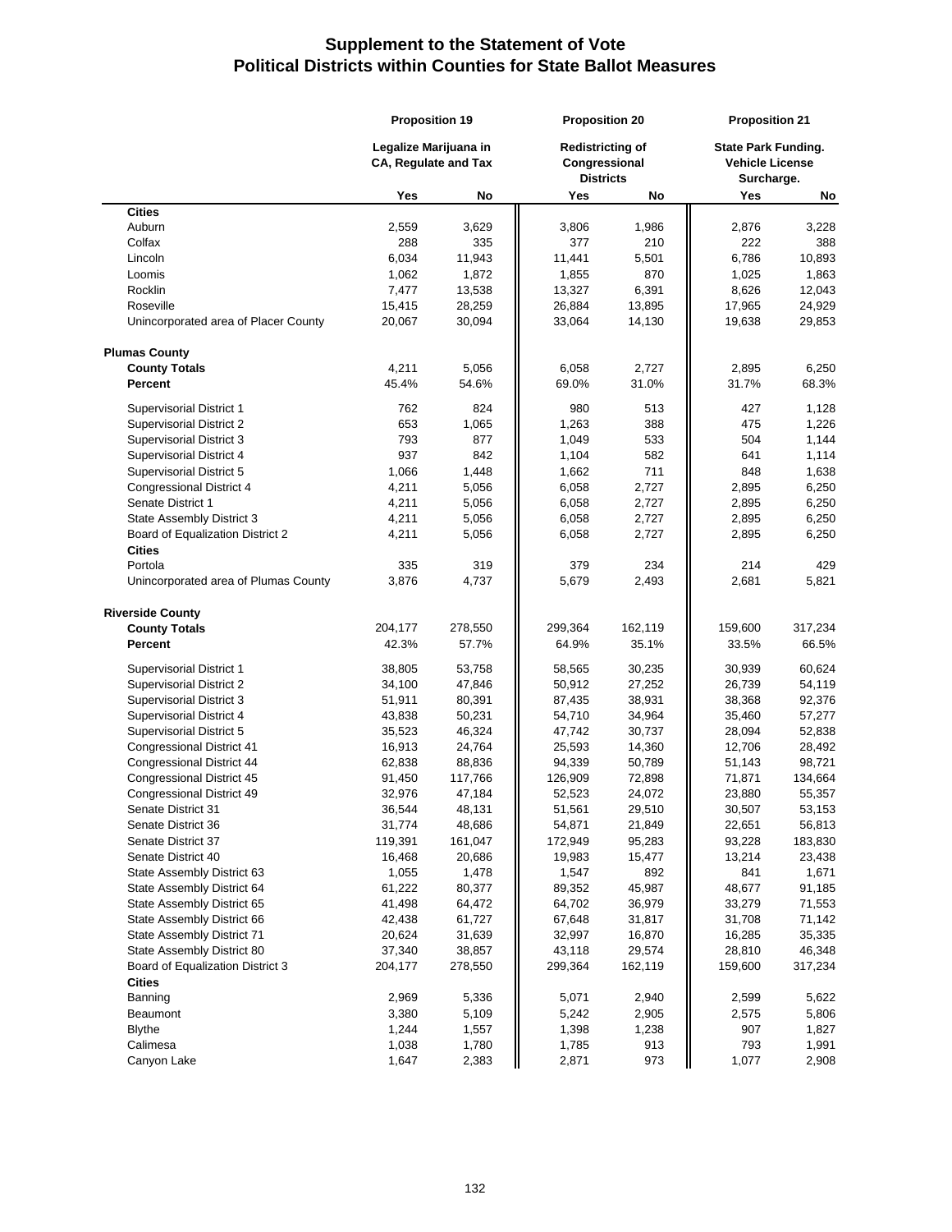# Supplement to the Statement of Vote
## Political Districts within Counties for State Ballot Measures

| | Proposition 19 | | Proposition 20 | | Proposition 21 | |
|---|---|---|---|---|---|---|
| | Legalize Marijuana in CA, Regulate and Tax | | Redistricting of Congressional Districts | | State Park Funding. Vehicle License Surcharge. | |
| | Yes | No | Yes | No | Yes | No |
| **Cities** | | | | | | |
| Auburn | 2,559 | 3,629 | 3,806 | 1,986 | 2,876 | 3,228 |
| Colfax | 288 | 335 | 377 | 210 | 222 | 388 |
| Lincoln | 6,034 | 11,943 | 11,441 | 5,501 | 6,786 | 10,893 |
| Loomis | 1,062 | 1,872 | 1,855 | 870 | 1,025 | 1,863 |
| Rocklin | 7,477 | 13,538 | 13,327 | 6,391 | 8,626 | 12,043 |
| Roseville | 15,415 | 28,259 | 26,884 | 13,895 | 17,965 | 24,929 |
| Unincorporated area of Placer County | 20,067 | 30,094 | 33,064 | 14,130 | 19,638 | 29,853 |
| **Plumas County** | | | | | | |
| **County Totals** | 4,211 | 5,056 | 6,058 | 2,727 | 2,895 | 6,250 |
| **Percent** | 45.4% | 54.6% | 69.0% | 31.0% | 31.7% | 68.3% |
| Supervisorial District 1 | 762 | 824 | 980 | 513 | 427 | 1,128 |
| Supervisorial District 2 | 653 | 1,065 | 1,263 | 388 | 475 | 1,226 |
| Supervisorial District 3 | 793 | 877 | 1,049 | 533 | 504 | 1,144 |
| Supervisorial District 4 | 937 | 842 | 1,104 | 582 | 641 | 1,114 |
| Supervisorial District 5 | 1,066 | 1,448 | 1,662 | 711 | 848 | 1,638 |
| Congressional District 4 | 4,211 | 5,056 | 6,058 | 2,727 | 2,895 | 6,250 |
| Senate District 1 | 4,211 | 5,056 | 6,058 | 2,727 | 2,895 | 6,250 |
| State Assembly District 3 | 4,211 | 5,056 | 6,058 | 2,727 | 2,895 | 6,250 |
| Board of Equalization District 2 | 4,211 | 5,056 | 6,058 | 2,727 | 2,895 | 6,250 |
| **Cities** | | | | | | |
| Portola | 335 | 319 | 379 | 234 | 214 | 429 |
| Unincorporated area of Plumas County | 3,876 | 4,737 | 5,679 | 2,493 | 2,681 | 5,821 |
| **Riverside County** | | | | | | |
| **County Totals** | 204,177 | 278,550 | 299,364 | 162,119 | 159,600 | 317,234 |
| **Percent** | 42.3% | 57.7% | 64.9% | 35.1% | 33.5% | 66.5% |
| Supervisorial District 1 | 38,805 | 53,758 | 58,565 | 30,235 | 30,939 | 60,624 |
| Supervisorial District 2 | 34,100 | 47,846 | 50,912 | 27,252 | 26,739 | 54,119 |
| Supervisorial District 3 | 51,911 | 80,391 | 87,435 | 38,931 | 38,368 | 92,376 |
| Supervisorial District 4 | 43,838 | 50,231 | 54,710 | 34,964 | 35,460 | 57,277 |
| Supervisorial District 5 | 35,523 | 46,324 | 47,742 | 30,737 | 28,094 | 52,838 |
| Congressional District 41 | 16,913 | 24,764 | 25,593 | 14,360 | 12,706 | 28,492 |
| Congressional District 44 | 62,838 | 88,836 | 94,339 | 50,789 | 51,143 | 98,721 |
| Congressional District 45 | 91,450 | 117,766 | 126,909 | 72,898 | 71,871 | 134,664 |
| Congressional District 49 | 32,976 | 47,184 | 52,523 | 24,072 | 23,880 | 55,357 |
| Senate District 31 | 36,544 | 48,131 | 51,561 | 29,510 | 30,507 | 53,153 |
| Senate District 36 | 31,774 | 48,686 | 54,871 | 21,849 | 22,651 | 56,813 |
| Senate District 37 | 119,391 | 161,047 | 172,949 | 95,283 | 93,228 | 183,830 |
| Senate District 40 | 16,468 | 20,686 | 19,983 | 15,477 | 13,214 | 23,438 |
| State Assembly District 63 | 1,055 | 1,478 | 1,547 | 892 | 841 | 1,671 |
| State Assembly District 64 | 61,222 | 80,377 | 89,352 | 45,987 | 48,677 | 91,185 |
| State Assembly District 65 | 41,498 | 64,472 | 64,702 | 36,979 | 33,279 | 71,553 |
| State Assembly District 66 | 42,438 | 61,727 | 67,648 | 31,817 | 31,708 | 71,142 |
| State Assembly District 71 | 20,624 | 31,639 | 32,997 | 16,870 | 16,285 | 35,335 |
| State Assembly District 80 | 37,340 | 38,857 | 43,118 | 29,574 | 28,810 | 46,348 |
| Board of Equalization District 3 | 204,177 | 278,550 | 299,364 | 162,119 | 159,600 | 317,234 |
| **Cities** | | | | | | |
| Banning | 2,969 | 5,336 | 5,071 | 2,940 | 2,599 | 5,622 |
| Beaumont | 3,380 | 5,109 | 5,242 | 2,905 | 2,575 | 5,806 |
| Blythe | 1,244 | 1,557 | 1,398 | 1,238 | 907 | 1,827 |
| Calimesa | 1,038 | 1,780 | 1,785 | 913 | 793 | 1,991 |
| Canyon Lake | 1,647 | 2,383 | 2,871 | 973 | 1,077 | 2,908 |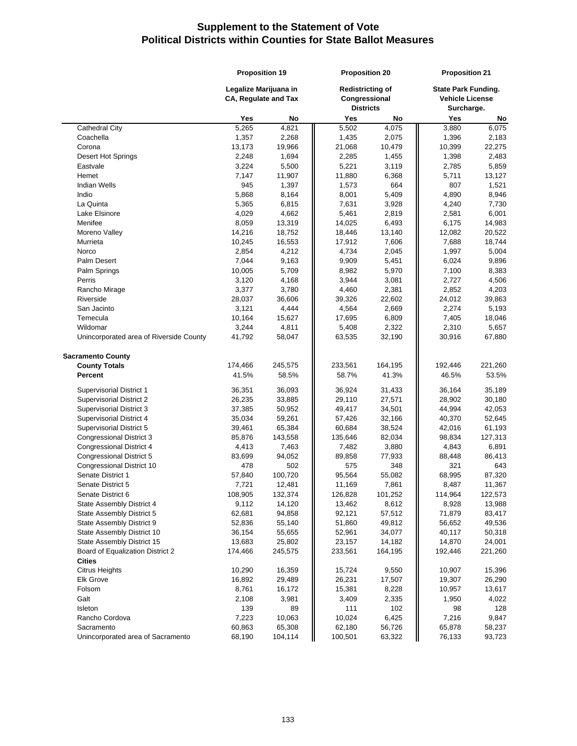# Supplement to the Statement of Vote
# Political Districts within Counties for State Ballot Measures

| | Proposition 19 | | Proposition 20 | | Proposition 21 | |
|---|---|---|---|---|---|---|
| | Legalize Marijuana in CA, Regulate and Tax | | Redistricting of Congressional Districts | | State Park Funding. Vehicle License Surcharge. | |
| | Yes | No | Yes | No | Yes | No |
| Cathedral City | 5,265 | 4,821 | 5,502 | 4,075 | 3,880 | 6,075 |
| Coachella | 1,357 | 2,268 | 1,435 | 2,075 | 1,396 | 2,183 |
| Corona | 13,173 | 19,966 | 21,068 | 10,479 | 10,399 | 22,275 |
| Desert Hot Springs | 2,248 | 1,694 | 2,285 | 1,455 | 1,398 | 2,483 |
| Eastvale | 3,224 | 5,500 | 5,221 | 3,119 | 2,785 | 5,859 |
| Hemet | 7,147 | 11,907 | 11,880 | 6,368 | 5,711 | 13,127 |
| Indian Wells | 945 | 1,397 | 1,573 | 664 | 807 | 1,521 |
| Indio | 5,868 | 8,164 | 8,001 | 5,409 | 4,890 | 8,946 |
| La Quinta | 5,365 | 6,815 | 7,631 | 3,928 | 4,240 | 7,730 |
| Lake Elsinore | 4,029 | 4,662 | 5,461 | 2,819 | 2,581 | 6,001 |
| Menifee | 8,059 | 13,319 | 14,025 | 6,493 | 6,175 | 14,983 |
| Moreno Valley | 14,216 | 18,752 | 18,446 | 13,140 | 12,082 | 20,522 |
| Murrieta | 10,245 | 16,553 | 17,912 | 7,606 | 7,688 | 18,744 |
| Norco | 2,854 | 4,212 | 4,734 | 2,045 | 1,997 | 5,004 |
| Palm Desert | 7,044 | 9,163 | 9,909 | 5,451 | 6,024 | 9,896 |
| Palm Springs | 10,005 | 5,709 | 8,982 | 5,970 | 7,100 | 8,383 |
| Perris | 3,120 | 4,168 | 3,944 | 3,081 | 2,727 | 4,506 |
| Rancho Mirage | 3,377 | 3,780 | 4,460 | 2,381 | 2,852 | 4,203 |
| Riverside | 28,037 | 36,606 | 39,326 | 22,602 | 24,012 | 39,863 |
| San Jacinto | 3,121 | 4,444 | 4,564 | 2,669 | 2,274 | 5,193 |
| Temecula | 10,164 | 15,627 | 17,695 | 6,809 | 7,405 | 18,046 |
| Wildomar | 3,244 | 4,811 | 5,408 | 2,322 | 2,310 | 5,657 |
| Unincorporated area of Riverside County | 41,792 | 58,047 | 63,535 | 32,190 | 30,916 | 67,880 |
| **Sacramento County** | | | | | | |
| **County Totals** | 174,466 | 245,575 | 233,561 | 164,195 | 192,446 | 221,260 |
| **Percent** | 41.5% | 58.5% | 58.7% | 41.3% | 46.5% | 53.5% |
| Supervisorial District 1 | 36,351 | 36,093 | 36,924 | 31,433 | 36,164 | 35,189 |
| Supervisorial District 2 | 26,235 | 33,885 | 29,110 | 27,571 | 28,902 | 30,180 |
| Supervisorial District 3 | 37,385 | 50,952 | 49,417 | 34,501 | 44,994 | 42,053 |
| Supervisorial District 4 | 35,034 | 59,261 | 57,426 | 32,166 | 40,370 | 52,645 |
| Supervisorial District 5 | 39,461 | 65,384 | 60,684 | 38,524 | 42,016 | 61,193 |
| Congressional District 3 | 85,876 | 143,558 | 135,646 | 82,034 | 98,834 | 127,313 |
| Congressional District 4 | 4,413 | 7,463 | 7,482 | 3,880 | 4,843 | 6,891 |
| Congressional District 5 | 83,699 | 94,052 | 89,858 | 77,933 | 88,448 | 86,413 |
| Congressional District 10 | 478 | 502 | 575 | 348 | 321 | 643 |
| Senate District 1 | 57,840 | 100,720 | 95,564 | 55,082 | 68,995 | 87,320 |
| Senate District 5 | 7,721 | 12,481 | 11,169 | 7,861 | 8,487 | 11,367 |
| Senate District 6 | 108,905 | 132,374 | 126,828 | 101,252 | 114,964 | 122,573 |
| State Assembly District 4 | 9,112 | 14,120 | 13,462 | 8,612 | 8,928 | 13,988 |
| State Assembly District 5 | 62,681 | 94,858 | 92,121 | 57,512 | 71,879 | 83,417 |
| State Assembly District 9 | 52,836 | 55,140 | 51,860 | 49,812 | 56,652 | 49,536 |
| State Assembly District 10 | 36,154 | 55,655 | 52,961 | 34,077 | 40,117 | 50,318 |
| State Assembly District 15 | 13,683 | 25,802 | 23,157 | 14,182 | 14,870 | 24,001 |
| Board of Equalization District 2 | 174,466 | 245,575 | 233,561 | 164,195 | 192,446 | 221,260 |
| **Cities** | | | | | | |
| Citrus Heights | 10,290 | 16,359 | 15,724 | 9,550 | 10,907 | 15,396 |
| Elk Grove | 16,892 | 29,489 | 26,231 | 17,507 | 19,307 | 26,290 |
| Folsom | 8,761 | 16,172 | 15,381 | 8,228 | 10,957 | 13,617 |
| Galt | 2,108 | 3,981 | 3,409 | 2,335 | 1,950 | 4,022 |
| Isleton | 139 | 89 | 111 | 102 | 98 | 128 |
| Rancho Cordova | 7,223 | 10,063 | 10,024 | 6,425 | 7,216 | 9,847 |
| Sacramento | 60,863 | 65,308 | 62,180 | 56,726 | 65,878 | 58,237 |
| Unincorporated area of Sacramento | 68,190 | 104,114 | 100,501 | 63,322 | 76,133 | 93,723 |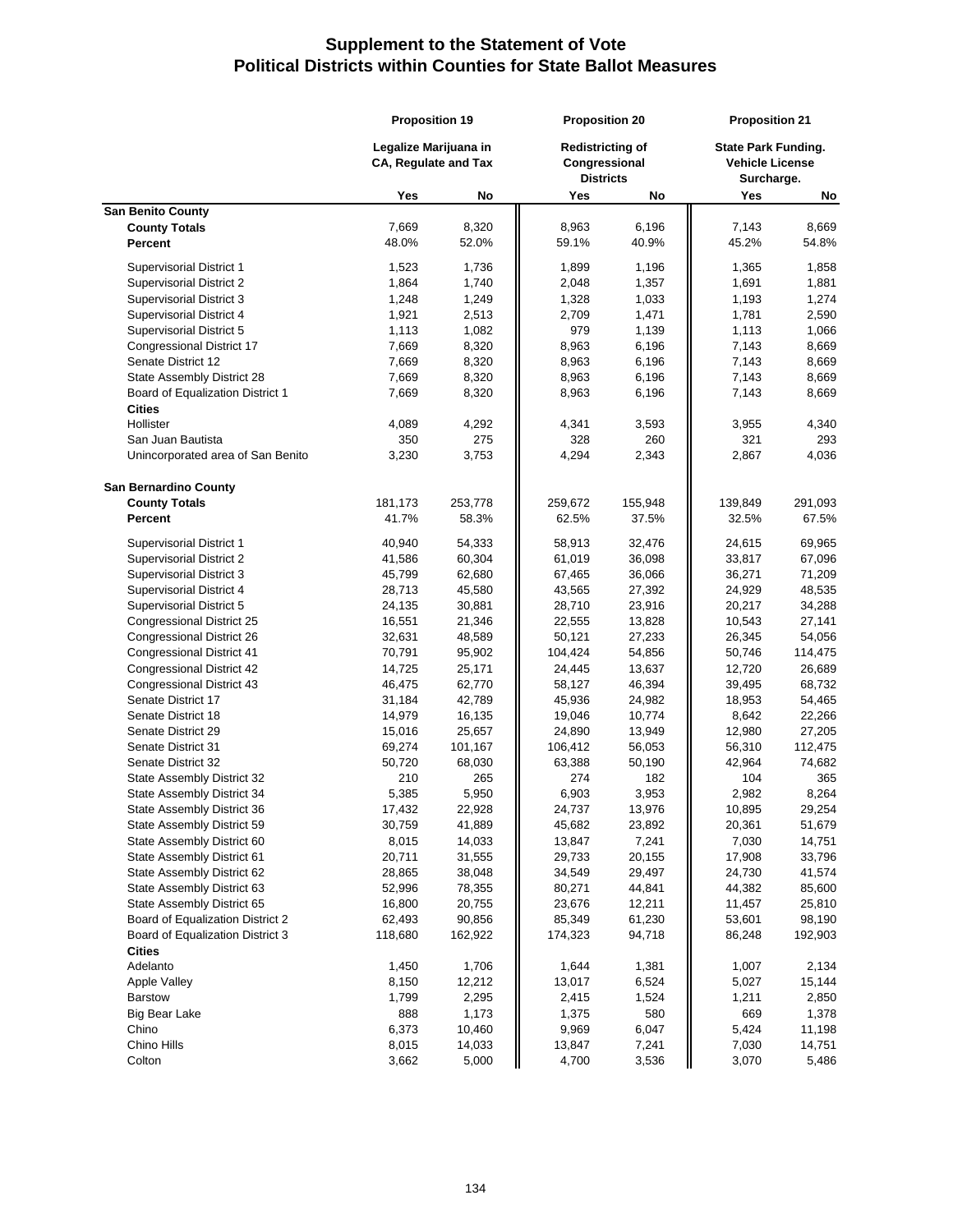# Supplement to the Statement of Vote
## Political Districts within Counties for State Ballot Measures

| | Proposition 19 | | Proposition 20 | | Proposition 21 | |
|---|---|---|---|---|---|---|
| | Legalize Marijuana in CA, Regulate and Tax | | Redistricting of Congressional Districts | | State Park Funding. Vehicle License Surcharge. | |
| | Yes | No | Yes | No | Yes | No |
| **San Benito County** | | | | | | |
| **County Totals** | 7,669 | 8,320 | 8,963 | 6,196 | 7,143 | 8,669 |
| **Percent** | 48.0% | 52.0% | 59.1% | 40.9% | 45.2% | 54.8% |
| Supervisorial District 1 | 1,523 | 1,736 | 1,899 | 1,196 | 1,365 | 1,858 |
| Supervisorial District 2 | 1,864 | 1,740 | 2,048 | 1,357 | 1,691 | 1,881 |
| Supervisorial District 3 | 1,248 | 1,249 | 1,328 | 1,033 | 1,193 | 1,274 |
| Supervisorial District 4 | 1,921 | 2,513 | 2,709 | 1,471 | 1,781 | 2,590 |
| Supervisorial District 5 | 1,113 | 1,082 | 979 | 1,139 | 1,113 | 1,066 |
| Congressional District 17 | 7,669 | 8,320 | 8,963 | 6,196 | 7,143 | 8,669 |
| Senate District 12 | 7,669 | 8,320 | 8,963 | 6,196 | 7,143 | 8,669 |
| State Assembly District 28 | 7,669 | 8,320 | 8,963 | 6,196 | 7,143 | 8,669 |
| Board of Equalization District 1 | 7,669 | 8,320 | 8,963 | 6,196 | 7,143 | 8,669 |
| **Cities** | | | | | | |
| Hollister | 4,089 | 4,292 | 4,341 | 3,593 | 3,955 | 4,340 |
| San Juan Bautista | 350 | 275 | 328 | 260 | 321 | 293 |
| Unincorporated area of San Benito | 3,230 | 3,753 | 4,294 | 2,343 | 2,867 | 4,036 |
| **San Bernardino County** | | | | | | |
| **County Totals** | 181,173 | 253,778 | 259,672 | 155,948 | 139,849 | 291,093 |
| **Percent** | 41.7% | 58.3% | 62.5% | 37.5% | 32.5% | 67.5% |
| Supervisorial District 1 | 40,940 | 54,333 | 58,913 | 32,476 | 24,615 | 69,965 |
| Supervisorial District 2 | 41,586 | 60,304 | 61,019 | 36,098 | 33,817 | 67,096 |
| Supervisorial District 3 | 45,799 | 62,680 | 67,465 | 36,066 | 36,271 | 71,209 |
| Supervisorial District 4 | 28,713 | 45,580 | 43,565 | 27,392 | 24,929 | 48,535 |
| Supervisorial District 5 | 24,135 | 30,881 | 28,710 | 23,916 | 20,217 | 34,288 |
| Congressional District 25 | 16,551 | 21,346 | 22,555 | 13,828 | 10,543 | 27,141 |
| Congressional District 26 | 32,631 | 48,589 | 50,121 | 27,233 | 26,345 | 54,056 |
| Congressional District 41 | 70,791 | 95,902 | 104,424 | 54,856 | 50,746 | 114,475 |
| Congressional District 42 | 14,725 | 25,171 | 24,445 | 13,637 | 12,720 | 26,689 |
| Congressional District 43 | 46,475 | 62,770 | 58,127 | 46,394 | 39,495 | 68,732 |
| Senate District 17 | 31,184 | 42,789 | 45,936 | 24,982 | 18,953 | 54,465 |
| Senate District 18 | 14,979 | 16,135 | 19,046 | 10,774 | 8,642 | 22,266 |
| Senate District 29 | 15,016 | 25,657 | 24,890 | 13,949 | 12,980 | 27,205 |
| Senate District 31 | 69,274 | 101,167 | 106,412 | 56,053 | 56,310 | 112,475 |
| Senate District 32 | 50,720 | 68,030 | 63,388 | 50,190 | 42,964 | 74,682 |
| State Assembly District 32 | 210 | 265 | 274 | 182 | 104 | 365 |
| State Assembly District 34 | 5,385 | 5,950 | 6,903 | 3,953 | 2,982 | 8,264 |
| State Assembly District 36 | 17,432 | 22,928 | 24,737 | 13,976 | 10,895 | 29,254 |
| State Assembly District 59 | 30,759 | 41,889 | 45,682 | 23,892 | 20,361 | 51,679 |
| State Assembly District 60 | 8,015 | 14,033 | 13,847 | 7,241 | 7,030 | 14,751 |
| State Assembly District 61 | 20,711 | 31,555 | 29,733 | 20,155 | 17,908 | 33,796 |
| State Assembly District 62 | 28,865 | 38,048 | 34,549 | 29,497 | 24,730 | 41,574 |
| State Assembly District 63 | 52,996 | 78,355 | 80,271 | 44,841 | 44,382 | 85,600 |
| State Assembly District 65 | 16,800 | 20,755 | 23,676 | 12,211 | 11,457 | 25,810 |
| Board of Equalization District 2 | 62,493 | 90,856 | 85,349 | 61,230 | 53,601 | 98,190 |
| Board of Equalization District 3 | 118,680 | 162,922 | 174,323 | 94,718 | 86,248 | 192,903 |
| **Cities** | | | | | | |
| Adelanto | 1,450 | 1,706 | 1,644 | 1,381 | 1,007 | 2,134 |
| Apple Valley | 8,150 | 12,212 | 13,017 | 6,524 | 5,027 | 15,144 |
| Barstow | 1,799 | 2,295 | 2,415 | 1,524 | 1,211 | 2,850 |
| Big Bear Lake | 888 | 1,173 | 1,375 | 580 | 669 | 1,378 |
| Chino | 6,373 | 10,460 | 9,969 | 6,047 | 5,424 | 11,198 |
| Chino Hills | 8,015 | 14,033 | 13,847 | 7,241 | 7,030 | 14,751 |
| Colton | 3,662 | 5,000 | 4,700 | 3,536 | 3,070 | 5,486 |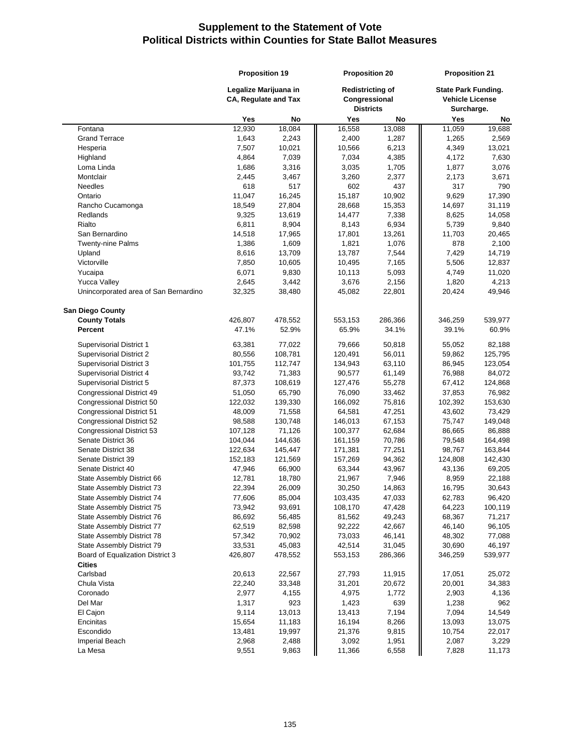# Supplement to the Statement of Vote
## Political Districts within Counties for State Ballot Measures

| | Proposition 19 | | Proposition 20 | | Proposition 21 | |
|---|---|---|---|---|---|---|
| | Legalize Marijuana in CA, Regulate and Tax | | Redistricting of Congressional Districts | | State Park Funding. Vehicle License Surcharge. | |
| | Yes | No | Yes | No | Yes | No |
| Fontana | 12,930 | 18,084 | 16,558 | 13,088 | 11,059 | 19,688 |
| Grand Terrace | 1,643 | 2,243 | 2,400 | 1,287 | 1,265 | 2,569 |
| Hesperia | 7,507 | 10,021 | 10,566 | 6,213 | 4,349 | 13,021 |
| Highland | 4,864 | 7,039 | 7,034 | 4,385 | 4,172 | 7,630 |
| Loma Linda | 1,686 | 3,316 | 3,035 | 1,705 | 1,877 | 3,076 |
| Montclair | 2,445 | 3,467 | 3,260 | 2,377 | 2,173 | 3,671 |
| Needles | 618 | 517 | 602 | 437 | 317 | 790 |
| Ontario | 11,047 | 16,245 | 15,187 | 10,902 | 9,629 | 17,390 |
| Rancho Cucamonga | 18,549 | 27,804 | 28,668 | 15,353 | 14,697 | 31,119 |
| Redlands | 9,325 | 13,619 | 14,477 | 7,338 | 8,625 | 14,058 |
| Rialto | 6,811 | 8,904 | 8,143 | 6,934 | 5,739 | 9,840 |
| San Bernardino | 14,518 | 17,965 | 17,801 | 13,261 | 11,703 | 20,465 |
| Twenty-nine Palms | 1,386 | 1,609 | 1,821 | 1,076 | 878 | 2,100 |
| Upland | 8,616 | 13,709 | 13,787 | 7,544 | 7,429 | 14,719 |
| Victorville | 7,850 | 10,605 | 10,495 | 7,165 | 5,506 | 12,837 |
| Yucaipa | 6,071 | 9,830 | 10,113 | 5,093 | 4,749 | 11,020 |
| Yucca Valley | 2,645 | 3,442 | 3,676 | 2,156 | 1,820 | 4,213 |
| Unincorporated area of San Bernardino | 32,325 | 38,480 | 45,082 | 22,801 | 20,424 | 49,946 |
| **San Diego County** | | | | | | |
| **County Totals** | 426,807 | 478,552 | 553,153 | 286,366 | 346,259 | 539,977 |
| **Percent** | 47.1% | 52.9% | 65.9% | 34.1% | 39.1% | 60.9% |
| Supervisorial District 1 | 63,381 | 77,022 | 79,666 | 50,818 | 55,052 | 82,188 |
| Supervisorial District 2 | 80,556 | 108,781 | 120,491 | 56,011 | 59,862 | 125,795 |
| Supervisorial District 3 | 101,755 | 112,747 | 134,943 | 63,110 | 86,945 | 123,054 |
| Supervisorial District 4 | 93,742 | 71,383 | 90,577 | 61,149 | 76,988 | 84,072 |
| Supervisorial District 5 | 87,373 | 108,619 | 127,476 | 55,278 | 67,412 | 124,868 |
| Congressional District 49 | 51,050 | 65,790 | 76,090 | 33,462 | 37,853 | 76,982 |
| Congressional District 50 | 122,032 | 139,330 | 166,092 | 75,816 | 102,392 | 153,630 |
| Congressional District 51 | 48,009 | 71,558 | 64,581 | 47,251 | 43,602 | 73,429 |
| Congressional District 52 | 98,588 | 130,748 | 146,013 | 67,153 | 75,747 | 149,048 |
| Congressional District 53 | 107,128 | 71,126 | 100,377 | 62,684 | 86,665 | 86,888 |
| Senate District 36 | 104,044 | 144,636 | 161,159 | 70,786 | 79,548 | 164,498 |
| Senate District 38 | 122,634 | 145,447 | 171,381 | 77,251 | 98,767 | 163,844 |
| Senate District 39 | 152,183 | 121,569 | 157,269 | 94,362 | 124,808 | 142,430 |
| Senate District 40 | 47,946 | 66,900 | 63,344 | 43,967 | 43,136 | 69,205 |
| State Assembly District 66 | 12,781 | 18,780 | 21,967 | 7,946 | 8,959 | 22,188 |
| State Assembly District 73 | 22,394 | 26,009 | 30,250 | 14,863 | 16,795 | 30,643 |
| State Assembly District 74 | 77,606 | 85,004 | 103,435 | 47,033 | 62,783 | 96,420 |
| State Assembly District 75 | 73,942 | 93,691 | 108,170 | 47,428 | 64,223 | 100,119 |
| State Assembly District 76 | 86,692 | 56,485 | 81,562 | 49,243 | 68,367 | 71,217 |
| State Assembly District 77 | 62,519 | 82,598 | 92,222 | 42,667 | 46,140 | 96,105 |
| State Assembly District 78 | 57,342 | 70,902 | 73,033 | 46,141 | 48,302 | 77,088 |
| State Assembly District 79 | 33,531 | 45,083 | 42,514 | 31,045 | 30,690 | 46,197 |
| Board of Equalization District 3 | 426,807 | 478,552 | 553,153 | 286,366 | 346,259 | 539,977 |
| **Cities** | | | | | | |
| Carlsbad | 20,613 | 22,567 | 27,793 | 11,915 | 17,051 | 25,072 |
| Chula Vista | 22,240 | 33,348 | 31,201 | 20,672 | 20,001 | 34,383 |
| Coronado | 2,977 | 4,155 | 4,975 | 1,772 | 2,903 | 4,136 |
| Del Mar | 1,317 | 923 | 1,423 | 639 | 1,238 | 962 |
| El Cajon | 9,114 | 13,013 | 13,413 | 7,194 | 7,094 | 14,549 |
| Encinitas | 15,654 | 11,183 | 16,194 | 8,266 | 13,093 | 13,075 |
| Escondido | 13,481 | 19,997 | 21,376 | 9,815 | 10,754 | 22,017 |
| Imperial Beach | 2,968 | 2,488 | 3,092 | 1,951 | 2,087 | 3,229 |
| La Mesa | 9,551 | 9,863 | 11,366 | 6,558 | 7,828 | 11,173 |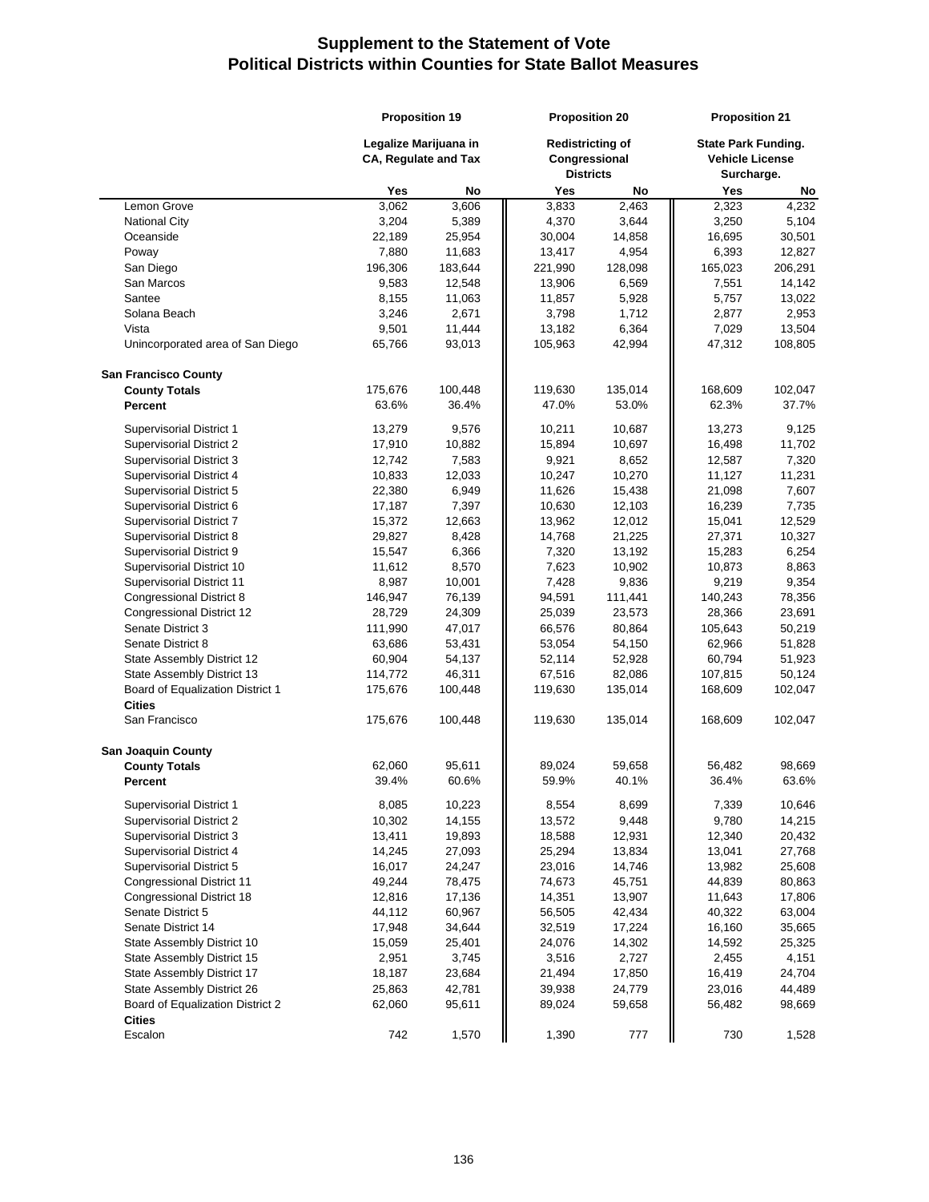# Supplement to the Statement of Vote
## Political Districts within Counties for State Ballot Measures

| | Proposition 19 | | Proposition 20 | | Proposition 21 | |
|---|---|---|---|---|---|---|
| | Legalize Marijuana in CA, Regulate and Tax | | Redistricting of Congressional Districts | | State Park Funding. Vehicle License Surcharge. | |
| | Yes | No | Yes | No | Yes | No |
| Lemon Grove | 3,062 | 3,606 | 3,833 | 2,463 | 2,323 | 4,232 |
| National City | 3,204 | 5,389 | 4,370 | 3,644 | 3,250 | 5,104 |
| Oceanside | 22,189 | 25,954 | 30,004 | 14,858 | 16,695 | 30,501 |
| Poway | 7,880 | 11,683 | 13,417 | 4,954 | 6,393 | 12,827 |
| San Diego | 196,306 | 183,644 | 221,990 | 128,098 | 165,023 | 206,291 |
| San Marcos | 9,583 | 12,548 | 13,906 | 6,569 | 7,551 | 14,142 |
| Santee | 8,155 | 11,063 | 11,857 | 5,928 | 5,757 | 13,022 |
| Solana Beach | 3,246 | 2,671 | 3,798 | 1,712 | 2,877 | 2,953 |
| Vista | 9,501 | 11,444 | 13,182 | 6,364 | 7,029 | 13,504 |
| Unincorporated area of San Diego | 65,766 | 93,013 | 105,963 | 42,994 | 47,312 | 108,805 |
| **San Francisco County** | | | | | | |
| **County Totals** | 175,676 | 100,448 | 119,630 | 135,014 | 168,609 | 102,047 |
| **Percent** | 63.6% | 36.4% | 47.0% | 53.0% | 62.3% | 37.7% |
| Supervisorial District 1 | 13,279 | 9,576 | 10,211 | 10,687 | 13,273 | 9,125 |
| Supervisorial District 2 | 17,910 | 10,882 | 15,894 | 10,697 | 16,498 | 11,702 |
| Supervisorial District 3 | 12,742 | 7,583 | 9,921 | 8,652 | 12,587 | 7,320 |
| Supervisorial District 4 | 10,833 | 12,033 | 10,247 | 10,270 | 11,127 | 11,231 |
| Supervisorial District 5 | 22,380 | 6,949 | 11,626 | 15,438 | 21,098 | 7,607 |
| Supervisorial District 6 | 17,187 | 7,397 | 10,630 | 12,103 | 16,239 | 7,735 |
| Supervisorial District 7 | 15,372 | 12,663 | 13,962 | 12,012 | 15,041 | 12,529 |
| Supervisorial District 8 | 29,827 | 8,428 | 14,768 | 21,225 | 27,371 | 10,327 |
| Supervisorial District 9 | 15,547 | 6,366 | 7,320 | 13,192 | 15,283 | 6,254 |
| Supervisorial District 10 | 11,612 | 8,570 | 7,623 | 10,902 | 10,873 | 8,863 |
| Supervisorial District 11 | 8,987 | 10,001 | 7,428 | 9,836 | 9,219 | 9,354 |
| Congressional District 8 | 146,947 | 76,139 | 94,591 | 111,441 | 140,243 | 78,356 |
| Congressional District 12 | 28,729 | 24,309 | 25,039 | 23,573 | 28,366 | 23,691 |
| Senate District 3 | 111,990 | 47,017 | 66,576 | 80,864 | 105,643 | 50,219 |
| Senate District 8 | 63,686 | 53,431 | 53,054 | 54,150 | 62,966 | 51,828 |
| State Assembly District 12 | 60,904 | 54,137 | 52,114 | 52,928 | 60,794 | 51,923 |
| State Assembly District 13 | 114,772 | 46,311 | 67,516 | 82,086 | 107,815 | 50,124 |
| Board of Equalization District 1 | 175,676 | 100,448 | 119,630 | 135,014 | 168,609 | 102,047 |
| **Cities** | | | | | | |
| San Francisco | 175,676 | 100,448 | 119,630 | 135,014 | 168,609 | 102,047 |
| **San Joaquin County** | | | | | | |
| **County Totals** | 62,060 | 95,611 | 89,024 | 59,658 | 56,482 | 98,669 |
| **Percent** | 39.4% | 60.6% | 59.9% | 40.1% | 36.4% | 63.6% |
| Supervisorial District 1 | 8,085 | 10,223 | 8,554 | 8,699 | 7,339 | 10,646 |
| Supervisorial District 2 | 10,302 | 14,155 | 13,572 | 9,448 | 9,780 | 14,215 |
| Supervisorial District 3 | 13,411 | 19,893 | 18,588 | 12,931 | 12,340 | 20,432 |
| Supervisorial District 4 | 14,245 | 27,093 | 25,294 | 13,834 | 13,041 | 27,768 |
| Supervisorial District 5 | 16,017 | 24,247 | 23,016 | 14,746 | 13,982 | 25,608 |
| Congressional District 11 | 49,244 | 78,475 | 74,673 | 45,751 | 44,839 | 80,863 |
| Congressional District 18 | 12,816 | 17,136 | 14,351 | 13,907 | 11,643 | 17,806 |
| Senate District 5 | 44,112 | 60,967 | 56,505 | 42,434 | 40,322 | 63,004 |
| Senate District 14 | 17,948 | 34,644 | 32,519 | 17,224 | 16,160 | 35,665 |
| State Assembly District 10 | 15,059 | 25,401 | 24,076 | 14,302 | 14,592 | 25,325 |
| State Assembly District 15 | 2,951 | 3,745 | 3,516 | 2,727 | 2,455 | 4,151 |
| State Assembly District 17 | 18,187 | 23,684 | 21,494 | 17,850 | 16,419 | 24,704 |
| State Assembly District 26 | 25,863 | 42,781 | 39,938 | 24,779 | 23,016 | 44,489 |
| Board of Equalization District 2 | 62,060 | 95,611 | 89,024 | 59,658 | 56,482 | 98,669 |
| **Cities** | | | | | | |
| Escalon | 742 | 1,570 | 1,390 | 777 | 730 | 1,528 |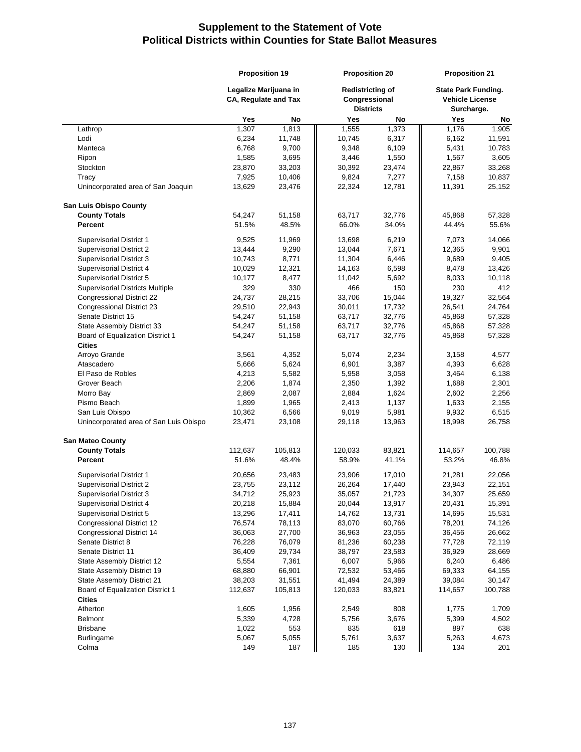# Supplement to the Statement of Vote
## Political Districts within Counties for State Ballot Measures

| | Proposition 19 | | Proposition 20 | | Proposition 21 | |
|---|---|---|---|---|---|---|
| | Legalize Marijuana in CA, Regulate and Tax | | Redistricting of Congressional Districts | | State Park Funding. Vehicle License Surcharge. | |
| | Yes | No | Yes | No | Yes | No |
| Lathrop | 1,307 | 1,813 | 1,555 | 1,373 | 1,176 | 1,905 |
| Lodi | 6,234 | 11,748 | 10,745 | 6,317 | 6,162 | 11,591 |
| Manteca | 6,768 | 9,700 | 9,348 | 6,109 | 5,431 | 10,783 |
| Ripon | 1,585 | 3,695 | 3,446 | 1,550 | 1,567 | 3,605 |
| Stockton | 23,870 | 33,203 | 30,392 | 23,474 | 22,867 | 33,268 |
| Tracy | 7,925 | 10,406 | 9,824 | 7,277 | 7,158 | 10,837 |
| Unincorporated area of San Joaquin | 13,629 | 23,476 | 22,324 | 12,781 | 11,391 | 25,152 |
| **San Luis Obispo County** | | | | | | |
| **County Totals** | 54,247 | 51,158 | 63,717 | 32,776 | 45,868 | 57,328 |
| **Percent** | 51.5% | 48.5% | 66.0% | 34.0% | 44.4% | 55.6% |
| Supervisorial District 1 | 9,525 | 11,969 | 13,698 | 6,219 | 7,073 | 14,066 |
| Supervisorial District 2 | 13,444 | 9,290 | 13,044 | 7,671 | 12,365 | 9,901 |
| Supervisorial District 3 | 10,743 | 8,771 | 11,304 | 6,446 | 9,689 | 9,405 |
| Supervisorial District 4 | 10,029 | 12,321 | 14,163 | 6,598 | 8,478 | 13,426 |
| Supervisorial District 5 | 10,177 | 8,477 | 11,042 | 5,692 | 8,033 | 10,118 |
| Supervisorial Districts Multiple | 329 | 330 | 466 | 150 | 230 | 412 |
| Congressional District 22 | 24,737 | 28,215 | 33,706 | 15,044 | 19,327 | 32,564 |
| Congressional District 23 | 29,510 | 22,943 | 30,011 | 17,732 | 26,541 | 24,764 |
| Senate District 15 | 54,247 | 51,158 | 63,717 | 32,776 | 45,868 | 57,328 |
| State Assembly District 33 | 54,247 | 51,158 | 63,717 | 32,776 | 45,868 | 57,328 |
| Board of Equalization District 1 | 54,247 | 51,158 | 63,717 | 32,776 | 45,868 | 57,328 |
| **Cities** | | | | | | |
| Arroyo Grande | 3,561 | 4,352 | 5,074 | 2,234 | 3,158 | 4,577 |
| Atascadero | 5,666 | 5,624 | 6,901 | 3,387 | 4,393 | 6,628 |
| El Paso de Robles | 4,213 | 5,582 | 5,958 | 3,058 | 3,464 | 6,138 |
| Grover Beach | 2,206 | 1,874 | 2,350 | 1,392 | 1,688 | 2,301 |
| Morro Bay | 2,869 | 2,087 | 2,884 | 1,624 | 2,602 | 2,256 |
| Pismo Beach | 1,899 | 1,965 | 2,413 | 1,137 | 1,633 | 2,155 |
| San Luis Obispo | 10,362 | 6,566 | 9,019 | 5,981 | 9,932 | 6,515 |
| Unincorporated area of San Luis Obispo | 23,471 | 23,108 | 29,118 | 13,963 | 18,998 | 26,758 |
| **San Mateo County** | | | | | | |
| **County Totals** | 112,637 | 105,813 | 120,033 | 83,821 | 114,657 | 100,788 |
| **Percent** | 51.6% | 48.4% | 58.9% | 41.1% | 53.2% | 46.8% |
| Supervisorial District 1 | 20,656 | 23,483 | 23,906 | 17,010 | 21,281 | 22,056 |
| Supervisorial District 2 | 23,755 | 23,112 | 26,264 | 17,440 | 23,943 | 22,151 |
| Supervisorial District 3 | 34,712 | 25,923 | 35,057 | 21,723 | 34,307 | 25,659 |
| Supervisorial District 4 | 20,218 | 15,884 | 20,044 | 13,917 | 20,431 | 15,391 |
| Supervisorial District 5 | 13,296 | 17,411 | 14,762 | 13,731 | 14,695 | 15,531 |
| Congressional District 12 | 76,574 | 78,113 | 83,070 | 60,766 | 78,201 | 74,126 |
| Congressional District 14 | 36,063 | 27,700 | 36,963 | 23,055 | 36,456 | 26,662 |
| Senate District 8 | 76,228 | 76,079 | 81,236 | 60,238 | 77,728 | 72,119 |
| Senate District 11 | 36,409 | 29,734 | 38,797 | 23,583 | 36,929 | 28,669 |
| State Assembly District 12 | 5,554 | 7,361 | 6,007 | 5,966 | 6,240 | 6,486 |
| State Assembly District 19 | 68,880 | 66,901 | 72,532 | 53,466 | 69,333 | 64,155 |
| State Assembly District 21 | 38,203 | 31,551 | 41,494 | 24,389 | 39,084 | 30,147 |
| Board of Equalization District 1 | 112,637 | 105,813 | 120,033 | 83,821 | 114,657 | 100,788 |
| **Cities** | | | | | | |
| Atherton | 1,605 | 1,956 | 2,549 | 808 | 1,775 | 1,709 |
| Belmont | 5,339 | 4,728 | 5,756 | 3,676 | 5,399 | 4,502 |
| Brisbane | 1,022 | 553 | 835 | 618 | 897 | 638 |
| Burlingame | 5,067 | 5,055 | 5,761 | 3,637 | 5,263 | 4,673 |
| Colma | 149 | 187 | 185 | 130 | 134 | 201 |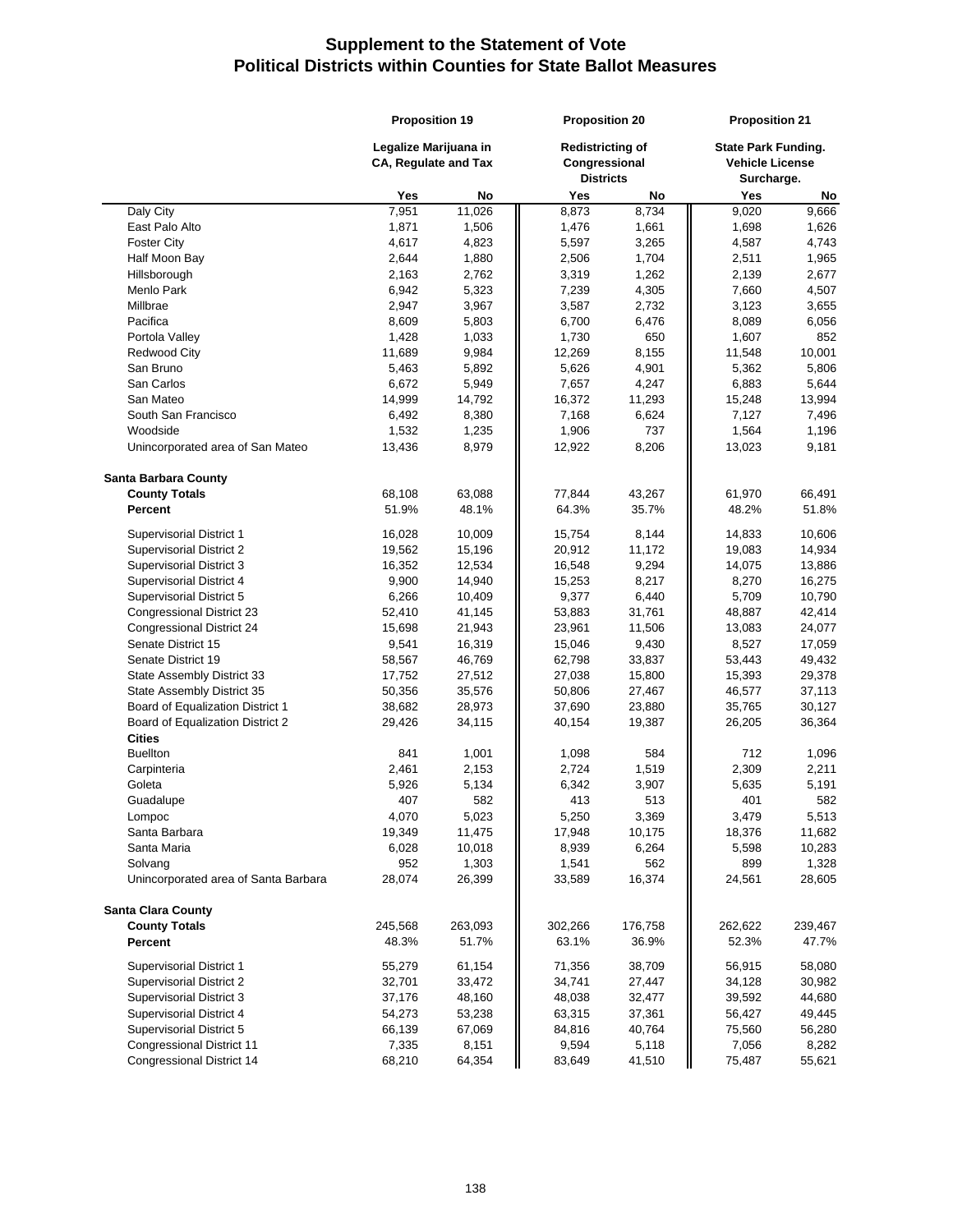# Supplement to the Statement of Vote
## Political Districts within Counties for State Ballot Measures

| | Proposition 19 | | Proposition 20 | | Proposition 21 | |
|---|---|---|---|---|---|---|
| | Legalize Marijuana in CA, Regulate and Tax | | Redistricting of Congressional Districts | | State Park Funding. Vehicle License Surcharge. | |
| | Yes | No | Yes | No | Yes | No |
| Daly City | 7,951 | 11,026 | 8,873 | 8,734 | 9,020 | 9,666 |
| East Palo Alto | 1,871 | 1,506 | 1,476 | 1,661 | 1,698 | 1,626 |
| Foster City | 4,617 | 4,823 | 5,597 | 3,265 | 4,587 | 4,743 |
| Half Moon Bay | 2,644 | 1,880 | 2,506 | 1,704 | 2,511 | 1,965 |
| Hillsborough | 2,163 | 2,762 | 3,319 | 1,262 | 2,139 | 2,677 |
| Menlo Park | 6,942 | 5,323 | 7,239 | 4,305 | 7,660 | 4,507 |
| Millbrae | 2,947 | 3,967 | 3,587 | 2,732 | 3,123 | 3,655 |
| Pacifica | 8,609 | 5,803 | 6,700 | 6,476 | 8,089 | 6,056 |
| Portola Valley | 1,428 | 1,033 | 1,730 | 650 | 1,607 | 852 |
| Redwood City | 11,689 | 9,984 | 12,269 | 8,155 | 11,548 | 10,001 |
| San Bruno | 5,463 | 5,892 | 5,626 | 4,901 | 5,362 | 5,806 |
| San Carlos | 6,672 | 5,949 | 7,657 | 4,247 | 6,883 | 5,644 |
| San Mateo | 14,999 | 14,792 | 16,372 | 11,293 | 15,248 | 13,994 |
| South San Francisco | 6,492 | 8,380 | 7,168 | 6,624 | 7,127 | 7,496 |
| Woodside | 1,532 | 1,235 | 1,906 | 737 | 1,564 | 1,196 |
| Unincorporated area of San Mateo | 13,436 | 8,979 | 12,922 | 8,206 | 13,023 | 9,181 |
| **Santa Barbara County** | | | | | | |
| **County Totals** | 68,108 | 63,088 | 77,844 | 43,267 | 61,970 | 66,491 |
| **Percent** | 51.9% | 48.1% | 64.3% | 35.7% | 48.2% | 51.8% |
| Supervisorial District 1 | 16,028 | 10,009 | 15,754 | 8,144 | 14,833 | 10,606 |
| Supervisorial District 2 | 19,562 | 15,196 | 20,912 | 11,172 | 19,083 | 14,934 |
| Supervisorial District 3 | 16,352 | 12,534 | 16,548 | 9,294 | 14,075 | 13,886 |
| Supervisorial District 4 | 9,900 | 14,940 | 15,253 | 8,217 | 8,270 | 16,275 |
| Supervisorial District 5 | 6,266 | 10,409 | 9,377 | 6,440 | 5,709 | 10,790 |
| Congressional District 23 | 52,410 | 41,145 | 53,883 | 31,761 | 48,887 | 42,414 |
| Congressional District 24 | 15,698 | 21,943 | 23,961 | 11,506 | 13,083 | 24,077 |
| Senate District 15 | 9,541 | 16,319 | 15,046 | 9,430 | 8,527 | 17,059 |
| Senate District 19 | 58,567 | 46,769 | 62,798 | 33,837 | 53,443 | 49,432 |
| State Assembly District 33 | 17,752 | 27,512 | 27,038 | 15,800 | 15,393 | 29,378 |
| State Assembly District 35 | 50,356 | 35,576 | 50,806 | 27,467 | 46,577 | 37,113 |
| Board of Equalization District 1 | 38,682 | 28,973 | 37,690 | 23,880 | 35,765 | 30,127 |
| Board of Equalization District 2 | 29,426 | 34,115 | 40,154 | 19,387 | 26,205 | 36,364 |
| **Cities** | | | | | | |
| Buellton | 841 | 1,001 | 1,098 | 584 | 712 | 1,096 |
| Carpinteria | 2,461 | 2,153 | 2,724 | 1,519 | 2,309 | 2,211 |
| Goleta | 5,926 | 5,134 | 6,342 | 3,907 | 5,635 | 5,191 |
| Guadalupe | 407 | 582 | 413 | 513 | 401 | 582 |
| Lompoc | 4,070 | 5,023 | 5,250 | 3,369 | 3,479 | 5,513 |
| Santa Barbara | 19,349 | 11,475 | 17,948 | 10,175 | 18,376 | 11,682 |
| Santa Maria | 6,028 | 10,018 | 8,939 | 6,264 | 5,598 | 10,283 |
| Solvang | 952 | 1,303 | 1,541 | 562 | 899 | 1,328 |
| Unincorporated area of Santa Barbara | 28,074 | 26,399 | 33,589 | 16,374 | 24,561 | 28,605 |
| **Santa Clara County** | | | | | | |
| **County Totals** | 245,568 | 263,093 | 302,266 | 176,758 | 262,622 | 239,467 |
| **Percent** | 48.3% | 51.7% | 63.1% | 36.9% | 52.3% | 47.7% |
| Supervisorial District 1 | 55,279 | 61,154 | 71,356 | 38,709 | 56,915 | 58,080 |
| Supervisorial District 2 | 32,701 | 33,472 | 34,741 | 27,447 | 34,128 | 30,982 |
| Supervisorial District 3 | 37,176 | 48,160 | 48,038 | 32,477 | 39,592 | 44,680 |
| Supervisorial District 4 | 54,273 | 53,238 | 63,315 | 37,361 | 56,427 | 49,445 |
| Supervisorial District 5 | 66,139 | 67,069 | 84,816 | 40,764 | 75,560 | 56,280 |
| Congressional District 11 | 7,335 | 8,151 | 9,594 | 5,118 | 7,056 | 8,282 |
| Congressional District 14 | 68,210 | 64,354 | 83,649 | 41,510 | 75,487 | 55,621 |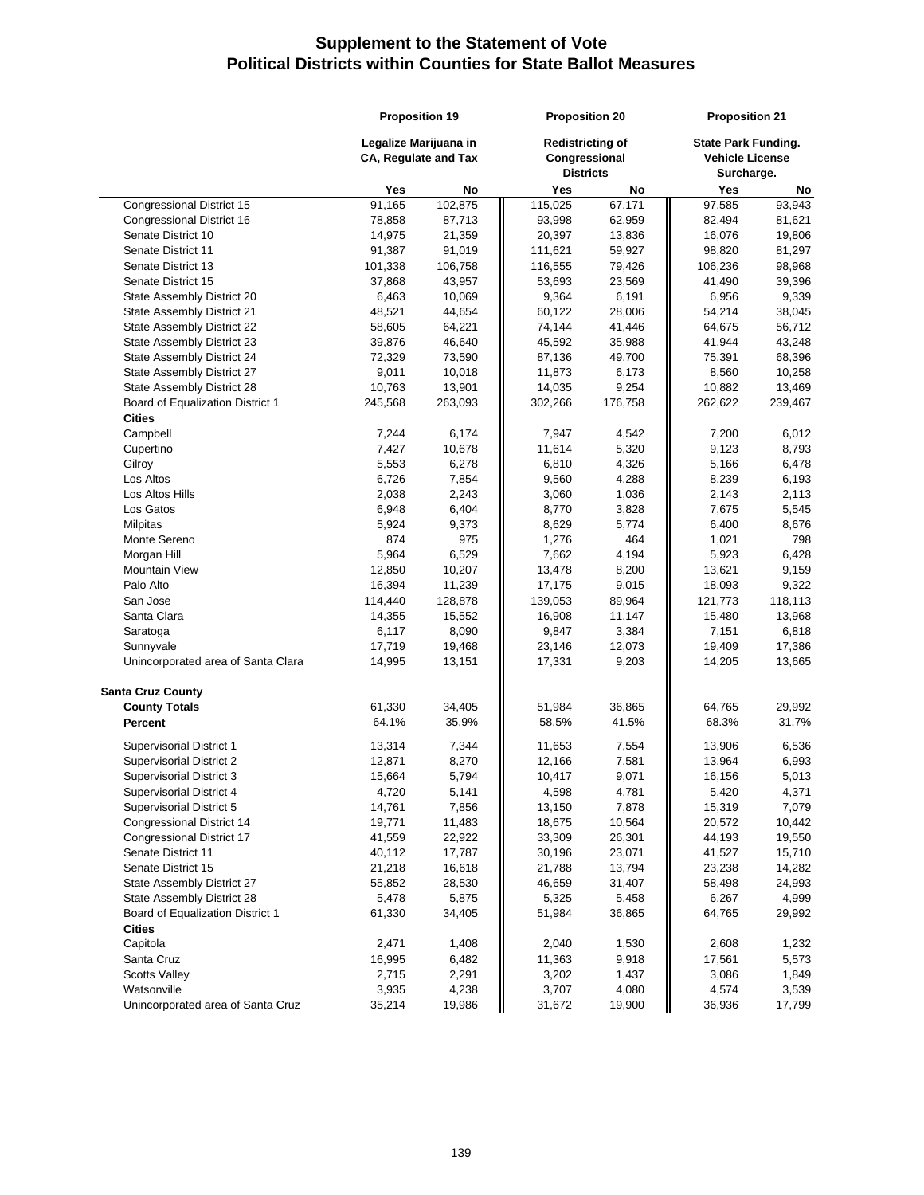# Supplement to the Statement of Vote
## Political Districts within Counties for State Ballot Measures

| | Proposition 19 | | Proposition 20 | | Proposition 21 | |
|---|---|---|---|---|---|---|
| | Legalize Marijuana in CA, Regulate and Tax | | Redistricting of Congressional Districts | | State Park Funding. Vehicle License Surcharge. | |
| | Yes | No | Yes | No | Yes | No |
| Congressional District 15 | 91,165 | 102,875 | 115,025 | 67,171 | 97,585 | 93,943 |
| Congressional District 16 | 78,858 | 87,713 | 93,998 | 62,959 | 82,494 | 81,621 |
| Senate District 10 | 14,975 | 21,359 | 20,397 | 13,836 | 16,076 | 19,806 |
| Senate District 11 | 91,387 | 91,019 | 111,621 | 59,927 | 98,820 | 81,297 |
| Senate District 13 | 101,338 | 106,758 | 116,555 | 79,426 | 106,236 | 98,968 |
| Senate District 15 | 37,868 | 43,957 | 53,693 | 23,569 | 41,490 | 39,396 |
| State Assembly District 20 | 6,463 | 10,069 | 9,364 | 6,191 | 6,956 | 9,339 |
| State Assembly District 21 | 48,521 | 44,654 | 60,122 | 28,006 | 54,214 | 38,045 |
| State Assembly District 22 | 58,605 | 64,221 | 74,144 | 41,446 | 64,675 | 56,712 |
| State Assembly District 23 | 39,876 | 46,640 | 45,592 | 35,988 | 41,944 | 43,248 |
| State Assembly District 24 | 72,329 | 73,590 | 87,136 | 49,700 | 75,391 | 68,396 |
| State Assembly District 27 | 9,011 | 10,018 | 11,873 | 6,173 | 8,560 | 10,258 |
| State Assembly District 28 | 10,763 | 13,901 | 14,035 | 9,254 | 10,882 | 13,469 |
| Board of Equalization District 1 | 245,568 | 263,093 | 302,266 | 176,758 | 262,622 | 239,467 |
| **Cities** | | | | | | |
| Campbell | 7,244 | 6,174 | 7,947 | 4,542 | 7,200 | 6,012 |
| Cupertino | 7,427 | 10,678 | 11,614 | 5,320 | 9,123 | 8,793 |
| Gilroy | 5,553 | 6,278 | 6,810 | 4,326 | 5,166 | 6,478 |
| Los Altos | 6,726 | 7,854 | 9,560 | 4,288 | 8,239 | 6,193 |
| Los Altos Hills | 2,038 | 2,243 | 3,060 | 1,036 | 2,143 | 2,113 |
| Los Gatos | 6,948 | 6,404 | 8,770 | 3,828 | 7,675 | 5,545 |
| Milpitas | 5,924 | 9,373 | 8,629 | 5,774 | 6,400 | 8,676 |
| Monte Sereno | 874 | 975 | 1,276 | 464 | 1,021 | 798 |
| Morgan Hill | 5,964 | 6,529 | 7,662 | 4,194 | 5,923 | 6,428 |
| Mountain View | 12,850 | 10,207 | 13,478 | 8,200 | 13,621 | 9,159 |
| Palo Alto | 16,394 | 11,239 | 17,175 | 9,015 | 18,093 | 9,322 |
| San Jose | 114,440 | 128,878 | 139,053 | 89,964 | 121,773 | 118,113 |
| Santa Clara | 14,355 | 15,552 | 16,908 | 11,147 | 15,480 | 13,968 |
| Saratoga | 6,117 | 8,090 | 9,847 | 3,384 | 7,151 | 6,818 |
| Sunnyvale | 17,719 | 19,468 | 23,146 | 12,073 | 19,409 | 17,386 |
| Unincorporated area of Santa Clara | 14,995 | 13,151 | 17,331 | 9,203 | 14,205 | 13,665 |
| **Santa Cruz County** | | | | | | |
| **County Totals** | 61,330 | 34,405 | 51,984 | 36,865 | 64,765 | 29,992 |
| **Percent** | 64.1% | 35.9% | 58.5% | 41.5% | 68.3% | 31.7% |
| Supervisorial District 1 | 13,314 | 7,344 | 11,653 | 7,554 | 13,906 | 6,536 |
| Supervisorial District 2 | 12,871 | 8,270 | 12,166 | 7,581 | 13,964 | 6,993 |
| Supervisorial District 3 | 15,664 | 5,794 | 10,417 | 9,071 | 16,156 | 5,013 |
| Supervisorial District 4 | 4,720 | 5,141 | 4,598 | 4,781 | 5,420 | 4,371 |
| Supervisorial District 5 | 14,761 | 7,856 | 13,150 | 7,878 | 15,319 | 7,079 |
| Congressional District 14 | 19,771 | 11,483 | 18,675 | 10,564 | 20,572 | 10,442 |
| Congressional District 17 | 41,559 | 22,922 | 33,309 | 26,301 | 44,193 | 19,550 |
| Senate District 11 | 40,112 | 17,787 | 30,196 | 23,071 | 41,527 | 15,710 |
| Senate District 15 | 21,218 | 16,618 | 21,788 | 13,794 | 23,238 | 14,282 |
| State Assembly District 27 | 55,852 | 28,530 | 46,659 | 31,407 | 58,498 | 24,993 |
| State Assembly District 28 | 5,478 | 5,875 | 5,325 | 5,458 | 6,267 | 4,999 |
| Board of Equalization District 1 | 61,330 | 34,405 | 51,984 | 36,865 | 64,765 | 29,992 |
| **Cities** | | | | | | |
| Capitola | 2,471 | 1,408 | 2,040 | 1,530 | 2,608 | 1,232 |
| Santa Cruz | 16,995 | 6,482 | 11,363 | 9,918 | 17,561 | 5,573 |
| Scotts Valley | 2,715 | 2,291 | 3,202 | 1,437 | 3,086 | 1,849 |
| Watsonville | 3,935 | 4,238 | 3,707 | 4,080 | 4,574 | 3,539 |
| Unincorporated area of Santa Cruz | 35,214 | 19,986 | 31,672 | 19,900 | 36,936 | 17,799 |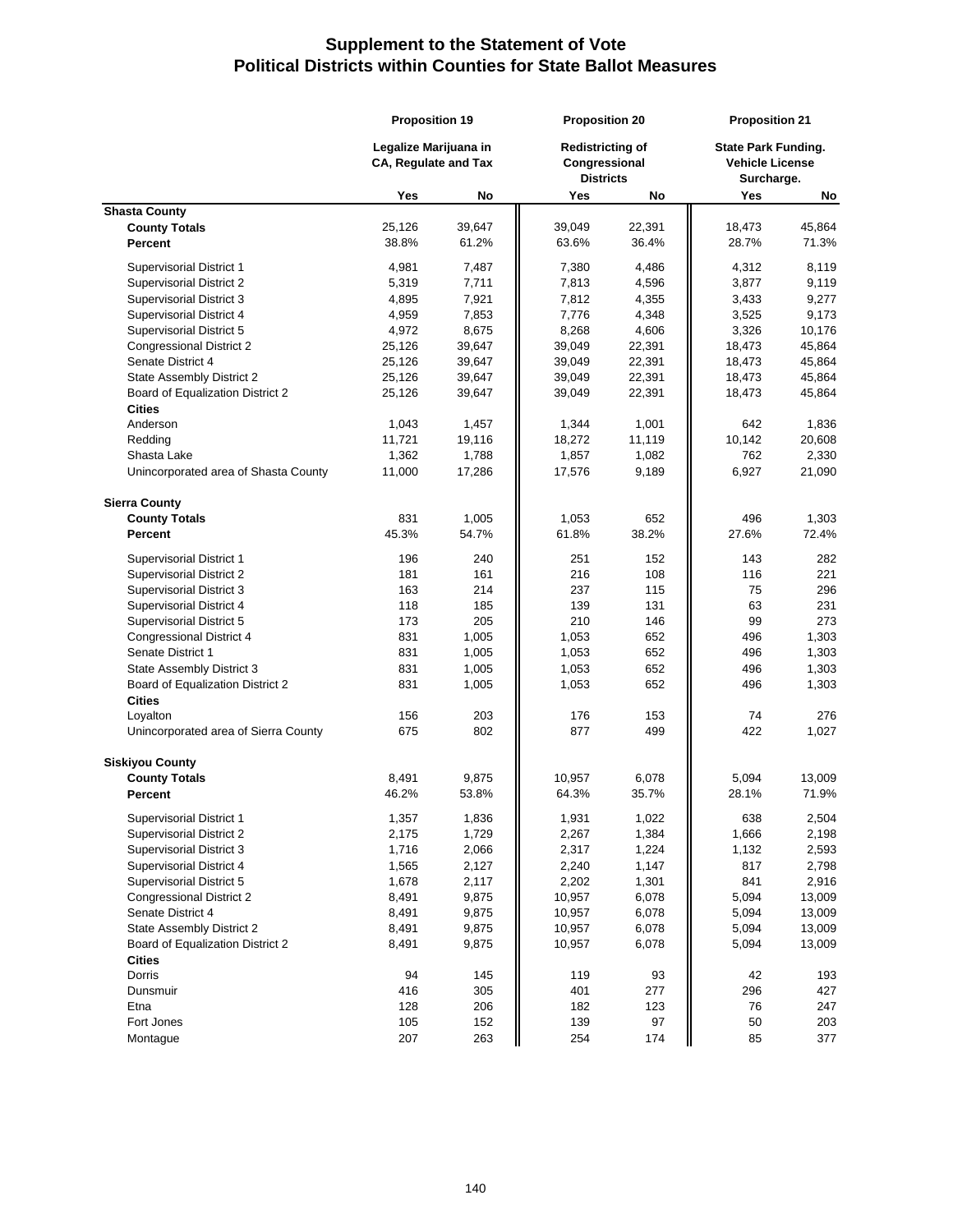# Supplement to the Statement of Vote
## Political Districts within Counties for State Ballot Measures

| | Proposition 19 | | Proposition 20 | | Proposition 21 | |
|---|---|---|---|---|---|---|
| | Legalize Marijuana in CA, Regulate and Tax | | Redistricting of Congressional Districts | | State Park Funding. Vehicle License Surcharge. | |
| | Yes | No | Yes | No | Yes | No |
| **Shasta County** | | | | | | |
| **County Totals** | 25,126 | 39,647 | 39,049 | 22,391 | 18,473 | 45,864 |
| **Percent** | 38.8% | 61.2% | 63.6% | 36.4% | 28.7% | 71.3% |
| Supervisorial District 1 | 4,981 | 7,487 | 7,380 | 4,486 | 4,312 | 8,119 |
| Supervisorial District 2 | 5,319 | 7,711 | 7,813 | 4,596 | 3,877 | 9,119 |
| Supervisorial District 3 | 4,895 | 7,921 | 7,812 | 4,355 | 3,433 | 9,277 |
| Supervisorial District 4 | 4,959 | 7,853 | 7,776 | 4,348 | 3,525 | 9,173 |
| Supervisorial District 5 | 4,972 | 8,675 | 8,268 | 4,606 | 3,326 | 10,176 |
| Congressional District 2 | 25,126 | 39,647 | 39,049 | 22,391 | 18,473 | 45,864 |
| Senate District 4 | 25,126 | 39,647 | 39,049 | 22,391 | 18,473 | 45,864 |
| State Assembly District 2 | 25,126 | 39,647 | 39,049 | 22,391 | 18,473 | 45,864 |
| Board of Equalization District 2 | 25,126 | 39,647 | 39,049 | 22,391 | 18,473 | 45,864 |
| **Cities** | | | | | | |
| Anderson | 1,043 | 1,457 | 1,344 | 1,001 | 642 | 1,836 |
| Redding | 11,721 | 19,116 | 18,272 | 11,119 | 10,142 | 20,608 |
| Shasta Lake | 1,362 | 1,788 | 1,857 | 1,082 | 762 | 2,330 |
| Unincorporated area of Shasta County | 11,000 | 17,286 | 17,576 | 9,189 | 6,927 | 21,090 |
| **Sierra County** | | | | | | |
| **County Totals** | 831 | 1,005 | 1,053 | 652 | 496 | 1,303 |
| **Percent** | 45.3% | 54.7% | 61.8% | 38.2% | 27.6% | 72.4% |
| Supervisorial District 1 | 196 | 240 | 251 | 152 | 143 | 282 |
| Supervisorial District 2 | 181 | 161 | 216 | 108 | 116 | 221 |
| Supervisorial District 3 | 163 | 214 | 237 | 115 | 75 | 296 |
| Supervisorial District 4 | 118 | 185 | 139 | 131 | 63 | 231 |
| Supervisorial District 5 | 173 | 205 | 210 | 146 | 99 | 273 |
| Congressional District 4 | 831 | 1,005 | 1,053 | 652 | 496 | 1,303 |
| Senate District 1 | 831 | 1,005 | 1,053 | 652 | 496 | 1,303 |
| State Assembly District 3 | 831 | 1,005 | 1,053 | 652 | 496 | 1,303 |
| Board of Equalization District 2 | 831 | 1,005 | 1,053 | 652 | 496 | 1,303 |
| **Cities** | | | | | | |
| Loyalton | 156 | 203 | 176 | 153 | 74 | 276 |
| Unincorporated area of Sierra County | 675 | 802 | 877 | 499 | 422 | 1,027 |
| **Siskiyou County** | | | | | | |
| **County Totals** | 8,491 | 9,875 | 10,957 | 6,078 | 5,094 | 13,009 |
| **Percent** | 46.2% | 53.8% | 64.3% | 35.7% | 28.1% | 71.9% |
| Supervisorial District 1 | 1,357 | 1,836 | 1,931 | 1,022 | 638 | 2,504 |
| Supervisorial District 2 | 2,175 | 1,729 | 2,267 | 1,384 | 1,666 | 2,198 |
| Supervisorial District 3 | 1,716 | 2,066 | 2,317 | 1,224 | 1,132 | 2,593 |
| Supervisorial District 4 | 1,565 | 2,127 | 2,240 | 1,147 | 817 | 2,798 |
| Supervisorial District 5 | 1,678 | 2,117 | 2,202 | 1,301 | 841 | 2,916 |
| Congressional District 2 | 8,491 | 9,875 | 10,957 | 6,078 | 5,094 | 13,009 |
| Senate District 4 | 8,491 | 9,875 | 10,957 | 6,078 | 5,094 | 13,009 |
| State Assembly District 2 | 8,491 | 9,875 | 10,957 | 6,078 | 5,094 | 13,009 |
| Board of Equalization District 2 | 8,491 | 9,875 | 10,957 | 6,078 | 5,094 | 13,009 |
| **Cities** | | | | | | |
| Dorris | 94 | 145 | 119 | 93 | 42 | 193 |
| Dunsmuir | 416 | 305 | 401 | 277 | 296 | 427 |
| Etna | 128 | 206 | 182 | 123 | 76 | 247 |
| Fort Jones | 105 | 152 | 139 | 97 | 50 | 203 |
| Montague | 207 | 263 | 254 | 174 | 85 | 377 |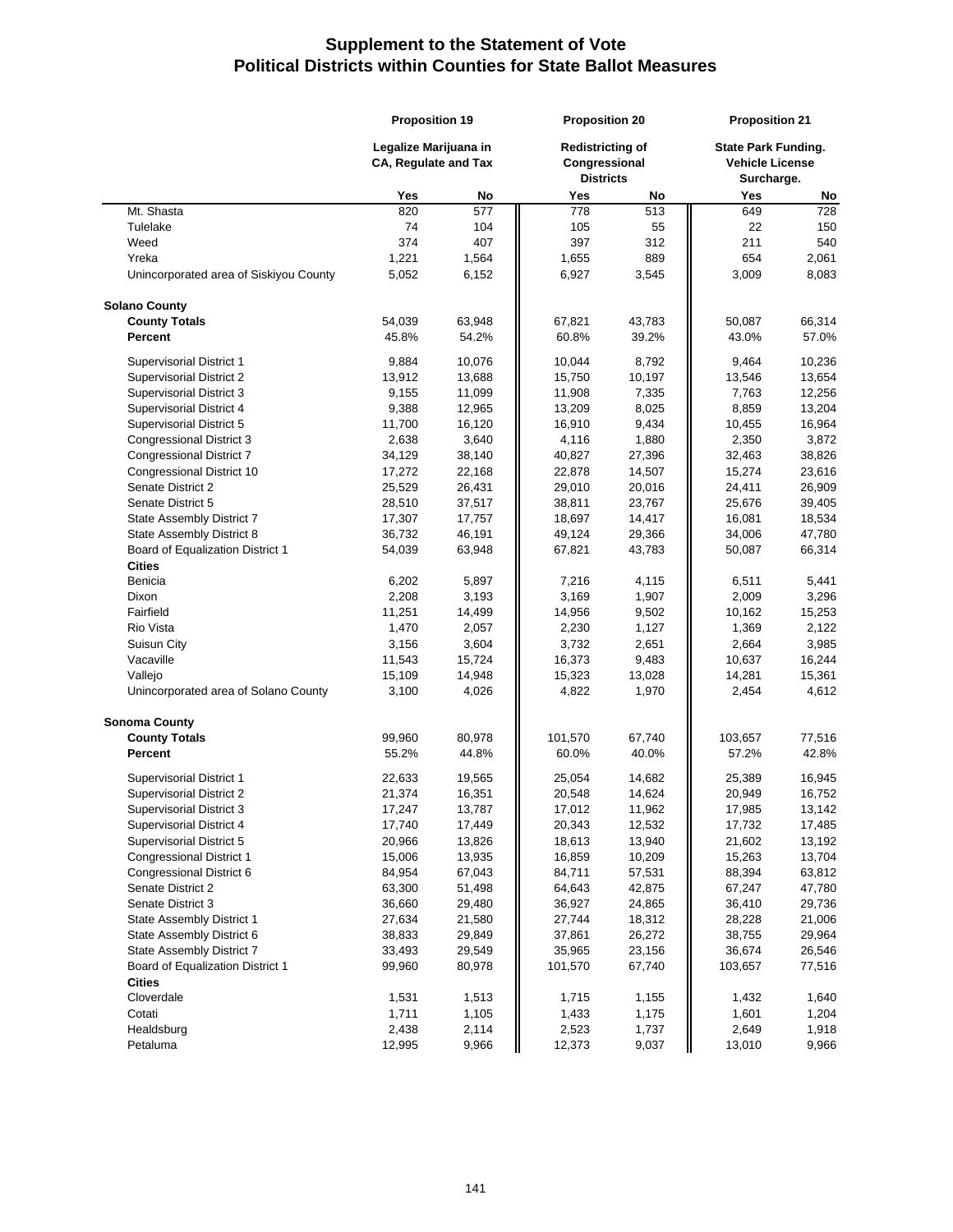# Supplement to the Statement of Vote
## Political Districts within Counties for State Ballot Measures

| | Proposition 19 | | Proposition 20 | | Proposition 21 | |
|---|---|---|---|---|---|---|
| | Legalize Marijuana in CA, Regulate and Tax | | Redistricting of Congressional Districts | | State Park Funding. Vehicle License Surcharge. | |
| | Yes | No | Yes | No | Yes | No |
| Mt. Shasta | 820 | 577 | 778 | 513 | 649 | 728 |
| Tulelake | 74 | 104 | 105 | 55 | 22 | 150 |
| Weed | 374 | 407 | 397 | 312 | 211 | 540 |
| Yreka | 1,221 | 1,564 | 1,655 | 889 | 654 | 2,061 |
| Unincorporated area of Siskiyou County | 5,052 | 6,152 | 6,927 | 3,545 | 3,009 | 8,083 |
| **Solano County** | | | | | | |
| **County Totals** | 54,039 | 63,948 | 67,821 | 43,783 | 50,087 | 66,314 |
| **Percent** | 45.8% | 54.2% | 60.8% | 39.2% | 43.0% | 57.0% |
| Supervisorial District 1 | 9,884 | 10,076 | 10,044 | 8,792 | 9,464 | 10,236 |
| Supervisorial District 2 | 13,912 | 13,688 | 15,750 | 10,197 | 13,546 | 13,654 |
| Supervisorial District 3 | 9,155 | 11,099 | 11,908 | 7,335 | 7,763 | 12,256 |
| Supervisorial District 4 | 9,388 | 12,965 | 13,209 | 8,025 | 8,859 | 13,204 |
| Supervisorial District 5 | 11,700 | 16,120 | 16,910 | 9,434 | 10,455 | 16,964 |
| Congressional District 3 | 2,638 | 3,640 | 4,116 | 1,880 | 2,350 | 3,872 |
| Congressional District 7 | 34,129 | 38,140 | 40,827 | 27,396 | 32,463 | 38,826 |
| Congressional District 10 | 17,272 | 22,168 | 22,878 | 14,507 | 15,274 | 23,616 |
| Senate District 2 | 25,529 | 26,431 | 29,010 | 20,016 | 24,411 | 26,909 |
| Senate District 5 | 28,510 | 37,517 | 38,811 | 23,767 | 25,676 | 39,405 |
| State Assembly District 7 | 17,307 | 17,757 | 18,697 | 14,417 | 16,081 | 18,534 |
| State Assembly District 8 | 36,732 | 46,191 | 49,124 | 29,366 | 34,006 | 47,780 |
| Board of Equalization District 1 | 54,039 | 63,948 | 67,821 | 43,783 | 50,087 | 66,314 |
| **Cities** | | | | | | |
| Benicia | 6,202 | 5,897 | 7,216 | 4,115 | 6,511 | 5,441 |
| Dixon | 2,208 | 3,193 | 3,169 | 1,907 | 2,009 | 3,296 |
| Fairfield | 11,251 | 14,499 | 14,956 | 9,502 | 10,162 | 15,253 |
| Rio Vista | 1,470 | 2,057 | 2,230 | 1,127 | 1,369 | 2,122 |
| Suisun City | 3,156 | 3,604 | 3,732 | 2,651 | 2,664 | 3,985 |
| Vacaville | 11,543 | 15,724 | 16,373 | 9,483 | 10,637 | 16,244 |
| Vallejo | 15,109 | 14,948 | 15,323 | 13,028 | 14,281 | 15,361 |
| Unincorporated area of Solano County | 3,100 | 4,026 | 4,822 | 1,970 | 2,454 | 4,612 |
| **Sonoma County** | | | | | | |
| **County Totals** | 99,960 | 80,978 | 101,570 | 67,740 | 103,657 | 77,516 |
| **Percent** | 55.2% | 44.8% | 60.0% | 40.0% | 57.2% | 42.8% |
| Supervisorial District 1 | 22,633 | 19,565 | 25,054 | 14,682 | 25,389 | 16,945 |
| Supervisorial District 2 | 21,374 | 16,351 | 20,548 | 14,624 | 20,949 | 16,752 |
| Supervisorial District 3 | 17,247 | 13,787 | 17,012 | 11,962 | 17,985 | 13,142 |
| Supervisorial District 4 | 17,740 | 17,449 | 20,343 | 12,532 | 17,732 | 17,485 |
| Supervisorial District 5 | 20,966 | 13,826 | 18,613 | 13,940 | 21,602 | 13,192 |
| Congressional District 1 | 15,006 | 13,935 | 16,859 | 10,209 | 15,263 | 13,704 |
| Congressional District 6 | 84,954 | 67,043 | 84,711 | 57,531 | 88,394 | 63,812 |
| Senate District 2 | 63,300 | 51,498 | 64,643 | 42,875 | 67,247 | 47,780 |
| Senate District 3 | 36,660 | 29,480 | 36,927 | 24,865 | 36,410 | 29,736 |
| State Assembly District 1 | 27,634 | 21,580 | 27,744 | 18,312 | 28,228 | 21,006 |
| State Assembly District 6 | 38,833 | 29,849 | 37,861 | 26,272 | 38,755 | 29,964 |
| State Assembly District 7 | 33,493 | 29,549 | 35,965 | 23,156 | 36,674 | 26,546 |
| Board of Equalization District 1 | 99,960 | 80,978 | 101,570 | 67,740 | 103,657 | 77,516 |
| **Cities** | | | | | | |
| Cloverdale | 1,531 | 1,513 | 1,715 | 1,155 | 1,432 | 1,640 |
| Cotati | 1,711 | 1,105 | 1,433 | 1,175 | 1,601 | 1,204 |
| Healdsburg | 2,438 | 2,114 | 2,523 | 1,737 | 2,649 | 1,918 |
| Petaluma | 12,995 | 9,966 | 12,373 | 9,037 | 13,010 | 9,966 |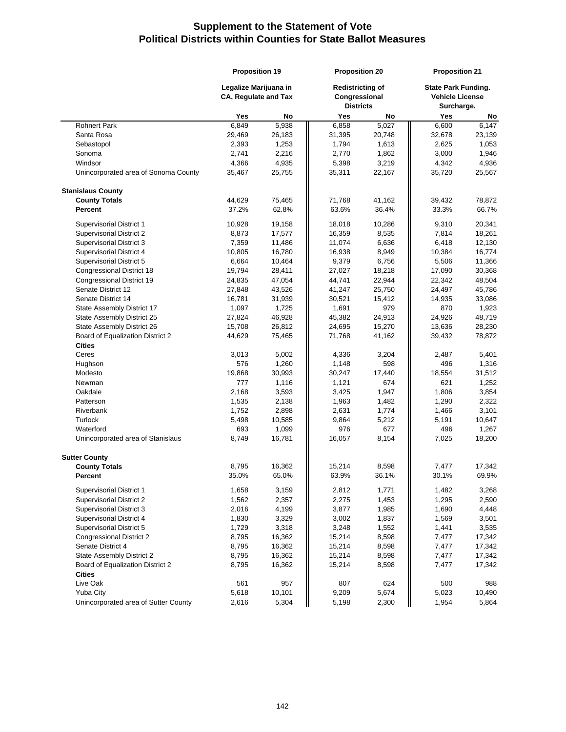# Supplement to the Statement of Vote
## Political Districts within Counties for State Ballot Measures

| | Proposition 19 | | Proposition 20 | | Proposition 21 | |
|---|---|---|---|---|---|---|
| | Legalize Marijuana in CA, Regulate and Tax | | Redistricting of Congressional Districts | | State Park Funding. Vehicle License Surcharge. | |
| | Yes | No | Yes | No | Yes | No |
| Rohnert Park | 6,849 | 5,938 | 6,858 | 5,027 | 6,600 | 6,147 |
| Santa Rosa | 29,469 | 26,183 | 31,395 | 20,748 | 32,678 | 23,139 |
| Sebastopol | 2,393 | 1,253 | 1,794 | 1,613 | 2,625 | 1,053 |
| Sonoma | 2,741 | 2,216 | 2,770 | 1,862 | 3,000 | 1,946 |
| Windsor | 4,366 | 4,935 | 5,398 | 3,219 | 4,342 | 4,936 |
| Unincorporated area of Sonoma County | 35,467 | 25,755 | 35,311 | 22,167 | 35,720 | 25,567 |
| **Stanislaus County** | | | | | | |
| **County Totals** | 44,629 | 75,465 | 71,768 | 41,162 | 39,432 | 78,872 |
| **Percent** | 37.2% | 62.8% | 63.6% | 36.4% | 33.3% | 66.7% |
| Supervisorial District 1 | 10,928 | 19,158 | 18,018 | 10,286 | 9,310 | 20,341 |
| Supervisorial District 2 | 8,873 | 17,577 | 16,359 | 8,535 | 7,814 | 18,261 |
| Supervisorial District 3 | 7,359 | 11,486 | 11,074 | 6,636 | 6,418 | 12,130 |
| Supervisorial District 4 | 10,805 | 16,780 | 16,938 | 8,949 | 10,384 | 16,774 |
| Supervisorial District 5 | 6,664 | 10,464 | 9,379 | 6,756 | 5,506 | 11,366 |
| Congressional District 18 | 19,794 | 28,411 | 27,027 | 18,218 | 17,090 | 30,368 |
| Congressional District 19 | 24,835 | 47,054 | 44,741 | 22,944 | 22,342 | 48,504 |
| Senate District 12 | 27,848 | 43,526 | 41,247 | 25,750 | 24,497 | 45,786 |
| Senate District 14 | 16,781 | 31,939 | 30,521 | 15,412 | 14,935 | 33,086 |
| State Assembly District 17 | 1,097 | 1,725 | 1,691 | 979 | 870 | 1,923 |
| State Assembly District 25 | 27,824 | 46,928 | 45,382 | 24,913 | 24,926 | 48,719 |
| State Assembly District 26 | 15,708 | 26,812 | 24,695 | 15,270 | 13,636 | 28,230 |
| Board of Equalization District 2 | 44,629 | 75,465 | 71,768 | 41,162 | 39,432 | 78,872 |
| **Cities** | | | | | | |
| Ceres | 3,013 | 5,002 | 4,336 | 3,204 | 2,487 | 5,401 |
| Hughson | 576 | 1,260 | 1,148 | 598 | 496 | 1,316 |
| Modesto | 19,868 | 30,993 | 30,247 | 17,440 | 18,554 | 31,512 |
| Newman | 777 | 1,116 | 1,121 | 674 | 621 | 1,252 |
| Oakdale | 2,168 | 3,593 | 3,425 | 1,947 | 1,806 | 3,854 |
| Patterson | 1,535 | 2,138 | 1,963 | 1,482 | 1,290 | 2,322 |
| Riverbank | 1,752 | 2,898 | 2,631 | 1,774 | 1,466 | 3,101 |
| Turlock | 5,498 | 10,585 | 9,864 | 5,212 | 5,191 | 10,647 |
| Waterford | 693 | 1,099 | 976 | 677 | 496 | 1,267 |
| Unincorporated area of Stanislaus | 8,749 | 16,781 | 16,057 | 8,154 | 7,025 | 18,200 |
| **Sutter County** | | | | | | |
| **County Totals** | 8,795 | 16,362 | 15,214 | 8,598 | 7,477 | 17,342 |
| **Percent** | 35.0% | 65.0% | 63.9% | 36.1% | 30.1% | 69.9% |
| Supervisorial District 1 | 1,658 | 3,159 | 2,812 | 1,771 | 1,482 | 3,268 |
| Supervisorial District 2 | 1,562 | 2,357 | 2,275 | 1,453 | 1,295 | 2,590 |
| Supervisorial District 3 | 2,016 | 4,199 | 3,877 | 1,985 | 1,690 | 4,448 |
| Supervisorial District 4 | 1,830 | 3,329 | 3,002 | 1,837 | 1,569 | 3,501 |
| Supervisorial District 5 | 1,729 | 3,318 | 3,248 | 1,552 | 1,441 | 3,535 |
| Congressional District 2 | 8,795 | 16,362 | 15,214 | 8,598 | 7,477 | 17,342 |
| Senate District 4 | 8,795 | 16,362 | 15,214 | 8,598 | 7,477 | 17,342 |
| State Assembly District 2 | 8,795 | 16,362 | 15,214 | 8,598 | 7,477 | 17,342 |
| Board of Equalization District 2 | 8,795 | 16,362 | 15,214 | 8,598 | 7,477 | 17,342 |
| **Cities** | | | | | | |
| Live Oak | 561 | 957 | 807 | 624 | 500 | 988 |
| Yuba City | 5,618 | 10,101 | 9,209 | 5,674 | 5,023 | 10,490 |
| Unincorporated area of Sutter County | 2,616 | 5,304 | 5,198 | 2,300 | 1,954 | 5,864 |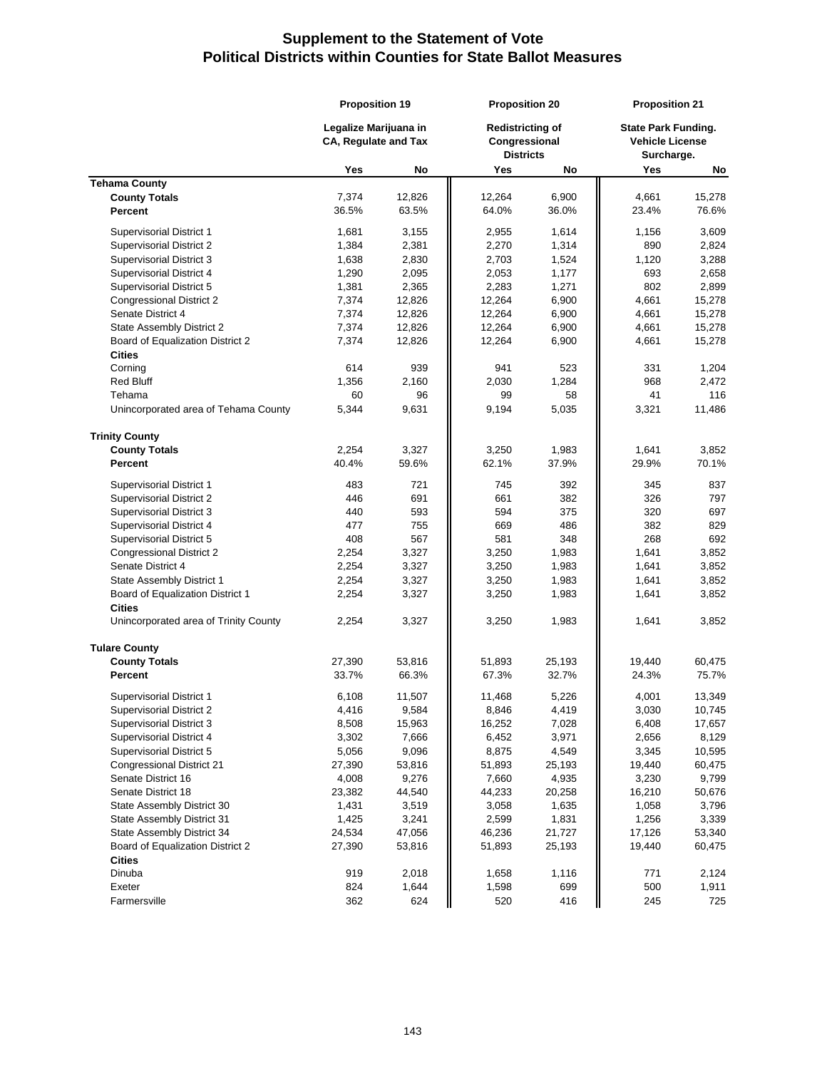# Supplement to the Statement of Vote
## Political Districts within Counties for State Ballot Measures

| | Proposition 19 | | Proposition 20 | | Proposition 21 | |
|---|---|---|---|---|---|---|
| | Legalize Marijuana in CA, Regulate and Tax | | Redistricting of Congressional Districts | | State Park Funding. Vehicle License Surcharge. | |
| | Yes | No | Yes | No | Yes | No |
| **Tehama County** | | | | | | |
| **County Totals** | 7,374 | 12,826 | 12,264 | 6,900 | 4,661 | 15,278 |
| **Percent** | 36.5% | 63.5% | 64.0% | 36.0% | 23.4% | 76.6% |
| Supervisorial District 1 | 1,681 | 3,155 | 2,955 | 1,614 | 1,156 | 3,609 |
| Supervisorial District 2 | 1,384 | 2,381 | 2,270 | 1,314 | 890 | 2,824 |
| Supervisorial District 3 | 1,638 | 2,830 | 2,703 | 1,524 | 1,120 | 3,288 |
| Supervisorial District 4 | 1,290 | 2,095 | 2,053 | 1,177 | 693 | 2,658 |
| Supervisorial District 5 | 1,381 | 2,365 | 2,283 | 1,271 | 802 | 2,899 |
| Congressional District 2 | 7,374 | 12,826 | 12,264 | 6,900 | 4,661 | 15,278 |
| Senate District 4 | 7,374 | 12,826 | 12,264 | 6,900 | 4,661 | 15,278 |
| State Assembly District 2 | 7,374 | 12,826 | 12,264 | 6,900 | 4,661 | 15,278 |
| Board of Equalization District 2 | 7,374 | 12,826 | 12,264 | 6,900 | 4,661 | 15,278 |
| **Cities** | | | | | | |
| Corning | 614 | 939 | 941 | 523 | 331 | 1,204 |
| Red Bluff | 1,356 | 2,160 | 2,030 | 1,284 | 968 | 2,472 |
| Tehama | 60 | 96 | 99 | 58 | 41 | 116 |
| Unincorporated area of Tehama County | 5,344 | 9,631 | 9,194 | 5,035 | 3,321 | 11,486 |
| **Trinity County** | | | | | | |
| **County Totals** | 2,254 | 3,327 | 3,250 | 1,983 | 1,641 | 3,852 |
| **Percent** | 40.4% | 59.6% | 62.1% | 37.9% | 29.9% | 70.1% |
| Supervisorial District 1 | 483 | 721 | 745 | 392 | 345 | 837 |
| Supervisorial District 2 | 446 | 691 | 661 | 382 | 326 | 797 |
| Supervisorial District 3 | 440 | 593 | 594 | 375 | 320 | 697 |
| Supervisorial District 4 | 477 | 755 | 669 | 486 | 382 | 829 |
| Supervisorial District 5 | 408 | 567 | 581 | 348 | 268 | 692 |
| Congressional District 2 | 2,254 | 3,327 | 3,250 | 1,983 | 1,641 | 3,852 |
| Senate District 4 | 2,254 | 3,327 | 3,250 | 1,983 | 1,641 | 3,852 |
| State Assembly District 1 | 2,254 | 3,327 | 3,250 | 1,983 | 1,641 | 3,852 |
| Board of Equalization District 1 | 2,254 | 3,327 | 3,250 | 1,983 | 1,641 | 3,852 |
| **Cities** | | | | | | |
| Unincorporated area of Trinity County | 2,254 | 3,327 | 3,250 | 1,983 | 1,641 | 3,852 |
| **Tulare County** | | | | | | |
| **County Totals** | 27,390 | 53,816 | 51,893 | 25,193 | 19,440 | 60,475 |
| **Percent** | 33.7% | 66.3% | 67.3% | 32.7% | 24.3% | 75.7% |
| Supervisorial District 1 | 6,108 | 11,507 | 11,468 | 5,226 | 4,001 | 13,349 |
| Supervisorial District 2 | 4,416 | 9,584 | 8,846 | 4,419 | 3,030 | 10,745 |
| Supervisorial District 3 | 8,508 | 15,963 | 16,252 | 7,028 | 6,408 | 17,657 |
| Supervisorial District 4 | 3,302 | 7,666 | 6,452 | 3,971 | 2,656 | 8,129 |
| Supervisorial District 5 | 5,056 | 9,096 | 8,875 | 4,549 | 3,345 | 10,595 |
| Congressional District 21 | 27,390 | 53,816 | 51,893 | 25,193 | 19,440 | 60,475 |
| Senate District 16 | 4,008 | 9,276 | 7,660 | 4,935 | 3,230 | 9,799 |
| Senate District 18 | 23,382 | 44,540 | 44,233 | 20,258 | 16,210 | 50,676 |
| State Assembly District 30 | 1,431 | 3,519 | 3,058 | 1,635 | 1,058 | 3,796 |
| State Assembly District 31 | 1,425 | 3,241 | 2,599 | 1,831 | 1,256 | 3,339 |
| State Assembly District 34 | 24,534 | 47,056 | 46,236 | 21,727 | 17,126 | 53,340 |
| Board of Equalization District 2 | 27,390 | 53,816 | 51,893 | 25,193 | 19,440 | 60,475 |
| **Cities** | | | | | | |
| Dinuba | 919 | 2,018 | 1,658 | 1,116 | 771 | 2,124 |
| Exeter | 824 | 1,644 | 1,598 | 699 | 500 | 1,911 |
| Farmersville | 362 | 624 | 520 | 416 | 245 | 725 |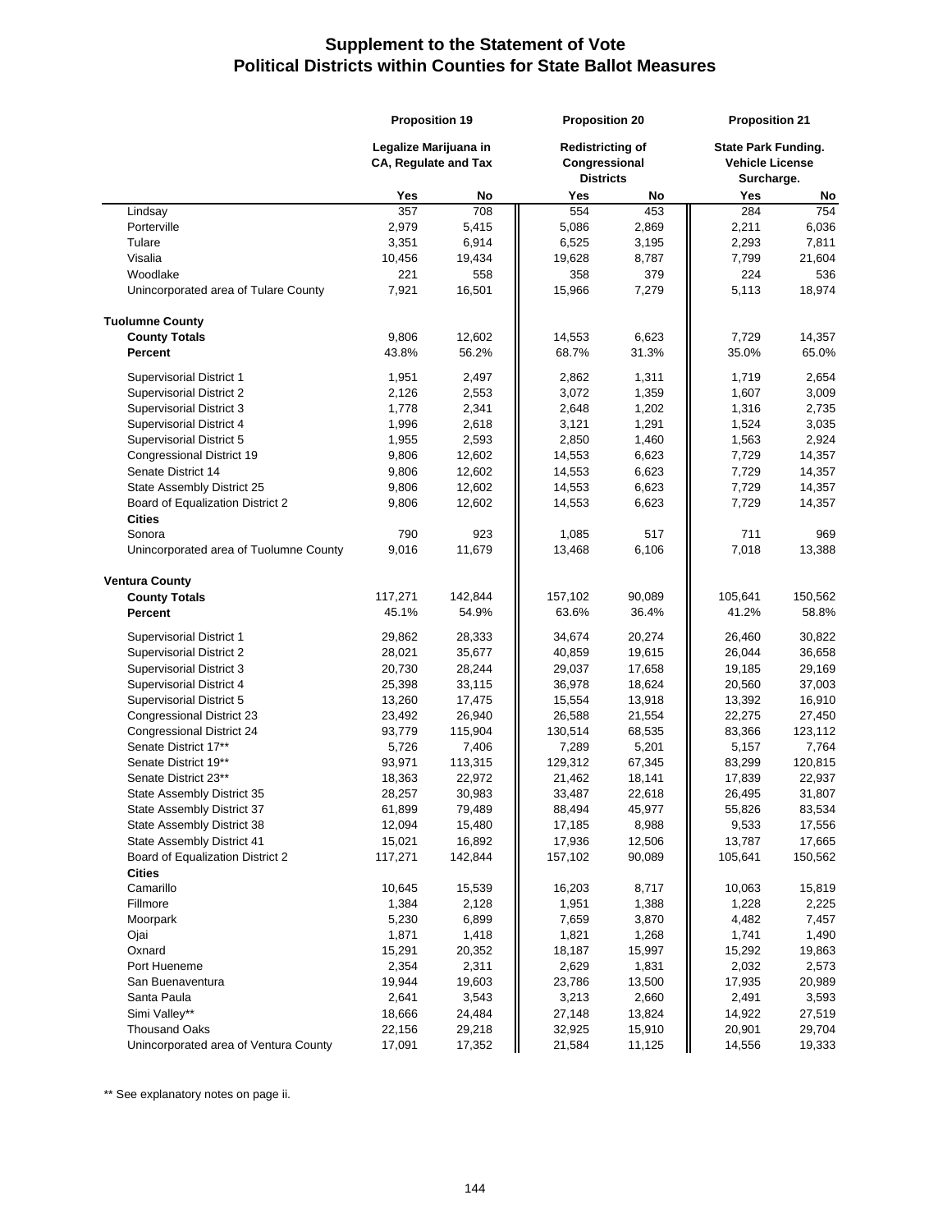# Supplement to the Statement of Vote
## Political Districts within Counties for State Ballot Measures

| | Proposition 19 | | Proposition 20 | | Proposition 21 | |
|---|---|---|---|---|---|---|
| | Legalize Marijuana in CA, Regulate and Tax | | Redistricting of Congressional Districts | | State Park Funding. Vehicle License Surcharge. | |
| | Yes | No | Yes | No | Yes | No |
| Lindsay | 357 | 708 | 554 | 453 | 284 | 754 |
| Porterville | 2,979 | 5,415 | 5,086 | 2,869 | 2,211 | 6,036 |
| Tulare | 3,351 | 6,914 | 6,525 | 3,195 | 2,293 | 7,811 |
| Visalia | 10,456 | 19,434 | 19,628 | 8,787 | 7,799 | 21,604 |
| Woodlake | 221 | 558 | 358 | 379 | 224 | 536 |
| Unincorporated area of Tulare County | 7,921 | 16,501 | 15,966 | 7,279 | 5,113 | 18,974 |
| **Tuolumne County** | | | | | | |
| **County Totals** | 9,806 | 12,602 | 14,553 | 6,623 | 7,729 | 14,357 |
| **Percent** | 43.8% | 56.2% | 68.7% | 31.3% | 35.0% | 65.0% |
| Supervisorial District 1 | 1,951 | 2,497 | 2,862 | 1,311 | 1,719 | 2,654 |
| Supervisorial District 2 | 2,126 | 2,553 | 3,072 | 1,359 | 1,607 | 3,009 |
| Supervisorial District 3 | 1,778 | 2,341 | 2,648 | 1,202 | 1,316 | 2,735 |
| Supervisorial District 4 | 1,996 | 2,618 | 3,121 | 1,291 | 1,524 | 3,035 |
| Supervisorial District 5 | 1,955 | 2,593 | 2,850 | 1,460 | 1,563 | 2,924 |
| Congressional District 19 | 9,806 | 12,602 | 14,553 | 6,623 | 7,729 | 14,357 |
| Senate District 14 | 9,806 | 12,602 | 14,553 | 6,623 | 7,729 | 14,357 |
| State Assembly District 25 | 9,806 | 12,602 | 14,553 | 6,623 | 7,729 | 14,357 |
| Board of Equalization District 2 | 9,806 | 12,602 | 14,553 | 6,623 | 7,729 | 14,357 |
| **Cities** | | | | | | |
| Sonora | 790 | 923 | 1,085 | 517 | 711 | 969 |
| Unincorporated area of Tuolumne County | 9,016 | 11,679 | 13,468 | 6,106 | 7,018 | 13,388 |
| **Ventura County** | | | | | | |
| **County Totals** | 117,271 | 142,844 | 157,102 | 90,089 | 105,641 | 150,562 |
| **Percent** | 45.1% | 54.9% | 63.6% | 36.4% | 41.2% | 58.8% |
| Supervisorial District 1 | 29,862 | 28,333 | 34,674 | 20,274 | 26,460 | 30,822 |
| Supervisorial District 2 | 28,021 | 35,677 | 40,859 | 19,615 | 26,044 | 36,658 |
| Supervisorial District 3 | 20,730 | 28,244 | 29,037 | 17,658 | 19,185 | 29,169 |
| Supervisorial District 4 | 25,398 | 33,115 | 36,978 | 18,624 | 20,560 | 37,003 |
| Supervisorial District 5 | 13,260 | 17,475 | 15,554 | 13,918 | 13,392 | 16,910 |
| Congressional District 23 | 23,492 | 26,940 | 26,588 | 21,554 | 22,275 | 27,450 |
| Congressional District 24 | 93,779 | 115,904 | 130,514 | 68,535 | 83,366 | 123,112 |
| Senate District 17** | 5,726 | 7,406 | 7,289 | 5,201 | 5,157 | 7,764 |
| Senate District 19** | 93,971 | 113,315 | 129,312 | 67,345 | 83,299 | 120,815 |
| Senate District 23** | 18,363 | 22,972 | 21,462 | 18,141 | 17,839 | 22,937 |
| State Assembly District 35 | 28,257 | 30,983 | 33,487 | 22,618 | 26,495 | 31,807 |
| State Assembly District 37 | 61,899 | 79,489 | 88,494 | 45,977 | 55,826 | 83,534 |
| State Assembly District 38 | 12,094 | 15,480 | 17,185 | 8,988 | 9,533 | 17,556 |
| State Assembly District 41 | 15,021 | 16,892 | 17,936 | 12,506 | 13,787 | 17,665 |
| Board of Equalization District 2 | 117,271 | 142,844 | 157,102 | 90,089 | 105,641 | 150,562 |
| **Cities** | | | | | | |
| Camarillo | 10,645 | 15,539 | 16,203 | 8,717 | 10,063 | 15,819 |
| Fillmore | 1,384 | 2,128 | 1,951 | 1,388 | 1,228 | 2,225 |
| Moorpark | 5,230 | 6,899 | 7,659 | 3,870 | 4,482 | 7,457 |
| Ojai | 1,871 | 1,418 | 1,821 | 1,268 | 1,741 | 1,490 |
| Oxnard | 15,291 | 20,352 | 18,187 | 15,997 | 15,292 | 19,863 |
| Port Hueneme | 2,354 | 2,311 | 2,629 | 1,831 | 2,032 | 2,573 |
| San Buenaventura | 19,944 | 19,603 | 23,786 | 13,500 | 17,935 | 20,989 |
| Santa Paula | 2,641 | 3,543 | 3,213 | 2,660 | 2,491 | 3,593 |
| Simi Valley** | 18,666 | 24,484 | 27,148 | 13,824 | 14,922 | 27,519 |
| Thousand Oaks | 22,156 | 29,218 | 32,925 | 15,910 | 20,901 | 29,704 |
| Unincorporated area of Ventura County | 17,091 | 17,352 | 21,584 | 11,125 | 14,556 | 19,333 |

** See explanatory notes on page ii.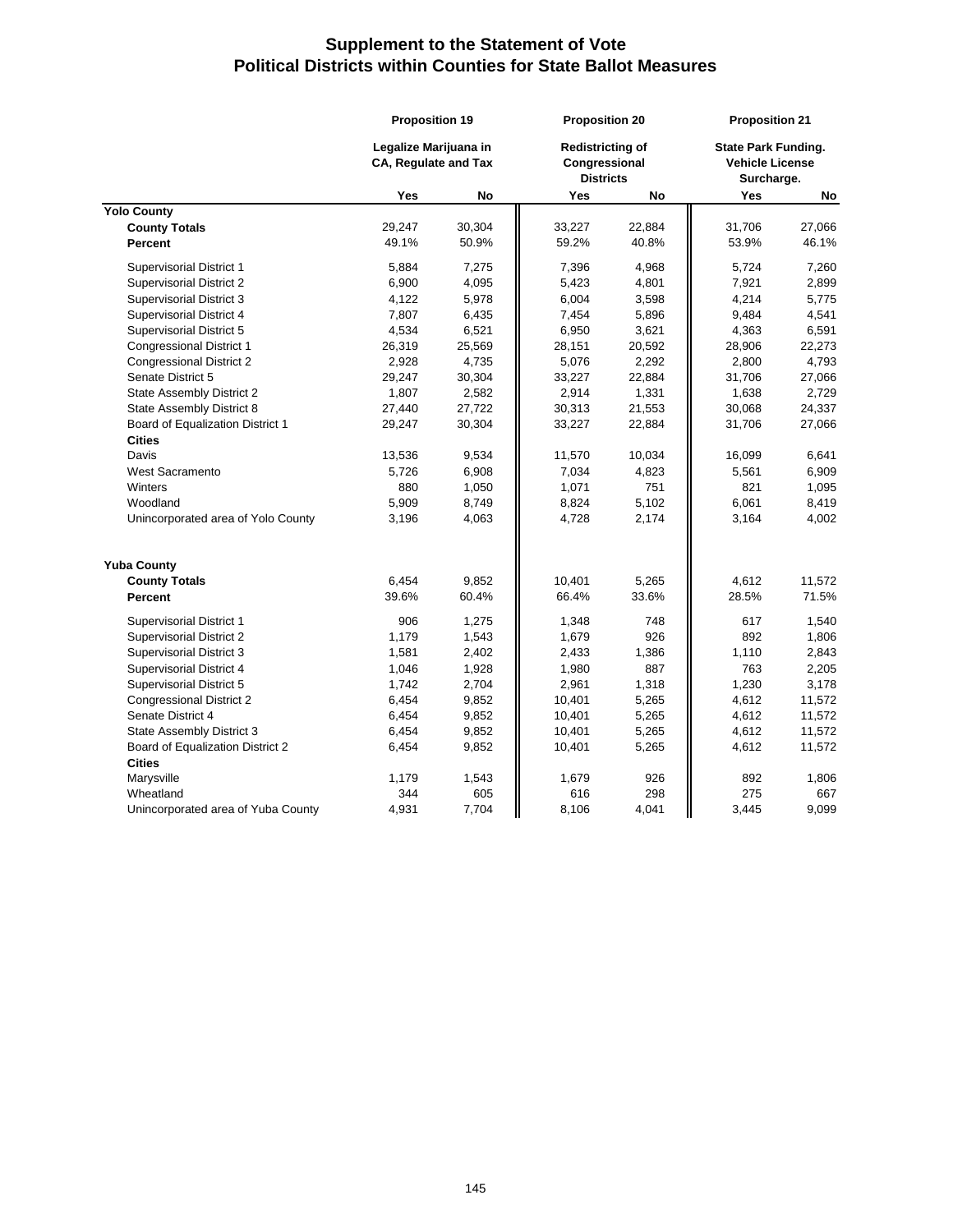# Supplement to the Statement of Vote
## Political Districts within Counties for State Ballot Measures

| | Proposition 19 | | Proposition 20 | | Proposition 21 | |
|---|---|---|---|---|---|---|
| | Legalize Marijuana in CA, Regulate and Tax | | Redistricting of Congressional Districts | | State Park Funding. Vehicle License Surcharge. | |
| | Yes | No | Yes | No | Yes | No |
| **Yolo County** | | | | | | |
| **County Totals** | 29,247 | 30,304 | 33,227 | 22,884 | 31,706 | 27,066 |
| **Percent** | 49.1% | 50.9% | 59.2% | 40.8% | 53.9% | 46.1% |
| Supervisorial District 1 | 5,884 | 7,275 | 7,396 | 4,968 | 5,724 | 7,260 |
| Supervisorial District 2 | 6,900 | 4,095 | 5,423 | 4,801 | 7,921 | 2,899 |
| Supervisorial District 3 | 4,122 | 5,978 | 6,004 | 3,598 | 4,214 | 5,775 |
| Supervisorial District 4 | 7,807 | 6,435 | 7,454 | 5,896 | 9,484 | 4,541 |
| Supervisorial District 5 | 4,534 | 6,521 | 6,950 | 3,621 | 4,363 | 6,591 |
| Congressional District 1 | 26,319 | 25,569 | 28,151 | 20,592 | 28,906 | 22,273 |
| Congressional District 2 | 2,928 | 4,735 | 5,076 | 2,292 | 2,800 | 4,793 |
| Senate District 5 | 29,247 | 30,304 | 33,227 | 22,884 | 31,706 | 27,066 |
| State Assembly District 2 | 1,807 | 2,582 | 2,914 | 1,331 | 1,638 | 2,729 |
| State Assembly District 8 | 27,440 | 27,722 | 30,313 | 21,553 | 30,068 | 24,337 |
| Board of Equalization District 1 | 29,247 | 30,304 | 33,227 | 22,884 | 31,706 | 27,066 |
| **Cities** | | | | | | |
| Davis | 13,536 | 9,534 | 11,570 | 10,034 | 16,099 | 6,641 |
| West Sacramento | 5,726 | 6,908 | 7,034 | 4,823 | 5,561 | 6,909 |
| Winters | 880 | 1,050 | 1,071 | 751 | 821 | 1,095 |
| Woodland | 5,909 | 8,749 | 8,824 | 5,102 | 6,061 | 8,419 |
| Unincorporated area of Yolo County | 3,196 | 4,063 | 4,728 | 2,174 | 3,164 | 4,002 |
| **Yuba County** | | | | | | |
| **County Totals** | 6,454 | 9,852 | 10,401 | 5,265 | 4,612 | 11,572 |
| **Percent** | 39.6% | 60.4% | 66.4% | 33.6% | 28.5% | 71.5% |
| Supervisorial District 1 | 906 | 1,275 | 1,348 | 748 | 617 | 1,540 |
| Supervisorial District 2 | 1,179 | 1,543 | 1,679 | 926 | 892 | 1,806 |
| Supervisorial District 3 | 1,581 | 2,402 | 2,433 | 1,386 | 1,110 | 2,843 |
| Supervisorial District 4 | 1,046 | 1,928 | 1,980 | 887 | 763 | 2,205 |
| Supervisorial District 5 | 1,742 | 2,704 | 2,961 | 1,318 | 1,230 | 3,178 |
| Congressional District 2 | 6,454 | 9,852 | 10,401 | 5,265 | 4,612 | 11,572 |
| Senate District 4 | 6,454 | 9,852 | 10,401 | 5,265 | 4,612 | 11,572 |
| State Assembly District 3 | 6,454 | 9,852 | 10,401 | 5,265 | 4,612 | 11,572 |
| Board of Equalization District 2 | 6,454 | 9,852 | 10,401 | 5,265 | 4,612 | 11,572 |
| **Cities** | | | | | | |
| Marysville | 1,179 | 1,543 | 1,679 | 926 | 892 | 1,806 |
| Wheatland | 344 | 605 | 616 | 298 | 275 | 667 |
| Unincorporated area of Yuba County | 4,931 | 7,704 | 8,106 | 4,041 | 3,445 | 9,099 |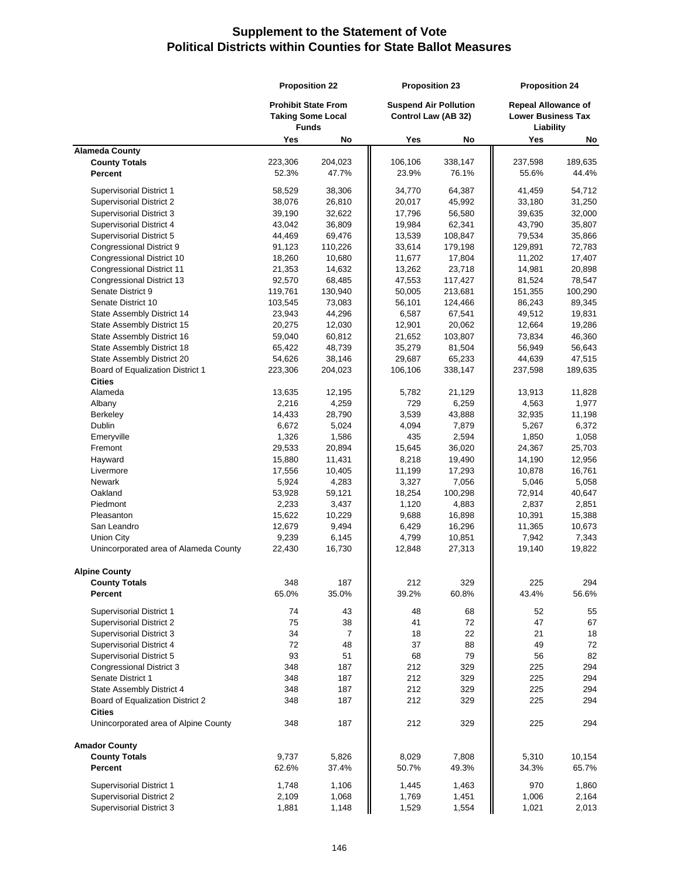# Supplement to the Statement of Vote
# Political Districts within Counties for State Ballot Measures

| | Proposition 22 | | Proposition 23 | | Proposition 24 | |
|---|---|---|---|---|---|---|
| | Prohibit State From Taking Some Local Funds | | Suspend Air Pollution Control Law (AB 32) | | Repeal Allowance of Lower Business Tax Liability | |
| | Yes | No | Yes | No | Yes | No |
| **Alameda County** | | | | | | |
| **County Totals** | 223,306 | 204,023 | 106,106 | 338,147 | 237,598 | 189,635 |
| **Percent** | 52.3% | 47.7% | 23.9% | 76.1% | 55.6% | 44.4% |
| Supervisorial District 1 | 58,529 | 38,306 | 34,770 | 64,387 | 41,459 | 54,712 |
| Supervisorial District 2 | 38,076 | 26,810 | 20,017 | 45,992 | 33,180 | 31,250 |
| Supervisorial District 3 | 39,190 | 32,622 | 17,796 | 56,580 | 39,635 | 32,000 |
| Supervisorial District 4 | 43,042 | 36,809 | 19,984 | 62,341 | 43,790 | 35,807 |
| Supervisorial District 5 | 44,469 | 69,476 | 13,539 | 108,847 | 79,534 | 35,866 |
| Congressional District 9 | 91,123 | 110,226 | 33,614 | 179,198 | 129,891 | 72,783 |
| Congressional District 10 | 18,260 | 10,680 | 11,677 | 17,804 | 11,202 | 17,407 |
| Congressional District 11 | 21,353 | 14,632 | 13,262 | 23,718 | 14,981 | 20,898 |
| Congressional District 13 | 92,570 | 68,485 | 47,553 | 117,427 | 81,524 | 78,547 |
| Senate District 9 | 119,761 | 130,940 | 50,005 | 213,681 | 151,355 | 100,290 |
| Senate District 10 | 103,545 | 73,083 | 56,101 | 124,466 | 86,243 | 89,345 |
| State Assembly District 14 | 23,943 | 44,296 | 6,587 | 67,541 | 49,512 | 19,831 |
| State Assembly District 15 | 20,275 | 12,030 | 12,901 | 20,062 | 12,664 | 19,286 |
| State Assembly District 16 | 59,040 | 60,812 | 21,652 | 103,807 | 73,834 | 46,360 |
| State Assembly District 18 | 65,422 | 48,739 | 35,279 | 81,504 | 56,949 | 56,643 |
| State Assembly District 20 | 54,626 | 38,146 | 29,687 | 65,233 | 44,639 | 47,515 |
| Board of Equalization District 1 | 223,306 | 204,023 | 106,106 | 338,147 | 237,598 | 189,635 |
| **Cities** | | | | | | |
| Alameda | 13,635 | 12,195 | 5,782 | 21,129 | 13,913 | 11,828 |
| Albany | 2,216 | 4,259 | 729 | 6,259 | 4,563 | 1,977 |
| Berkeley | 14,433 | 28,790 | 3,539 | 43,888 | 32,935 | 11,198 |
| Dublin | 6,672 | 5,024 | 4,094 | 7,879 | 5,267 | 6,372 |
| Emeryville | 1,326 | 1,586 | 435 | 2,594 | 1,850 | 1,058 |
| Fremont | 29,533 | 20,894 | 15,645 | 36,020 | 24,367 | 25,703 |
| Hayward | 15,880 | 11,431 | 8,218 | 19,490 | 14,190 | 12,956 |
| Livermore | 17,556 | 10,405 | 11,199 | 17,293 | 10,878 | 16,761 |
| Newark | 5,924 | 4,283 | 3,327 | 7,056 | 5,046 | 5,058 |
| Oakland | 53,928 | 59,121 | 18,254 | 100,298 | 72,914 | 40,647 |
| Piedmont | 2,233 | 3,437 | 1,120 | 4,883 | 2,837 | 2,851 |
| Pleasanton | 15,622 | 10,229 | 9,688 | 16,898 | 10,391 | 15,388 |
| San Leandro | 12,679 | 9,494 | 6,429 | 16,296 | 11,365 | 10,673 |
| Union City | 9,239 | 6,145 | 4,799 | 10,851 | 7,942 | 7,343 |
| Unincorporated area of Alameda County | 22,430 | 16,730 | 12,848 | 27,313 | 19,140 | 19,822 |
| **Alpine County** | | | | | | |
| **County Totals** | 348 | 187 | 212 | 329 | 225 | 294 |
| **Percent** | 65.0% | 35.0% | 39.2% | 60.8% | 43.4% | 56.6% |
| Supervisorial District 1 | 74 | 43 | 48 | 68 | 52 | 55 |
| Supervisorial District 2 | 75 | 38 | 41 | 72 | 47 | 67 |
| Supervisorial District 3 | 34 | 7 | 18 | 22 | 21 | 18 |
| Supervisorial District 4 | 72 | 48 | 37 | 88 | 49 | 72 |
| Supervisorial District 5 | 93 | 51 | 68 | 79 | 56 | 82 |
| Congressional District 3 | 348 | 187 | 212 | 329 | 225 | 294 |
| Senate District 1 | 348 | 187 | 212 | 329 | 225 | 294 |
| State Assembly District 4 | 348 | 187 | 212 | 329 | 225 | 294 |
| Board of Equalization District 2 | 348 | 187 | 212 | 329 | 225 | 294 |
| **Cities** | | | | | | |
| Unincorporated area of Alpine County | 348 | 187 | 212 | 329 | 225 | 294 |
| **Amador County** | | | | | | |
| **County Totals** | 9,737 | 5,826 | 8,029 | 7,808 | 5,310 | 10,154 |
| **Percent** | 62.6% | 37.4% | 50.7% | 49.3% | 34.3% | 65.7% |
| Supervisorial District 1 | 1,748 | 1,106 | 1,445 | 1,463 | 970 | 1,860 |
| Supervisorial District 2 | 2,109 | 1,068 | 1,769 | 1,451 | 1,006 | 2,164 |
| Supervisorial District 3 | 1,881 | 1,148 | 1,529 | 1,554 | 1,021 | 2,013 |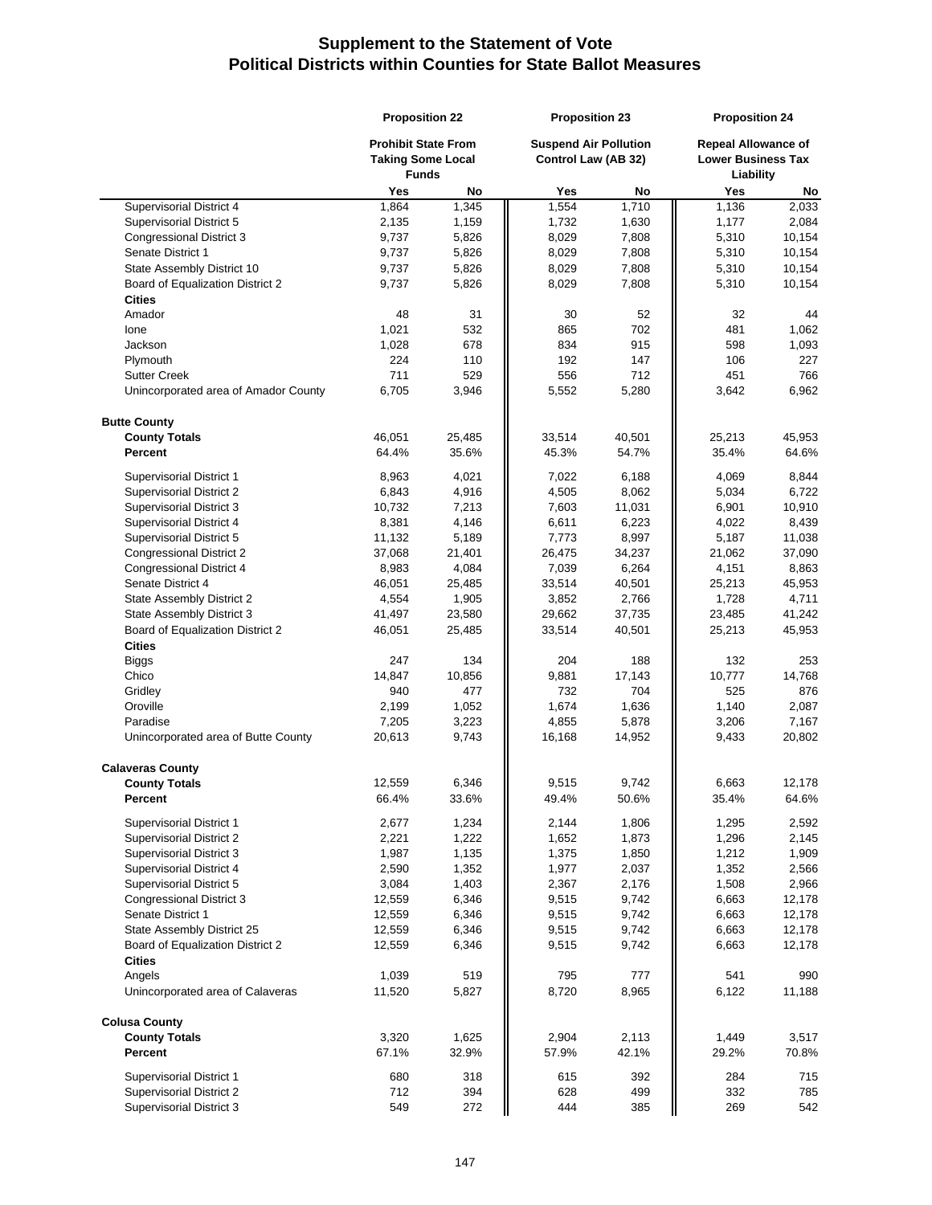# Supplement to the Statement of Vote
# Political Districts within Counties for State Ballot Measures

| | Proposition 22 | | Proposition 23 | | Proposition 24 | |
|---|---|---|---|---|---|---|
| | Prohibit State From Taking Some Local Funds | | Suspend Air Pollution Control Law (AB 32) | | Repeal Allowance of Lower Business Tax Liability | |
| | Yes | No | Yes | No | Yes | No |
| Supervisorial District 4 | 1,864 | 1,345 | 1,554 | 1,710 | 1,136 | 2,033 |
| Supervisorial District 5 | 2,135 | 1,159 | 1,732 | 1,630 | 1,177 | 2,084 |
| Congressional District 3 | 9,737 | 5,826 | 8,029 | 7,808 | 5,310 | 10,154 |
| Senate District 1 | 9,737 | 5,826 | 8,029 | 7,808 | 5,310 | 10,154 |
| State Assembly District 10 | 9,737 | 5,826 | 8,029 | 7,808 | 5,310 | 10,154 |
| Board of Equalization District 2 | 9,737 | 5,826 | 8,029 | 7,808 | 5,310 | 10,154 |
| **Cities** | | | | | | |
| Amador | 48 | 31 | 30 | 52 | 32 | 44 |
| Ione | 1,021 | 532 | 865 | 702 | 481 | 1,062 |
| Jackson | 1,028 | 678 | 834 | 915 | 598 | 1,093 |
| Plymouth | 224 | 110 | 192 | 147 | 106 | 227 |
| Sutter Creek | 711 | 529 | 556 | 712 | 451 | 766 |
| Unincorporated area of Amador County | 6,705 | 3,946 | 5,552 | 5,280 | 3,642 | 6,962 |
| **Butte County** | | | | | | |
| **County Totals** | 46,051 | 25,485 | 33,514 | 40,501 | 25,213 | 45,953 |
| **Percent** | 64.4% | 35.6% | 45.3% | 54.7% | 35.4% | 64.6% |
| Supervisorial District 1 | 8,963 | 4,021 | 7,022 | 6,188 | 4,069 | 8,844 |
| Supervisorial District 2 | 6,843 | 4,916 | 4,505 | 8,062 | 5,034 | 6,722 |
| Supervisorial District 3 | 10,732 | 7,213 | 7,603 | 11,031 | 6,901 | 10,910 |
| Supervisorial District 4 | 8,381 | 4,146 | 6,611 | 6,223 | 4,022 | 8,439 |
| Supervisorial District 5 | 11,132 | 5,189 | 7,773 | 8,997 | 5,187 | 11,038 |
| Congressional District 2 | 37,068 | 21,401 | 26,475 | 34,237 | 21,062 | 37,090 |
| Congressional District 4 | 8,983 | 4,084 | 7,039 | 6,264 | 4,151 | 8,863 |
| Senate District 4 | 46,051 | 25,485 | 33,514 | 40,501 | 25,213 | 45,953 |
| State Assembly District 2 | 4,554 | 1,905 | 3,852 | 2,766 | 1,728 | 4,711 |
| State Assembly District 3 | 41,497 | 23,580 | 29,662 | 37,735 | 23,485 | 41,242 |
| Board of Equalization District 2 | 46,051 | 25,485 | 33,514 | 40,501 | 25,213 | 45,953 |
| **Cities** | | | | | | |
| Biggs | 247 | 134 | 204 | 188 | 132 | 253 |
| Chico | 14,847 | 10,856 | 9,881 | 17,143 | 10,777 | 14,768 |
| Gridley | 940 | 477 | 732 | 704 | 525 | 876 |
| Oroville | 2,199 | 1,052 | 1,674 | 1,636 | 1,140 | 2,087 |
| Paradise | 7,205 | 3,223 | 4,855 | 5,878 | 3,206 | 7,167 |
| Unincorporated area of Butte County | 20,613 | 9,743 | 16,168 | 14,952 | 9,433 | 20,802 |
| **Calaveras County** | | | | | | |
| **County Totals** | 12,559 | 6,346 | 9,515 | 9,742 | 6,663 | 12,178 |
| **Percent** | 66.4% | 33.6% | 49.4% | 50.6% | 35.4% | 64.6% |
| Supervisorial District 1 | 2,677 | 1,234 | 2,144 | 1,806 | 1,295 | 2,592 |
| Supervisorial District 2 | 2,221 | 1,222 | 1,652 | 1,873 | 1,296 | 2,145 |
| Supervisorial District 3 | 1,987 | 1,135 | 1,375 | 1,850 | 1,212 | 1,909 |
| Supervisorial District 4 | 2,590 | 1,352 | 1,977 | 2,037 | 1,352 | 2,566 |
| Supervisorial District 5 | 3,084 | 1,403 | 2,367 | 2,176 | 1,508 | 2,966 |
| Congressional District 3 | 12,559 | 6,346 | 9,515 | 9,742 | 6,663 | 12,178 |
| Senate District 1 | 12,559 | 6,346 | 9,515 | 9,742 | 6,663 | 12,178 |
| State Assembly District 25 | 12,559 | 6,346 | 9,515 | 9,742 | 6,663 | 12,178 |
| Board of Equalization District 2 | 12,559 | 6,346 | 9,515 | 9,742 | 6,663 | 12,178 |
| **Cities** | | | | | | |
| Angels | 1,039 | 519 | 795 | 777 | 541 | 990 |
| Unincorporated area of Calaveras | 11,520 | 5,827 | 8,720 | 8,965 | 6,122 | 11,188 |
| **Colusa County** | | | | | | |
| **County Totals** | 3,320 | 1,625 | 2,904 | 2,113 | 1,449 | 3,517 |
| **Percent** | 67.1% | 32.9% | 57.9% | 42.1% | 29.2% | 70.8% |
| Supervisorial District 1 | 680 | 318 | 615 | 392 | 284 | 715 |
| Supervisorial District 2 | 712 | 394 | 628 | 499 | 332 | 785 |
| Supervisorial District 3 | 549 | 272 | 444 | 385 | 269 | 542 |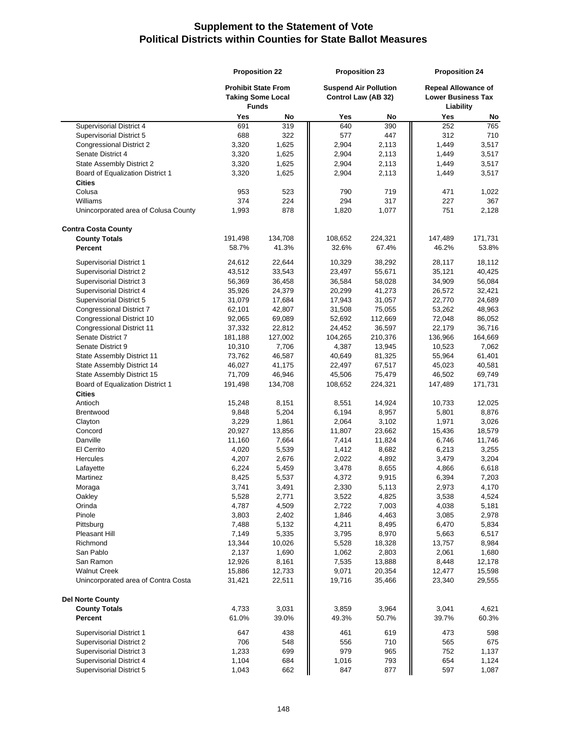# Supplement to the Statement of Vote
## Political Districts within Counties for State Ballot Measures

| | Proposition 22 | | Proposition 23 | | Proposition 24 | |
|---|---|---|---|---|---|---|
| | Prohibit State From Taking Some Local Funds | | Suspend Air Pollution Control Law (AB 32) | | Repeal Allowance of Lower Business Tax Liability | |
| | Yes | No | Yes | No | Yes | No |
| Supervisorial District 4 | 691 | 319 | 640 | 390 | 252 | 765 |
| Supervisorial District 5 | 688 | 322 | 577 | 447 | 312 | 710 |
| Congressional District 2 | 3,320 | 1,625 | 2,904 | 2,113 | 1,449 | 3,517 |
| Senate District 4 | 3,320 | 1,625 | 2,904 | 2,113 | 1,449 | 3,517 |
| State Assembly District 2 | 3,320 | 1,625 | 2,904 | 2,113 | 1,449 | 3,517 |
| Board of Equalization District 1 | 3,320 | 1,625 | 2,904 | 2,113 | 1,449 | 3,517 |
| **Cities** | | | | | | |
| Colusa | 953 | 523 | 790 | 719 | 471 | 1,022 |
| Williams | 374 | 224 | 294 | 317 | 227 | 367 |
| Unincorporated area of Colusa County | 1,993 | 878 | 1,820 | 1,077 | 751 | 2,128 |
| **Contra Costa County** | | | | | | |
| **County Totals** | 191,498 | 134,708 | 108,652 | 224,321 | 147,489 | 171,731 |
| **Percent** | 58.7% | 41.3% | 32.6% | 67.4% | 46.2% | 53.8% |
| Supervisorial District 1 | 24,612 | 22,644 | 10,329 | 38,292 | 28,117 | 18,112 |
| Supervisorial District 2 | 43,512 | 33,543 | 23,497 | 55,671 | 35,121 | 40,425 |
| Supervisorial District 3 | 56,369 | 36,458 | 36,584 | 58,028 | 34,909 | 56,084 |
| Supervisorial District 4 | 35,926 | 24,379 | 20,299 | 41,273 | 26,572 | 32,421 |
| Supervisorial District 5 | 31,079 | 17,684 | 17,943 | 31,057 | 22,770 | 24,689 |
| Congressional District 7 | 62,101 | 42,807 | 31,508 | 75,055 | 53,262 | 48,963 |
| Congressional District 10 | 92,065 | 69,089 | 52,692 | 112,669 | 72,048 | 86,052 |
| Congressional District 11 | 37,332 | 22,812 | 24,452 | 36,597 | 22,179 | 36,716 |
| Senate District 7 | 181,188 | 127,002 | 104,265 | 210,376 | 136,966 | 164,669 |
| Senate District 9 | 10,310 | 7,706 | 4,387 | 13,945 | 10,523 | 7,062 |
| State Assembly District 11 | 73,762 | 46,587 | 40,649 | 81,325 | 55,964 | 61,401 |
| State Assembly District 14 | 46,027 | 41,175 | 22,497 | 67,517 | 45,023 | 40,581 |
| State Assembly District 15 | 71,709 | 46,946 | 45,506 | 75,479 | 46,502 | 69,749 |
| Board of Equalization District 1 | 191,498 | 134,708 | 108,652 | 224,321 | 147,489 | 171,731 |
| **Cities** | | | | | | |
| Antioch | 15,248 | 8,151 | 8,551 | 14,924 | 10,733 | 12,025 |
| Brentwood | 9,848 | 5,204 | 6,194 | 8,957 | 5,801 | 8,876 |
| Clayton | 3,229 | 1,861 | 2,064 | 3,102 | 1,971 | 3,026 |
| Concord | 20,927 | 13,856 | 11,807 | 23,662 | 15,436 | 18,579 |
| Danville | 11,160 | 7,664 | 7,414 | 11,824 | 6,746 | 11,746 |
| El Cerrito | 4,020 | 5,539 | 1,412 | 8,682 | 6,213 | 3,255 |
| Hercules | 4,207 | 2,676 | 2,022 | 4,892 | 3,479 | 3,204 |
| Lafayette | 6,224 | 5,459 | 3,478 | 8,655 | 4,866 | 6,618 |
| Martinez | 8,425 | 5,537 | 4,372 | 9,915 | 6,394 | 7,203 |
| Moraga | 3,741 | 3,491 | 2,330 | 5,113 | 2,973 | 4,170 |
| Oakley | 5,528 | 2,771 | 3,522 | 4,825 | 3,538 | 4,524 |
| Orinda | 4,787 | 4,509 | 2,722 | 7,003 | 4,038 | 5,181 |
| Pinole | 3,803 | 2,402 | 1,846 | 4,463 | 3,085 | 2,978 |
| Pittsburg | 7,488 | 5,132 | 4,211 | 8,495 | 6,470 | 5,834 |
| Pleasant Hill | 7,149 | 5,335 | 3,795 | 8,970 | 5,663 | 6,517 |
| Richmond | 13,344 | 10,026 | 5,528 | 18,328 | 13,757 | 8,984 |
| San Pablo | 2,137 | 1,690 | 1,062 | 2,803 | 2,061 | 1,680 |
| San Ramon | 12,926 | 8,161 | 7,535 | 13,888 | 8,448 | 12,178 |
| Walnut Creek | 15,886 | 12,733 | 9,071 | 20,354 | 12,477 | 15,598 |
| Unincorporated area of Contra Costa | 31,421 | 22,511 | 19,716 | 35,466 | 23,340 | 29,555 |
| **Del Norte County** | | | | | | |
| **County Totals** | 4,733 | 3,031 | 3,859 | 3,964 | 3,041 | 4,621 |
| **Percent** | 61.0% | 39.0% | 49.3% | 50.7% | 39.7% | 60.3% |
| Supervisorial District 1 | 647 | 438 | 461 | 619 | 473 | 598 |
| Supervisorial District 2 | 706 | 548 | 556 | 710 | 565 | 675 |
| Supervisorial District 3 | 1,233 | 699 | 979 | 965 | 752 | 1,137 |
| Supervisorial District 4 | 1,104 | 684 | 1,016 | 793 | 654 | 1,124 |
| Supervisorial District 5 | 1,043 | 662 | 847 | 877 | 597 | 1,087 |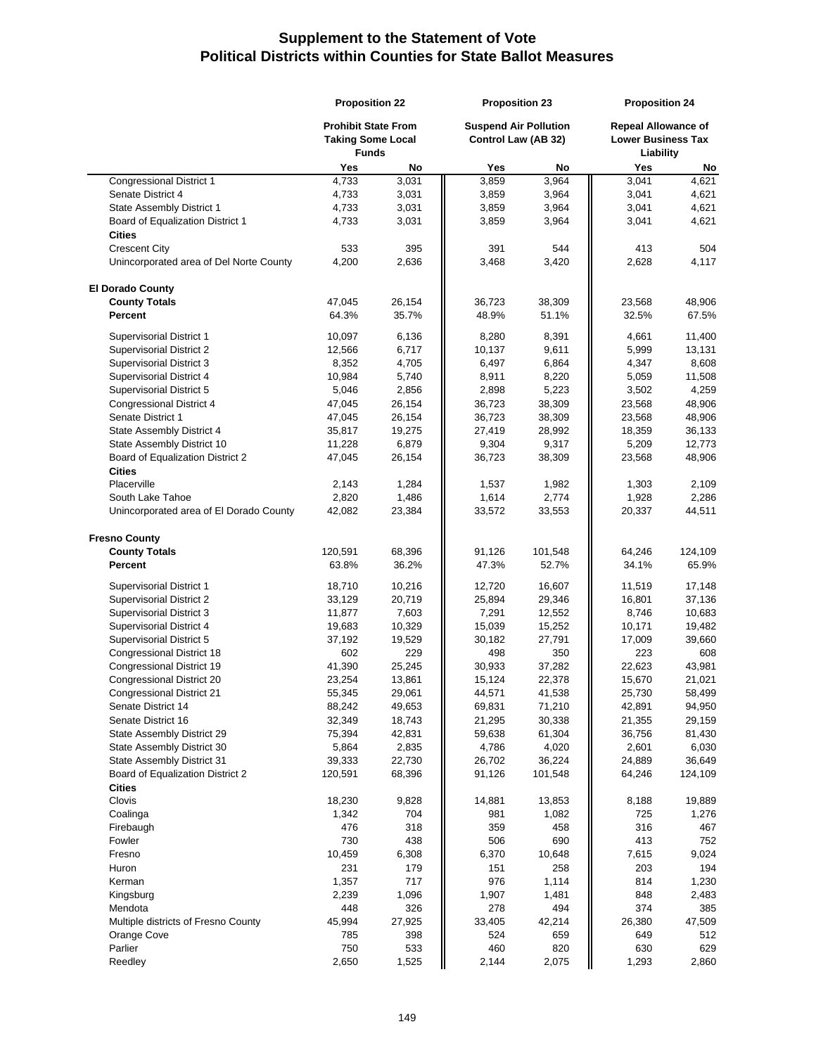# Supplement to the Statement of Vote
## Political Districts within Counties for State Ballot Measures

| | Proposition 22 | | Proposition 23 | | Proposition 24 | |
|---|---|---|---|---|---|---|
| | Prohibit State From Taking Some Local Funds | | Suspend Air Pollution Control Law (AB 32) | | Repeal Allowance of Lower Business Tax Liability | |
| | Yes | No | Yes | No | Yes | No |
| Congressional District 1 | 4,733 | 3,031 | 3,859 | 3,964 | 3,041 | 4,621 |
| Senate District 4 | 4,733 | 3,031 | 3,859 | 3,964 | 3,041 | 4,621 |
| State Assembly District 1 | 4,733 | 3,031 | 3,859 | 3,964 | 3,041 | 4,621 |
| Board of Equalization District 1 | 4,733 | 3,031 | 3,859 | 3,964 | 3,041 | 4,621 |
| **Cities** | | | | | | |
| Crescent City | 533 | 395 | 391 | 544 | 413 | 504 |
| Unincorporated area of Del Norte County | 4,200 | 2,636 | 3,468 | 3,420 | 2,628 | 4,117 |
| | | | | | | |
| **El Dorado County** | | | | | | |
| **County Totals** | 47,045 | 26,154 | 36,723 | 38,309 | 23,568 | 48,906 |
| **Percent** | 64.3% | 35.7% | 48.9% | 51.1% | 32.5% | 67.5% |
| Supervisorial District 1 | 10,097 | 6,136 | 8,280 | 8,391 | 4,661 | 11,400 |
| Supervisorial District 2 | 12,566 | 6,717 | 10,137 | 9,611 | 5,999 | 13,131 |
| Supervisorial District 3 | 8,352 | 4,705 | 6,497 | 6,864 | 4,347 | 8,608 |
| Supervisorial District 4 | 10,984 | 5,740 | 8,911 | 8,220 | 5,059 | 11,508 |
| Supervisorial District 5 | 5,046 | 2,856 | 2,898 | 5,223 | 3,502 | 4,259 |
| Congressional District 4 | 47,045 | 26,154 | 36,723 | 38,309 | 23,568 | 48,906 |
| Senate District 1 | 47,045 | 26,154 | 36,723 | 38,309 | 23,568 | 48,906 |
| State Assembly District 4 | 35,817 | 19,275 | 27,419 | 28,992 | 18,359 | 36,133 |
| State Assembly District 10 | 11,228 | 6,879 | 9,304 | 9,317 | 5,209 | 12,773 |
| Board of Equalization District 2 | 47,045 | 26,154 | 36,723 | 38,309 | 23,568 | 48,906 |
| **Cities** | | | | | | |
| Placerville | 2,143 | 1,284 | 1,537 | 1,982 | 1,303 | 2,109 |
| South Lake Tahoe | 2,820 | 1,486 | 1,614 | 2,774 | 1,928 | 2,286 |
| Unincorporated area of El Dorado County | 42,082 | 23,384 | 33,572 | 33,553 | 20,337 | 44,511 |
| | | | | | | |
| **Fresno County** | | | | | | |
| **County Totals** | 120,591 | 68,396 | 91,126 | 101,548 | 64,246 | 124,109 |
| **Percent** | 63.8% | 36.2% | 47.3% | 52.7% | 34.1% | 65.9% |
| Supervisorial District 1 | 18,710 | 10,216 | 12,720 | 16,607 | 11,519 | 17,148 |
| Supervisorial District 2 | 33,129 | 20,719 | 25,894 | 29,346 | 16,801 | 37,136 |
| Supervisorial District 3 | 11,877 | 7,603 | 7,291 | 12,552 | 8,746 | 10,683 |
| Supervisorial District 4 | 19,683 | 10,329 | 15,039 | 15,252 | 10,171 | 19,482 |
| Supervisorial District 5 | 37,192 | 19,529 | 30,182 | 27,791 | 17,009 | 39,660 |
| Congressional District 18 | 602 | 229 | 498 | 350 | 223 | 608 |
| Congressional District 19 | 41,390 | 25,245 | 30,933 | 37,282 | 22,623 | 43,981 |
| Congressional District 20 | 23,254 | 13,861 | 15,124 | 22,378 | 15,670 | 21,021 |
| Congressional District 21 | 55,345 | 29,061 | 44,571 | 41,538 | 25,730 | 58,499 |
| Senate District 14 | 88,242 | 49,653 | 69,831 | 71,210 | 42,891 | 94,950 |
| Senate District 16 | 32,349 | 18,743 | 21,295 | 30,338 | 21,355 | 29,159 |
| State Assembly District 29 | 75,394 | 42,831 | 59,638 | 61,304 | 36,756 | 81,430 |
| State Assembly District 30 | 5,864 | 2,835 | 4,786 | 4,020 | 2,601 | 6,030 |
| State Assembly District 31 | 39,333 | 22,730 | 26,702 | 36,224 | 24,889 | 36,649 |
| Board of Equalization District 2 | 120,591 | 68,396 | 91,126 | 101,548 | 64,246 | 124,109 |
| **Cities** | | | | | | |
| Clovis | 18,230 | 9,828 | 14,881 | 13,853 | 8,188 | 19,889 |
| Coalinga | 1,342 | 704 | 981 | 1,082 | 725 | 1,276 |
| Firebaugh | 476 | 318 | 359 | 458 | 316 | 467 |
| Fowler | 730 | 438 | 506 | 690 | 413 | 752 |
| Fresno | 10,459 | 6,308 | 6,370 | 10,648 | 7,615 | 9,024 |
| Huron | 231 | 179 | 151 | 258 | 203 | 194 |
| Kerman | 1,357 | 717 | 976 | 1,114 | 814 | 1,230 |
| Kingsburg | 2,239 | 1,096 | 1,907 | 1,481 | 848 | 2,483 |
| Mendota | 448 | 326 | 278 | 494 | 374 | 385 |
| Multiple districts of Fresno County | 45,994 | 27,925 | 33,405 | 42,214 | 26,380 | 47,509 |
| Orange Cove | 785 | 398 | 524 | 659 | 649 | 512 |
| Parlier | 750 | 533 | 460 | 820 | 630 | 629 |
| Reedley | 2,650 | 1,525 | 2,144 | 2,075 | 1,293 | 2,860 |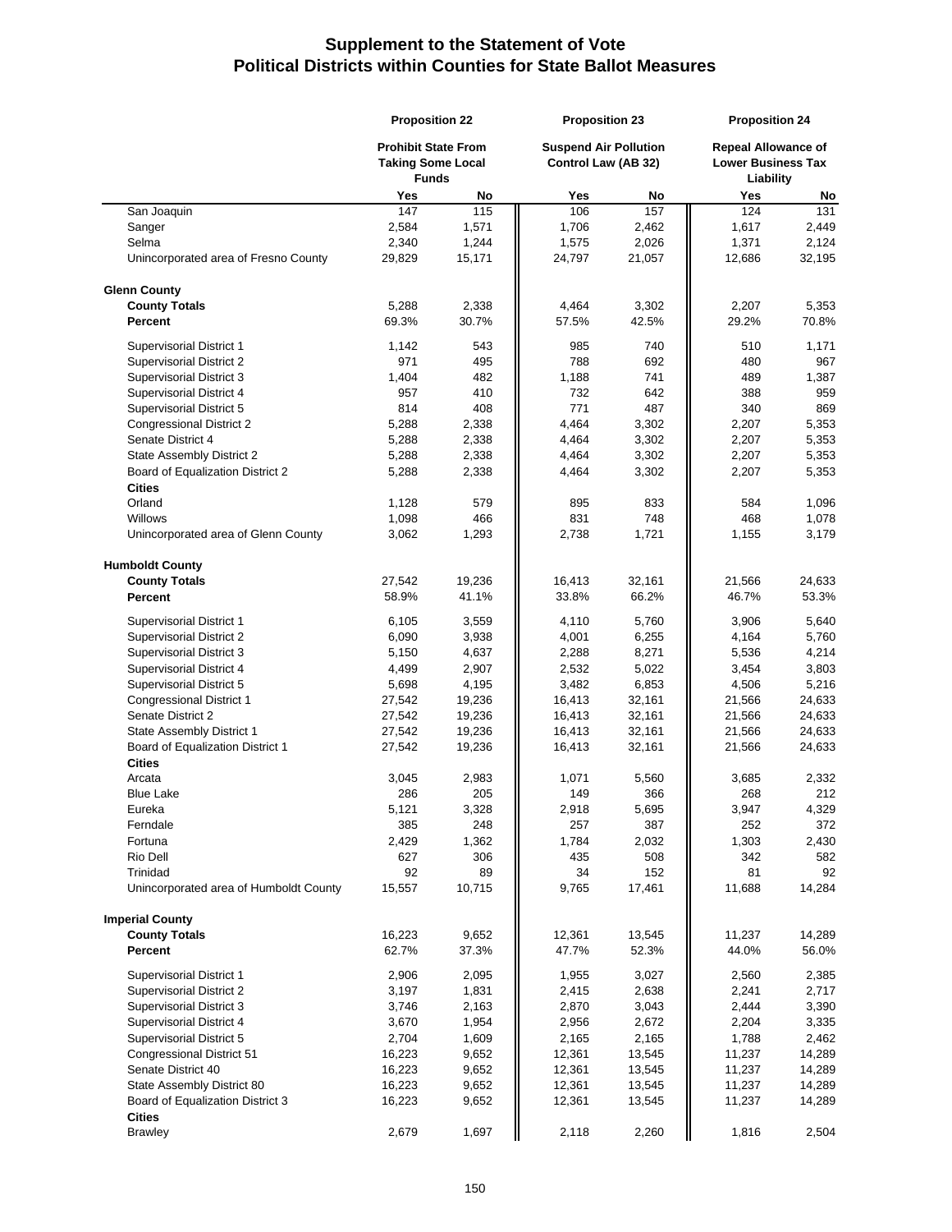# Supplement to the Statement of Vote
## Political Districts within Counties for State Ballot Measures

| | Proposition 22 | | Proposition 23 | | Proposition 24 | |
|---|---|---|---|---|---|---|
| | Prohibit State From Taking Some Local Funds | | Suspend Air Pollution Control Law (AB 32) | | Repeal Allowance of Lower Business Tax Liability | |
| | Yes | No | Yes | No | Yes | No |
| San Joaquin | 147 | 115 | 106 | 157 | 124 | 131 |
| Sanger | 2,584 | 1,571 | 1,706 | 2,462 | 1,617 | 2,449 |
| Selma | 2,340 | 1,244 | 1,575 | 2,026 | 1,371 | 2,124 |
| Unincorporated area of Fresno County | 29,829 | 15,171 | 24,797 | 21,057 | 12,686 | 32,195 |
| **Glenn County** | | | | | | |
| **County Totals** | 5,288 | 2,338 | 4,464 | 3,302 | 2,207 | 5,353 |
| **Percent** | 69.3% | 30.7% | 57.5% | 42.5% | 29.2% | 70.8% |
| Supervisorial District 1 | 1,142 | 543 | 985 | 740 | 510 | 1,171 |
| Supervisorial District 2 | 971 | 495 | 788 | 692 | 480 | 967 |
| Supervisorial District 3 | 1,404 | 482 | 1,188 | 741 | 489 | 1,387 |
| Supervisorial District 4 | 957 | 410 | 732 | 642 | 388 | 959 |
| Supervisorial District 5 | 814 | 408 | 771 | 487 | 340 | 869 |
| Congressional District 2 | 5,288 | 2,338 | 4,464 | 3,302 | 2,207 | 5,353 |
| Senate District 4 | 5,288 | 2,338 | 4,464 | 3,302 | 2,207 | 5,353 |
| State Assembly District 2 | 5,288 | 2,338 | 4,464 | 3,302 | 2,207 | 5,353 |
| Board of Equalization District 2 | 5,288 | 2,338 | 4,464 | 3,302 | 2,207 | 5,353 |
| **Cities** | | | | | | |
| Orland | 1,128 | 579 | 895 | 833 | 584 | 1,096 |
| Willows | 1,098 | 466 | 831 | 748 | 468 | 1,078 |
| Unincorporated area of Glenn County | 3,062 | 1,293 | 2,738 | 1,721 | 1,155 | 3,179 |
| **Humboldt County** | | | | | | |
| **County Totals** | 27,542 | 19,236 | 16,413 | 32,161 | 21,566 | 24,633 |
| **Percent** | 58.9% | 41.1% | 33.8% | 66.2% | 46.7% | 53.3% |
| Supervisorial District 1 | 6,105 | 3,559 | 4,110 | 5,760 | 3,906 | 5,640 |
| Supervisorial District 2 | 6,090 | 3,938 | 4,001 | 6,255 | 4,164 | 5,760 |
| Supervisorial District 3 | 5,150 | 4,637 | 2,288 | 8,271 | 5,536 | 4,214 |
| Supervisorial District 4 | 4,499 | 2,907 | 2,532 | 5,022 | 3,454 | 3,803 |
| Supervisorial District 5 | 5,698 | 4,195 | 3,482 | 6,853 | 4,506 | 5,216 |
| Congressional District 1 | 27,542 | 19,236 | 16,413 | 32,161 | 21,566 | 24,633 |
| Senate District 2 | 27,542 | 19,236 | 16,413 | 32,161 | 21,566 | 24,633 |
| State Assembly District 1 | 27,542 | 19,236 | 16,413 | 32,161 | 21,566 | 24,633 |
| Board of Equalization District 1 | 27,542 | 19,236 | 16,413 | 32,161 | 21,566 | 24,633 |
| **Cities** | | | | | | |
| Arcata | 3,045 | 2,983 | 1,071 | 5,560 | 3,685 | 2,332 |
| Blue Lake | 286 | 205 | 149 | 366 | 268 | 212 |
| Eureka | 5,121 | 3,328 | 2,918 | 5,695 | 3,947 | 4,329 |
| Ferndale | 385 | 248 | 257 | 387 | 252 | 372 |
| Fortuna | 2,429 | 1,362 | 1,784 | 2,032 | 1,303 | 2,430 |
| Rio Dell | 627 | 306 | 435 | 508 | 342 | 582 |
| Trinidad | 92 | 89 | 34 | 152 | 81 | 92 |
| Unincorporated area of Humboldt County | 15,557 | 10,715 | 9,765 | 17,461 | 11,688 | 14,284 |
| **Imperial County** | | | | | | |
| **County Totals** | 16,223 | 9,652 | 12,361 | 13,545 | 11,237 | 14,289 |
| **Percent** | 62.7% | 37.3% | 47.7% | 52.3% | 44.0% | 56.0% |
| Supervisorial District 1 | 2,906 | 2,095 | 1,955 | 3,027 | 2,560 | 2,385 |
| Supervisorial District 2 | 3,197 | 1,831 | 2,415 | 2,638 | 2,241 | 2,717 |
| Supervisorial District 3 | 3,746 | 2,163 | 2,870 | 3,043 | 2,444 | 3,390 |
| Supervisorial District 4 | 3,670 | 1,954 | 2,956 | 2,672 | 2,204 | 3,335 |
| Supervisorial District 5 | 2,704 | 1,609 | 2,165 | 2,165 | 1,788 | 2,462 |
| Congressional District 51 | 16,223 | 9,652 | 12,361 | 13,545 | 11,237 | 14,289 |
| Senate District 40 | 16,223 | 9,652 | 12,361 | 13,545 | 11,237 | 14,289 |
| State Assembly District 80 | 16,223 | 9,652 | 12,361 | 13,545 | 11,237 | 14,289 |
| Board of Equalization District 3 | 16,223 | 9,652 | 12,361 | 13,545 | 11,237 | 14,289 |
| **Cities** | | | | | | |
| Brawley | 2,679 | 1,697 | 2,118 | 2,260 | 1,816 | 2,504 |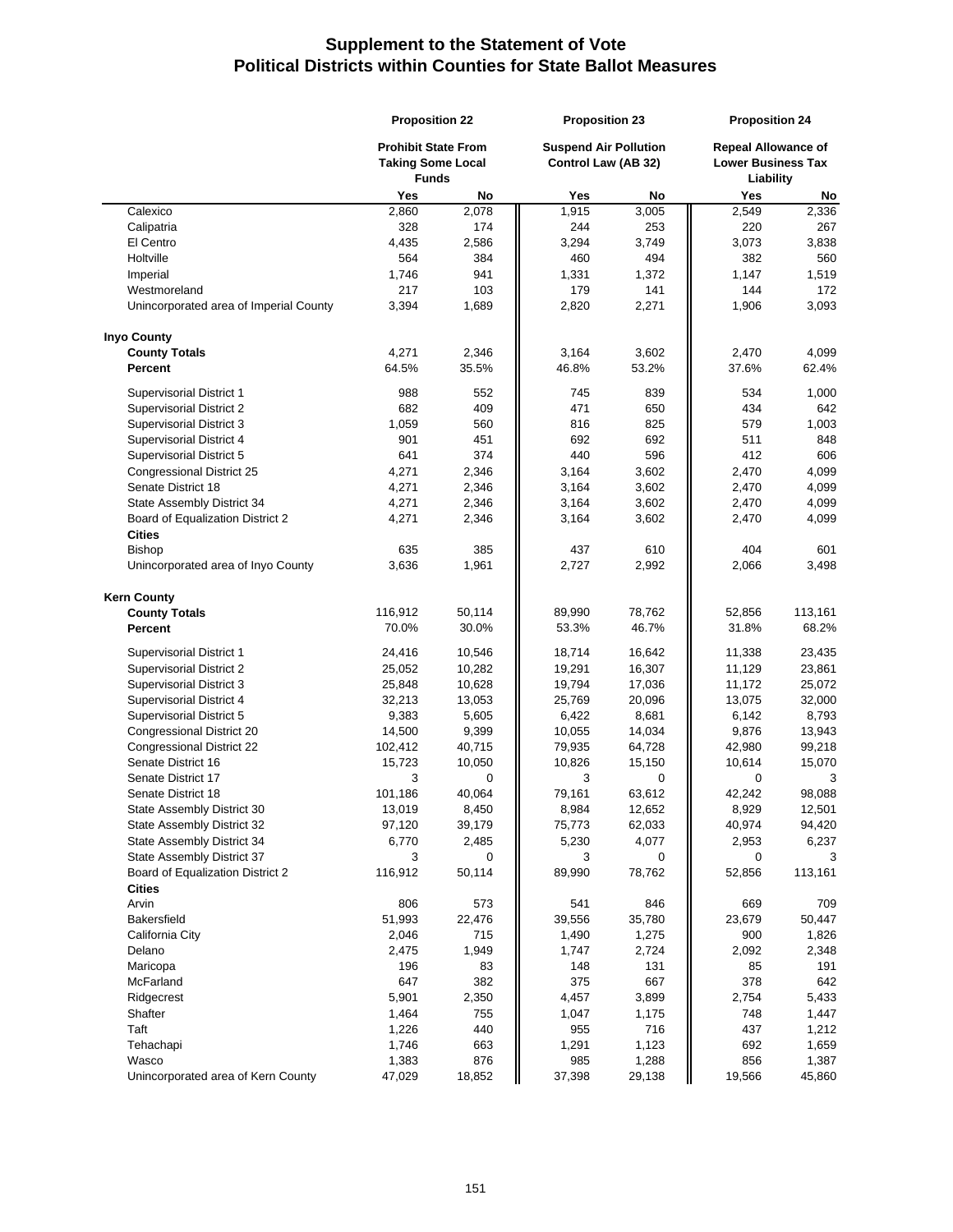# Supplement to the Statement of Vote
## Political Districts within Counties for State Ballot Measures

| | Proposition 22 | | Proposition 23 | | Proposition 24 | |
|---|---|---|---|---|---|---|
| | Prohibit State From Taking Some Local Funds | | Suspend Air Pollution Control Law (AB 32) | | Repeal Allowance of Lower Business Tax Liability | |
| | Yes | No | Yes | No | Yes | No |
| Calexico | 2,860 | 2,078 | 1,915 | 3,005 | 2,549 | 2,336 |
| Calipatria | 328 | 174 | 244 | 253 | 220 | 267 |
| El Centro | 4,435 | 2,586 | 3,294 | 3,749 | 3,073 | 3,838 |
| Holtville | 564 | 384 | 460 | 494 | 382 | 560 |
| Imperial | 1,746 | 941 | 1,331 | 1,372 | 1,147 | 1,519 |
| Westmoreland | 217 | 103 | 179 | 141 | 144 | 172 |
| Unincorporated area of Imperial County | 3,394 | 1,689 | 2,820 | 2,271 | 1,906 | 3,093 |
| **Inyo County** | | | | | | |
| **County Totals** | 4,271 | 2,346 | 3,164 | 3,602 | 2,470 | 4,099 |
| **Percent** | 64.5% | 35.5% | 46.8% | 53.2% | 37.6% | 62.4% |
| Supervisorial District 1 | 988 | 552 | 745 | 839 | 534 | 1,000 |
| Supervisorial District 2 | 682 | 409 | 471 | 650 | 434 | 642 |
| Supervisorial District 3 | 1,059 | 560 | 816 | 825 | 579 | 1,003 |
| Supervisorial District 4 | 901 | 451 | 692 | 692 | 511 | 848 |
| Supervisorial District 5 | 641 | 374 | 440 | 596 | 412 | 606 |
| Congressional District 25 | 4,271 | 2,346 | 3,164 | 3,602 | 2,470 | 4,099 |
| Senate District 18 | 4,271 | 2,346 | 3,164 | 3,602 | 2,470 | 4,099 |
| State Assembly District 34 | 4,271 | 2,346 | 3,164 | 3,602 | 2,470 | 4,099 |
| Board of Equalization District 2 | 4,271 | 2,346 | 3,164 | 3,602 | 2,470 | 4,099 |
| **Cities** | | | | | | |
| Bishop | 635 | 385 | 437 | 610 | 404 | 601 |
| Unincorporated area of Inyo County | 3,636 | 1,961 | 2,727 | 2,992 | 2,066 | 3,498 |
| **Kern County** | | | | | | |
| **County Totals** | 116,912 | 50,114 | 89,990 | 78,762 | 52,856 | 113,161 |
| **Percent** | 70.0% | 30.0% | 53.3% | 46.7% | 31.8% | 68.2% |
| Supervisorial District 1 | 24,416 | 10,546 | 18,714 | 16,642 | 11,338 | 23,435 |
| Supervisorial District 2 | 25,052 | 10,282 | 19,291 | 16,307 | 11,129 | 23,861 |
| Supervisorial District 3 | 25,848 | 10,628 | 19,794 | 17,036 | 11,172 | 25,072 |
| Supervisorial District 4 | 32,213 | 13,053 | 25,769 | 20,096 | 13,075 | 32,000 |
| Supervisorial District 5 | 9,383 | 5,605 | 6,422 | 8,681 | 6,142 | 8,793 |
| Congressional District 20 | 14,500 | 9,399 | 10,055 | 14,034 | 9,876 | 13,943 |
| Congressional District 22 | 102,412 | 40,715 | 79,935 | 64,728 | 42,980 | 99,218 |
| Senate District 16 | 15,723 | 10,050 | 10,826 | 15,150 | 10,614 | 15,070 |
| Senate District 17 | 3 | 0 | 3 | 0 | 0 | 3 |
| Senate District 18 | 101,186 | 40,064 | 79,161 | 63,612 | 42,242 | 98,088 |
| State Assembly District 30 | 13,019 | 8,450 | 8,984 | 12,652 | 8,929 | 12,501 |
| State Assembly District 32 | 97,120 | 39,179 | 75,773 | 62,033 | 40,974 | 94,420 |
| State Assembly District 34 | 6,770 | 2,485 | 5,230 | 4,077 | 2,953 | 6,237 |
| State Assembly District 37 | 3 | 0 | 3 | 0 | 0 | 3 |
| Board of Equalization District 2 | 116,912 | 50,114 | 89,990 | 78,762 | 52,856 | 113,161 |
| **Cities** | | | | | | |
| Arvin | 806 | 573 | 541 | 846 | 669 | 709 |
| Bakersfield | 51,993 | 22,476 | 39,556 | 35,780 | 23,679 | 50,447 |
| California City | 2,046 | 715 | 1,490 | 1,275 | 900 | 1,826 |
| Delano | 2,475 | 1,949 | 1,747 | 2,724 | 2,092 | 2,348 |
| Maricopa | 196 | 83 | 148 | 131 | 85 | 191 |
| McFarland | 647 | 382 | 375 | 667 | 378 | 642 |
| Ridgecrest | 5,901 | 2,350 | 4,457 | 3,899 | 2,754 | 5,433 |
| Shafter | 1,464 | 755 | 1,047 | 1,175 | 748 | 1,447 |
| Taft | 1,226 | 440 | 955 | 716 | 437 | 1,212 |
| Tehachapi | 1,746 | 663 | 1,291 | 1,123 | 692 | 1,659 |
| Wasco | 1,383 | 876 | 985 | 1,288 | 856 | 1,387 |
| Unincorporated area of Kern County | 47,029 | 18,852 | 37,398 | 29,138 | 19,566 | 45,860 |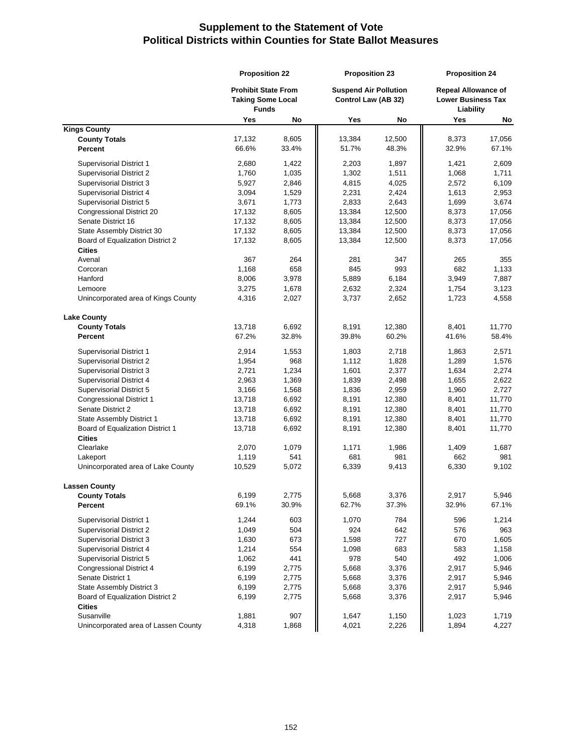# Supplement to the Statement of Vote
# Political Districts within Counties for State Ballot Measures

| | Proposition 22 | | Proposition 23 | | Proposition 24 | |
|---|---|---|---|---|---|---|
| | Prohibit State From Taking Some Local Funds | | Suspend Air Pollution Control Law (AB 32) | | Repeal Allowance of Lower Business Tax Liability | |
| | Yes | No | Yes | No | Yes | No |
| **Kings County** | | | | | | |
| **County Totals** | 17,132 | 8,605 | 13,384 | 12,500 | 8,373 | 17,056 |
| **Percent** | 66.6% | 33.4% | 51.7% | 48.3% | 32.9% | 67.1% |
| Supervisorial District 1 | 2,680 | 1,422 | 2,203 | 1,897 | 1,421 | 2,609 |
| Supervisorial District 2 | 1,760 | 1,035 | 1,302 | 1,511 | 1,068 | 1,711 |
| Supervisorial District 3 | 5,927 | 2,846 | 4,815 | 4,025 | 2,572 | 6,109 |
| Supervisorial District 4 | 3,094 | 1,529 | 2,231 | 2,424 | 1,613 | 2,953 |
| Supervisorial District 5 | 3,671 | 1,773 | 2,833 | 2,643 | 1,699 | 3,674 |
| Congressional District 20 | 17,132 | 8,605 | 13,384 | 12,500 | 8,373 | 17,056 |
| Senate District 16 | 17,132 | 8,605 | 13,384 | 12,500 | 8,373 | 17,056 |
| State Assembly District 30 | 17,132 | 8,605 | 13,384 | 12,500 | 8,373 | 17,056 |
| Board of Equalization District 2 | 17,132 | 8,605 | 13,384 | 12,500 | 8,373 | 17,056 |
| **Cities** | | | | | | |
| Avenal | 367 | 264 | 281 | 347 | 265 | 355 |
| Corcoran | 1,168 | 658 | 845 | 993 | 682 | 1,133 |
| Hanford | 8,006 | 3,978 | 5,889 | 6,184 | 3,949 | 7,887 |
| Lemoore | 3,275 | 1,678 | 2,632 | 2,324 | 1,754 | 3,123 |
| Unincorporated area of Kings County | 4,316 | 2,027 | 3,737 | 2,652 | 1,723 | 4,558 |
| **Lake County** | | | | | | |
| **County Totals** | 13,718 | 6,692 | 8,191 | 12,380 | 8,401 | 11,770 |
| **Percent** | 67.2% | 32.8% | 39.8% | 60.2% | 41.6% | 58.4% |
| Supervisorial District 1 | 2,914 | 1,553 | 1,803 | 2,718 | 1,863 | 2,571 |
| Supervisorial District 2 | 1,954 | 968 | 1,112 | 1,828 | 1,289 | 1,576 |
| Supervisorial District 3 | 2,721 | 1,234 | 1,601 | 2,377 | 1,634 | 2,274 |
| Supervisorial District 4 | 2,963 | 1,369 | 1,839 | 2,498 | 1,655 | 2,622 |
| Supervisorial District 5 | 3,166 | 1,568 | 1,836 | 2,959 | 1,960 | 2,727 |
| Congressional District 1 | 13,718 | 6,692 | 8,191 | 12,380 | 8,401 | 11,770 |
| Senate District 2 | 13,718 | 6,692 | 8,191 | 12,380 | 8,401 | 11,770 |
| State Assembly District 1 | 13,718 | 6,692 | 8,191 | 12,380 | 8,401 | 11,770 |
| Board of Equalization District 1 | 13,718 | 6,692 | 8,191 | 12,380 | 8,401 | 11,770 |
| **Cities** | | | | | | |
| Clearlake | 2,070 | 1,079 | 1,171 | 1,986 | 1,409 | 1,687 |
| Lakeport | 1,119 | 541 | 681 | 981 | 662 | 981 |
| Unincorporated area of Lake County | 10,529 | 5,072 | 6,339 | 9,413 | 6,330 | 9,102 |
| **Lassen County** | | | | | | |
| **County Totals** | 6,199 | 2,775 | 5,668 | 3,376 | 2,917 | 5,946 |
| **Percent** | 69.1% | 30.9% | 62.7% | 37.3% | 32.9% | 67.1% |
| Supervisorial District 1 | 1,244 | 603 | 1,070 | 784 | 596 | 1,214 |
| Supervisorial District 2 | 1,049 | 504 | 924 | 642 | 576 | 963 |
| Supervisorial District 3 | 1,630 | 673 | 1,598 | 727 | 670 | 1,605 |
| Supervisorial District 4 | 1,214 | 554 | 1,098 | 683 | 583 | 1,158 |
| Supervisorial District 5 | 1,062 | 441 | 978 | 540 | 492 | 1,006 |
| Congressional District 4 | 6,199 | 2,775 | 5,668 | 3,376 | 2,917 | 5,946 |
| Senate District 1 | 6,199 | 2,775 | 5,668 | 3,376 | 2,917 | 5,946 |
| State Assembly District 3 | 6,199 | 2,775 | 5,668 | 3,376 | 2,917 | 5,946 |
| Board of Equalization District 2 | 6,199 | 2,775 | 5,668 | 3,376 | 2,917 | 5,946 |
| **Cities** | | | | | | |
| Susanville | 1,881 | 907 | 1,647 | 1,150 | 1,023 | 1,719 |
| Unincorporated area of Lassen County | 4,318 | 1,868 | 4,021 | 2,226 | 1,894 | 4,227 |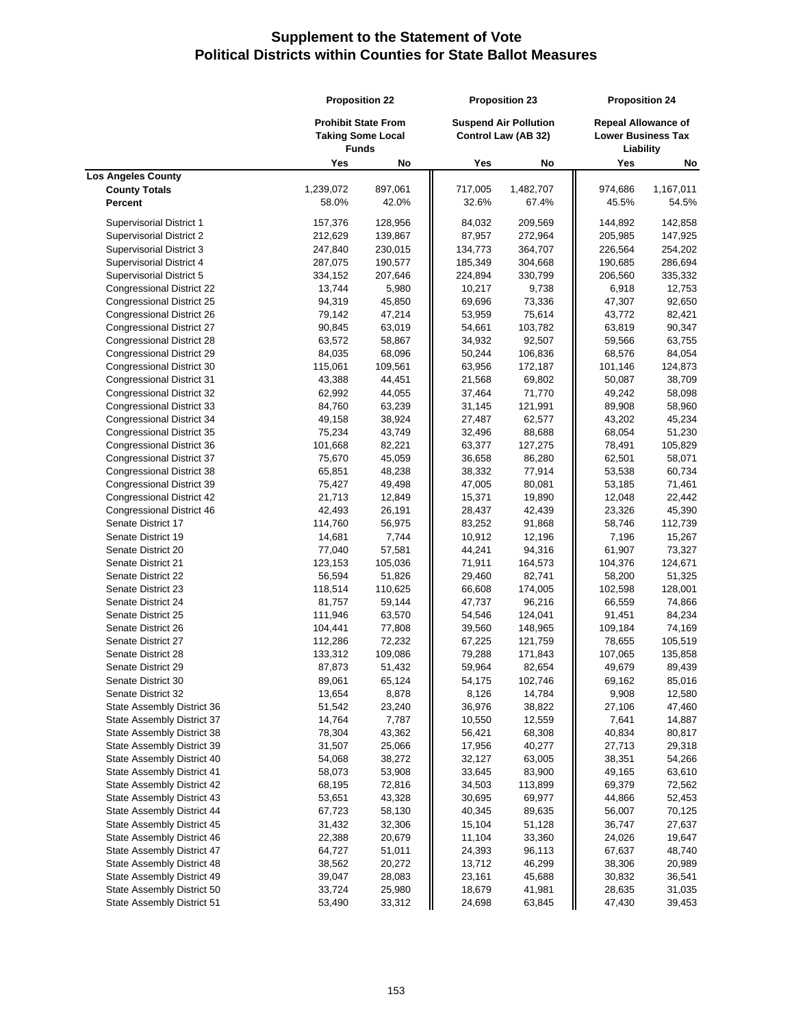# Supplement to the Statement of Vote
## Political Districts within Counties for State Ballot Measures

| | Proposition 22 | | Proposition 23 | | Proposition 24 | |
|---|---|---|---|---|---|---|
| | Prohibit State From Taking Some Local Funds | | Suspend Air Pollution Control Law (AB 32) | | Repeal Allowance of Lower Business Tax Liability | |
| | Yes | No | Yes | No | Yes | No |
| **Los Angeles County** | | | | | | |
| **County Totals** | 1,239,072 | 897,061 | 717,005 | 1,482,707 | 974,686 | 1,167,011 |
| **Percent** | 58.0% | 42.0% | 32.6% | 67.4% | 45.5% | 54.5% |
| Supervisorial District 1 | 157,376 | 128,956 | 84,032 | 209,569 | 144,892 | 142,858 |
| Supervisorial District 2 | 212,629 | 139,867 | 87,957 | 272,964 | 205,985 | 147,925 |
| Supervisorial District 3 | 247,840 | 230,015 | 134,773 | 364,707 | 226,564 | 254,202 |
| Supervisorial District 4 | 287,075 | 190,577 | 185,349 | 304,668 | 190,685 | 286,694 |
| Supervisorial District 5 | 334,152 | 207,646 | 224,894 | 330,799 | 206,560 | 335,332 |
| Congressional District 22 | 13,744 | 5,980 | 10,217 | 9,738 | 6,918 | 12,753 |
| Congressional District 25 | 94,319 | 45,850 | 69,696 | 73,336 | 47,307 | 92,650 |
| Congressional District 26 | 79,142 | 47,214 | 53,959 | 75,614 | 43,772 | 82,421 |
| Congressional District 27 | 90,845 | 63,019 | 54,661 | 103,782 | 63,819 | 90,347 |
| Congressional District 28 | 63,572 | 58,867 | 34,932 | 92,507 | 59,566 | 63,755 |
| Congressional District 29 | 84,035 | 68,096 | 50,244 | 106,836 | 68,576 | 84,054 |
| Congressional District 30 | 115,061 | 109,561 | 63,956 | 172,187 | 101,146 | 124,873 |
| Congressional District 31 | 43,388 | 44,451 | 21,568 | 69,802 | 50,087 | 38,709 |
| Congressional District 32 | 62,992 | 44,055 | 37,464 | 71,770 | 49,242 | 58,098 |
| Congressional District 33 | 84,760 | 63,239 | 31,145 | 121,991 | 89,908 | 58,960 |
| Congressional District 34 | 49,158 | 38,924 | 27,487 | 62,577 | 43,202 | 45,234 |
| Congressional District 35 | 75,234 | 43,749 | 32,496 | 88,688 | 68,054 | 51,230 |
| Congressional District 36 | 101,668 | 82,221 | 63,377 | 127,275 | 78,491 | 105,829 |
| Congressional District 37 | 75,670 | 45,059 | 36,658 | 86,280 | 62,501 | 58,071 |
| Congressional District 38 | 65,851 | 48,238 | 38,332 | 77,914 | 53,538 | 60,734 |
| Congressional District 39 | 75,427 | 49,498 | 47,005 | 80,081 | 53,185 | 71,461 |
| Congressional District 42 | 21,713 | 12,849 | 15,371 | 19,890 | 12,048 | 22,442 |
| Congressional District 46 | 42,493 | 26,191 | 28,437 | 42,439 | 23,326 | 45,390 |
| Senate District 17 | 114,760 | 56,975 | 83,252 | 91,868 | 58,746 | 112,739 |
| Senate District 19 | 14,681 | 7,744 | 10,912 | 12,196 | 7,196 | 15,267 |
| Senate District 20 | 77,040 | 57,581 | 44,241 | 94,316 | 61,907 | 73,327 |
| Senate District 21 | 123,153 | 105,036 | 71,911 | 164,573 | 104,376 | 124,671 |
| Senate District 22 | 56,594 | 51,826 | 29,460 | 82,741 | 58,200 | 51,325 |
| Senate District 23 | 118,514 | 110,625 | 66,608 | 174,005 | 102,598 | 128,001 |
| Senate District 24 | 81,757 | 59,144 | 47,737 | 96,216 | 66,559 | 74,866 |
| Senate District 25 | 111,946 | 63,570 | 54,546 | 124,041 | 91,451 | 84,234 |
| Senate District 26 | 104,441 | 77,808 | 39,560 | 148,965 | 109,184 | 74,169 |
| Senate District 27 | 112,286 | 72,232 | 67,225 | 121,759 | 78,655 | 105,519 |
| Senate District 28 | 133,312 | 109,086 | 79,288 | 171,843 | 107,065 | 135,858 |
| Senate District 29 | 87,873 | 51,432 | 59,964 | 82,654 | 49,679 | 89,439 |
| Senate District 30 | 89,061 | 65,124 | 54,175 | 102,746 | 69,162 | 85,016 |
| Senate District 32 | 13,654 | 8,878 | 8,126 | 14,784 | 9,908 | 12,580 |
| State Assembly District 36 | 51,542 | 23,240 | 36,976 | 38,822 | 27,106 | 47,460 |
| State Assembly District 37 | 14,764 | 7,787 | 10,550 | 12,559 | 7,641 | 14,887 |
| State Assembly District 38 | 78,304 | 43,362 | 56,421 | 68,308 | 40,834 | 80,817 |
| State Assembly District 39 | 31,507 | 25,066 | 17,956 | 40,277 | 27,713 | 29,318 |
| State Assembly District 40 | 54,068 | 38,272 | 32,127 | 63,005 | 38,351 | 54,266 |
| State Assembly District 41 | 58,073 | 53,908 | 33,645 | 83,900 | 49,165 | 63,610 |
| State Assembly District 42 | 68,195 | 72,816 | 34,503 | 113,899 | 69,379 | 72,562 |
| State Assembly District 43 | 53,651 | 43,328 | 30,695 | 69,977 | 44,866 | 52,453 |
| State Assembly District 44 | 67,723 | 58,130 | 40,345 | 89,635 | 56,007 | 70,125 |
| State Assembly District 45 | 31,432 | 32,306 | 15,104 | 51,128 | 36,747 | 27,637 |
| State Assembly District 46 | 22,388 | 20,679 | 11,104 | 33,360 | 24,026 | 19,647 |
| State Assembly District 47 | 64,727 | 51,011 | 24,393 | 96,113 | 67,637 | 48,740 |
| State Assembly District 48 | 38,562 | 20,272 | 13,712 | 46,299 | 38,306 | 20,989 |
| State Assembly District 49 | 39,047 | 28,083 | 23,161 | 45,688 | 30,832 | 36,541 |
| State Assembly District 50 | 33,724 | 25,980 | 18,679 | 41,981 | 28,635 | 31,035 |
| State Assembly District 51 | 53,490 | 33,312 | 24,698 | 63,845 | 47,430 | 39,453 |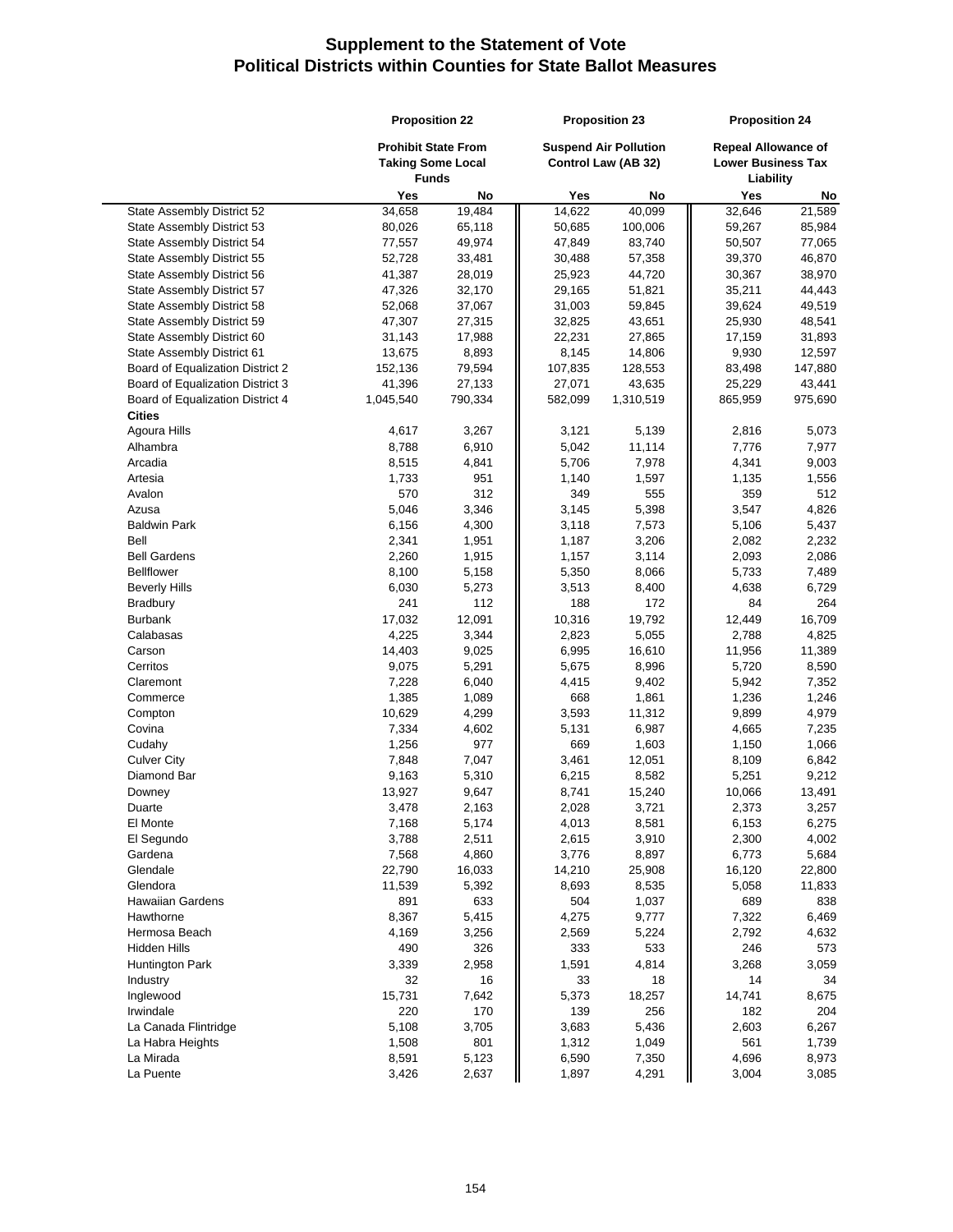# Supplement to the Statement of Vote
## Political Districts within Counties for State Ballot Measures

| | Proposition 22 | | Proposition 23 | | Proposition 24 | |
|---|---|---|---|---|---|---|
| | Prohibit State From Taking Some Local Funds | | Suspend Air Pollution Control Law (AB 32) | | Repeal Allowance of Lower Business Tax Liability | |
| | Yes | No | Yes | No | Yes | No |
| State Assembly District 52 | 34,658 | 19,484 | 14,622 | 40,099 | 32,646 | 21,589 |
| State Assembly District 53 | 80,026 | 65,118 | 50,685 | 100,006 | 59,267 | 85,984 |
| State Assembly District 54 | 77,557 | 49,974 | 47,849 | 83,740 | 50,507 | 77,065 |
| State Assembly District 55 | 52,728 | 33,481 | 30,488 | 57,358 | 39,370 | 46,870 |
| State Assembly District 56 | 41,387 | 28,019 | 25,923 | 44,720 | 30,367 | 38,970 |
| State Assembly District 57 | 47,326 | 32,170 | 29,165 | 51,821 | 35,211 | 44,443 |
| State Assembly District 58 | 52,068 | 37,067 | 31,003 | 59,845 | 39,624 | 49,519 |
| State Assembly District 59 | 47,307 | 27,315 | 32,825 | 43,651 | 25,930 | 48,541 |
| State Assembly District 60 | 31,143 | 17,988 | 22,231 | 27,865 | 17,159 | 31,893 |
| State Assembly District 61 | 13,675 | 8,893 | 8,145 | 14,806 | 9,930 | 12,597 |
| Board of Equalization District 2 | 152,136 | 79,594 | 107,835 | 128,553 | 83,498 | 147,880 |
| Board of Equalization District 3 | 41,396 | 27,133 | 27,071 | 43,635 | 25,229 | 43,441 |
| Board of Equalization District 4 | 1,045,540 | 790,334 | 582,099 | 1,310,519 | 865,959 | 975,690 |
| **Cities** | | | | | | |
| Agoura Hills | 4,617 | 3,267 | 3,121 | 5,139 | 2,816 | 5,073 |
| Alhambra | 8,788 | 6,910 | 5,042 | 11,114 | 7,776 | 7,977 |
| Arcadia | 8,515 | 4,841 | 5,706 | 7,978 | 4,341 | 9,003 |
| Artesia | 1,733 | 951 | 1,140 | 1,597 | 1,135 | 1,556 |
| Avalon | 570 | 312 | 349 | 555 | 359 | 512 |
| Azusa | 5,046 | 3,346 | 3,145 | 5,398 | 3,547 | 4,826 |
| Baldwin Park | 6,156 | 4,300 | 3,118 | 7,573 | 5,106 | 5,437 |
| Bell | 2,341 | 1,951 | 1,187 | 3,206 | 2,082 | 2,232 |
| Bell Gardens | 2,260 | 1,915 | 1,157 | 3,114 | 2,093 | 2,086 |
| Bellflower | 8,100 | 5,158 | 5,350 | 8,066 | 5,733 | 7,489 |
| Beverly Hills | 6,030 | 5,273 | 3,513 | 8,400 | 4,638 | 6,729 |
| Bradbury | 241 | 112 | 188 | 172 | 84 | 264 |
| Burbank | 17,032 | 12,091 | 10,316 | 19,792 | 12,449 | 16,709 |
| Calabasas | 4,225 | 3,344 | 2,823 | 5,055 | 2,788 | 4,825 |
| Carson | 14,403 | 9,025 | 6,995 | 16,610 | 11,956 | 11,389 |
| Cerritos | 9,075 | 5,291 | 5,675 | 8,996 | 5,720 | 8,590 |
| Claremont | 7,228 | 6,040 | 4,415 | 9,402 | 5,942 | 7,352 |
| Commerce | 1,385 | 1,089 | 668 | 1,861 | 1,236 | 1,246 |
| Compton | 10,629 | 4,299 | 3,593 | 11,312 | 9,899 | 4,979 |
| Covina | 7,334 | 4,602 | 5,131 | 6,987 | 4,665 | 7,235 |
| Cudahy | 1,256 | 977 | 669 | 1,603 | 1,150 | 1,066 |
| Culver City | 7,848 | 7,047 | 3,461 | 12,051 | 8,109 | 6,842 |
| Diamond Bar | 9,163 | 5,310 | 6,215 | 8,582 | 5,251 | 9,212 |
| Downey | 13,927 | 9,647 | 8,741 | 15,240 | 10,066 | 13,491 |
| Duarte | 3,478 | 2,163 | 2,028 | 3,721 | 2,373 | 3,257 |
| El Monte | 7,168 | 5,174 | 4,013 | 8,581 | 6,153 | 6,275 |
| El Segundo | 3,788 | 2,511 | 2,615 | 3,910 | 2,300 | 4,002 |
| Gardena | 7,568 | 4,860 | 3,776 | 8,897 | 6,773 | 5,684 |
| Glendale | 22,790 | 16,033 | 14,210 | 25,908 | 16,120 | 22,800 |
| Glendora | 11,539 | 5,392 | 8,693 | 8,535 | 5,058 | 11,833 |
| Hawaiian Gardens | 891 | 633 | 504 | 1,037 | 689 | 838 |
| Hawthorne | 8,367 | 5,415 | 4,275 | 9,777 | 7,322 | 6,469 |
| Hermosa Beach | 4,169 | 3,256 | 2,569 | 5,224 | 2,792 | 4,632 |
| Hidden Hills | 490 | 326 | 333 | 533 | 246 | 573 |
| Huntington Park | 3,339 | 2,958 | 1,591 | 4,814 | 3,268 | 3,059 |
| Industry | 32 | 16 | 33 | 18 | 14 | 34 |
| Inglewood | 15,731 | 7,642 | 5,373 | 18,257 | 14,741 | 8,675 |
| Irwindale | 220 | 170 | 139 | 256 | 182 | 204 |
| La Canada Flintridge | 5,108 | 3,705 | 3,683 | 5,436 | 2,603 | 6,267 |
| La Habra Heights | 1,508 | 801 | 1,312 | 1,049 | 561 | 1,739 |
| La Mirada | 8,591 | 5,123 | 6,590 | 7,350 | 4,696 | 8,973 |
| La Puente | 3,426 | 2,637 | 1,897 | 4,291 | 3,004 | 3,085 |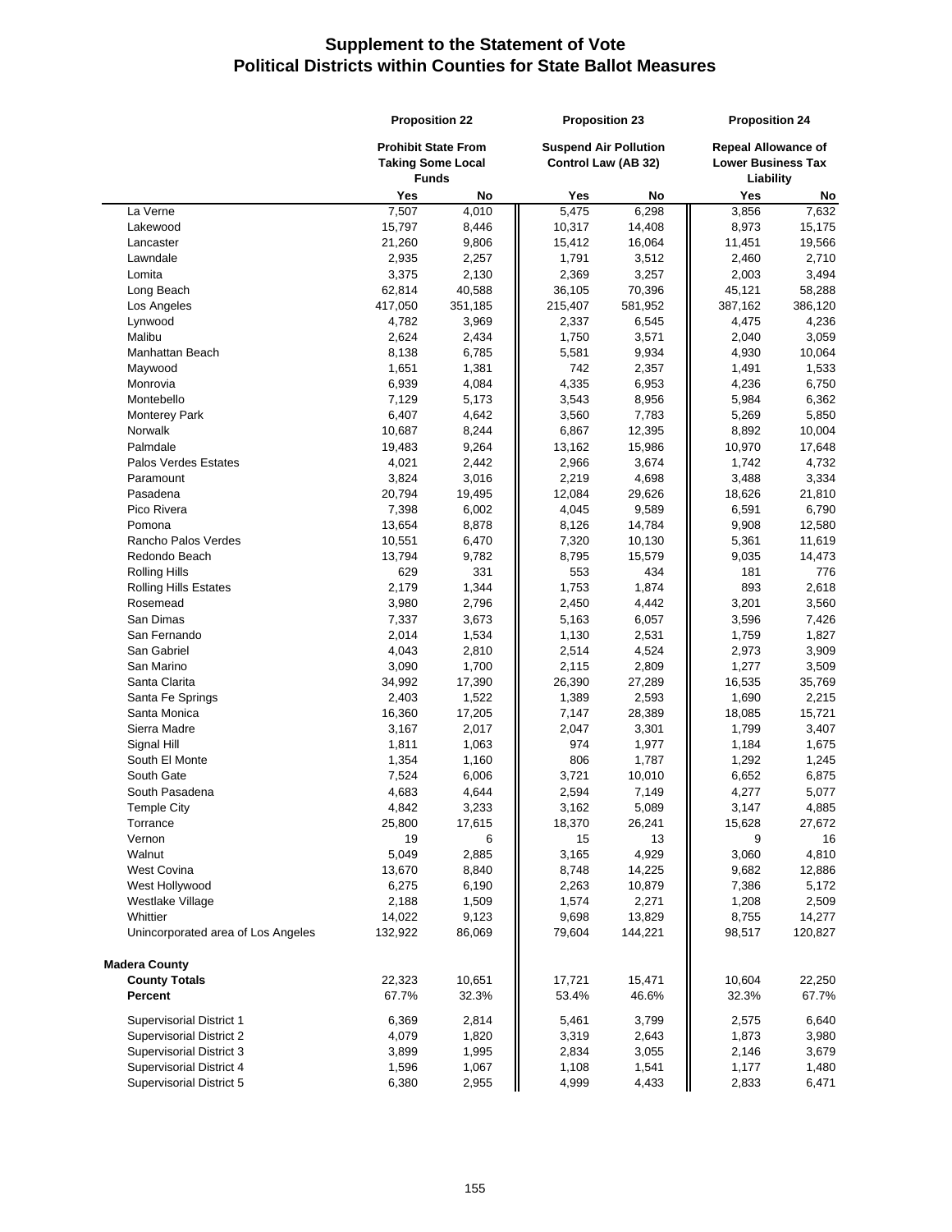# Supplement to the Statement of Vote
## Political Districts within Counties for State Ballot Measures

| | Proposition 22 | | Proposition 23 | | Proposition 24 | |
|---|---|---|---|---|---|---|
| | Prohibit State From Taking Some Local Funds | | Suspend Air Pollution Control Law (AB 32) | | Repeal Allowance of Lower Business Tax Liability | |
| | Yes | No | Yes | No | Yes | No |
| La Verne | 7,507 | 4,010 | 5,475 | 6,298 | 3,856 | 7,632 |
| Lakewood | 15,797 | 8,446 | 10,317 | 14,408 | 8,973 | 15,175 |
| Lancaster | 21,260 | 9,806 | 15,412 | 16,064 | 11,451 | 19,566 |
| Lawndale | 2,935 | 2,257 | 1,791 | 3,512 | 2,460 | 2,710 |
| Lomita | 3,375 | 2,130 | 2,369 | 3,257 | 2,003 | 3,494 |
| Long Beach | 62,814 | 40,588 | 36,105 | 70,396 | 45,121 | 58,288 |
| Los Angeles | 417,050 | 351,185 | 215,407 | 581,952 | 387,162 | 386,120 |
| Lynwood | 4,782 | 3,969 | 2,337 | 6,545 | 4,475 | 4,236 |
| Malibu | 2,624 | 2,434 | 1,750 | 3,571 | 2,040 | 3,059 |
| Manhattan Beach | 8,138 | 6,785 | 5,581 | 9,934 | 4,930 | 10,064 |
| Maywood | 1,651 | 1,381 | 742 | 2,357 | 1,491 | 1,533 |
| Monrovia | 6,939 | 4,084 | 4,335 | 6,953 | 4,236 | 6,750 |
| Montebello | 7,129 | 5,173 | 3,543 | 8,956 | 5,984 | 6,362 |
| Monterey Park | 6,407 | 4,642 | 3,560 | 7,783 | 5,269 | 5,850 |
| Norwalk | 10,687 | 8,244 | 6,867 | 12,395 | 8,892 | 10,004 |
| Palmdale | 19,483 | 9,264 | 13,162 | 15,986 | 10,970 | 17,648 |
| Palos Verdes Estates | 4,021 | 2,442 | 2,966 | 3,674 | 1,742 | 4,732 |
| Paramount | 3,824 | 3,016 | 2,219 | 4,698 | 3,488 | 3,334 |
| Pasadena | 20,794 | 19,495 | 12,084 | 29,626 | 18,626 | 21,810 |
| Pico Rivera | 7,398 | 6,002 | 4,045 | 9,589 | 6,591 | 6,790 |
| Pomona | 13,654 | 8,878 | 8,126 | 14,784 | 9,908 | 12,580 |
| Rancho Palos Verdes | 10,551 | 6,470 | 7,320 | 10,130 | 5,361 | 11,619 |
| Redondo Beach | 13,794 | 9,782 | 8,795 | 15,579 | 9,035 | 14,473 |
| Rolling Hills | 629 | 331 | 553 | 434 | 181 | 776 |
| Rolling Hills Estates | 2,179 | 1,344 | 1,753 | 1,874 | 893 | 2,618 |
| Rosemead | 3,980 | 2,796 | 2,450 | 4,442 | 3,201 | 3,560 |
| San Dimas | 7,337 | 3,673 | 5,163 | 6,057 | 3,596 | 7,426 |
| San Fernando | 2,014 | 1,534 | 1,130 | 2,531 | 1,759 | 1,827 |
| San Gabriel | 4,043 | 2,810 | 2,514 | 4,524 | 2,973 | 3,909 |
| San Marino | 3,090 | 1,700 | 2,115 | 2,809 | 1,277 | 3,509 |
| Santa Clarita | 34,992 | 17,390 | 26,390 | 27,289 | 16,535 | 35,769 |
| Santa Fe Springs | 2,403 | 1,522 | 1,389 | 2,593 | 1,690 | 2,215 |
| Santa Monica | 16,360 | 17,205 | 7,147 | 28,389 | 18,085 | 15,721 |
| Sierra Madre | 3,167 | 2,017 | 2,047 | 3,301 | 1,799 | 3,407 |
| Signal Hill | 1,811 | 1,063 | 974 | 1,977 | 1,184 | 1,675 |
| South El Monte | 1,354 | 1,160 | 806 | 1,787 | 1,292 | 1,245 |
| South Gate | 7,524 | 6,006 | 3,721 | 10,010 | 6,652 | 6,875 |
| South Pasadena | 4,683 | 4,644 | 2,594 | 7,149 | 4,277 | 5,077 |
| Temple City | 4,842 | 3,233 | 3,162 | 5,089 | 3,147 | 4,885 |
| Torrance | 25,800 | 17,615 | 18,370 | 26,241 | 15,628 | 27,672 |
| Vernon | 19 | 6 | 15 | 13 | 9 | 16 |
| Walnut | 5,049 | 2,885 | 3,165 | 4,929 | 3,060 | 4,810 |
| West Covina | 13,670 | 8,840 | 8,748 | 14,225 | 9,682 | 12,886 |
| West Hollywood | 6,275 | 6,190 | 2,263 | 10,879 | 7,386 | 5,172 |
| Westlake Village | 2,188 | 1,509 | 1,574 | 2,271 | 1,208 | 2,509 |
| Whittier | 14,022 | 9,123 | 9,698 | 13,829 | 8,755 | 14,277 |
| Unincorporated area of Los Angeles | 132,922 | 86,069 | 79,604 | 144,221 | 98,517 | 120,827 |
| **Madera County** | | | | | | |
| **County Totals** | 22,323 | 10,651 | 17,721 | 15,471 | 10,604 | 22,250 |
| **Percent** | 67.7% | 32.3% | 53.4% | 46.6% | 32.3% | 67.7% |
| Supervisorial District 1 | 6,369 | 2,814 | 5,461 | 3,799 | 2,575 | 6,640 |
| Supervisorial District 2 | 4,079 | 1,820 | 3,319 | 2,643 | 1,873 | 3,980 |
| Supervisorial District 3 | 3,899 | 1,995 | 2,834 | 3,055 | 2,146 | 3,679 |
| Supervisorial District 4 | 1,596 | 1,067 | 1,108 | 1,541 | 1,177 | 1,480 |
| Supervisorial District 5 | 6,380 | 2,955 | 4,999 | 4,433 | 2,833 | 6,471 |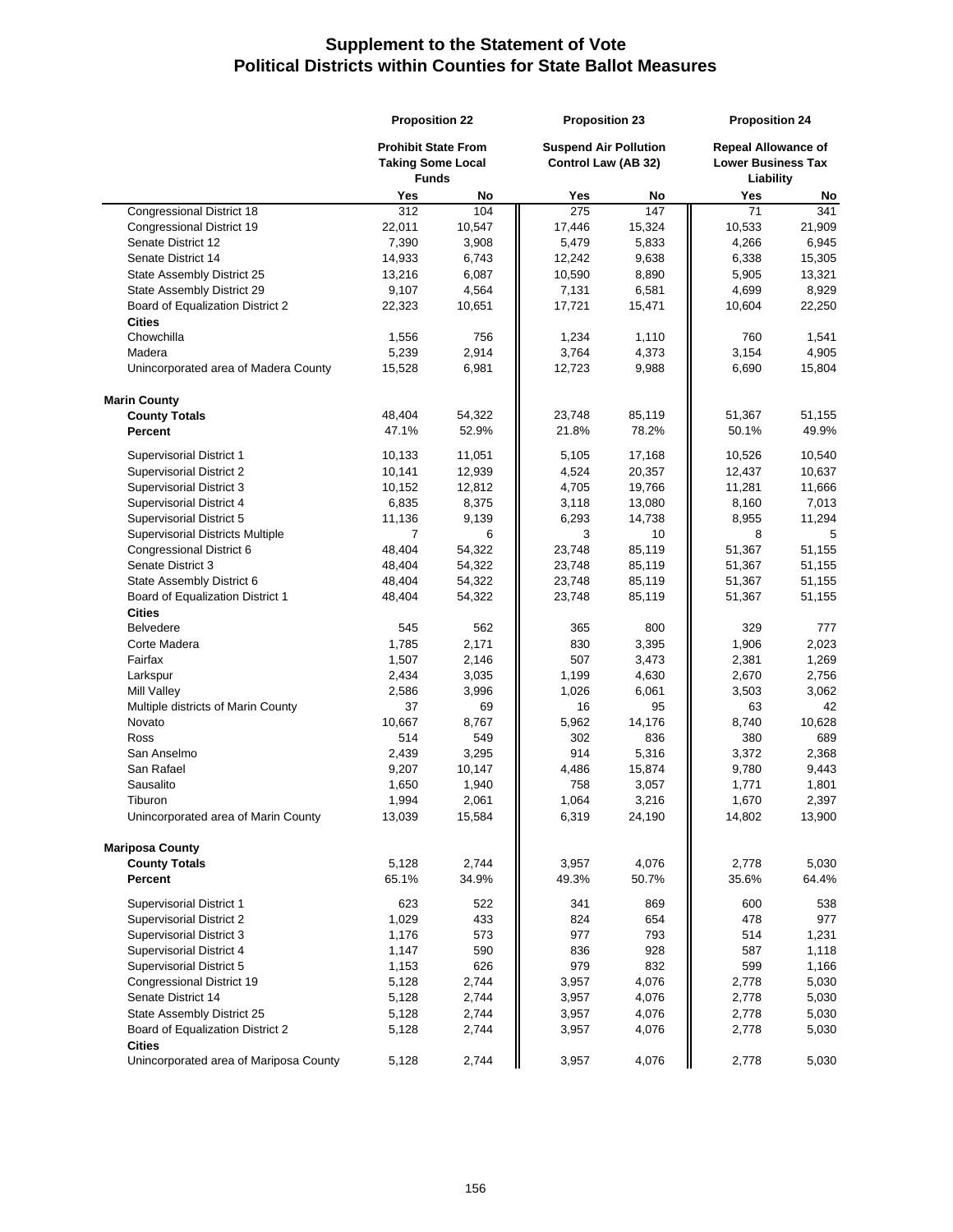# Supplement to the Statement of Vote
## Political Districts within Counties for State Ballot Measures

| | Proposition 22 | | Proposition 23 | | Proposition 24 | |
|---|---|---|---|---|---|---|
| | Prohibit State From Taking Some Local Funds | | Suspend Air Pollution Control Law (AB 32) | | Repeal Allowance of Lower Business Tax Liability | |
| | Yes | No | Yes | No | Yes | No |
| Congressional District 18 | 312 | 104 | 275 | 147 | 71 | 341 |
| Congressional District 19 | 22,011 | 10,547 | 17,446 | 15,324 | 10,533 | 21,909 |
| Senate District 12 | 7,390 | 3,908 | 5,479 | 5,833 | 4,266 | 6,945 |
| Senate District 14 | 14,933 | 6,743 | 12,242 | 9,638 | 6,338 | 15,305 |
| State Assembly District 25 | 13,216 | 6,087 | 10,590 | 8,890 | 5,905 | 13,321 |
| State Assembly District 29 | 9,107 | 4,564 | 7,131 | 6,581 | 4,699 | 8,929 |
| Board of Equalization District 2 | 22,323 | 10,651 | 17,721 | 15,471 | 10,604 | 22,250 |
| **Cities** | | | | | | |
| Chowchilla | 1,556 | 756 | 1,234 | 1,110 | 760 | 1,541 |
| Madera | 5,239 | 2,914 | 3,764 | 4,373 | 3,154 | 4,905 |
| Unincorporated area of Madera County | 15,528 | 6,981 | 12,723 | 9,988 | 6,690 | 15,804 |
| **Marin County** | | | | | | |
| **County Totals** | 48,404 | 54,322 | 23,748 | 85,119 | 51,367 | 51,155 |
| **Percent** | 47.1% | 52.9% | 21.8% | 78.2% | 50.1% | 49.9% |
| Supervisorial District 1 | 10,133 | 11,051 | 5,105 | 17,168 | 10,526 | 10,540 |
| Supervisorial District 2 | 10,141 | 12,939 | 4,524 | 20,357 | 12,437 | 10,637 |
| Supervisorial District 3 | 10,152 | 12,812 | 4,705 | 19,766 | 11,281 | 11,666 |
| Supervisorial District 4 | 6,835 | 8,375 | 3,118 | 13,080 | 8,160 | 7,013 |
| Supervisorial District 5 | 11,136 | 9,139 | 6,293 | 14,738 | 8,955 | 11,294 |
| Supervisorial Districts Multiple | 7 | 6 | 3 | 10 | 8 | 5 |
| Congressional District 6 | 48,404 | 54,322 | 23,748 | 85,119 | 51,367 | 51,155 |
| Senate District 3 | 48,404 | 54,322 | 23,748 | 85,119 | 51,367 | 51,155 |
| State Assembly District 6 | 48,404 | 54,322 | 23,748 | 85,119 | 51,367 | 51,155 |
| Board of Equalization District 1 | 48,404 | 54,322 | 23,748 | 85,119 | 51,367 | 51,155 |
| **Cities** | | | | | | |
| Belvedere | 545 | 562 | 365 | 800 | 329 | 777 |
| Corte Madera | 1,785 | 2,171 | 830 | 3,395 | 1,906 | 2,023 |
| Fairfax | 1,507 | 2,146 | 507 | 3,473 | 2,381 | 1,269 |
| Larkspur | 2,434 | 3,035 | 1,199 | 4,630 | 2,670 | 2,756 |
| Mill Valley | 2,586 | 3,996 | 1,026 | 6,061 | 3,503 | 3,062 |
| Multiple districts of Marin County | 37 | 69 | 16 | 95 | 63 | 42 |
| Novato | 10,667 | 8,767 | 5,962 | 14,176 | 8,740 | 10,628 |
| Ross | 514 | 549 | 302 | 836 | 380 | 689 |
| San Anselmo | 2,439 | 3,295 | 914 | 5,316 | 3,372 | 2,368 |
| San Rafael | 9,207 | 10,147 | 4,486 | 15,874 | 9,780 | 9,443 |
| Sausalito | 1,650 | 1,940 | 758 | 3,057 | 1,771 | 1,801 |
| Tiburon | 1,994 | 2,061 | 1,064 | 3,216 | 1,670 | 2,397 |
| Unincorporated area of Marin County | 13,039 | 15,584 | 6,319 | 24,190 | 14,802 | 13,900 |
| **Mariposa County** | | | | | | |
| **County Totals** | 5,128 | 2,744 | 3,957 | 4,076 | 2,778 | 5,030 |
| **Percent** | 65.1% | 34.9% | 49.3% | 50.7% | 35.6% | 64.4% |
| Supervisorial District 1 | 623 | 522 | 341 | 869 | 600 | 538 |
| Supervisorial District 2 | 1,029 | 433 | 824 | 654 | 478 | 977 |
| Supervisorial District 3 | 1,176 | 573 | 977 | 793 | 514 | 1,231 |
| Supervisorial District 4 | 1,147 | 590 | 836 | 928 | 587 | 1,118 |
| Supervisorial District 5 | 1,153 | 626 | 979 | 832 | 599 | 1,166 |
| Congressional District 19 | 5,128 | 2,744 | 3,957 | 4,076 | 2,778 | 5,030 |
| Senate District 14 | 5,128 | 2,744 | 3,957 | 4,076 | 2,778 | 5,030 |
| State Assembly District 25 | 5,128 | 2,744 | 3,957 | 4,076 | 2,778 | 5,030 |
| Board of Equalization District 2 | 5,128 | 2,744 | 3,957 | 4,076 | 2,778 | 5,030 |
| **Cities** | | | | | | |
| Unincorporated area of Mariposa County | 5,128 | 2,744 | 3,957 | 4,076 | 2,778 | 5,030 |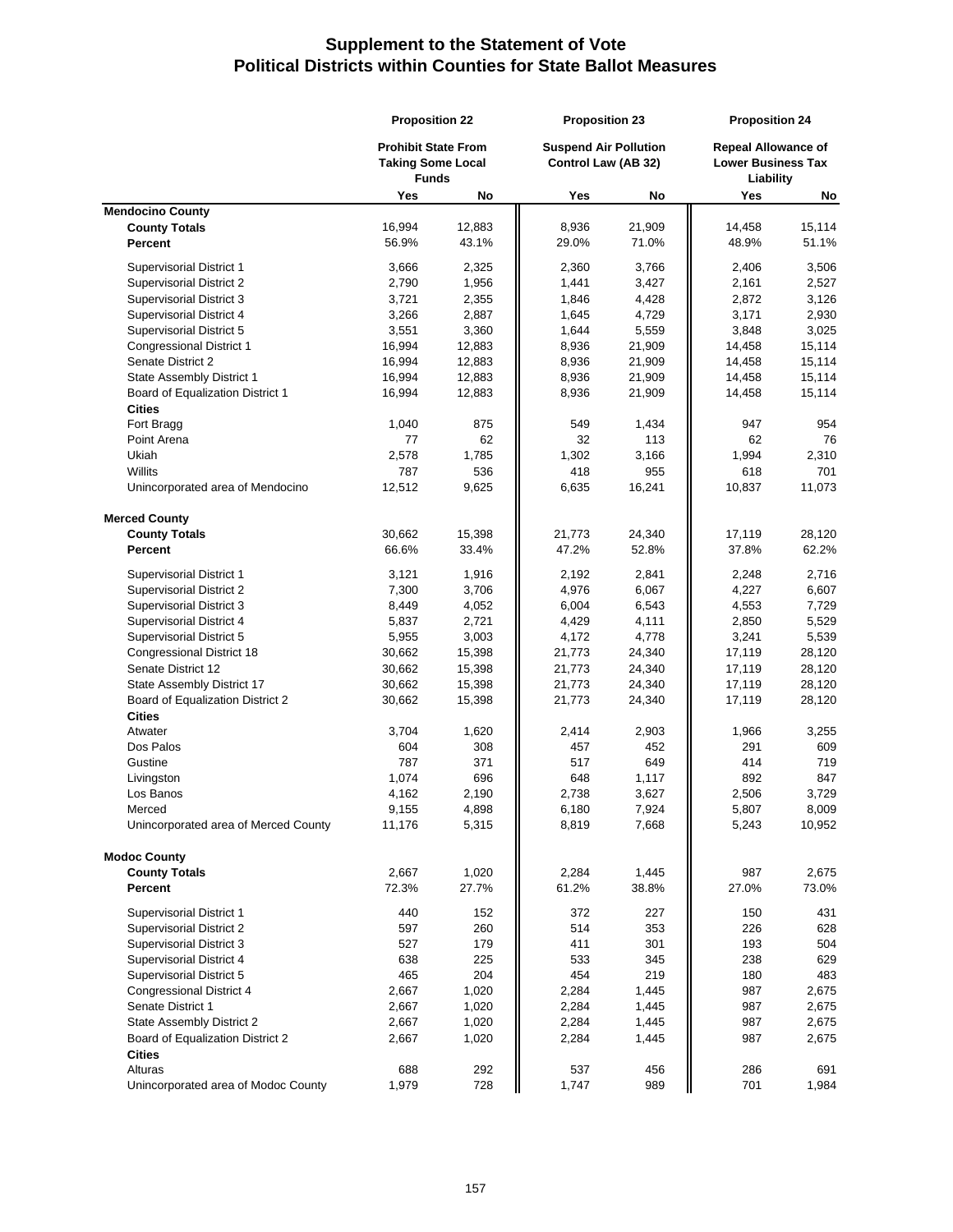# Supplement to the Statement of Vote
## Political Districts within Counties for State Ballot Measures

| | Proposition 22 | | Proposition 23 | | Proposition 24 | |
|---|---|---|---|---|---|---|
| | Prohibit State From Taking Some Local Funds | | Suspend Air Pollution Control Law (AB 32) | | Repeal Allowance of Lower Business Tax Liability | |
| | Yes | No | Yes | No | Yes | No |
| **Mendocino County** | | | | | | |
| **County Totals** | 16,994 | 12,883 | 8,936 | 21,909 | 14,458 | 15,114 |
| **Percent** | 56.9% | 43.1% | 29.0% | 71.0% | 48.9% | 51.1% |
| Supervisorial District 1 | 3,666 | 2,325 | 2,360 | 3,766 | 2,406 | 3,506 |
| Supervisorial District 2 | 2,790 | 1,956 | 1,441 | 3,427 | 2,161 | 2,527 |
| Supervisorial District 3 | 3,721 | 2,355 | 1,846 | 4,428 | 2,872 | 3,126 |
| Supervisorial District 4 | 3,266 | 2,887 | 1,645 | 4,729 | 3,171 | 2,930 |
| Supervisorial District 5 | 3,551 | 3,360 | 1,644 | 5,559 | 3,848 | 3,025 |
| Congressional District 1 | 16,994 | 12,883 | 8,936 | 21,909 | 14,458 | 15,114 |
| Senate District 2 | 16,994 | 12,883 | 8,936 | 21,909 | 14,458 | 15,114 |
| State Assembly District 1 | 16,994 | 12,883 | 8,936 | 21,909 | 14,458 | 15,114 |
| Board of Equalization District 1 | 16,994 | 12,883 | 8,936 | 21,909 | 14,458 | 15,114 |
| **Cities** | | | | | | |
| Fort Bragg | 1,040 | 875 | 549 | 1,434 | 947 | 954 |
| Point Arena | 77 | 62 | 32 | 113 | 62 | 76 |
| Ukiah | 2,578 | 1,785 | 1,302 | 3,166 | 1,994 | 2,310 |
| Willits | 787 | 536 | 418 | 955 | 618 | 701 |
| Unincorporated area of Mendocino | 12,512 | 9,625 | 6,635 | 16,241 | 10,837 | 11,073 |
| **Merced County** | | | | | | |
| **County Totals** | 30,662 | 15,398 | 21,773 | 24,340 | 17,119 | 28,120 |
| **Percent** | 66.6% | 33.4% | 47.2% | 52.8% | 37.8% | 62.2% |
| Supervisorial District 1 | 3,121 | 1,916 | 2,192 | 2,841 | 2,248 | 2,716 |
| Supervisorial District 2 | 7,300 | 3,706 | 4,976 | 6,067 | 4,227 | 6,607 |
| Supervisorial District 3 | 8,449 | 4,052 | 6,004 | 6,543 | 4,553 | 7,729 |
| Supervisorial District 4 | 5,837 | 2,721 | 4,429 | 4,111 | 2,850 | 5,529 |
| Supervisorial District 5 | 5,955 | 3,003 | 4,172 | 4,778 | 3,241 | 5,539 |
| Congressional District 18 | 30,662 | 15,398 | 21,773 | 24,340 | 17,119 | 28,120 |
| Senate District 12 | 30,662 | 15,398 | 21,773 | 24,340 | 17,119 | 28,120 |
| State Assembly District 17 | 30,662 | 15,398 | 21,773 | 24,340 | 17,119 | 28,120 |
| Board of Equalization District 2 | 30,662 | 15,398 | 21,773 | 24,340 | 17,119 | 28,120 |
| **Cities** | | | | | | |
| Atwater | 3,704 | 1,620 | 2,414 | 2,903 | 1,966 | 3,255 |
| Dos Palos | 604 | 308 | 457 | 452 | 291 | 609 |
| Gustine | 787 | 371 | 517 | 649 | 414 | 719 |
| Livingston | 1,074 | 696 | 648 | 1,117 | 892 | 847 |
| Los Banos | 4,162 | 2,190 | 2,738 | 3,627 | 2,506 | 3,729 |
| Merced | 9,155 | 4,898 | 6,180 | 7,924 | 5,807 | 8,009 |
| Unincorporated area of Merced County | 11,176 | 5,315 | 8,819 | 7,668 | 5,243 | 10,952 |
| **Modoc County** | | | | | | |
| **County Totals** | 2,667 | 1,020 | 2,284 | 1,445 | 987 | 2,675 |
| **Percent** | 72.3% | 27.7% | 61.2% | 38.8% | 27.0% | 73.0% |
| Supervisorial District 1 | 440 | 152 | 372 | 227 | 150 | 431 |
| Supervisorial District 2 | 597 | 260 | 514 | 353 | 226 | 628 |
| Supervisorial District 3 | 527 | 179 | 411 | 301 | 193 | 504 |
| Supervisorial District 4 | 638 | 225 | 533 | 345 | 238 | 629 |
| Supervisorial District 5 | 465 | 204 | 454 | 219 | 180 | 483 |
| Congressional District 4 | 2,667 | 1,020 | 2,284 | 1,445 | 987 | 2,675 |
| Senate District 1 | 2,667 | 1,020 | 2,284 | 1,445 | 987 | 2,675 |
| State Assembly District 2 | 2,667 | 1,020 | 2,284 | 1,445 | 987 | 2,675 |
| Board of Equalization District 2 | 2,667 | 1,020 | 2,284 | 1,445 | 987 | 2,675 |
| **Cities** | | | | | | |
| Alturas | 688 | 292 | 537 | 456 | 286 | 691 |
| Unincorporated area of Modoc County | 1,979 | 728 | 1,747 | 989 | 701 | 1,984 |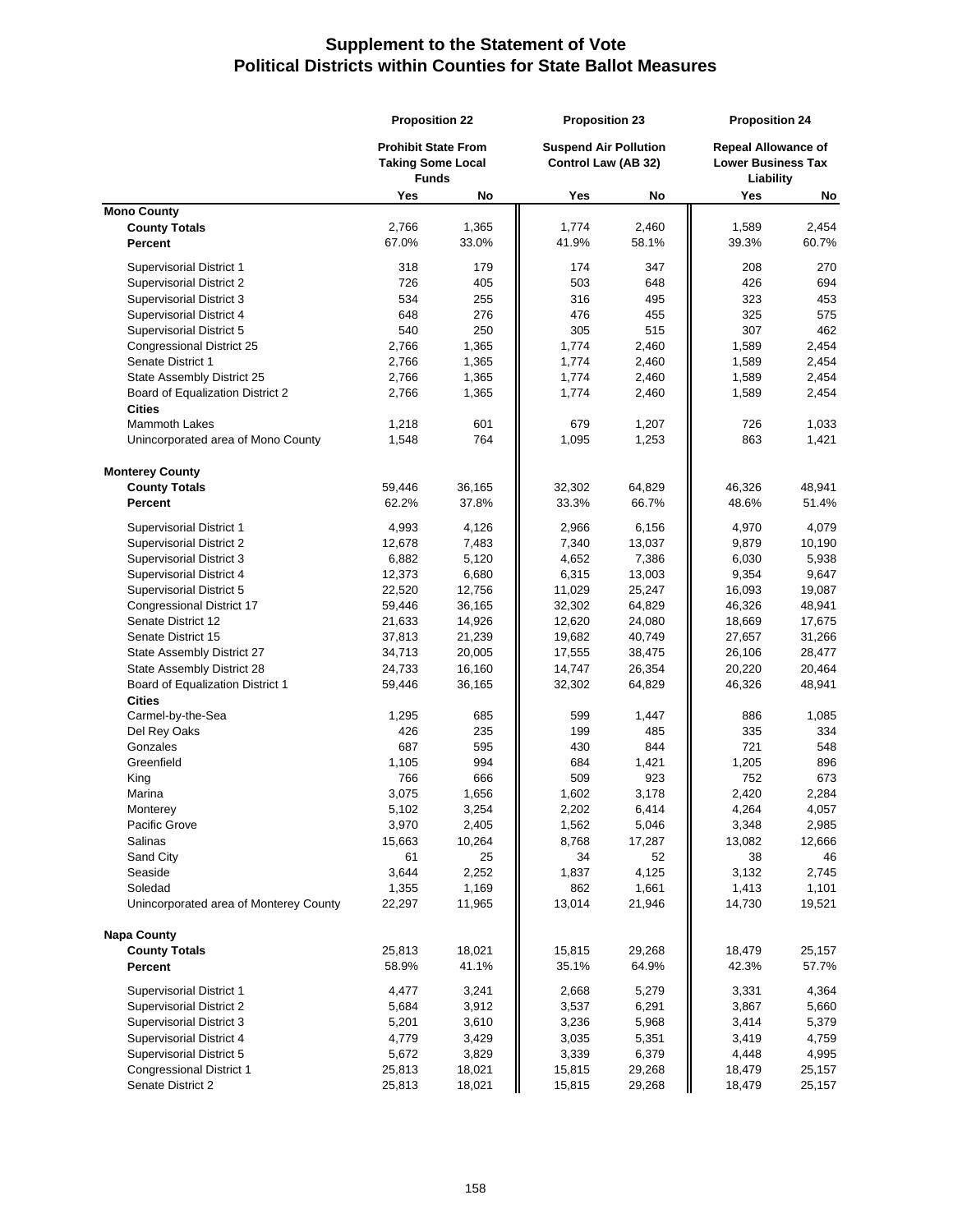# Supplement to the Statement of Vote
## Political Districts within Counties for State Ballot Measures

| | Proposition 22 | | Proposition 23 | | Proposition 24 | |
|---|---|---|---|---|---|---|
| | Prohibit State From Taking Some Local Funds | | Suspend Air Pollution Control Law (AB 32) | | Repeal Allowance of Lower Business Tax Liability | |
| | Yes | No | Yes | No | Yes | No |
| **Mono County** | | | | | | |
| **County Totals** | 2,766 | 1,365 | 1,774 | 2,460 | 1,589 | 2,454 |
| **Percent** | 67.0% | 33.0% | 41.9% | 58.1% | 39.3% | 60.7% |
| Supervisorial District 1 | 318 | 179 | 174 | 347 | 208 | 270 |
| Supervisorial District 2 | 726 | 405 | 503 | 648 | 426 | 694 |
| Supervisorial District 3 | 534 | 255 | 316 | 495 | 323 | 453 |
| Supervisorial District 4 | 648 | 276 | 476 | 455 | 325 | 575 |
| Supervisorial District 5 | 540 | 250 | 305 | 515 | 307 | 462 |
| Congressional District 25 | 2,766 | 1,365 | 1,774 | 2,460 | 1,589 | 2,454 |
| Senate District 1 | 2,766 | 1,365 | 1,774 | 2,460 | 1,589 | 2,454 |
| State Assembly District 25 | 2,766 | 1,365 | 1,774 | 2,460 | 1,589 | 2,454 |
| Board of Equalization District 2 | 2,766 | 1,365 | 1,774 | 2,460 | 1,589 | 2,454 |
| **Cities** | | | | | | |
| Mammoth Lakes | 1,218 | 601 | 679 | 1,207 | 726 | 1,033 |
| Unincorporated area of Mono County | 1,548 | 764 | 1,095 | 1,253 | 863 | 1,421 |
| **Monterey County** | | | | | | |
| **County Totals** | 59,446 | 36,165 | 32,302 | 64,829 | 46,326 | 48,941 |
| **Percent** | 62.2% | 37.8% | 33.3% | 66.7% | 48.6% | 51.4% |
| Supervisorial District 1 | 4,993 | 4,126 | 2,966 | 6,156 | 4,970 | 4,079 |
| Supervisorial District 2 | 12,678 | 7,483 | 7,340 | 13,037 | 9,879 | 10,190 |
| Supervisorial District 3 | 6,882 | 5,120 | 4,652 | 7,386 | 6,030 | 5,938 |
| Supervisorial District 4 | 12,373 | 6,680 | 6,315 | 13,003 | 9,354 | 9,647 |
| Supervisorial District 5 | 22,520 | 12,756 | 11,029 | 25,247 | 16,093 | 19,087 |
| Congressional District 17 | 59,446 | 36,165 | 32,302 | 64,829 | 46,326 | 48,941 |
| Senate District 12 | 21,633 | 14,926 | 12,620 | 24,080 | 18,669 | 17,675 |
| Senate District 15 | 37,813 | 21,239 | 19,682 | 40,749 | 27,657 | 31,266 |
| State Assembly District 27 | 34,713 | 20,005 | 17,555 | 38,475 | 26,106 | 28,477 |
| State Assembly District 28 | 24,733 | 16,160 | 14,747 | 26,354 | 20,220 | 20,464 |
| Board of Equalization District 1 | 59,446 | 36,165 | 32,302 | 64,829 | 46,326 | 48,941 |
| **Cities** | | | | | | |
| Carmel-by-the-Sea | 1,295 | 685 | 599 | 1,447 | 886 | 1,085 |
| Del Rey Oaks | 426 | 235 | 199 | 485 | 335 | 334 |
| Gonzales | 687 | 595 | 430 | 844 | 721 | 548 |
| Greenfield | 1,105 | 994 | 684 | 1,421 | 1,205 | 896 |
| King | 766 | 666 | 509 | 923 | 752 | 673 |
| Marina | 3,075 | 1,656 | 1,602 | 3,178 | 2,420 | 2,284 |
| Monterey | 5,102 | 3,254 | 2,202 | 6,414 | 4,264 | 4,057 |
| Pacific Grove | 3,970 | 2,405 | 1,562 | 5,046 | 3,348 | 2,985 |
| Salinas | 15,663 | 10,264 | 8,768 | 17,287 | 13,082 | 12,666 |
| Sand City | 61 | 25 | 34 | 52 | 38 | 46 |
| Seaside | 3,644 | 2,252 | 1,837 | 4,125 | 3,132 | 2,745 |
| Soledad | 1,355 | 1,169 | 862 | 1,661 | 1,413 | 1,101 |
| Unincorporated area of Monterey County | 22,297 | 11,965 | 13,014 | 21,946 | 14,730 | 19,521 |
| **Napa County** | | | | | | |
| **County Totals** | 25,813 | 18,021 | 15,815 | 29,268 | 18,479 | 25,157 |
| **Percent** | 58.9% | 41.1% | 35.1% | 64.9% | 42.3% | 57.7% |
| Supervisorial District 1 | 4,477 | 3,241 | 2,668 | 5,279 | 3,331 | 4,364 |
| Supervisorial District 2 | 5,684 | 3,912 | 3,537 | 6,291 | 3,867 | 5,660 |
| Supervisorial District 3 | 5,201 | 3,610 | 3,236 | 5,968 | 3,414 | 5,379 |
| Supervisorial District 4 | 4,779 | 3,429 | 3,035 | 5,351 | 3,419 | 4,759 |
| Supervisorial District 5 | 5,672 | 3,829 | 3,339 | 6,379 | 4,448 | 4,995 |
| Congressional District 1 | 25,813 | 18,021 | 15,815 | 29,268 | 18,479 | 25,157 |
| Senate District 2 | 25,813 | 18,021 | 15,815 | 29,268 | 18,479 | 25,157 |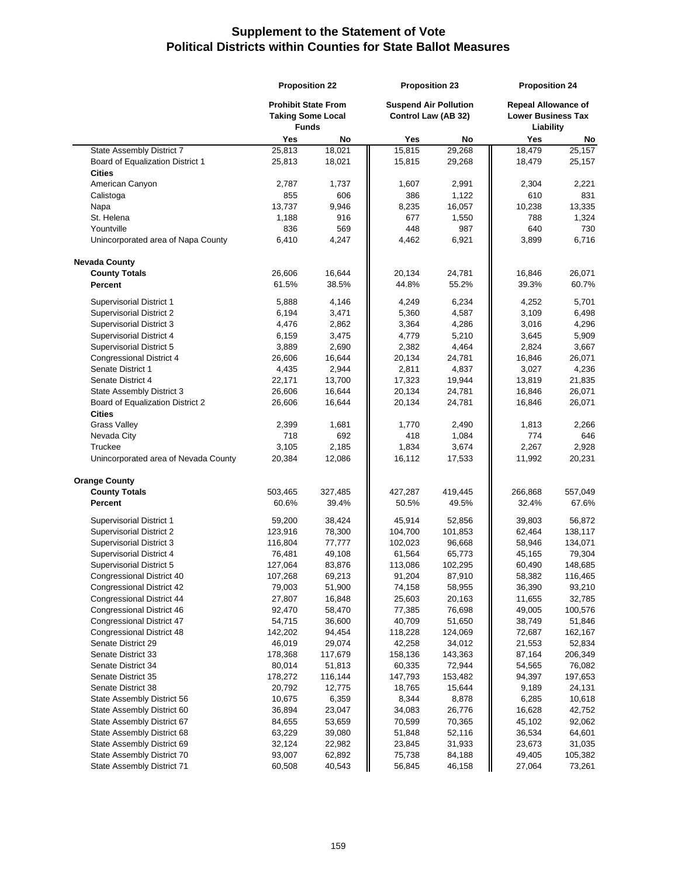# Supplement to the Statement of Vote
## Political Districts within Counties for State Ballot Measures

| | Proposition 22 | | Proposition 23 | | Proposition 24 | |
|---|---|---|---|---|---|---|
| | Prohibit State From Taking Some Local Funds | | Suspend Air Pollution Control Law (AB 32) | | Repeal Allowance of Lower Business Tax Liability | |
| | Yes | No | Yes | No | Yes | No |
| State Assembly District 7 | 25,813 | 18,021 | 15,815 | 29,268 | 18,479 | 25,157 |
| Board of Equalization District 1 | 25,813 | 18,021 | 15,815 | 29,268 | 18,479 | 25,157 |
| **Cities** | | | | | | |
| American Canyon | 2,787 | 1,737 | 1,607 | 2,991 | 2,304 | 2,221 |
| Calistoga | 855 | 606 | 386 | 1,122 | 610 | 831 |
| Napa | 13,737 | 9,946 | 8,235 | 16,057 | 10,238 | 13,335 |
| St. Helena | 1,188 | 916 | 677 | 1,550 | 788 | 1,324 |
| Yountville | 836 | 569 | 448 | 987 | 640 | 730 |
| Unincorporated area of Napa County | 6,410 | 4,247 | 4,462 | 6,921 | 3,899 | 6,716 |
| **Nevada County** | | | | | | |
| **County Totals** | 26,606 | 16,644 | 20,134 | 24,781 | 16,846 | 26,071 |
| **Percent** | 61.5% | 38.5% | 44.8% | 55.2% | 39.3% | 60.7% |
| Supervisorial District 1 | 5,888 | 4,146 | 4,249 | 6,234 | 4,252 | 5,701 |
| Supervisorial District 2 | 6,194 | 3,471 | 5,360 | 4,587 | 3,109 | 6,498 |
| Supervisorial District 3 | 4,476 | 2,862 | 3,364 | 4,286 | 3,016 | 4,296 |
| Supervisorial District 4 | 6,159 | 3,475 | 4,779 | 5,210 | 3,645 | 5,909 |
| Supervisorial District 5 | 3,889 | 2,690 | 2,382 | 4,464 | 2,824 | 3,667 |
| Congressional District 4 | 26,606 | 16,644 | 20,134 | 24,781 | 16,846 | 26,071 |
| Senate District 1 | 4,435 | 2,944 | 2,811 | 4,837 | 3,027 | 4,236 |
| Senate District 4 | 22,171 | 13,700 | 17,323 | 19,944 | 13,819 | 21,835 |
| State Assembly District 3 | 26,606 | 16,644 | 20,134 | 24,781 | 16,846 | 26,071 |
| Board of Equalization District 2 | 26,606 | 16,644 | 20,134 | 24,781 | 16,846 | 26,071 |
| **Cities** | | | | | | |
| Grass Valley | 2,399 | 1,681 | 1,770 | 2,490 | 1,813 | 2,266 |
| Nevada City | 718 | 692 | 418 | 1,084 | 774 | 646 |
| Truckee | 3,105 | 2,185 | 1,834 | 3,674 | 2,267 | 2,928 |
| Unincorporated area of Nevada County | 20,384 | 12,086 | 16,112 | 17,533 | 11,992 | 20,231 |
| **Orange County** | | | | | | |
| **County Totals** | 503,465 | 327,485 | 427,287 | 419,445 | 266,868 | 557,049 |
| **Percent** | 60.6% | 39.4% | 50.5% | 49.5% | 32.4% | 67.6% |
| Supervisorial District 1 | 59,200 | 38,424 | 45,914 | 52,856 | 39,803 | 56,872 |
| Supervisorial District 2 | 123,916 | 78,300 | 104,700 | 101,853 | 62,464 | 138,117 |
| Supervisorial District 3 | 116,804 | 77,777 | 102,023 | 96,668 | 58,946 | 134,071 |
| Supervisorial District 4 | 76,481 | 49,108 | 61,564 | 65,773 | 45,165 | 79,304 |
| Supervisorial District 5 | 127,064 | 83,876 | 113,086 | 102,295 | 60,490 | 148,685 |
| Congressional District 40 | 107,268 | 69,213 | 91,204 | 87,910 | 58,382 | 116,465 |
| Congressional District 42 | 79,003 | 51,900 | 74,158 | 58,955 | 36,390 | 93,210 |
| Congressional District 44 | 27,807 | 16,848 | 25,603 | 20,163 | 11,655 | 32,785 |
| Congressional District 46 | 92,470 | 58,470 | 77,385 | 76,698 | 49,005 | 100,576 |
| Congressional District 47 | 54,715 | 36,600 | 40,709 | 51,650 | 38,749 | 51,846 |
| Congressional District 48 | 142,202 | 94,454 | 118,228 | 124,069 | 72,687 | 162,167 |
| Senate District 29 | 46,019 | 29,074 | 42,258 | 34,012 | 21,553 | 52,834 |
| Senate District 33 | 178,368 | 117,679 | 158,136 | 143,363 | 87,164 | 206,349 |
| Senate District 34 | 80,014 | 51,813 | 60,335 | 72,944 | 54,565 | 76,082 |
| Senate District 35 | 178,272 | 116,144 | 147,793 | 153,482 | 94,397 | 197,653 |
| Senate District 38 | 20,792 | 12,775 | 18,765 | 15,644 | 9,189 | 24,131 |
| State Assembly District 56 | 10,675 | 6,359 | 8,344 | 8,878 | 6,285 | 10,618 |
| State Assembly District 60 | 36,894 | 23,047 | 34,083 | 26,776 | 16,628 | 42,752 |
| State Assembly District 67 | 84,655 | 53,659 | 70,599 | 70,365 | 45,102 | 92,062 |
| State Assembly District 68 | 63,229 | 39,080 | 51,848 | 52,116 | 36,534 | 64,601 |
| State Assembly District 69 | 32,124 | 22,982 | 23,845 | 31,933 | 23,673 | 31,035 |
| State Assembly District 70 | 93,007 | 62,892 | 75,738 | 84,188 | 49,405 | 105,382 |
| State Assembly District 71 | 60,508 | 40,543 | 56,845 | 46,158 | 27,064 | 73,261 |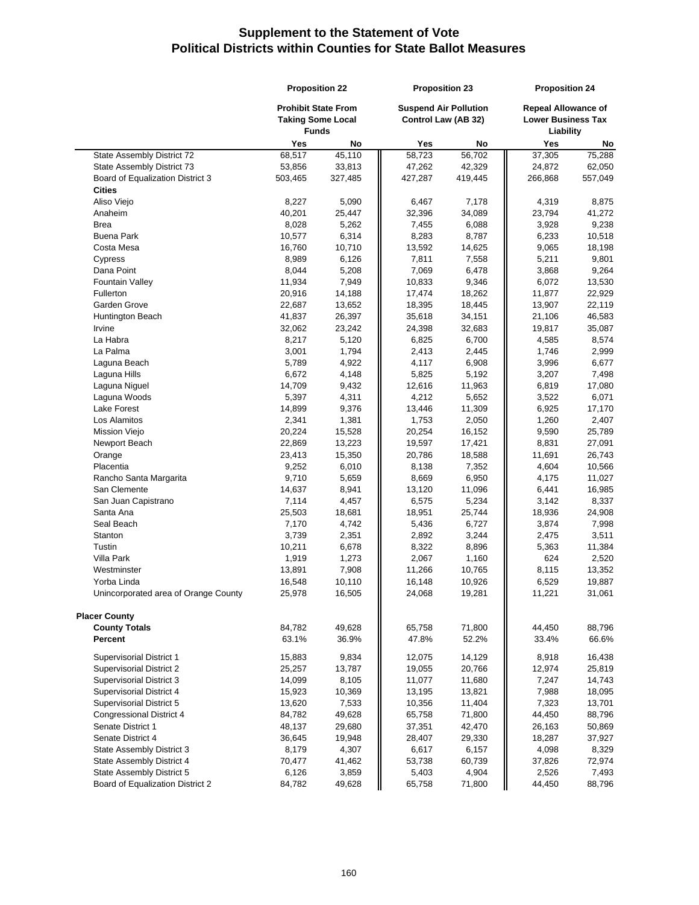# Supplement to the Statement of Vote
## Political Districts within Counties for State Ballot Measures

| | Proposition 22 | | Proposition 23 | | Proposition 24 | |
|---|---|---|---|---|---|---|
| | Prohibit State From Taking Some Local Funds | | Suspend Air Pollution Control Law (AB 32) | | Repeal Allowance of Lower Business Tax Liability | |
| | Yes | No | Yes | No | Yes | No |
| State Assembly District 72 | 68,517 | 45,110 | 58,723 | 56,702 | 37,305 | 75,288 |
| State Assembly District 73 | 53,856 | 33,813 | 47,262 | 42,329 | 24,872 | 62,050 |
| Board of Equalization District 3 | 503,465 | 327,485 | 427,287 | 419,445 | 266,868 | 557,049 |
| **Cities** | | | | | | |
| Aliso Viejo | 8,227 | 5,090 | 6,467 | 7,178 | 4,319 | 8,875 |
| Anaheim | 40,201 | 25,447 | 32,396 | 34,089 | 23,794 | 41,272 |
| Brea | 8,028 | 5,262 | 7,455 | 6,088 | 3,928 | 9,238 |
| Buena Park | 10,577 | 6,314 | 8,283 | 8,787 | 6,233 | 10,518 |
| Costa Mesa | 16,760 | 10,710 | 13,592 | 14,625 | 9,065 | 18,198 |
| Cypress | 8,989 | 6,126 | 7,811 | 7,558 | 5,211 | 9,801 |
| Dana Point | 8,044 | 5,208 | 7,069 | 6,478 | 3,868 | 9,264 |
| Fountain Valley | 11,934 | 7,949 | 10,833 | 9,346 | 6,072 | 13,530 |
| Fullerton | 20,916 | 14,188 | 17,474 | 18,262 | 11,877 | 22,929 |
| Garden Grove | 22,687 | 13,652 | 18,395 | 18,445 | 13,907 | 22,119 |
| Huntington Beach | 41,837 | 26,397 | 35,618 | 34,151 | 21,106 | 46,583 |
| Irvine | 32,062 | 23,242 | 24,398 | 32,683 | 19,817 | 35,087 |
| La Habra | 8,217 | 5,120 | 6,825 | 6,700 | 4,585 | 8,574 |
| La Palma | 3,001 | 1,794 | 2,413 | 2,445 | 1,746 | 2,999 |
| Laguna Beach | 5,789 | 4,922 | 4,117 | 6,908 | 3,996 | 6,677 |
| Laguna Hills | 6,672 | 4,148 | 5,825 | 5,192 | 3,207 | 7,498 |
| Laguna Niguel | 14,709 | 9,432 | 12,616 | 11,963 | 6,819 | 17,080 |
| Laguna Woods | 5,397 | 4,311 | 4,212 | 5,652 | 3,522 | 6,071 |
| Lake Forest | 14,899 | 9,376 | 13,446 | 11,309 | 6,925 | 17,170 |
| Los Alamitos | 2,341 | 1,381 | 1,753 | 2,050 | 1,260 | 2,407 |
| Mission Viejo | 20,224 | 15,528 | 20,254 | 16,152 | 9,590 | 25,789 |
| Newport Beach | 22,869 | 13,223 | 19,597 | 17,421 | 8,831 | 27,091 |
| Orange | 23,413 | 15,350 | 20,786 | 18,588 | 11,691 | 26,743 |
| Placentia | 9,252 | 6,010 | 8,138 | 7,352 | 4,604 | 10,566 |
| Rancho Santa Margarita | 9,710 | 5,659 | 8,669 | 6,950 | 4,175 | 11,027 |
| San Clemente | 14,637 | 8,941 | 13,120 | 11,096 | 6,441 | 16,985 |
| San Juan Capistrano | 7,114 | 4,457 | 6,575 | 5,234 | 3,142 | 8,337 |
| Santa Ana | 25,503 | 18,681 | 18,951 | 25,744 | 18,936 | 24,908 |
| Seal Beach | 7,170 | 4,742 | 5,436 | 6,727 | 3,874 | 7,998 |
| Stanton | 3,739 | 2,351 | 2,892 | 3,244 | 2,475 | 3,511 |
| Tustin | 10,211 | 6,678 | 8,322 | 8,896 | 5,363 | 11,384 |
| Villa Park | 1,919 | 1,273 | 2,067 | 1,160 | 624 | 2,520 |
| Westminster | 13,891 | 7,908 | 11,266 | 10,765 | 8,115 | 13,352 |
| Yorba Linda | 16,548 | 10,110 | 16,148 | 10,926 | 6,529 | 19,887 |
| Unincorporated area of Orange County | 25,978 | 16,505 | 24,068 | 19,281 | 11,221 | 31,061 |
| **Placer County** | | | | | | |
| **County Totals** | 84,782 | 49,628 | 65,758 | 71,800 | 44,450 | 88,796 |
| **Percent** | 63.1% | 36.9% | 47.8% | 52.2% | 33.4% | 66.6% |
| Supervisorial District 1 | 15,883 | 9,834 | 12,075 | 14,129 | 8,918 | 16,438 |
| Supervisorial District 2 | 25,257 | 13,787 | 19,055 | 20,766 | 12,974 | 25,819 |
| Supervisorial District 3 | 14,099 | 8,105 | 11,077 | 11,680 | 7,247 | 14,743 |
| Supervisorial District 4 | 15,923 | 10,369 | 13,195 | 13,821 | 7,988 | 18,095 |
| Supervisorial District 5 | 13,620 | 7,533 | 10,356 | 11,404 | 7,323 | 13,701 |
| Congressional District 4 | 84,782 | 49,628 | 65,758 | 71,800 | 44,450 | 88,796 |
| Senate District 1 | 48,137 | 29,680 | 37,351 | 42,470 | 26,163 | 50,869 |
| Senate District 4 | 36,645 | 19,948 | 28,407 | 29,330 | 18,287 | 37,927 |
| State Assembly District 3 | 8,179 | 4,307 | 6,617 | 6,157 | 4,098 | 8,329 |
| State Assembly District 4 | 70,477 | 41,462 | 53,738 | 60,739 | 37,826 | 72,974 |
| State Assembly District 5 | 6,126 | 3,859 | 5,403 | 4,904 | 2,526 | 7,493 |
| Board of Equalization District 2 | 84,782 | 49,628 | 65,758 | 71,800 | 44,450 | 88,796 |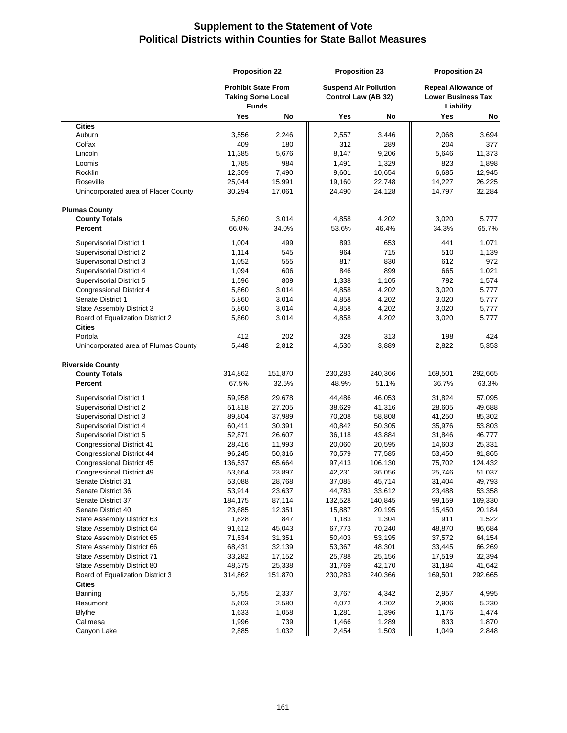# Supplement to the Statement of Vote
## Political Districts within Counties for State Ballot Measures

| | Proposition 22 | | Proposition 23 | | Proposition 24 | |
|---|---|---|---|---|---|---|
| | Prohibit State From Taking Some Local Funds | | Suspend Air Pollution Control Law (AB 32) | | Repeal Allowance of Lower Business Tax Liability | |
| | Yes | No | Yes | No | Yes | No |
| **Cities** | | | | | | |
| Auburn | 3,556 | 2,246 | 2,557 | 3,446 | 2,068 | 3,694 |
| Colfax | 409 | 180 | 312 | 289 | 204 | 377 |
| Lincoln | 11,385 | 5,676 | 8,147 | 9,206 | 5,646 | 11,373 |
| Loomis | 1,785 | 984 | 1,491 | 1,329 | 823 | 1,898 |
| Rocklin | 12,309 | 7,490 | 9,601 | 10,654 | 6,685 | 12,945 |
| Roseville | 25,044 | 15,991 | 19,160 | 22,748 | 14,227 | 26,225 |
| Unincorporated area of Placer County | 30,294 | 17,061 | 24,490 | 24,128 | 14,797 | 32,284 |
| **Plumas County** | | | | | | |
| **County Totals** | 5,860 | 3,014 | 4,858 | 4,202 | 3,020 | 5,777 |
| **Percent** | 66.0% | 34.0% | 53.6% | 46.4% | 34.3% | 65.7% |
| Supervisorial District 1 | 1,004 | 499 | 893 | 653 | 441 | 1,071 |
| Supervisorial District 2 | 1,114 | 545 | 964 | 715 | 510 | 1,139 |
| Supervisorial District 3 | 1,052 | 555 | 817 | 830 | 612 | 972 |
| Supervisorial District 4 | 1,094 | 606 | 846 | 899 | 665 | 1,021 |
| Supervisorial District 5 | 1,596 | 809 | 1,338 | 1,105 | 792 | 1,574 |
| Congressional District 4 | 5,860 | 3,014 | 4,858 | 4,202 | 3,020 | 5,777 |
| Senate District 1 | 5,860 | 3,014 | 4,858 | 4,202 | 3,020 | 5,777 |
| State Assembly District 3 | 5,860 | 3,014 | 4,858 | 4,202 | 3,020 | 5,777 |
| Board of Equalization District 2 | 5,860 | 3,014 | 4,858 | 4,202 | 3,020 | 5,777 |
| **Cities** | | | | | | |
| Portola | 412 | 202 | 328 | 313 | 198 | 424 |
| Unincorporated area of Plumas County | 5,448 | 2,812 | 4,530 | 3,889 | 2,822 | 5,353 |
| **Riverside County** | | | | | | |
| **County Totals** | 314,862 | 151,870 | 230,283 | 240,366 | 169,501 | 292,665 |
| **Percent** | 67.5% | 32.5% | 48.9% | 51.1% | 36.7% | 63.3% |
| Supervisorial District 1 | 59,958 | 29,678 | 44,486 | 46,053 | 31,824 | 57,095 |
| Supervisorial District 2 | 51,818 | 27,205 | 38,629 | 41,316 | 28,605 | 49,688 |
| Supervisorial District 3 | 89,804 | 37,989 | 70,208 | 58,808 | 41,250 | 85,302 |
| Supervisorial District 4 | 60,411 | 30,391 | 40,842 | 50,305 | 35,976 | 53,803 |
| Supervisorial District 5 | 52,871 | 26,607 | 36,118 | 43,884 | 31,846 | 46,777 |
| Congressional District 41 | 28,416 | 11,993 | 20,060 | 20,595 | 14,603 | 25,331 |
| Congressional District 44 | 96,245 | 50,316 | 70,579 | 77,585 | 53,450 | 91,865 |
| Congressional District 45 | 136,537 | 65,664 | 97,413 | 106,130 | 75,702 | 124,432 |
| Congressional District 49 | 53,664 | 23,897 | 42,231 | 36,056 | 25,746 | 51,037 |
| Senate District 31 | 53,088 | 28,768 | 37,085 | 45,714 | 31,404 | 49,793 |
| Senate District 36 | 53,914 | 23,637 | 44,783 | 33,612 | 23,488 | 53,358 |
| Senate District 37 | 184,175 | 87,114 | 132,528 | 140,845 | 99,159 | 169,330 |
| Senate District 40 | 23,685 | 12,351 | 15,887 | 20,195 | 15,450 | 20,184 |
| State Assembly District 63 | 1,628 | 847 | 1,183 | 1,304 | 911 | 1,522 |
| State Assembly District 64 | 91,612 | 45,043 | 67,773 | 70,240 | 48,870 | 86,684 |
| State Assembly District 65 | 71,534 | 31,351 | 50,403 | 53,195 | 37,572 | 64,154 |
| State Assembly District 66 | 68,431 | 32,139 | 53,367 | 48,301 | 33,445 | 66,269 |
| State Assembly District 71 | 33,282 | 17,152 | 25,788 | 25,156 | 17,519 | 32,394 |
| State Assembly District 80 | 48,375 | 25,338 | 31,769 | 42,170 | 31,184 | 41,642 |
| Board of Equalization District 3 | 314,862 | 151,870 | 230,283 | 240,366 | 169,501 | 292,665 |
| **Cities** | | | | | | |
| Banning | 5,755 | 2,337 | 3,767 | 4,342 | 2,957 | 4,995 |
| Beaumont | 5,603 | 2,580 | 4,072 | 4,202 | 2,906 | 5,230 |
| Blythe | 1,633 | 1,058 | 1,281 | 1,396 | 1,176 | 1,474 |
| Calimesa | 1,996 | 739 | 1,466 | 1,289 | 833 | 1,870 |
| Canyon Lake | 2,885 | 1,032 | 2,454 | 1,503 | 1,049 | 2,848 |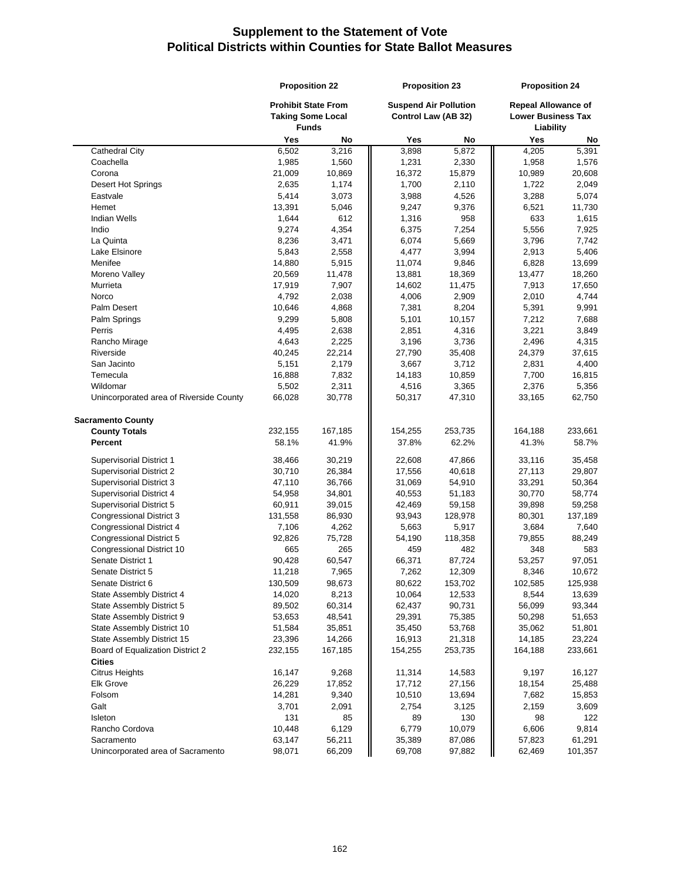# Supplement to the Statement of Vote
# Political Districts within Counties for State Ballot Measures

| | Proposition 22 | | Proposition 23 | | Proposition 24 | |
|---|---|---|---|---|---|---|
| | Prohibit State From Taking Some Local Funds | | Suspend Air Pollution Control Law (AB 32) | | Repeal Allowance of Lower Business Tax Liability | |
| | Yes | No | Yes | No | Yes | No |
| Cathedral City | 6,502 | 3,216 | 3,898 | 5,872 | 4,205 | 5,391 |
| Coachella | 1,985 | 1,560 | 1,231 | 2,330 | 1,958 | 1,576 |
| Corona | 21,009 | 10,869 | 16,372 | 15,879 | 10,989 | 20,608 |
| Desert Hot Springs | 2,635 | 1,174 | 1,700 | 2,110 | 1,722 | 2,049 |
| Eastvale | 5,414 | 3,073 | 3,988 | 4,526 | 3,288 | 5,074 |
| Hemet | 13,391 | 5,046 | 9,247 | 9,376 | 6,521 | 11,730 |
| Indian Wells | 1,644 | 612 | 1,316 | 958 | 633 | 1,615 |
| Indio | 9,274 | 4,354 | 6,375 | 7,254 | 5,556 | 7,925 |
| La Quinta | 8,236 | 3,471 | 6,074 | 5,669 | 3,796 | 7,742 |
| Lake Elsinore | 5,843 | 2,558 | 4,477 | 3,994 | 2,913 | 5,406 |
| Menifee | 14,880 | 5,915 | 11,074 | 9,846 | 6,828 | 13,699 |
| Moreno Valley | 20,569 | 11,478 | 13,881 | 18,369 | 13,477 | 18,260 |
| Murrieta | 17,919 | 7,907 | 14,602 | 11,475 | 7,913 | 17,650 |
| Norco | 4,792 | 2,038 | 4,006 | 2,909 | 2,010 | 4,744 |
| Palm Desert | 10,646 | 4,868 | 7,381 | 8,204 | 5,391 | 9,991 |
| Palm Springs | 9,299 | 5,808 | 5,101 | 10,157 | 7,212 | 7,688 |
| Perris | 4,495 | 2,638 | 2,851 | 4,316 | 3,221 | 3,849 |
| Rancho Mirage | 4,643 | 2,225 | 3,196 | 3,736 | 2,496 | 4,315 |
| Riverside | 40,245 | 22,214 | 27,790 | 35,408 | 24,379 | 37,615 |
| San Jacinto | 5,151 | 2,179 | 3,667 | 3,712 | 2,831 | 4,400 |
| Temecula | 16,888 | 7,832 | 14,183 | 10,859 | 7,700 | 16,815 |
| Wildomar | 5,502 | 2,311 | 4,516 | 3,365 | 2,376 | 5,356 |
| Unincorporated area of Riverside County | 66,028 | 30,778 | 50,317 | 47,310 | 33,165 | 62,750 |
| **Sacramento County** | | | | | | |
| **County Totals** | 232,155 | 167,185 | 154,255 | 253,735 | 164,188 | 233,661 |
| **Percent** | 58.1% | 41.9% | 37.8% | 62.2% | 41.3% | 58.7% |
| Supervisorial District 1 | 38,466 | 30,219 | 22,608 | 47,866 | 33,116 | 35,458 |
| Supervisorial District 2 | 30,710 | 26,384 | 17,556 | 40,618 | 27,113 | 29,807 |
| Supervisorial District 3 | 47,110 | 36,766 | 31,069 | 54,910 | 33,291 | 50,364 |
| Supervisorial District 4 | 54,958 | 34,801 | 40,553 | 51,183 | 30,770 | 58,774 |
| Supervisorial District 5 | 60,911 | 39,015 | 42,469 | 59,158 | 39,898 | 59,258 |
| Congressional District 3 | 131,558 | 86,930 | 93,943 | 128,978 | 80,301 | 137,189 |
| Congressional District 4 | 7,106 | 4,262 | 5,663 | 5,917 | 3,684 | 7,640 |
| Congressional District 5 | 92,826 | 75,728 | 54,190 | 118,358 | 79,855 | 88,249 |
| Congressional District 10 | 665 | 265 | 459 | 482 | 348 | 583 |
| Senate District 1 | 90,428 | 60,547 | 66,371 | 87,724 | 53,257 | 97,051 |
| Senate District 5 | 11,218 | 7,965 | 7,262 | 12,309 | 8,346 | 10,672 |
| Senate District 6 | 130,509 | 98,673 | 80,622 | 153,702 | 102,585 | 125,938 |
| State Assembly District 4 | 14,020 | 8,213 | 10,064 | 12,533 | 8,544 | 13,639 |
| State Assembly District 5 | 89,502 | 60,314 | 62,437 | 90,731 | 56,099 | 93,344 |
| State Assembly District 9 | 53,653 | 48,541 | 29,391 | 75,385 | 50,298 | 51,653 |
| State Assembly District 10 | 51,584 | 35,851 | 35,450 | 53,768 | 35,062 | 51,801 |
| State Assembly District 15 | 23,396 | 14,266 | 16,913 | 21,318 | 14,185 | 23,224 |
| Board of Equalization District 2 | 232,155 | 167,185 | 154,255 | 253,735 | 164,188 | 233,661 |
| **Cities** | | | | | | |
| Citrus Heights | 16,147 | 9,268 | 11,314 | 14,583 | 9,197 | 16,127 |
| Elk Grove | 26,229 | 17,852 | 17,712 | 27,156 | 18,154 | 25,488 |
| Folsom | 14,281 | 9,340 | 10,510 | 13,694 | 7,682 | 15,853 |
| Galt | 3,701 | 2,091 | 2,754 | 3,125 | 2,159 | 3,609 |
| Isleton | 131 | 85 | 89 | 130 | 98 | 122 |
| Rancho Cordova | 10,448 | 6,129 | 6,779 | 10,079 | 6,606 | 9,814 |
| Sacramento | 63,147 | 56,211 | 35,389 | 87,086 | 57,823 | 61,291 |
| Unincorporated area of Sacramento | 98,071 | 66,209 | 69,708 | 97,882 | 62,469 | 101,357 |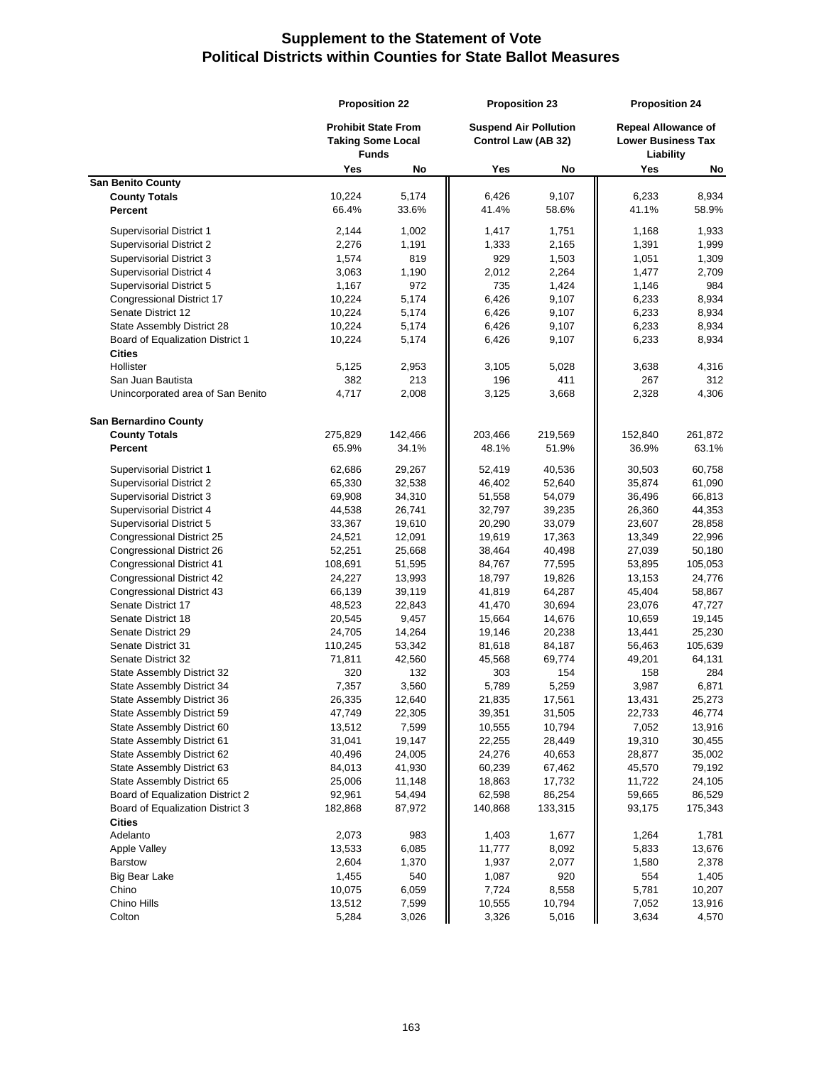# Supplement to the Statement of Vote
# Political Districts within Counties for State Ballot Measures

| | Proposition 22 | | Proposition 23 | | Proposition 24 | |
|---|---|---|---|---|---|---|
| | Prohibit State From Taking Some Local Funds | | Suspend Air Pollution Control Law (AB 32) | | Repeal Allowance of Lower Business Tax Liability | |
| | Yes | No | Yes | No | Yes | No |
| **San Benito County** | | | | | | |
| **County Totals** | 10,224 | 5,174 | 6,426 | 9,107 | 6,233 | 8,934 |
| **Percent** | 66.4% | 33.6% | 41.4% | 58.6% | 41.1% | 58.9% |
| Supervisorial District 1 | 2,144 | 1,002 | 1,417 | 1,751 | 1,168 | 1,933 |
| Supervisorial District 2 | 2,276 | 1,191 | 1,333 | 2,165 | 1,391 | 1,999 |
| Supervisorial District 3 | 1,574 | 819 | 929 | 1,503 | 1,051 | 1,309 |
| Supervisorial District 4 | 3,063 | 1,190 | 2,012 | 2,264 | 1,477 | 2,709 |
| Supervisorial District 5 | 1,167 | 972 | 735 | 1,424 | 1,146 | 984 |
| Congressional District 17 | 10,224 | 5,174 | 6,426 | 9,107 | 6,233 | 8,934 |
| Senate District 12 | 10,224 | 5,174 | 6,426 | 9,107 | 6,233 | 8,934 |
| State Assembly District 28 | 10,224 | 5,174 | 6,426 | 9,107 | 6,233 | 8,934 |
| Board of Equalization District 1 | 10,224 | 5,174 | 6,426 | 9,107 | 6,233 | 8,934 |
| **Cities** | | | | | | |
| Hollister | 5,125 | 2,953 | 3,105 | 5,028 | 3,638 | 4,316 |
| San Juan Bautista | 382 | 213 | 196 | 411 | 267 | 312 |
| Unincorporated area of San Benito | 4,717 | 2,008 | 3,125 | 3,668 | 2,328 | 4,306 |
| **San Bernardino County** | | | | | | |
| **County Totals** | 275,829 | 142,466 | 203,466 | 219,569 | 152,840 | 261,872 |
| **Percent** | 65.9% | 34.1% | 48.1% | 51.9% | 36.9% | 63.1% |
| Supervisorial District 1 | 62,686 | 29,267 | 52,419 | 40,536 | 30,503 | 60,758 |
| Supervisorial District 2 | 65,330 | 32,538 | 46,402 | 52,640 | 35,874 | 61,090 |
| Supervisorial District 3 | 69,908 | 34,310 | 51,558 | 54,079 | 36,496 | 66,813 |
| Supervisorial District 4 | 44,538 | 26,741 | 32,797 | 39,235 | 26,360 | 44,353 |
| Supervisorial District 5 | 33,367 | 19,610 | 20,290 | 33,079 | 23,607 | 28,858 |
| Congressional District 25 | 24,521 | 12,091 | 19,619 | 17,363 | 13,349 | 22,996 |
| Congressional District 26 | 52,251 | 25,668 | 38,464 | 40,498 | 27,039 | 50,180 |
| Congressional District 41 | 108,691 | 51,595 | 84,767 | 77,595 | 53,895 | 105,053 |
| Congressional District 42 | 24,227 | 13,993 | 18,797 | 19,826 | 13,153 | 24,776 |
| Congressional District 43 | 66,139 | 39,119 | 41,819 | 64,287 | 45,404 | 58,867 |
| Senate District 17 | 48,523 | 22,843 | 41,470 | 30,694 | 23,076 | 47,727 |
| Senate District 18 | 20,545 | 9,457 | 15,664 | 14,676 | 10,659 | 19,145 |
| Senate District 29 | 24,705 | 14,264 | 19,146 | 20,238 | 13,441 | 25,230 |
| Senate District 31 | 110,245 | 53,342 | 81,618 | 84,187 | 56,463 | 105,639 |
| Senate District 32 | 71,811 | 42,560 | 45,568 | 69,774 | 49,201 | 64,131 |
| State Assembly District 32 | 320 | 132 | 303 | 154 | 158 | 284 |
| State Assembly District 34 | 7,357 | 3,560 | 5,789 | 5,259 | 3,987 | 6,871 |
| State Assembly District 36 | 26,335 | 12,640 | 21,835 | 17,561 | 13,431 | 25,273 |
| State Assembly District 59 | 47,749 | 22,305 | 39,351 | 31,505 | 22,733 | 46,774 |
| State Assembly District 60 | 13,512 | 7,599 | 10,555 | 10,794 | 7,052 | 13,916 |
| State Assembly District 61 | 31,041 | 19,147 | 22,255 | 28,449 | 19,310 | 30,455 |
| State Assembly District 62 | 40,496 | 24,005 | 24,276 | 40,653 | 28,877 | 35,002 |
| State Assembly District 63 | 84,013 | 41,930 | 60,239 | 67,462 | 45,570 | 79,192 |
| State Assembly District 65 | 25,006 | 11,148 | 18,863 | 17,732 | 11,722 | 24,105 |
| Board of Equalization District 2 | 92,961 | 54,494 | 62,598 | 86,254 | 59,665 | 86,529 |
| Board of Equalization District 3 | 182,868 | 87,972 | 140,868 | 133,315 | 93,175 | 175,343 |
| **Cities** | | | | | | |
| Adelanto | 2,073 | 983 | 1,403 | 1,677 | 1,264 | 1,781 |
| Apple Valley | 13,533 | 6,085 | 11,777 | 8,092 | 5,833 | 13,676 |
| Barstow | 2,604 | 1,370 | 1,937 | 2,077 | 1,580 | 2,378 |
| Big Bear Lake | 1,455 | 540 | 1,087 | 920 | 554 | 1,405 |
| Chino | 10,075 | 6,059 | 7,724 | 8,558 | 5,781 | 10,207 |
| Chino Hills | 13,512 | 7,599 | 10,555 | 10,794 | 7,052 | 13,916 |
| Colton | 5,284 | 3,026 | 3,326 | 5,016 | 3,634 | 4,570 |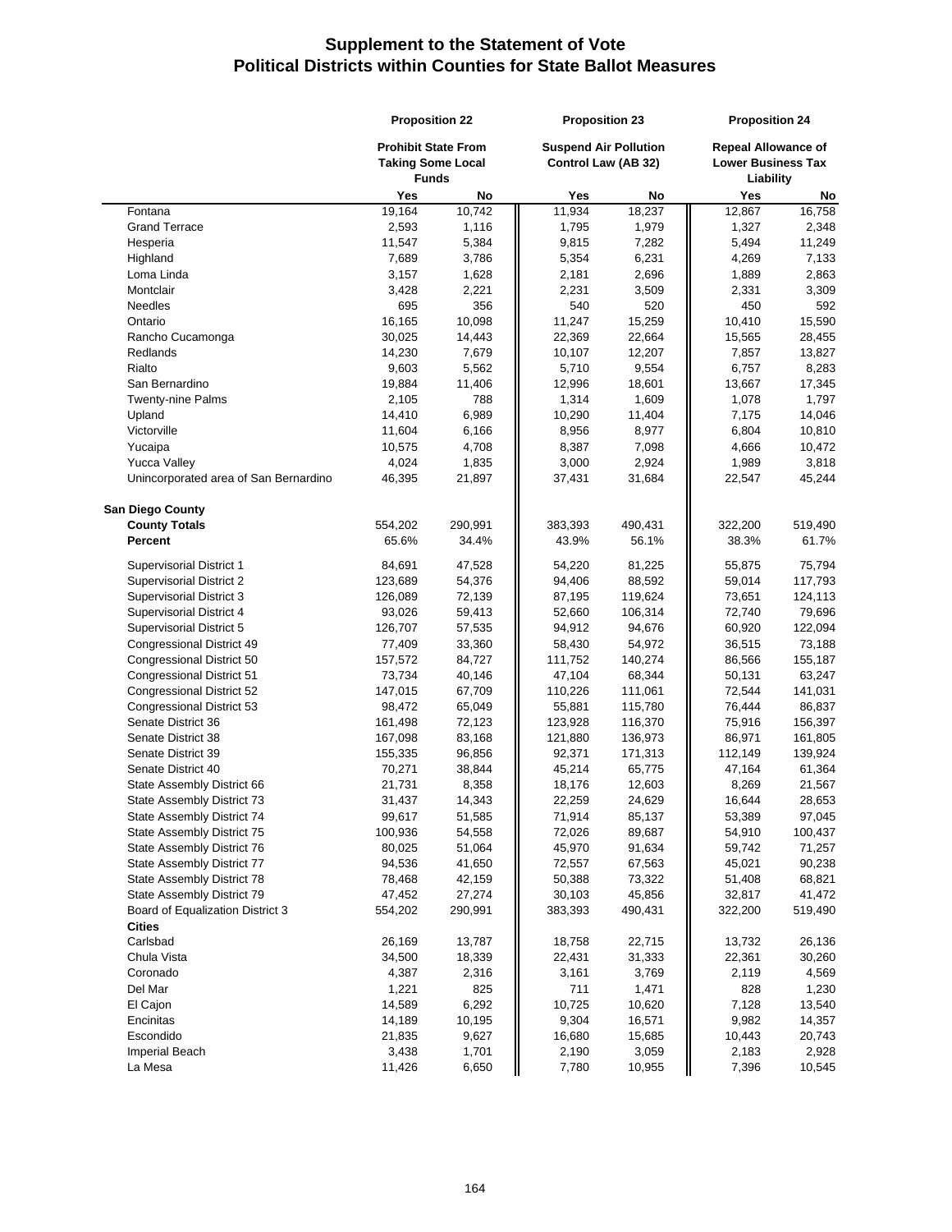# Supplement to the Statement of Vote
## Political Districts within Counties for State Ballot Measures

| | Proposition 22 | | Proposition 23 | | Proposition 24 | |
|---|---|---|---|---|---|---|
| | Prohibit State From Taking Some Local Funds | | Suspend Air Pollution Control Law (AB 32) | | Repeal Allowance of Lower Business Tax Liability | |
| | Yes | No | Yes | No | Yes | No |
| Fontana | 19,164 | 10,742 | 11,934 | 18,237 | 12,867 | 16,758 |
| Grand Terrace | 2,593 | 1,116 | 1,795 | 1,979 | 1,327 | 2,348 |
| Hesperia | 11,547 | 5,384 | 9,815 | 7,282 | 5,494 | 11,249 |
| Highland | 7,689 | 3,786 | 5,354 | 6,231 | 4,269 | 7,133 |
| Loma Linda | 3,157 | 1,628 | 2,181 | 2,696 | 1,889 | 2,863 |
| Montclair | 3,428 | 2,221 | 2,231 | 3,509 | 2,331 | 3,309 |
| Needles | 695 | 356 | 540 | 520 | 450 | 592 |
| Ontario | 16,165 | 10,098 | 11,247 | 15,259 | 10,410 | 15,590 |
| Rancho Cucamonga | 30,025 | 14,443 | 22,369 | 22,664 | 15,565 | 28,455 |
| Redlands | 14,230 | 7,679 | 10,107 | 12,207 | 7,857 | 13,827 |
| Rialto | 9,603 | 5,562 | 5,710 | 9,554 | 6,757 | 8,283 |
| San Bernardino | 19,884 | 11,406 | 12,996 | 18,601 | 13,667 | 17,345 |
| Twenty-nine Palms | 2,105 | 788 | 1,314 | 1,609 | 1,078 | 1,797 |
| Upland | 14,410 | 6,989 | 10,290 | 11,404 | 7,175 | 14,046 |
| Victorville | 11,604 | 6,166 | 8,956 | 8,977 | 6,804 | 10,810 |
| Yucaipa | 10,575 | 4,708 | 8,387 | 7,098 | 4,666 | 10,472 |
| Yucca Valley | 4,024 | 1,835 | 3,000 | 2,924 | 1,989 | 3,818 |
| Unincorporated area of San Bernardino | 46,395 | 21,897 | 37,431 | 31,684 | 22,547 | 45,244 |
| **San Diego County** | | | | | | |
| **County Totals** | 554,202 | 290,991 | 383,393 | 490,431 | 322,200 | 519,490 |
| **Percent** | 65.6% | 34.4% | 43.9% | 56.1% | 38.3% | 61.7% |
| Supervisorial District 1 | 84,691 | 47,528 | 54,220 | 81,225 | 55,875 | 75,794 |
| Supervisorial District 2 | 123,689 | 54,376 | 94,406 | 88,592 | 59,014 | 117,793 |
| Supervisorial District 3 | 126,089 | 72,139 | 87,195 | 119,624 | 73,651 | 124,113 |
| Supervisorial District 4 | 93,026 | 59,413 | 52,660 | 106,314 | 72,740 | 79,696 |
| Supervisorial District 5 | 126,707 | 57,535 | 94,912 | 94,676 | 60,920 | 122,094 |
| Congressional District 49 | 77,409 | 33,360 | 58,430 | 54,972 | 36,515 | 73,188 |
| Congressional District 50 | 157,572 | 84,727 | 111,752 | 140,274 | 86,566 | 155,187 |
| Congressional District 51 | 73,734 | 40,146 | 47,104 | 68,344 | 50,131 | 63,247 |
| Congressional District 52 | 147,015 | 67,709 | 110,226 | 111,061 | 72,544 | 141,031 |
| Congressional District 53 | 98,472 | 65,049 | 55,881 | 115,780 | 76,444 | 86,837 |
| Senate District 36 | 161,498 | 72,123 | 123,928 | 116,370 | 75,916 | 156,397 |
| Senate District 38 | 167,098 | 83,168 | 121,880 | 136,973 | 86,971 | 161,805 |
| Senate District 39 | 155,335 | 96,856 | 92,371 | 171,313 | 112,149 | 139,924 |
| Senate District 40 | 70,271 | 38,844 | 45,214 | 65,775 | 47,164 | 61,364 |
| State Assembly District 66 | 21,731 | 8,358 | 18,176 | 12,603 | 8,269 | 21,567 |
| State Assembly District 73 | 31,437 | 14,343 | 22,259 | 24,629 | 16,644 | 28,653 |
| State Assembly District 74 | 99,617 | 51,585 | 71,914 | 85,137 | 53,389 | 97,045 |
| State Assembly District 75 | 100,936 | 54,558 | 72,026 | 89,687 | 54,910 | 100,437 |
| State Assembly District 76 | 80,025 | 51,064 | 45,970 | 91,634 | 59,742 | 71,257 |
| State Assembly District 77 | 94,536 | 41,650 | 72,557 | 67,563 | 45,021 | 90,238 |
| State Assembly District 78 | 78,468 | 42,159 | 50,388 | 73,322 | 51,408 | 68,821 |
| State Assembly District 79 | 47,452 | 27,274 | 30,103 | 45,856 | 32,817 | 41,472 |
| Board of Equalization District 3 | 554,202 | 290,991 | 383,393 | 490,431 | 322,200 | 519,490 |
| **Cities** | | | | | | |
| Carlsbad | 26,169 | 13,787 | 18,758 | 22,715 | 13,732 | 26,136 |
| Chula Vista | 34,500 | 18,339 | 22,431 | 31,333 | 22,361 | 30,260 |
| Coronado | 4,387 | 2,316 | 3,161 | 3,769 | 2,119 | 4,569 |
| Del Mar | 1,221 | 825 | 711 | 1,471 | 828 | 1,230 |
| El Cajon | 14,589 | 6,292 | 10,725 | 10,620 | 7,128 | 13,540 |
| Encinitas | 14,189 | 10,195 | 9,304 | 16,571 | 9,982 | 14,357 |
| Escondido | 21,835 | 9,627 | 16,680 | 15,685 | 10,443 | 20,743 |
| Imperial Beach | 3,438 | 1,701 | 2,190 | 3,059 | 2,183 | 2,928 |
| La Mesa | 11,426 | 6,650 | 7,780 | 10,955 | 7,396 | 10,545 |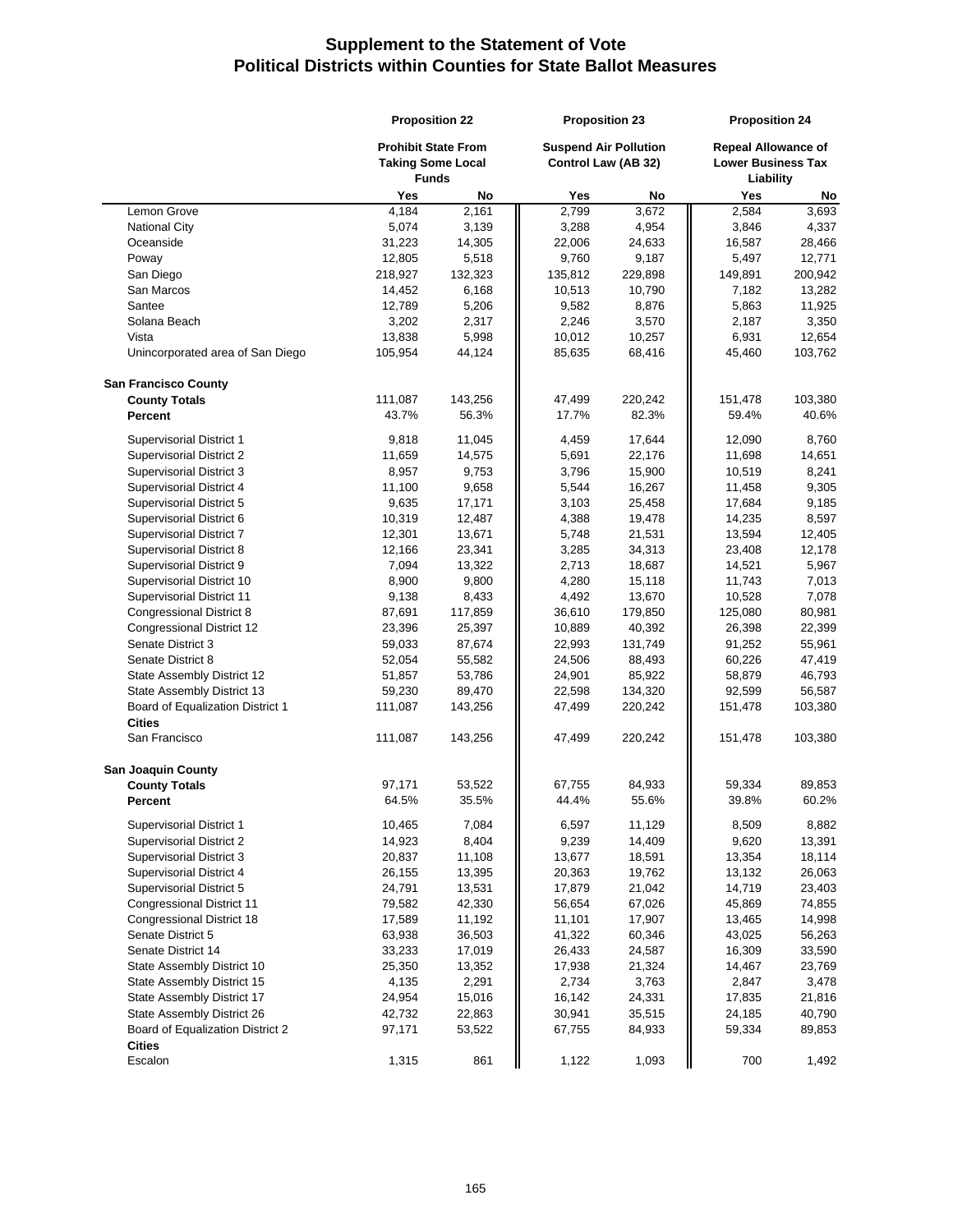# Supplement to the Statement of Vote
## Political Districts within Counties for State Ballot Measures

| | Proposition 22 | | Proposition 23 | | Proposition 24 | |
|---|---|---|---|---|---|---|
| | Prohibit State From Taking Some Local Funds | | Suspend Air Pollution Control Law (AB 32) | | Repeal Allowance of Lower Business Tax Liability | |
| | Yes | No | Yes | No | Yes | No |
| Lemon Grove | 4,184 | 2,161 | 2,799 | 3,672 | 2,584 | 3,693 |
| National City | 5,074 | 3,139 | 3,288 | 4,954 | 3,846 | 4,337 |
| Oceanside | 31,223 | 14,305 | 22,006 | 24,633 | 16,587 | 28,466 |
| Poway | 12,805 | 5,518 | 9,760 | 9,187 | 5,497 | 12,771 |
| San Diego | 218,927 | 132,323 | 135,812 | 229,898 | 149,891 | 200,942 |
| San Marcos | 14,452 | 6,168 | 10,513 | 10,790 | 7,182 | 13,282 |
| Santee | 12,789 | 5,206 | 9,582 | 8,876 | 5,863 | 11,925 |
| Solana Beach | 3,202 | 2,317 | 2,246 | 3,570 | 2,187 | 3,350 |
| Vista | 13,838 | 5,998 | 10,012 | 10,257 | 6,931 | 12,654 |
| Unincorporated area of San Diego | 105,954 | 44,124 | 85,635 | 68,416 | 45,460 | 103,762 |
| **San Francisco County** | | | | | | |
| **County Totals** | 111,087 | 143,256 | 47,499 | 220,242 | 151,478 | 103,380 |
| **Percent** | 43.7% | 56.3% | 17.7% | 82.3% | 59.4% | 40.6% |
| Supervisorial District 1 | 9,818 | 11,045 | 4,459 | 17,644 | 12,090 | 8,760 |
| Supervisorial District 2 | 11,659 | 14,575 | 5,691 | 22,176 | 11,698 | 14,651 |
| Supervisorial District 3 | 8,957 | 9,753 | 3,796 | 15,900 | 10,519 | 8,241 |
| Supervisorial District 4 | 11,100 | 9,658 | 5,544 | 16,267 | 11,458 | 9,305 |
| Supervisorial District 5 | 9,635 | 17,171 | 3,103 | 25,458 | 17,684 | 9,185 |
| Supervisorial District 6 | 10,319 | 12,487 | 4,388 | 19,478 | 14,235 | 8,597 |
| Supervisorial District 7 | 12,301 | 13,671 | 5,748 | 21,531 | 13,594 | 12,405 |
| Supervisorial District 8 | 12,166 | 23,341 | 3,285 | 34,313 | 23,408 | 12,178 |
| Supervisorial District 9 | 7,094 | 13,322 | 2,713 | 18,687 | 14,521 | 5,967 |
| Supervisorial District 10 | 8,900 | 9,800 | 4,280 | 15,118 | 11,743 | 7,013 |
| Supervisorial District 11 | 9,138 | 8,433 | 4,492 | 13,670 | 10,528 | 7,078 |
| Congressional District 8 | 87,691 | 117,859 | 36,610 | 179,850 | 125,080 | 80,981 |
| Congressional District 12 | 23,396 | 25,397 | 10,889 | 40,392 | 26,398 | 22,399 |
| Senate District 3 | 59,033 | 87,674 | 22,993 | 131,749 | 91,252 | 55,961 |
| Senate District 8 | 52,054 | 55,582 | 24,506 | 88,493 | 60,226 | 47,419 |
| State Assembly District 12 | 51,857 | 53,786 | 24,901 | 85,922 | 58,879 | 46,793 |
| State Assembly District 13 | 59,230 | 89,470 | 22,598 | 134,320 | 92,599 | 56,587 |
| Board of Equalization District 1 | 111,087 | 143,256 | 47,499 | 220,242 | 151,478 | 103,380 |
| **Cities** | | | | | | |
| San Francisco | 111,087 | 143,256 | 47,499 | 220,242 | 151,478 | 103,380 |
| **San Joaquin County** | | | | | | |
| **County Totals** | 97,171 | 53,522 | 67,755 | 84,933 | 59,334 | 89,853 |
| **Percent** | 64.5% | 35.5% | 44.4% | 55.6% | 39.8% | 60.2% |
| Supervisorial District 1 | 10,465 | 7,084 | 6,597 | 11,129 | 8,509 | 8,882 |
| Supervisorial District 2 | 14,923 | 8,404 | 9,239 | 14,409 | 9,620 | 13,391 |
| Supervisorial District 3 | 20,837 | 11,108 | 13,677 | 18,591 | 13,354 | 18,114 |
| Supervisorial District 4 | 26,155 | 13,395 | 20,363 | 19,762 | 13,132 | 26,063 |
| Supervisorial District 5 | 24,791 | 13,531 | 17,879 | 21,042 | 14,719 | 23,403 |
| Congressional District 11 | 79,582 | 42,330 | 56,654 | 67,026 | 45,869 | 74,855 |
| Congressional District 18 | 17,589 | 11,192 | 11,101 | 17,907 | 13,465 | 14,998 |
| Senate District 5 | 63,938 | 36,503 | 41,322 | 60,346 | 43,025 | 56,263 |
| Senate District 14 | 33,233 | 17,019 | 26,433 | 24,587 | 16,309 | 33,590 |
| State Assembly District 10 | 25,350 | 13,352 | 17,938 | 21,324 | 14,467 | 23,769 |
| State Assembly District 15 | 4,135 | 2,291 | 2,734 | 3,763 | 2,847 | 3,478 |
| State Assembly District 17 | 24,954 | 15,016 | 16,142 | 24,331 | 17,835 | 21,816 |
| State Assembly District 26 | 42,732 | 22,863 | 30,941 | 35,515 | 24,185 | 40,790 |
| Board of Equalization District 2 | 97,171 | 53,522 | 67,755 | 84,933 | 59,334 | 89,853 |
| **Cities** | | | | | | |
| Escalon | 1,315 | 861 | 1,122 | 1,093 | 700 | 1,492 |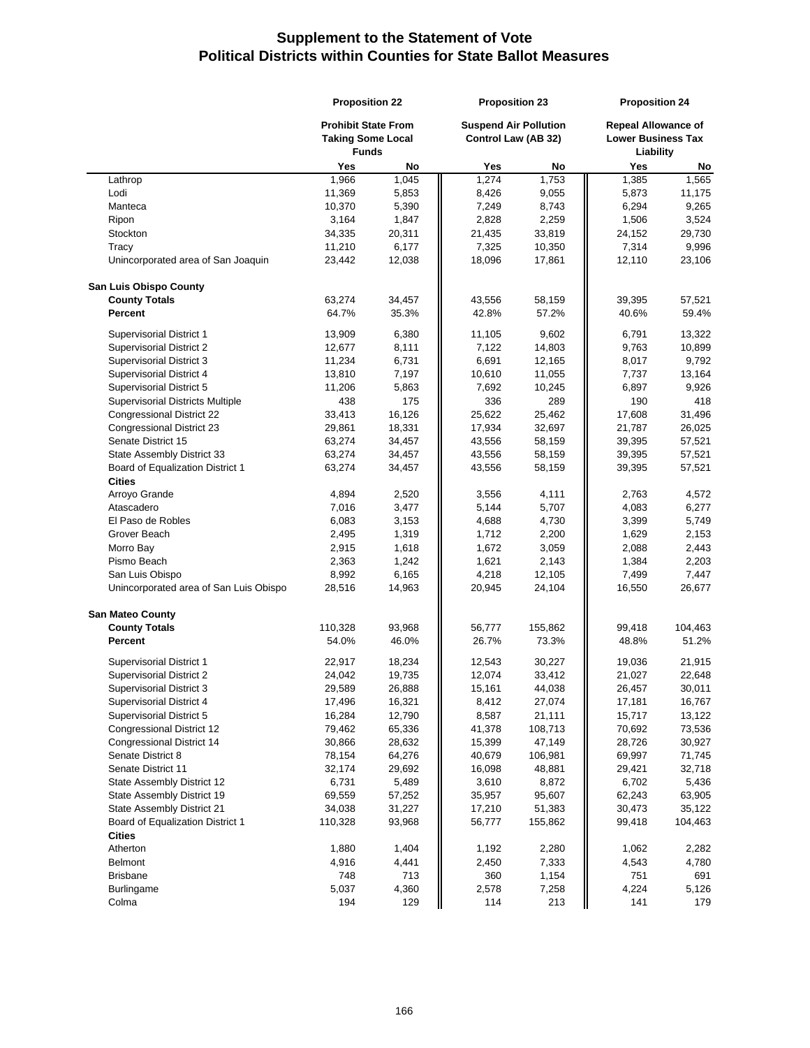# Supplement to the Statement of Vote
## Political Districts within Counties for State Ballot Measures

| | Proposition 22 | | Proposition 23 | | Proposition 24 | |
|---|---|---|---|---|---|---|
| | Prohibit State From Taking Some Local Funds | | Suspend Air Pollution Control Law (AB 32) | | Repeal Allowance of Lower Business Tax Liability | |
| | Yes | No | Yes | No | Yes | No |
| Lathrop | 1,966 | 1,045 | 1,274 | 1,753 | 1,385 | 1,565 |
| Lodi | 11,369 | 5,853 | 8,426 | 9,055 | 5,873 | 11,175 |
| Manteca | 10,370 | 5,390 | 7,249 | 8,743 | 6,294 | 9,265 |
| Ripon | 3,164 | 1,847 | 2,828 | 2,259 | 1,506 | 3,524 |
| Stockton | 34,335 | 20,311 | 21,435 | 33,819 | 24,152 | 29,730 |
| Tracy | 11,210 | 6,177 | 7,325 | 10,350 | 7,314 | 9,996 |
| Unincorporated area of San Joaquin | 23,442 | 12,038 | 18,096 | 17,861 | 12,110 | 23,106 |
| **San Luis Obispo County** | | | | | | |
| **County Totals** | 63,274 | 34,457 | 43,556 | 58,159 | 39,395 | 57,521 |
| **Percent** | 64.7% | 35.3% | 42.8% | 57.2% | 40.6% | 59.4% |
| Supervisorial District 1 | 13,909 | 6,380 | 11,105 | 9,602 | 6,791 | 13,322 |
| Supervisorial District 2 | 12,677 | 8,111 | 7,122 | 14,803 | 9,763 | 10,899 |
| Supervisorial District 3 | 11,234 | 6,731 | 6,691 | 12,165 | 8,017 | 9,792 |
| Supervisorial District 4 | 13,810 | 7,197 | 10,610 | 11,055 | 7,737 | 13,164 |
| Supervisorial District 5 | 11,206 | 5,863 | 7,692 | 10,245 | 6,897 | 9,926 |
| Supervisorial Districts Multiple | 438 | 175 | 336 | 289 | 190 | 418 |
| Congressional District 22 | 33,413 | 16,126 | 25,622 | 25,462 | 17,608 | 31,496 |
| Congressional District 23 | 29,861 | 18,331 | 17,934 | 32,697 | 21,787 | 26,025 |
| Senate District 15 | 63,274 | 34,457 | 43,556 | 58,159 | 39,395 | 57,521 |
| State Assembly District 33 | 63,274 | 34,457 | 43,556 | 58,159 | 39,395 | 57,521 |
| Board of Equalization District 1 | 63,274 | 34,457 | 43,556 | 58,159 | 39,395 | 57,521 |
| **Cities** | | | | | | |
| Arroyo Grande | 4,894 | 2,520 | 3,556 | 4,111 | 2,763 | 4,572 |
| Atascadero | 7,016 | 3,477 | 5,144 | 5,707 | 4,083 | 6,277 |
| El Paso de Robles | 6,083 | 3,153 | 4,688 | 4,730 | 3,399 | 5,749 |
| Grover Beach | 2,495 | 1,319 | 1,712 | 2,200 | 1,629 | 2,153 |
| Morro Bay | 2,915 | 1,618 | 1,672 | 3,059 | 2,088 | 2,443 |
| Pismo Beach | 2,363 | 1,242 | 1,621 | 2,143 | 1,384 | 2,203 |
| San Luis Obispo | 8,992 | 6,165 | 4,218 | 12,105 | 7,499 | 7,447 |
| Unincorporated area of San Luis Obispo | 28,516 | 14,963 | 20,945 | 24,104 | 16,550 | 26,677 |
| **San Mateo County** | | | | | | |
| **County Totals** | 110,328 | 93,968 | 56,777 | 155,862 | 99,418 | 104,463 |
| **Percent** | 54.0% | 46.0% | 26.7% | 73.3% | 48.8% | 51.2% |
| Supervisorial District 1 | 22,917 | 18,234 | 12,543 | 30,227 | 19,036 | 21,915 |
| Supervisorial District 2 | 24,042 | 19,735 | 12,074 | 33,412 | 21,027 | 22,648 |
| Supervisorial District 3 | 29,589 | 26,888 | 15,161 | 44,038 | 26,457 | 30,011 |
| Supervisorial District 4 | 17,496 | 16,321 | 8,412 | 27,074 | 17,181 | 16,767 |
| Supervisorial District 5 | 16,284 | 12,790 | 8,587 | 21,111 | 15,717 | 13,122 |
| Congressional District 12 | 79,462 | 65,336 | 41,378 | 108,713 | 70,692 | 73,536 |
| Congressional District 14 | 30,866 | 28,632 | 15,399 | 47,149 | 28,726 | 30,927 |
| Senate District 8 | 78,154 | 64,276 | 40,679 | 106,981 | 69,997 | 71,745 |
| Senate District 11 | 32,174 | 29,692 | 16,098 | 48,881 | 29,421 | 32,718 |
| State Assembly District 12 | 6,731 | 5,489 | 3,610 | 8,872 | 6,702 | 5,436 |
| State Assembly District 19 | 69,559 | 57,252 | 35,957 | 95,607 | 62,243 | 63,905 |
| State Assembly District 21 | 34,038 | 31,227 | 17,210 | 51,383 | 30,473 | 35,122 |
| Board of Equalization District 1 | 110,328 | 93,968 | 56,777 | 155,862 | 99,418 | 104,463 |
| **Cities** | | | | | | |
| Atherton | 1,880 | 1,404 | 1,192 | 2,280 | 1,062 | 2,282 |
| Belmont | 4,916 | 4,441 | 2,450 | 7,333 | 4,543 | 4,780 |
| Brisbane | 748 | 713 | 360 | 1,154 | 751 | 691 |
| Burlingame | 5,037 | 4,360 | 2,578 | 7,258 | 4,224 | 5,126 |
| Colma | 194 | 129 | 114 | 213 | 141 | 179 |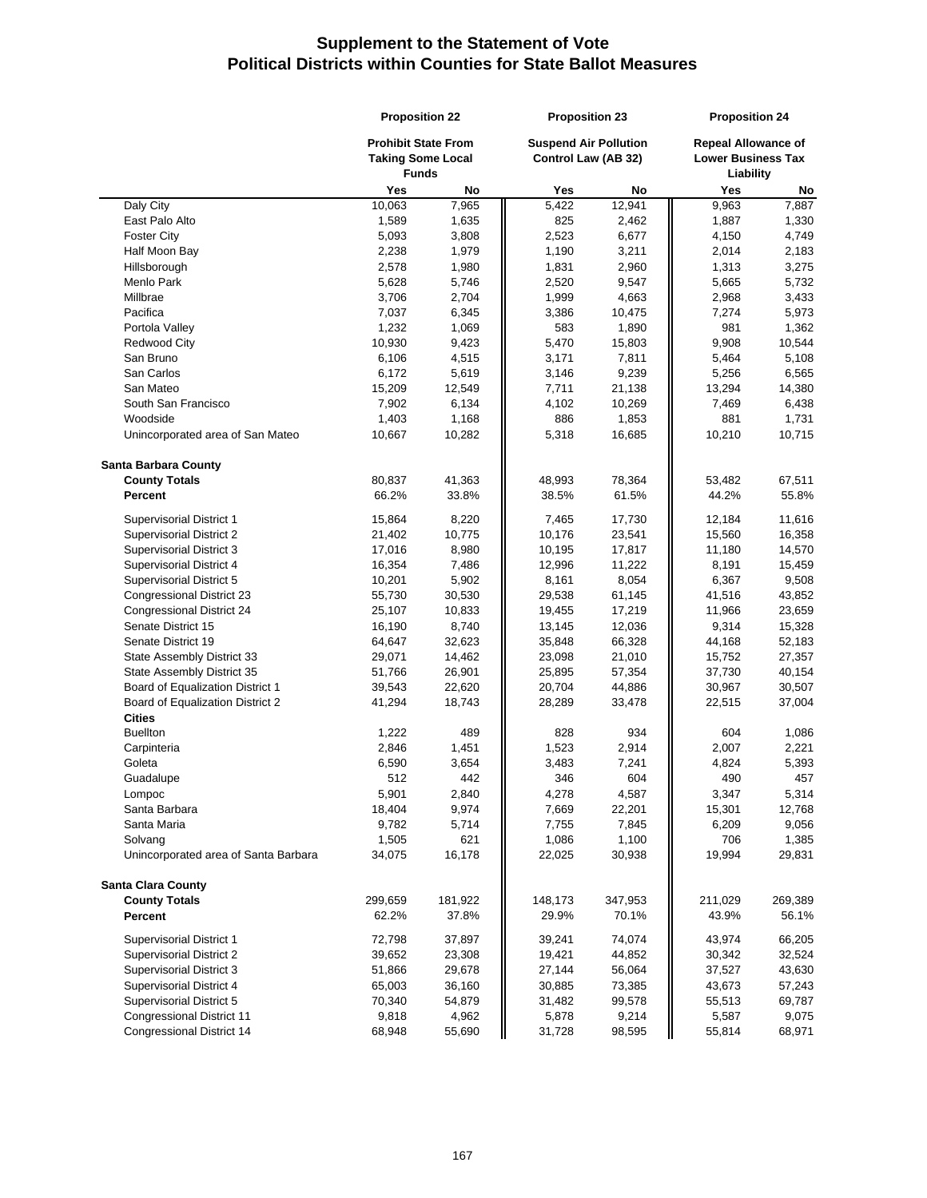# Supplement to the Statement of Vote
# Political Districts within Counties for State Ballot Measures

| | Proposition 22 | | Proposition 23 | | Proposition 24 | |
|---|---|---|---|---|---|---|
| | Prohibit State From Taking Some Local Funds | | Suspend Air Pollution Control Law (AB 32) | | Repeal Allowance of Lower Business Tax Liability | |
| | Yes | No | Yes | No | Yes | No |
| Daly City | 10,063 | 7,965 | 5,422 | 12,941 | 9,963 | 7,887 |
| East Palo Alto | 1,589 | 1,635 | 825 | 2,462 | 1,887 | 1,330 |
| Foster City | 5,093 | 3,808 | 2,523 | 6,677 | 4,150 | 4,749 |
| Half Moon Bay | 2,238 | 1,979 | 1,190 | 3,211 | 2,014 | 2,183 |
| Hillsborough | 2,578 | 1,980 | 1,831 | 2,960 | 1,313 | 3,275 |
| Menlo Park | 5,628 | 5,746 | 2,520 | 9,547 | 5,665 | 5,732 |
| Millbrae | 3,706 | 2,704 | 1,999 | 4,663 | 2,968 | 3,433 |
| Pacifica | 7,037 | 6,345 | 3,386 | 10,475 | 7,274 | 5,973 |
| Portola Valley | 1,232 | 1,069 | 583 | 1,890 | 981 | 1,362 |
| Redwood City | 10,930 | 9,423 | 5,470 | 15,803 | 9,908 | 10,544 |
| San Bruno | 6,106 | 4,515 | 3,171 | 7,811 | 5,464 | 5,108 |
| San Carlos | 6,172 | 5,619 | 3,146 | 9,239 | 5,256 | 6,565 |
| San Mateo | 15,209 | 12,549 | 7,711 | 21,138 | 13,294 | 14,380 |
| South San Francisco | 7,902 | 6,134 | 4,102 | 10,269 | 7,469 | 6,438 |
| Woodside | 1,403 | 1,168 | 886 | 1,853 | 881 | 1,731 |
| Unincorporated area of San Mateo | 10,667 | 10,282 | 5,318 | 16,685 | 10,210 | 10,715 |
| **Santa Barbara County** | | | | | | |
| **County Totals** | 80,837 | 41,363 | 48,993 | 78,364 | 53,482 | 67,511 |
| **Percent** | 66.2% | 33.8% | 38.5% | 61.5% | 44.2% | 55.8% |
| Supervisorial District 1 | 15,864 | 8,220 | 7,465 | 17,730 | 12,184 | 11,616 |
| Supervisorial District 2 | 21,402 | 10,775 | 10,176 | 23,541 | 15,560 | 16,358 |
| Supervisorial District 3 | 17,016 | 8,980 | 10,195 | 17,817 | 11,180 | 14,570 |
| Supervisorial District 4 | 16,354 | 7,486 | 12,996 | 11,222 | 8,191 | 15,459 |
| Supervisorial District 5 | 10,201 | 5,902 | 8,161 | 8,054 | 6,367 | 9,508 |
| Congressional District 23 | 55,730 | 30,530 | 29,538 | 61,145 | 41,516 | 43,852 |
| Congressional District 24 | 25,107 | 10,833 | 19,455 | 17,219 | 11,966 | 23,659 |
| Senate District 15 | 16,190 | 8,740 | 13,145 | 12,036 | 9,314 | 15,328 |
| Senate District 19 | 64,647 | 32,623 | 35,848 | 66,328 | 44,168 | 52,183 |
| State Assembly District 33 | 29,071 | 14,462 | 23,098 | 21,010 | 15,752 | 27,357 |
| State Assembly District 35 | 51,766 | 26,901 | 25,895 | 57,354 | 37,730 | 40,154 |
| Board of Equalization District 1 | 39,543 | 22,620 | 20,704 | 44,886 | 30,967 | 30,507 |
| Board of Equalization District 2 | 41,294 | 18,743 | 28,289 | 33,478 | 22,515 | 37,004 |
| **Cities** | | | | | | |
| Buellton | 1,222 | 489 | 828 | 934 | 604 | 1,086 |
| Carpinteria | 2,846 | 1,451 | 1,523 | 2,914 | 2,007 | 2,221 |
| Goleta | 6,590 | 3,654 | 3,483 | 7,241 | 4,824 | 5,393 |
| Guadalupe | 512 | 442 | 346 | 604 | 490 | 457 |
| Lompoc | 5,901 | 2,840 | 4,278 | 4,587 | 3,347 | 5,314 |
| Santa Barbara | 18,404 | 9,974 | 7,669 | 22,201 | 15,301 | 12,768 |
| Santa Maria | 9,782 | 5,714 | 7,755 | 7,845 | 6,209 | 9,056 |
| Solvang | 1,505 | 621 | 1,086 | 1,100 | 706 | 1,385 |
| Unincorporated area of Santa Barbara | 34,075 | 16,178 | 22,025 | 30,938 | 19,994 | 29,831 |
| **Santa Clara County** | | | | | | |
| **County Totals** | 299,659 | 181,922 | 148,173 | 347,953 | 211,029 | 269,389 |
| **Percent** | 62.2% | 37.8% | 29.9% | 70.1% | 43.9% | 56.1% |
| Supervisorial District 1 | 72,798 | 37,897 | 39,241 | 74,074 | 43,974 | 66,205 |
| Supervisorial District 2 | 39,652 | 23,308 | 19,421 | 44,852 | 30,342 | 32,524 |
| Supervisorial District 3 | 51,866 | 29,678 | 27,144 | 56,064 | 37,527 | 43,630 |
| Supervisorial District 4 | 65,003 | 36,160 | 30,885 | 73,385 | 43,673 | 57,243 |
| Supervisorial District 5 | 70,340 | 54,879 | 31,482 | 99,578 | 55,513 | 69,787 |
| Congressional District 11 | 9,818 | 4,962 | 5,878 | 9,214 | 5,587 | 9,075 |
| Congressional District 14 | 68,948 | 55,690 | 31,728 | 98,595 | 55,814 | 68,971 |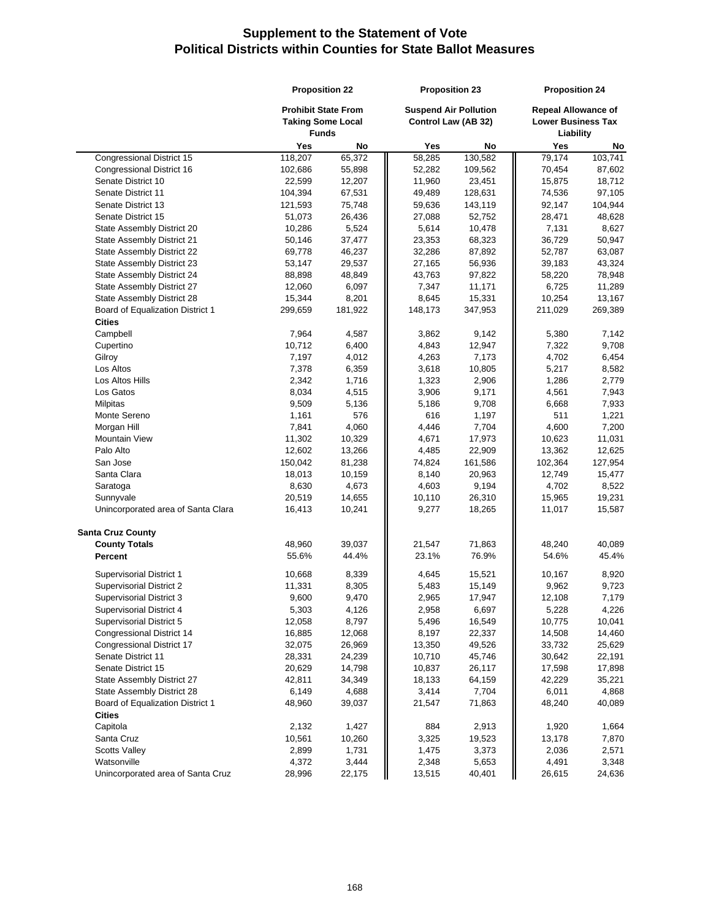# Supplement to the Statement of Vote
## Political Districts within Counties for State Ballot Measures

| | Proposition 22 | | Proposition 23 | | Proposition 24 | |
|---|---|---|---|---|---|---|
| | Prohibit State From Taking Some Local Funds | | Suspend Air Pollution Control Law (AB 32) | | Repeal Allowance of Lower Business Tax Liability | |
| | Yes | No | Yes | No | Yes | No |
| Congressional District 15 | 118,207 | 65,372 | 58,285 | 130,582 | 79,174 | 103,741 |
| Congressional District 16 | 102,686 | 55,898 | 52,282 | 109,562 | 70,454 | 87,602 |
| Senate District 10 | 22,599 | 12,207 | 11,960 | 23,451 | 15,875 | 18,712 |
| Senate District 11 | 104,394 | 67,531 | 49,489 | 128,631 | 74,536 | 97,105 |
| Senate District 13 | 121,593 | 75,748 | 59,636 | 143,119 | 92,147 | 104,944 |
| Senate District 15 | 51,073 | 26,436 | 27,088 | 52,752 | 28,471 | 48,628 |
| State Assembly District 20 | 10,286 | 5,524 | 5,614 | 10,478 | 7,131 | 8,627 |
| State Assembly District 21 | 50,146 | 37,477 | 23,353 | 68,323 | 36,729 | 50,947 |
| State Assembly District 22 | 69,778 | 46,237 | 32,286 | 87,892 | 52,787 | 63,087 |
| State Assembly District 23 | 53,147 | 29,537 | 27,165 | 56,936 | 39,183 | 43,324 |
| State Assembly District 24 | 88,898 | 48,849 | 43,763 | 97,822 | 58,220 | 78,948 |
| State Assembly District 27 | 12,060 | 6,097 | 7,347 | 11,171 | 6,725 | 11,289 |
| State Assembly District 28 | 15,344 | 8,201 | 8,645 | 15,331 | 10,254 | 13,167 |
| Board of Equalization District 1 | 299,659 | 181,922 | 148,173 | 347,953 | 211,029 | 269,389 |
| **Cities** | | | | | | |
| Campbell | 7,964 | 4,587 | 3,862 | 9,142 | 5,380 | 7,142 |
| Cupertino | 10,712 | 6,400 | 4,843 | 12,947 | 7,322 | 9,708 |
| Gilroy | 7,197 | 4,012 | 4,263 | 7,173 | 4,702 | 6,454 |
| Los Altos | 7,378 | 6,359 | 3,618 | 10,805 | 5,217 | 8,582 |
| Los Altos Hills | 2,342 | 1,716 | 1,323 | 2,906 | 1,286 | 2,779 |
| Los Gatos | 8,034 | 4,515 | 3,906 | 9,171 | 4,561 | 7,943 |
| Milpitas | 9,509 | 5,136 | 5,186 | 9,708 | 6,668 | 7,933 |
| Monte Sereno | 1,161 | 576 | 616 | 1,197 | 511 | 1,221 |
| Morgan Hill | 7,841 | 4,060 | 4,446 | 7,704 | 4,600 | 7,200 |
| Mountain View | 11,302 | 10,329 | 4,671 | 17,973 | 10,623 | 11,031 |
| Palo Alto | 12,602 | 13,266 | 4,485 | 22,909 | 13,362 | 12,625 |
| San Jose | 150,042 | 81,238 | 74,824 | 161,586 | 102,364 | 127,954 |
| Santa Clara | 18,013 | 10,159 | 8,140 | 20,963 | 12,749 | 15,477 |
| Saratoga | 8,630 | 4,673 | 4,603 | 9,194 | 4,702 | 8,522 |
| Sunnyvale | 20,519 | 14,655 | 10,110 | 26,310 | 15,965 | 19,231 |
| Unincorporated area of Santa Clara | 16,413 | 10,241 | 9,277 | 18,265 | 11,017 | 15,587 |
| **Santa Cruz County** | | | | | | |
| **County Totals** | 48,960 | 39,037 | 21,547 | 71,863 | 48,240 | 40,089 |
| **Percent** | 55.6% | 44.4% | 23.1% | 76.9% | 54.6% | 45.4% |
| Supervisorial District 1 | 10,668 | 8,339 | 4,645 | 15,521 | 10,167 | 8,920 |
| Supervisorial District 2 | 11,331 | 8,305 | 5,483 | 15,149 | 9,962 | 9,723 |
| Supervisorial District 3 | 9,600 | 9,470 | 2,965 | 17,947 | 12,108 | 7,179 |
| Supervisorial District 4 | 5,303 | 4,126 | 2,958 | 6,697 | 5,228 | 4,226 |
| Supervisorial District 5 | 12,058 | 8,797 | 5,496 | 16,549 | 10,775 | 10,041 |
| Congressional District 14 | 16,885 | 12,068 | 8,197 | 22,337 | 14,508 | 14,460 |
| Congressional District 17 | 32,075 | 26,969 | 13,350 | 49,526 | 33,732 | 25,629 |
| Senate District 11 | 28,331 | 24,239 | 10,710 | 45,746 | 30,642 | 22,191 |
| Senate District 15 | 20,629 | 14,798 | 10,837 | 26,117 | 17,598 | 17,898 |
| State Assembly District 27 | 42,811 | 34,349 | 18,133 | 64,159 | 42,229 | 35,221 |
| State Assembly District 28 | 6,149 | 4,688 | 3,414 | 7,704 | 6,011 | 4,868 |
| Board of Equalization District 1 | 48,960 | 39,037 | 21,547 | 71,863 | 48,240 | 40,089 |
| **Cities** | | | | | | |
| Capitola | 2,132 | 1,427 | 884 | 2,913 | 1,920 | 1,664 |
| Santa Cruz | 10,561 | 10,260 | 3,325 | 19,523 | 13,178 | 7,870 |
| Scotts Valley | 2,899 | 1,731 | 1,475 | 3,373 | 2,036 | 2,571 |
| Watsonville | 4,372 | 3,444 | 2,348 | 5,653 | 4,491 | 3,348 |
| Unincorporated area of Santa Cruz | 28,996 | 22,175 | 13,515 | 40,401 | 26,615 | 24,636 |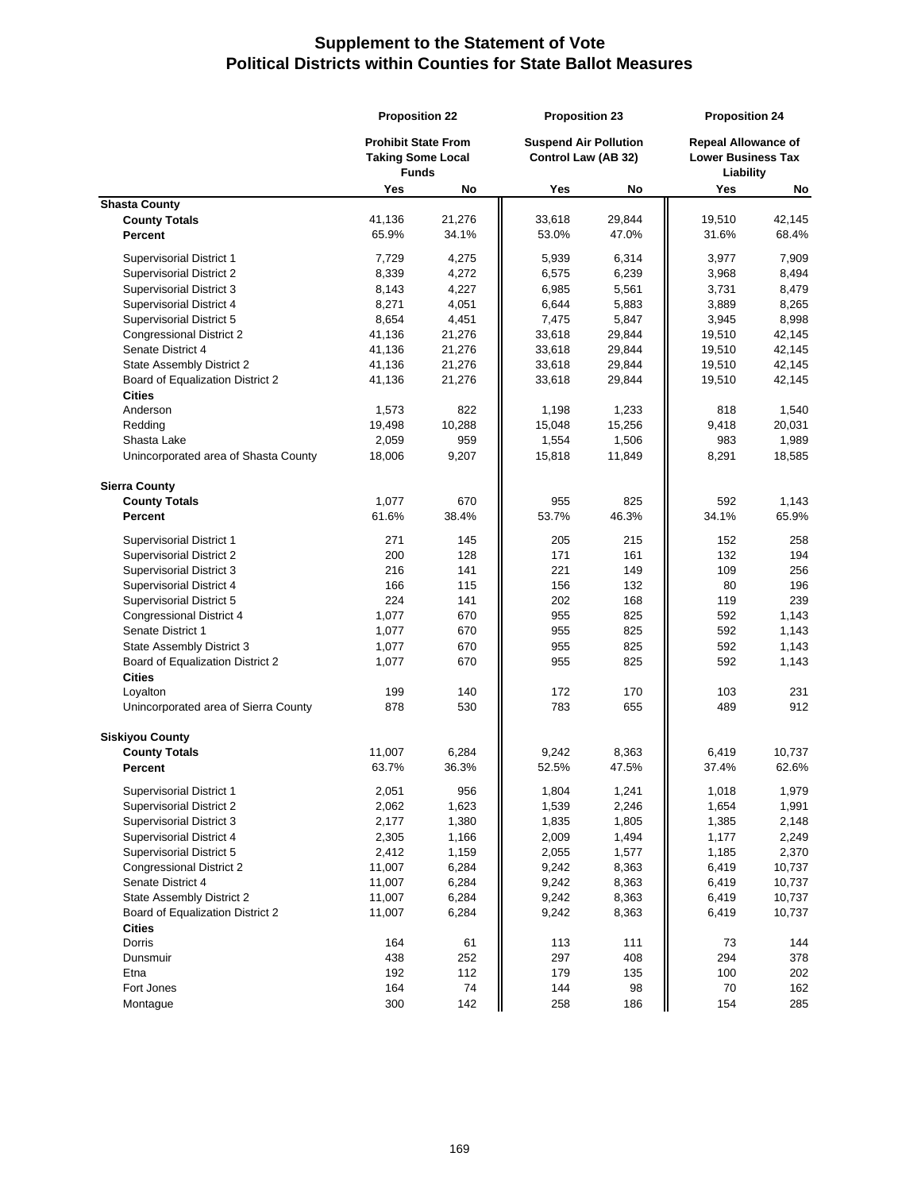# Supplement to the Statement of Vote
## Political Districts within Counties for State Ballot Measures

| | Proposition 22 | | Proposition 23 | | Proposition 24 | |
|---|---|---|---|---|---|---|
| | Prohibit State From Taking Some Local Funds | | Suspend Air Pollution Control Law (AB 32) | | Repeal Allowance of Lower Business Tax Liability | |
| | Yes | No | Yes | No | Yes | No |
| **Shasta County** | | | | | | |
| **County Totals** | 41,136 | 21,276 | 33,618 | 29,844 | 19,510 | 42,145 |
| **Percent** | 65.9% | 34.1% | 53.0% | 47.0% | 31.6% | 68.4% |
| Supervisorial District 1 | 7,729 | 4,275 | 5,939 | 6,314 | 3,977 | 7,909 |
| Supervisorial District 2 | 8,339 | 4,272 | 6,575 | 6,239 | 3,968 | 8,494 |
| Supervisorial District 3 | 8,143 | 4,227 | 6,985 | 5,561 | 3,731 | 8,479 |
| Supervisorial District 4 | 8,271 | 4,051 | 6,644 | 5,883 | 3,889 | 8,265 |
| Supervisorial District 5 | 8,654 | 4,451 | 7,475 | 5,847 | 3,945 | 8,998 |
| Congressional District 2 | 41,136 | 21,276 | 33,618 | 29,844 | 19,510 | 42,145 |
| Senate District 4 | 41,136 | 21,276 | 33,618 | 29,844 | 19,510 | 42,145 |
| State Assembly District 2 | 41,136 | 21,276 | 33,618 | 29,844 | 19,510 | 42,145 |
| Board of Equalization District 2 | 41,136 | 21,276 | 33,618 | 29,844 | 19,510 | 42,145 |
| **Cities** | | | | | | |
| Anderson | 1,573 | 822 | 1,198 | 1,233 | 818 | 1,540 |
| Redding | 19,498 | 10,288 | 15,048 | 15,256 | 9,418 | 20,031 |
| Shasta Lake | 2,059 | 959 | 1,554 | 1,506 | 983 | 1,989 |
| Unincorporated area of Shasta County | 18,006 | 9,207 | 15,818 | 11,849 | 8,291 | 18,585 |
| **Sierra County** | | | | | | |
| **County Totals** | 1,077 | 670 | 955 | 825 | 592 | 1,143 |
| **Percent** | 61.6% | 38.4% | 53.7% | 46.3% | 34.1% | 65.9% |
| Supervisorial District 1 | 271 | 145 | 205 | 215 | 152 | 258 |
| Supervisorial District 2 | 200 | 128 | 171 | 161 | 132 | 194 |
| Supervisorial District 3 | 216 | 141 | 221 | 149 | 109 | 256 |
| Supervisorial District 4 | 166 | 115 | 156 | 132 | 80 | 196 |
| Supervisorial District 5 | 224 | 141 | 202 | 168 | 119 | 239 |
| Congressional District 4 | 1,077 | 670 | 955 | 825 | 592 | 1,143 |
| Senate District 1 | 1,077 | 670 | 955 | 825 | 592 | 1,143 |
| State Assembly District 3 | 1,077 | 670 | 955 | 825 | 592 | 1,143 |
| Board of Equalization District 2 | 1,077 | 670 | 955 | 825 | 592 | 1,143 |
| **Cities** | | | | | | |
| Loyalton | 199 | 140 | 172 | 170 | 103 | 231 |
| Unincorporated area of Sierra County | 878 | 530 | 783 | 655 | 489 | 912 |
| **Siskiyou County** | | | | | | |
| **County Totals** | 11,007 | 6,284 | 9,242 | 8,363 | 6,419 | 10,737 |
| **Percent** | 63.7% | 36.3% | 52.5% | 47.5% | 37.4% | 62.6% |
| Supervisorial District 1 | 2,051 | 956 | 1,804 | 1,241 | 1,018 | 1,979 |
| Supervisorial District 2 | 2,062 | 1,623 | 1,539 | 2,246 | 1,654 | 1,991 |
| Supervisorial District 3 | 2,177 | 1,380 | 1,835 | 1,805 | 1,385 | 2,148 |
| Supervisorial District 4 | 2,305 | 1,166 | 2,009 | 1,494 | 1,177 | 2,249 |
| Supervisorial District 5 | 2,412 | 1,159 | 2,055 | 1,577 | 1,185 | 2,370 |
| Congressional District 2 | 11,007 | 6,284 | 9,242 | 8,363 | 6,419 | 10,737 |
| Senate District 4 | 11,007 | 6,284 | 9,242 | 8,363 | 6,419 | 10,737 |
| State Assembly District 2 | 11,007 | 6,284 | 9,242 | 8,363 | 6,419 | 10,737 |
| Board of Equalization District 2 | 11,007 | 6,284 | 9,242 | 8,363 | 6,419 | 10,737 |
| **Cities** | | | | | | |
| Dorris | 164 | 61 | 113 | 111 | 73 | 144 |
| Dunsmuir | 438 | 252 | 297 | 408 | 294 | 378 |
| Etna | 192 | 112 | 179 | 135 | 100 | 202 |
| Fort Jones | 164 | 74 | 144 | 98 | 70 | 162 |
| Montague | 300 | 142 | 258 | 186 | 154 | 285 |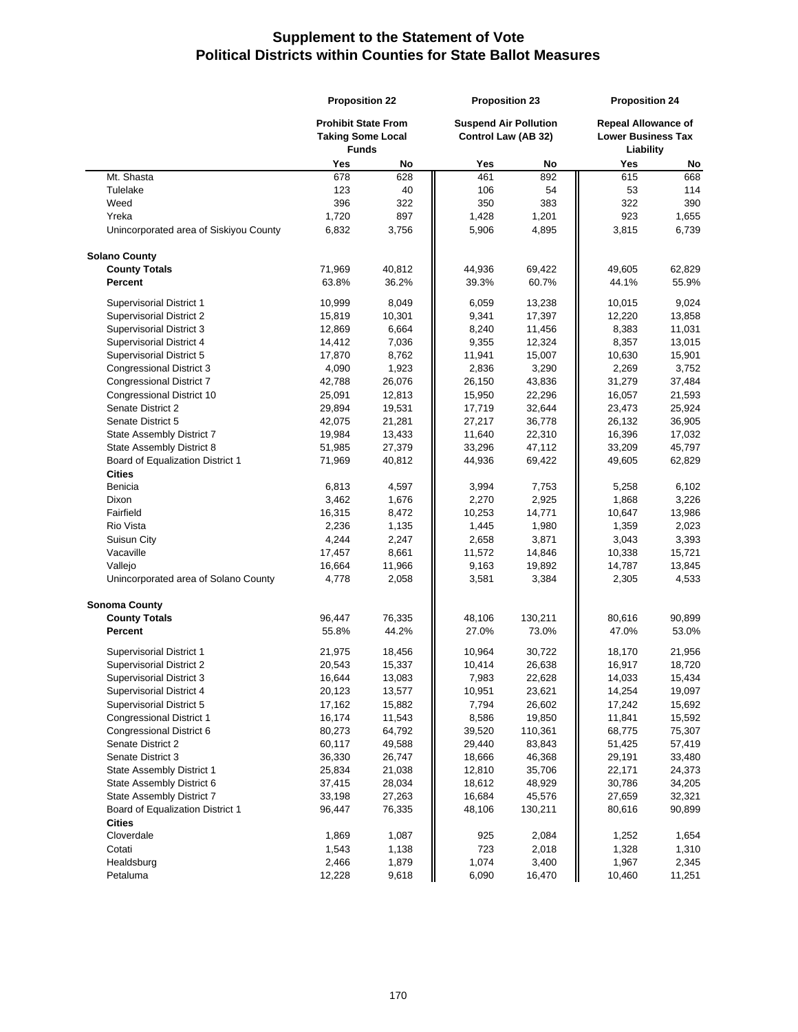# Supplement to the Statement of Vote
## Political Districts within Counties for State Ballot Measures

| | Proposition 22 | | Proposition 23 | | Proposition 24 | |
|---|---|---|---|---|---|---|
| | Prohibit State From Taking Some Local Funds | | Suspend Air Pollution Control Law (AB 32) | | Repeal Allowance of Lower Business Tax Liability | |
| | Yes | No | Yes | No | Yes | No |
| Mt. Shasta | 678 | 628 | 461 | 892 | 615 | 668 |
| Tulelake | 123 | 40 | 106 | 54 | 53 | 114 |
| Weed | 396 | 322 | 350 | 383 | 322 | 390 |
| Yreka | 1,720 | 897 | 1,428 | 1,201 | 923 | 1,655 |
| Unincorporated area of Siskiyou County | 6,832 | 3,756 | 5,906 | 4,895 | 3,815 | 6,739 |
| **Solano County** | | | | | | |
| **County Totals** | 71,969 | 40,812 | 44,936 | 69,422 | 49,605 | 62,829 |
| **Percent** | 63.8% | 36.2% | 39.3% | 60.7% | 44.1% | 55.9% |
| Supervisorial District 1 | 10,999 | 8,049 | 6,059 | 13,238 | 10,015 | 9,024 |
| Supervisorial District 2 | 15,819 | 10,301 | 9,341 | 17,397 | 12,220 | 13,858 |
| Supervisorial District 3 | 12,869 | 6,664 | 8,240 | 11,456 | 8,383 | 11,031 |
| Supervisorial District 4 | 14,412 | 7,036 | 9,355 | 12,324 | 8,357 | 13,015 |
| Supervisorial District 5 | 17,870 | 8,762 | 11,941 | 15,007 | 10,630 | 15,901 |
| Congressional District 3 | 4,090 | 1,923 | 2,836 | 3,290 | 2,269 | 3,752 |
| Congressional District 7 | 42,788 | 26,076 | 26,150 | 43,836 | 31,279 | 37,484 |
| Congressional District 10 | 25,091 | 12,813 | 15,950 | 22,296 | 16,057 | 21,593 |
| Senate District 2 | 29,894 | 19,531 | 17,719 | 32,644 | 23,473 | 25,924 |
| Senate District 5 | 42,075 | 21,281 | 27,217 | 36,778 | 26,132 | 36,905 |
| State Assembly District 7 | 19,984 | 13,433 | 11,640 | 22,310 | 16,396 | 17,032 |
| State Assembly District 8 | 51,985 | 27,379 | 33,296 | 47,112 | 33,209 | 45,797 |
| Board of Equalization District 1 | 71,969 | 40,812 | 44,936 | 69,422 | 49,605 | 62,829 |
| **Cities** | | | | | | |
| Benicia | 6,813 | 4,597 | 3,994 | 7,753 | 5,258 | 6,102 |
| Dixon | 3,462 | 1,676 | 2,270 | 2,925 | 1,868 | 3,226 |
| Fairfield | 16,315 | 8,472 | 10,253 | 14,771 | 10,647 | 13,986 |
| Rio Vista | 2,236 | 1,135 | 1,445 | 1,980 | 1,359 | 2,023 |
| Suisun City | 4,244 | 2,247 | 2,658 | 3,871 | 3,043 | 3,393 |
| Vacaville | 17,457 | 8,661 | 11,572 | 14,846 | 10,338 | 15,721 |
| Vallejo | 16,664 | 11,966 | 9,163 | 19,892 | 14,787 | 13,845 |
| Unincorporated area of Solano County | 4,778 | 2,058 | 3,581 | 3,384 | 2,305 | 4,533 |
| **Sonoma County** | | | | | | |
| **County Totals** | 96,447 | 76,335 | 48,106 | 130,211 | 80,616 | 90,899 |
| **Percent** | 55.8% | 44.2% | 27.0% | 73.0% | 47.0% | 53.0% |
| Supervisorial District 1 | 21,975 | 18,456 | 10,964 | 30,722 | 18,170 | 21,956 |
| Supervisorial District 2 | 20,543 | 15,337 | 10,414 | 26,638 | 16,917 | 18,720 |
| Supervisorial District 3 | 16,644 | 13,083 | 7,983 | 22,628 | 14,033 | 15,434 |
| Supervisorial District 4 | 20,123 | 13,577 | 10,951 | 23,621 | 14,254 | 19,097 |
| Supervisorial District 5 | 17,162 | 15,882 | 7,794 | 26,602 | 17,242 | 15,692 |
| Congressional District 1 | 16,174 | 11,543 | 8,586 | 19,850 | 11,841 | 15,592 |
| Congressional District 6 | 80,273 | 64,792 | 39,520 | 110,361 | 68,775 | 75,307 |
| Senate District 2 | 60,117 | 49,588 | 29,440 | 83,843 | 51,425 | 57,419 |
| Senate District 3 | 36,330 | 26,747 | 18,666 | 46,368 | 29,191 | 33,480 |
| State Assembly District 1 | 25,834 | 21,038 | 12,810 | 35,706 | 22,171 | 24,373 |
| State Assembly District 6 | 37,415 | 28,034 | 18,612 | 48,929 | 30,786 | 34,205 |
| State Assembly District 7 | 33,198 | 27,263 | 16,684 | 45,576 | 27,659 | 32,321 |
| Board of Equalization District 1 | 96,447 | 76,335 | 48,106 | 130,211 | 80,616 | 90,899 |
| **Cities** | | | | | | |
| Cloverdale | 1,869 | 1,087 | 925 | 2,084 | 1,252 | 1,654 |
| Cotati | 1,543 | 1,138 | 723 | 2,018 | 1,328 | 1,310 |
| Healdsburg | 2,466 | 1,879 | 1,074 | 3,400 | 1,967 | 2,345 |
| Petaluma | 12,228 | 9,618 | 6,090 | 16,470 | 10,460 | 11,251 |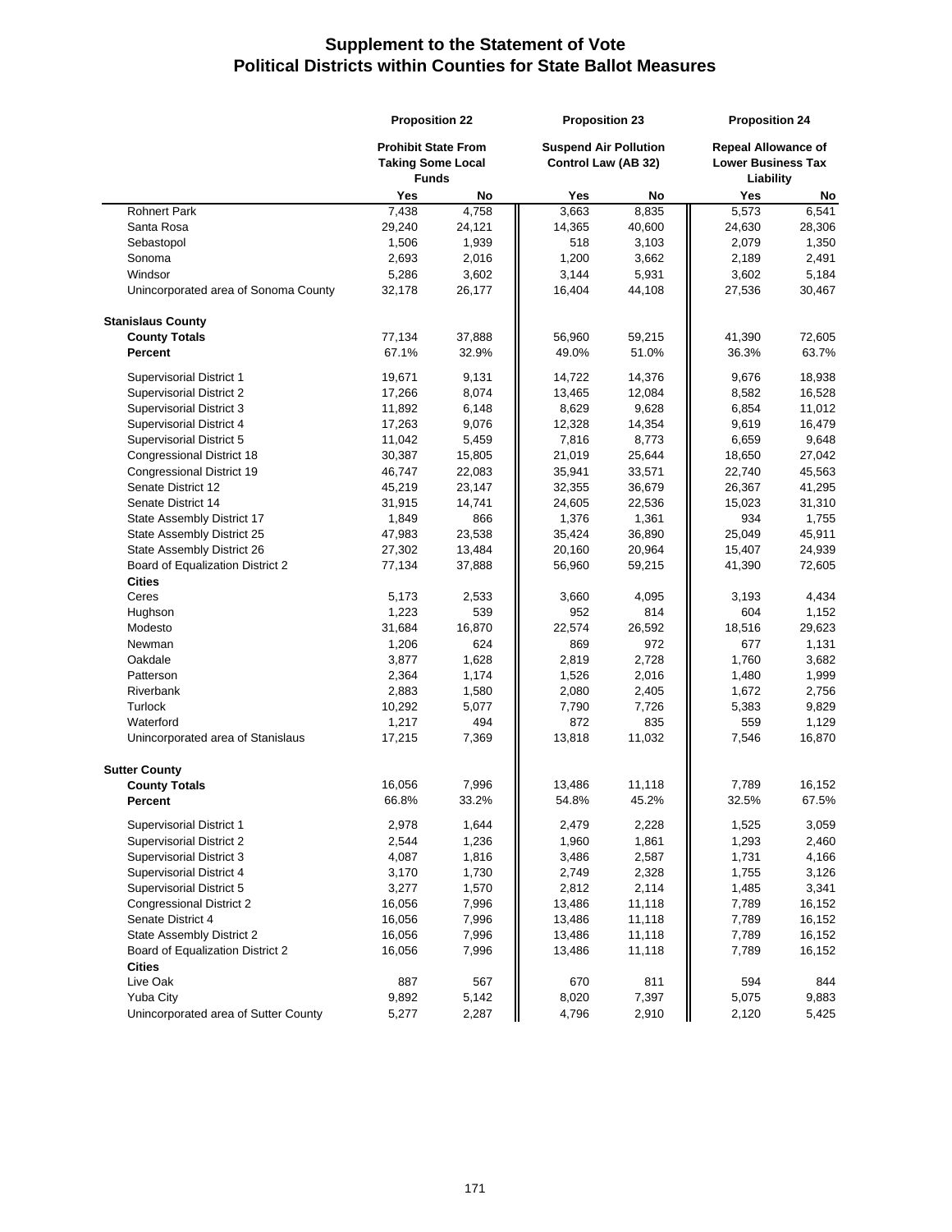# Supplement to the Statement of Vote
# Political Districts within Counties for State Ballot Measures

| | Proposition 22 | | Proposition 23 | | Proposition 24 | |
|---|---|---|---|---|---|---|
| | Prohibit State From Taking Some Local Funds | | Suspend Air Pollution Control Law (AB 32) | | Repeal Allowance of Lower Business Tax Liability | |
| | Yes | No | Yes | No | Yes | No |
| Rohnert Park | 7,438 | 4,758 | 3,663 | 8,835 | 5,573 | 6,541 |
| Santa Rosa | 29,240 | 24,121 | 14,365 | 40,600 | 24,630 | 28,306 |
| Sebastopol | 1,506 | 1,939 | 518 | 3,103 | 2,079 | 1,350 |
| Sonoma | 2,693 | 2,016 | 1,200 | 3,662 | 2,189 | 2,491 |
| Windsor | 5,286 | 3,602 | 3,144 | 5,931 | 3,602 | 5,184 |
| Unincorporated area of Sonoma County | 32,178 | 26,177 | 16,404 | 44,108 | 27,536 | 30,467 |
| **Stanislaus County** | | | | | | |
| **County Totals** | 77,134 | 37,888 | 56,960 | 59,215 | 41,390 | 72,605 |
| **Percent** | 67.1% | 32.9% | 49.0% | 51.0% | 36.3% | 63.7% |
| Supervisorial District 1 | 19,671 | 9,131 | 14,722 | 14,376 | 9,676 | 18,938 |
| Supervisorial District 2 | 17,266 | 8,074 | 13,465 | 12,084 | 8,582 | 16,528 |
| Supervisorial District 3 | 11,892 | 6,148 | 8,629 | 9,628 | 6,854 | 11,012 |
| Supervisorial District 4 | 17,263 | 9,076 | 12,328 | 14,354 | 9,619 | 16,479 |
| Supervisorial District 5 | 11,042 | 5,459 | 7,816 | 8,773 | 6,659 | 9,648 |
| Congressional District 18 | 30,387 | 15,805 | 21,019 | 25,644 | 18,650 | 27,042 |
| Congressional District 19 | 46,747 | 22,083 | 35,941 | 33,571 | 22,740 | 45,563 |
| Senate District 12 | 45,219 | 23,147 | 32,355 | 36,679 | 26,367 | 41,295 |
| Senate District 14 | 31,915 | 14,741 | 24,605 | 22,536 | 15,023 | 31,310 |
| State Assembly District 17 | 1,849 | 866 | 1,376 | 1,361 | 934 | 1,755 |
| State Assembly District 25 | 47,983 | 23,538 | 35,424 | 36,890 | 25,049 | 45,911 |
| State Assembly District 26 | 27,302 | 13,484 | 20,160 | 20,964 | 15,407 | 24,939 |
| Board of Equalization District 2 | 77,134 | 37,888 | 56,960 | 59,215 | 41,390 | 72,605 |
| **Cities** | | | | | | |
| Ceres | 5,173 | 2,533 | 3,660 | 4,095 | 3,193 | 4,434 |
| Hughson | 1,223 | 539 | 952 | 814 | 604 | 1,152 |
| Modesto | 31,684 | 16,870 | 22,574 | 26,592 | 18,516 | 29,623 |
| Newman | 1,206 | 624 | 869 | 972 | 677 | 1,131 |
| Oakdale | 3,877 | 1,628 | 2,819 | 2,728 | 1,760 | 3,682 |
| Patterson | 2,364 | 1,174 | 1,526 | 2,016 | 1,480 | 1,999 |
| Riverbank | 2,883 | 1,580 | 2,080 | 2,405 | 1,672 | 2,756 |
| Turlock | 10,292 | 5,077 | 7,790 | 7,726 | 5,383 | 9,829 |
| Waterford | 1,217 | 494 | 872 | 835 | 559 | 1,129 |
| Unincorporated area of Stanislaus | 17,215 | 7,369 | 13,818 | 11,032 | 7,546 | 16,870 |
| **Sutter County** | | | | | | |
| **County Totals** | 16,056 | 7,996 | 13,486 | 11,118 | 7,789 | 16,152 |
| **Percent** | 66.8% | 33.2% | 54.8% | 45.2% | 32.5% | 67.5% |
| Supervisorial District 1 | 2,978 | 1,644 | 2,479 | 2,228 | 1,525 | 3,059 |
| Supervisorial District 2 | 2,544 | 1,236 | 1,960 | 1,861 | 1,293 | 2,460 |
| Supervisorial District 3 | 4,087 | 1,816 | 3,486 | 2,587 | 1,731 | 4,166 |
| Supervisorial District 4 | 3,170 | 1,730 | 2,749 | 2,328 | 1,755 | 3,126 |
| Supervisorial District 5 | 3,277 | 1,570 | 2,812 | 2,114 | 1,485 | 3,341 |
| Congressional District 2 | 16,056 | 7,996 | 13,486 | 11,118 | 7,789 | 16,152 |
| Senate District 4 | 16,056 | 7,996 | 13,486 | 11,118 | 7,789 | 16,152 |
| State Assembly District 2 | 16,056 | 7,996 | 13,486 | 11,118 | 7,789 | 16,152 |
| Board of Equalization District 2 | 16,056 | 7,996 | 13,486 | 11,118 | 7,789 | 16,152 |
| **Cities** | | | | | | |
| Live Oak | 887 | 567 | 670 | 811 | 594 | 844 |
| Yuba City | 9,892 | 5,142 | 8,020 | 7,397 | 5,075 | 9,883 |
| Unincorporated area of Sutter County | 5,277 | 2,287 | 4,796 | 2,910 | 2,120 | 5,425 |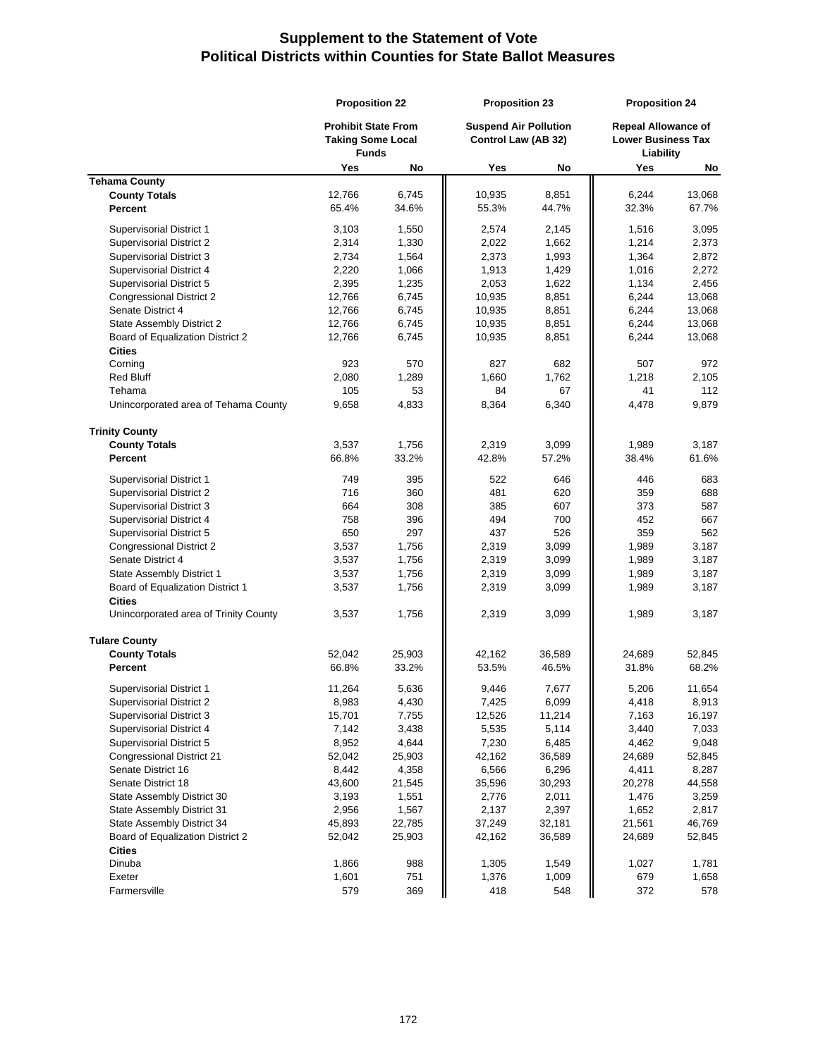# Supplement to the Statement of Vote
## Political Districts within Counties for State Ballot Measures

| | Proposition 22 | | Proposition 23 | | Proposition 24 | |
|---|---|---|---|---|---|---|
| | Prohibit State From Taking Some Local Funds | | Suspend Air Pollution Control Law (AB 32) | | Repeal Allowance of Lower Business Tax Liability | |
| | Yes | No | Yes | No | Yes | No |
| **Tehama County** | | | | | | |
| **County Totals** | 12,766 | 6,745 | 10,935 | 8,851 | 6,244 | 13,068 |
| **Percent** | 65.4% | 34.6% | 55.3% | 44.7% | 32.3% | 67.7% |
| Supervisorial District 1 | 3,103 | 1,550 | 2,574 | 2,145 | 1,516 | 3,095 |
| Supervisorial District 2 | 2,314 | 1,330 | 2,022 | 1,662 | 1,214 | 2,373 |
| Supervisorial District 3 | 2,734 | 1,564 | 2,373 | 1,993 | 1,364 | 2,872 |
| Supervisorial District 4 | 2,220 | 1,066 | 1,913 | 1,429 | 1,016 | 2,272 |
| Supervisorial District 5 | 2,395 | 1,235 | 2,053 | 1,622 | 1,134 | 2,456 |
| Congressional District 2 | 12,766 | 6,745 | 10,935 | 8,851 | 6,244 | 13,068 |
| Senate District 4 | 12,766 | 6,745 | 10,935 | 8,851 | 6,244 | 13,068 |
| State Assembly District 2 | 12,766 | 6,745 | 10,935 | 8,851 | 6,244 | 13,068 |
| Board of Equalization District 2 | 12,766 | 6,745 | 10,935 | 8,851 | 6,244 | 13,068 |
| **Cities** | | | | | | |
| Corning | 923 | 570 | 827 | 682 | 507 | 972 |
| Red Bluff | 2,080 | 1,289 | 1,660 | 1,762 | 1,218 | 2,105 |
| Tehama | 105 | 53 | 84 | 67 | 41 | 112 |
| Unincorporated area of Tehama County | 9,658 | 4,833 | 8,364 | 6,340 | 4,478 | 9,879 |
| **Trinity County** | | | | | | |
| **County Totals** | 3,537 | 1,756 | 2,319 | 3,099 | 1,989 | 3,187 |
| **Percent** | 66.8% | 33.2% | 42.8% | 57.2% | 38.4% | 61.6% |
| Supervisorial District 1 | 749 | 395 | 522 | 646 | 446 | 683 |
| Supervisorial District 2 | 716 | 360 | 481 | 620 | 359 | 688 |
| Supervisorial District 3 | 664 | 308 | 385 | 607 | 373 | 587 |
| Supervisorial District 4 | 758 | 396 | 494 | 700 | 452 | 667 |
| Supervisorial District 5 | 650 | 297 | 437 | 526 | 359 | 562 |
| Congressional District 2 | 3,537 | 1,756 | 2,319 | 3,099 | 1,989 | 3,187 |
| Senate District 4 | 3,537 | 1,756 | 2,319 | 3,099 | 1,989 | 3,187 |
| State Assembly District 1 | 3,537 | 1,756 | 2,319 | 3,099 | 1,989 | 3,187 |
| Board of Equalization District 1 | 3,537 | 1,756 | 2,319 | 3,099 | 1,989 | 3,187 |
| **Cities** | | | | | | |
| Unincorporated area of Trinity County | 3,537 | 1,756 | 2,319 | 3,099 | 1,989 | 3,187 |
| **Tulare County** | | | | | | |
| **County Totals** | 52,042 | 25,903 | 42,162 | 36,589 | 24,689 | 52,845 |
| **Percent** | 66.8% | 33.2% | 53.5% | 46.5% | 31.8% | 68.2% |
| Supervisorial District 1 | 11,264 | 5,636 | 9,446 | 7,677 | 5,206 | 11,654 |
| Supervisorial District 2 | 8,983 | 4,430 | 7,425 | 6,099 | 4,418 | 8,913 |
| Supervisorial District 3 | 15,701 | 7,755 | 12,526 | 11,214 | 7,163 | 16,197 |
| Supervisorial District 4 | 7,142 | 3,438 | 5,535 | 5,114 | 3,440 | 7,033 |
| Supervisorial District 5 | 8,952 | 4,644 | 7,230 | 6,485 | 4,462 | 9,048 |
| Congressional District 21 | 52,042 | 25,903 | 42,162 | 36,589 | 24,689 | 52,845 |
| Senate District 16 | 8,442 | 4,358 | 6,566 | 6,296 | 4,411 | 8,287 |
| Senate District 18 | 43,600 | 21,545 | 35,596 | 30,293 | 20,278 | 44,558 |
| State Assembly District 30 | 3,193 | 1,551 | 2,776 | 2,011 | 1,476 | 3,259 |
| State Assembly District 31 | 2,956 | 1,567 | 2,137 | 2,397 | 1,652 | 2,817 |
| State Assembly District 34 | 45,893 | 22,785 | 37,249 | 32,181 | 21,561 | 46,769 |
| Board of Equalization District 2 | 52,042 | 25,903 | 42,162 | 36,589 | 24,689 | 52,845 |
| **Cities** | | | | | | |
| Dinuba | 1,866 | 988 | 1,305 | 1,549 | 1,027 | 1,781 |
| Exeter | 1,601 | 751 | 1,376 | 1,009 | 679 | 1,658 |
| Farmersville | 579 | 369 | 418 | 548 | 372 | 578 |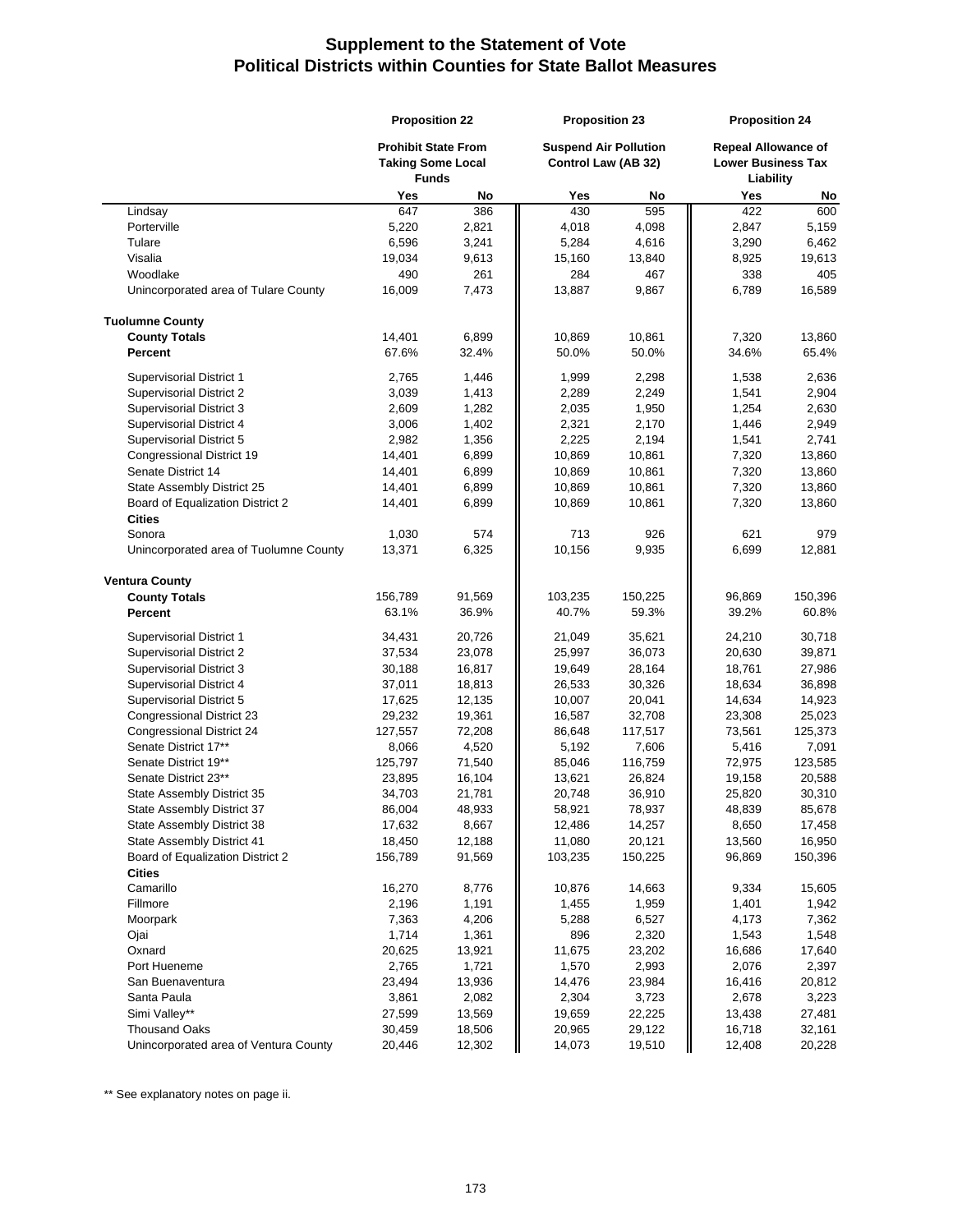# Supplement to the Statement of Vote
## Political Districts within Counties for State Ballot Measures

| | Proposition 22 | | Proposition 23 | | Proposition 24 | |
|---|---|---|---|---|---|---|
| | Prohibit State From Taking Some Local Funds | | Suspend Air Pollution Control Law (AB 32) | | Repeal Allowance of Lower Business Tax Liability | |
| | Yes | No | Yes | No | Yes | No |
| Lindsay | 647 | 386 | 430 | 595 | 422 | 600 |
| Porterville | 5,220 | 2,821 | 4,018 | 4,098 | 2,847 | 5,159 |
| Tulare | 6,596 | 3,241 | 5,284 | 4,616 | 3,290 | 6,462 |
| Visalia | 19,034 | 9,613 | 15,160 | 13,840 | 8,925 | 19,613 |
| Woodlake | 490 | 261 | 284 | 467 | 338 | 405 |
| Unincorporated area of Tulare County | 16,009 | 7,473 | 13,887 | 9,867 | 6,789 | 16,589 |
| **Tuolumne County** | | | | | | |
| **County Totals** | 14,401 | 6,899 | 10,869 | 10,861 | 7,320 | 13,860 |
| **Percent** | 67.6% | 32.4% | 50.0% | 50.0% | 34.6% | 65.4% |
| Supervisorial District 1 | 2,765 | 1,446 | 1,999 | 2,298 | 1,538 | 2,636 |
| Supervisorial District 2 | 3,039 | 1,413 | 2,289 | 2,249 | 1,541 | 2,904 |
| Supervisorial District 3 | 2,609 | 1,282 | 2,035 | 1,950 | 1,254 | 2,630 |
| Supervisorial District 4 | 3,006 | 1,402 | 2,321 | 2,170 | 1,446 | 2,949 |
| Supervisorial District 5 | 2,982 | 1,356 | 2,225 | 2,194 | 1,541 | 2,741 |
| Congressional District 19 | 14,401 | 6,899 | 10,869 | 10,861 | 7,320 | 13,860 |
| Senate District 14 | 14,401 | 6,899 | 10,869 | 10,861 | 7,320 | 13,860 |
| State Assembly District 25 | 14,401 | 6,899 | 10,869 | 10,861 | 7,320 | 13,860 |
| Board of Equalization District 2 | 14,401 | 6,899 | 10,869 | 10,861 | 7,320 | 13,860 |
| **Cities** | | | | | | |
| Sonora | 1,030 | 574 | 713 | 926 | 621 | 979 |
| Unincorporated area of Tuolumne County | 13,371 | 6,325 | 10,156 | 9,935 | 6,699 | 12,881 |
| **Ventura County** | | | | | | |
| **County Totals** | 156,789 | 91,569 | 103,235 | 150,225 | 96,869 | 150,396 |
| **Percent** | 63.1% | 36.9% | 40.7% | 59.3% | 39.2% | 60.8% |
| Supervisorial District 1 | 34,431 | 20,726 | 21,049 | 35,621 | 24,210 | 30,718 |
| Supervisorial District 2 | 37,534 | 23,078 | 25,997 | 36,073 | 20,630 | 39,871 |
| Supervisorial District 3 | 30,188 | 16,817 | 19,649 | 28,164 | 18,761 | 27,986 |
| Supervisorial District 4 | 37,011 | 18,813 | 26,533 | 30,326 | 18,634 | 36,898 |
| Supervisorial District 5 | 17,625 | 12,135 | 10,007 | 20,041 | 14,634 | 14,923 |
| Congressional District 23 | 29,232 | 19,361 | 16,587 | 32,708 | 23,308 | 25,023 |
| Congressional District 24 | 127,557 | 72,208 | 86,648 | 117,517 | 73,561 | 125,373 |
| Senate District 17** | 8,066 | 4,520 | 5,192 | 7,606 | 5,416 | 7,091 |
| Senate District 19** | 125,797 | 71,540 | 85,046 | 116,759 | 72,975 | 123,585 |
| Senate District 23** | 23,895 | 16,104 | 13,621 | 26,824 | 19,158 | 20,588 |
| State Assembly District 35 | 34,703 | 21,781 | 20,748 | 36,910 | 25,820 | 30,310 |
| State Assembly District 37 | 86,004 | 48,933 | 58,921 | 78,937 | 48,839 | 85,678 |
| State Assembly District 38 | 17,632 | 8,667 | 12,486 | 14,257 | 8,650 | 17,458 |
| State Assembly District 41 | 18,450 | 12,188 | 11,080 | 20,121 | 13,560 | 16,950 |
| Board of Equalization District 2 | 156,789 | 91,569 | 103,235 | 150,225 | 96,869 | 150,396 |
| **Cities** | | | | | | |
| Camarillo | 16,270 | 8,776 | 10,876 | 14,663 | 9,334 | 15,605 |
| Fillmore | 2,196 | 1,191 | 1,455 | 1,959 | 1,401 | 1,942 |
| Moorpark | 7,363 | 4,206 | 5,288 | 6,527 | 4,173 | 7,362 |
| Ojai | 1,714 | 1,361 | 896 | 2,320 | 1,543 | 1,548 |
| Oxnard | 20,625 | 13,921 | 11,675 | 23,202 | 16,686 | 17,640 |
| Port Hueneme | 2,765 | 1,721 | 1,570 | 2,993 | 2,076 | 2,397 |
| San Buenaventura | 23,494 | 13,936 | 14,476 | 23,984 | 16,416 | 20,812 |
| Santa Paula | 3,861 | 2,082 | 2,304 | 3,723 | 2,678 | 3,223 |
| Simi Valley** | 27,599 | 13,569 | 19,659 | 22,225 | 13,438 | 27,481 |
| Thousand Oaks | 30,459 | 18,506 | 20,965 | 29,122 | 16,718 | 32,161 |
| Unincorporated area of Ventura County | 20,446 | 12,302 | 14,073 | 19,510 | 12,408 | 20,228 |

** See explanatory notes on page ii.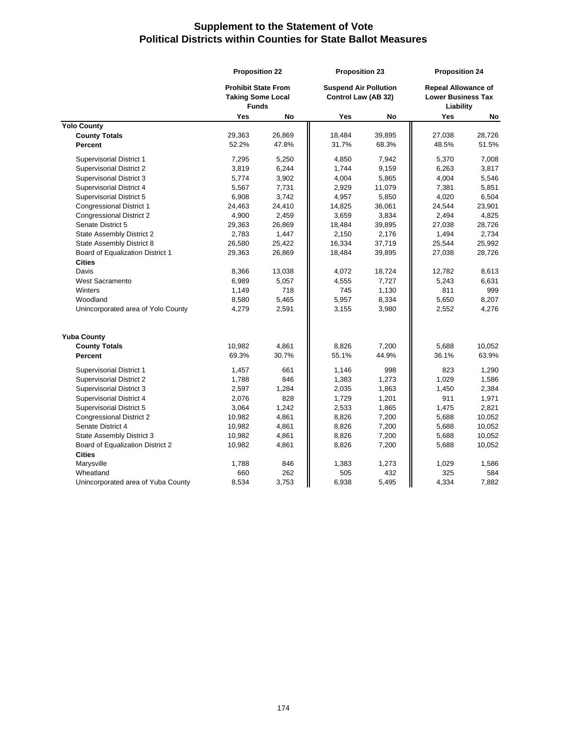# Supplement to the Statement of Vote
## Political Districts within Counties for State Ballot Measures

| | Proposition 22 | | Proposition 23 | | Proposition 24 | |
|---|---|---|---|---|---|---|
| | Prohibit State From Taking Some Local Funds | | Suspend Air Pollution Control Law (AB 32) | | Repeal Allowance of Lower Business Tax Liability | |
| | Yes | No | Yes | No | Yes | No |
| **Yolo County** | | | | | | |
| **County Totals** | 29,363 | 26,869 | 18,484 | 39,895 | 27,038 | 28,726 |
| **Percent** | 52.2% | 47.8% | 31.7% | 68.3% | 48.5% | 51.5% |
| Supervisorial District 1 | 7,295 | 5,250 | 4,850 | 7,942 | 5,370 | 7,008 |
| Supervisorial District 2 | 3,819 | 6,244 | 1,744 | 9,159 | 6,263 | 3,817 |
| Supervisorial District 3 | 5,774 | 3,902 | 4,004 | 5,865 | 4,004 | 5,546 |
| Supervisorial District 4 | 5,567 | 7,731 | 2,929 | 11,079 | 7,381 | 5,851 |
| Supervisorial District 5 | 6,908 | 3,742 | 4,957 | 5,850 | 4,020 | 6,504 |
| Congressional District 1 | 24,463 | 24,410 | 14,825 | 36,061 | 24,544 | 23,901 |
| Congressional District 2 | 4,900 | 2,459 | 3,659 | 3,834 | 2,494 | 4,825 |
| Senate District 5 | 29,363 | 26,869 | 18,484 | 39,895 | 27,038 | 28,726 |
| State Assembly District 2 | 2,783 | 1,447 | 2,150 | 2,176 | 1,494 | 2,734 |
| State Assembly District 8 | 26,580 | 25,422 | 16,334 | 37,719 | 25,544 | 25,992 |
| Board of Equalization District 1 | 29,363 | 26,869 | 18,484 | 39,895 | 27,038 | 28,726 |
| **Cities** | | | | | | |
| Davis | 8,366 | 13,038 | 4,072 | 18,724 | 12,782 | 8,613 |
| West Sacramento | 6,989 | 5,057 | 4,555 | 7,727 | 5,243 | 6,631 |
| Winters | 1,149 | 718 | 745 | 1,130 | 811 | 999 |
| Woodland | 8,580 | 5,465 | 5,957 | 8,334 | 5,650 | 8,207 |
| Unincorporated area of Yolo County | 4,279 | 2,591 | 3,155 | 3,980 | 2,552 | 4,276 |
| **Yuba County** | | | | | | |
| **County Totals** | 10,982 | 4,861 | 8,826 | 7,200 | 5,688 | 10,052 |
| **Percent** | 69.3% | 30.7% | 55.1% | 44.9% | 36.1% | 63.9% |
| Supervisorial District 1 | 1,457 | 661 | 1,146 | 998 | 823 | 1,290 |
| Supervisorial District 2 | 1,788 | 846 | 1,383 | 1,273 | 1,029 | 1,586 |
| Supervisorial District 3 | 2,597 | 1,284 | 2,035 | 1,863 | 1,450 | 2,384 |
| Supervisorial District 4 | 2,076 | 828 | 1,729 | 1,201 | 911 | 1,971 |
| Supervisorial District 5 | 3,064 | 1,242 | 2,533 | 1,865 | 1,475 | 2,821 |
| Congressional District 2 | 10,982 | 4,861 | 8,826 | 7,200 | 5,688 | 10,052 |
| Senate District 4 | 10,982 | 4,861 | 8,826 | 7,200 | 5,688 | 10,052 |
| State Assembly District 3 | 10,982 | 4,861 | 8,826 | 7,200 | 5,688 | 10,052 |
| Board of Equalization District 2 | 10,982 | 4,861 | 8,826 | 7,200 | 5,688 | 10,052 |
| **Cities** | | | | | | |
| Marysville | 1,788 | 846 | 1,383 | 1,273 | 1,029 | 1,586 |
| Wheatland | 660 | 262 | 505 | 432 | 325 | 584 |
| Unincorporated area of Yuba County | 8,534 | 3,753 | 6,938 | 5,495 | 4,334 | 7,882 |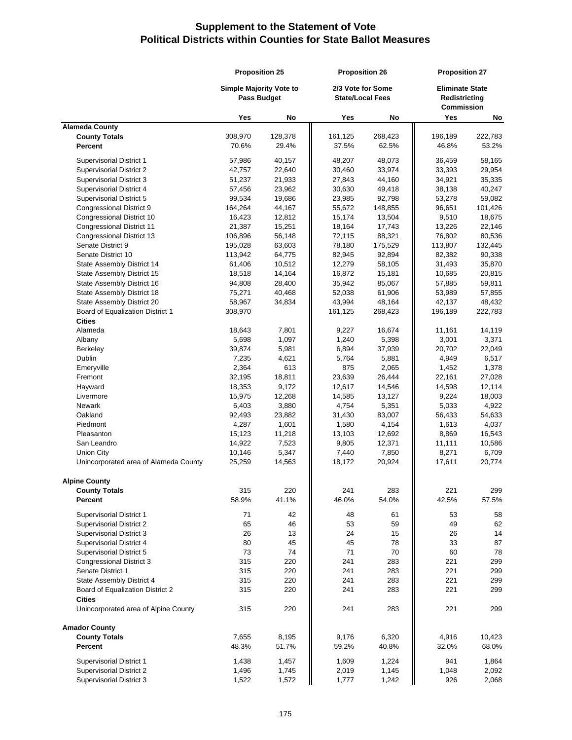# Supplement to the Statement of Vote
# Political Districts within Counties for State Ballot Measures

| | Proposition 25 | | Proposition 26 | | Proposition 27 | |
|---|---|---|---|---|---|---|
| | Simple Majority Vote to Pass Budget | | 2/3 Vote for Some State/Local Fees | | Eliminate State Redistricting Commission | |
| | Yes | No | Yes | No | Yes | No |
| **Alameda County** | | | | | | |
| **County Totals** | 308,970 | 128,378 | 161,125 | 268,423 | 196,189 | 222,783 |
| **Percent** | 70.6% | 29.4% | 37.5% | 62.5% | 46.8% | 53.2% |
| Supervisorial District 1 | 57,986 | 40,157 | 48,207 | 48,073 | 36,459 | 58,165 |
| Supervisorial District 2 | 42,757 | 22,640 | 30,460 | 33,974 | 33,393 | 29,954 |
| Supervisorial District 3 | 51,237 | 21,933 | 27,843 | 44,160 | 34,921 | 35,335 |
| Supervisorial District 4 | 57,456 | 23,962 | 30,630 | 49,418 | 38,138 | 40,247 |
| Supervisorial District 5 | 99,534 | 19,686 | 23,985 | 92,798 | 53,278 | 59,082 |
| Congressional District 9 | 164,264 | 44,167 | 55,672 | 148,855 | 96,651 | 101,426 |
| Congressional District 10 | 16,423 | 12,812 | 15,174 | 13,504 | 9,510 | 18,675 |
| Congressional District 11 | 21,387 | 15,251 | 18,164 | 17,743 | 13,226 | 22,146 |
| Congressional District 13 | 106,896 | 56,148 | 72,115 | 88,321 | 76,802 | 80,536 |
| Senate District 9 | 195,028 | 63,603 | 78,180 | 175,529 | 113,807 | 132,445 |
| Senate District 10 | 113,942 | 64,775 | 82,945 | 92,894 | 82,382 | 90,338 |
| State Assembly District 14 | 61,406 | 10,512 | 12,279 | 58,105 | 31,493 | 35,870 |
| State Assembly District 15 | 18,518 | 14,164 | 16,872 | 15,181 | 10,685 | 20,815 |
| State Assembly District 16 | 94,808 | 28,400 | 35,942 | 85,067 | 57,885 | 59,811 |
| State Assembly District 18 | 75,271 | 40,468 | 52,038 | 61,906 | 53,989 | 57,855 |
| State Assembly District 20 | 58,967 | 34,834 | 43,994 | 48,164 | 42,137 | 48,432 |
| Board of Equalization District 1 | 308,970 | | 161,125 | 268,423 | 196,189 | 222,783 |
| **Cities** | | | | | | |
| Alameda | 18,643 | 7,801 | 9,227 | 16,674 | 11,161 | 14,119 |
| Albany | 5,698 | 1,097 | 1,240 | 5,398 | 3,001 | 3,371 |
| Berkeley | 39,874 | 5,981 | 6,894 | 37,939 | 20,702 | 22,049 |
| Dublin | 7,235 | 4,621 | 5,764 | 5,881 | 4,949 | 6,517 |
| Emeryville | 2,364 | 613 | 875 | 2,065 | 1,452 | 1,378 |
| Fremont | 32,195 | 18,811 | 23,639 | 26,444 | 22,161 | 27,028 |
| Hayward | 18,353 | 9,172 | 12,617 | 14,546 | 14,598 | 12,114 |
| Livermore | 15,975 | 12,268 | 14,585 | 13,127 | 9,224 | 18,003 |
| Newark | 6,403 | 3,880 | 4,754 | 5,351 | 5,033 | 4,922 |
| Oakland | 92,493 | 23,882 | 31,430 | 83,007 | 56,433 | 54,633 |
| Piedmont | 4,287 | 1,601 | 1,580 | 4,154 | 1,613 | 4,037 |
| Pleasanton | 15,123 | 11,218 | 13,103 | 12,692 | 8,869 | 16,543 |
| San Leandro | 14,922 | 7,523 | 9,805 | 12,371 | 11,111 | 10,586 |
| Union City | 10,146 | 5,347 | 7,440 | 7,850 | 8,271 | 6,709 |
| Unincorporated area of Alameda County | 25,259 | 14,563 | 18,172 | 20,924 | 17,611 | 20,774 |
| **Alpine County** | | | | | | |
| **County Totals** | 315 | 220 | 241 | 283 | 221 | 299 |
| **Percent** | 58.9% | 41.1% | 46.0% | 54.0% | 42.5% | 57.5% |
| Supervisorial District 1 | 71 | 42 | 48 | 61 | 53 | 58 |
| Supervisorial District 2 | 65 | 46 | 53 | 59 | 49 | 62 |
| Supervisorial District 3 | 26 | 13 | 24 | 15 | 26 | 14 |
| Supervisorial District 4 | 80 | 45 | 45 | 78 | 33 | 87 |
| Supervisorial District 5 | 73 | 74 | 71 | 70 | 60 | 78 |
| Congressional District 3 | 315 | 220 | 241 | 283 | 221 | 299 |
| Senate District 1 | 315 | 220 | 241 | 283 | 221 | 299 |
| State Assembly District 4 | 315 | 220 | 241 | 283 | 221 | 299 |
| Board of Equalization District 2 | 315 | 220 | 241 | 283 | 221 | 299 |
| **Cities** | | | | | | |
| Unincorporated area of Alpine County | 315 | 220 | 241 | 283 | 221 | 299 |
| **Amador County** | | | | | | |
| **County Totals** | 7,655 | 8,195 | 9,176 | 6,320 | 4,916 | 10,423 |
| **Percent** | 48.3% | 51.7% | 59.2% | 40.8% | 32.0% | 68.0% |
| Supervisorial District 1 | 1,438 | 1,457 | 1,609 | 1,224 | 941 | 1,864 |
| Supervisorial District 2 | 1,496 | 1,745 | 2,019 | 1,145 | 1,048 | 2,092 |
| Supervisorial District 3 | 1,522 | 1,572 | 1,777 | 1,242 | 926 | 2,068 |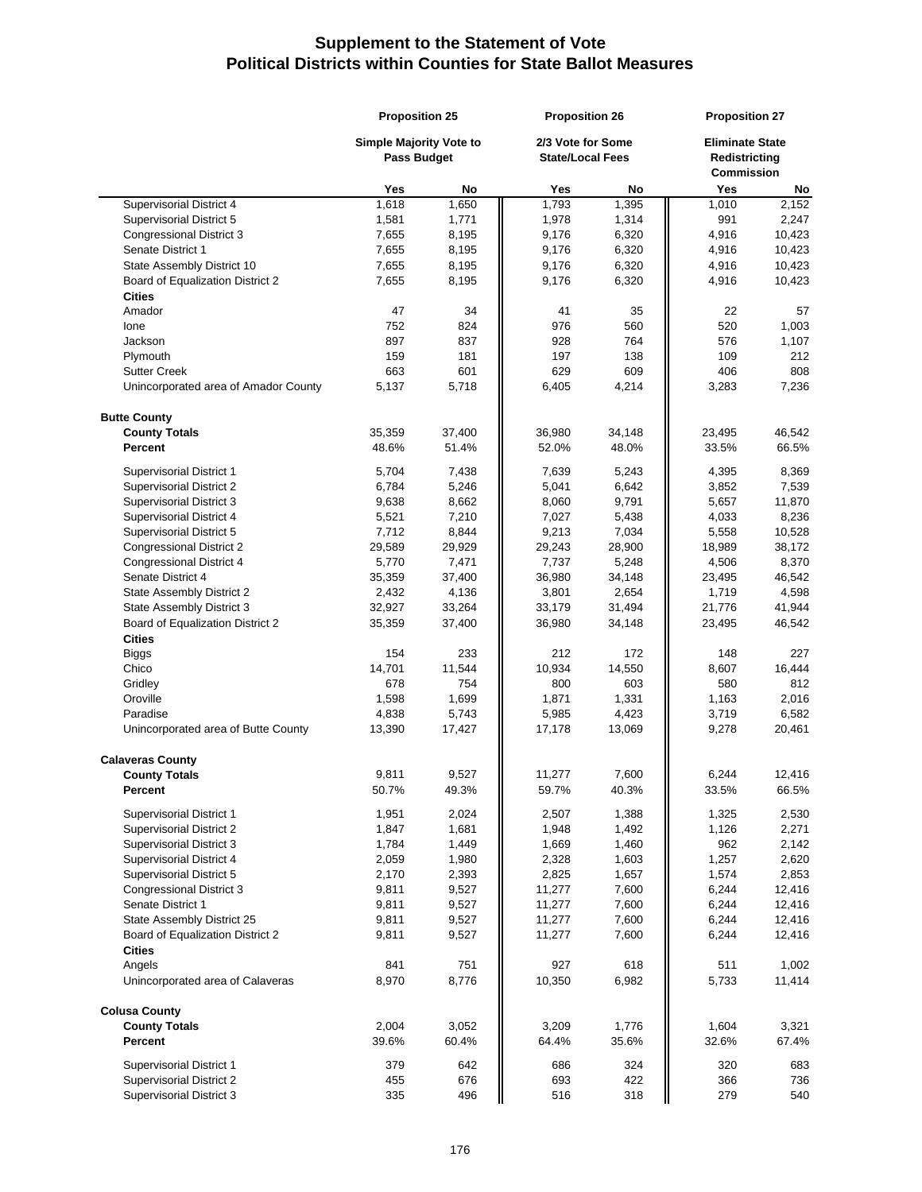# Supplement to the Statement of Vote
## Political Districts within Counties for State Ballot Measures

| | Proposition 25 | | Proposition 26 | | Proposition 27 | |
|---|---|---|---|---|---|---|
| | Simple Majority Vote to Pass Budget | | 2/3 Vote for Some State/Local Fees | | Eliminate State Redistricting Commission | |
| | Yes | No | Yes | No | Yes | No |
| Supervisorial District 4 | 1,618 | 1,650 | 1,793 | 1,395 | 1,010 | 2,152 |
| Supervisorial District 5 | 1,581 | 1,771 | 1,978 | 1,314 | 991 | 2,247 |
| Congressional District 3 | 7,655 | 8,195 | 9,176 | 6,320 | 4,916 | 10,423 |
| Senate District 1 | 7,655 | 8,195 | 9,176 | 6,320 | 4,916 | 10,423 |
| State Assembly District 10 | 7,655 | 8,195 | 9,176 | 6,320 | 4,916 | 10,423 |
| Board of Equalization District 2 | 7,655 | 8,195 | 9,176 | 6,320 | 4,916 | 10,423 |
| **Cities** | | | | | | |
| Amador | 47 | 34 | 41 | 35 | 22 | 57 |
| Ione | 752 | 824 | 976 | 560 | 520 | 1,003 |
| Jackson | 897 | 837 | 928 | 764 | 576 | 1,107 |
| Plymouth | 159 | 181 | 197 | 138 | 109 | 212 |
| Sutter Creek | 663 | 601 | 629 | 609 | 406 | 808 |
| Unincorporated area of Amador County | 5,137 | 5,718 | 6,405 | 4,214 | 3,283 | 7,236 |
| **Butte County** | | | | | | |
| **County Totals** | 35,359 | 37,400 | 36,980 | 34,148 | 23,495 | 46,542 |
| **Percent** | 48.6% | 51.4% | 52.0% | 48.0% | 33.5% | 66.5% |
| Supervisorial District 1 | 5,704 | 7,438 | 7,639 | 5,243 | 4,395 | 8,369 |
| Supervisorial District 2 | 6,784 | 5,246 | 5,041 | 6,642 | 3,852 | 7,539 |
| Supervisorial District 3 | 9,638 | 8,662 | 8,060 | 9,791 | 5,657 | 11,870 |
| Supervisorial District 4 | 5,521 | 7,210 | 7,027 | 5,438 | 4,033 | 8,236 |
| Supervisorial District 5 | 7,712 | 8,844 | 9,213 | 7,034 | 5,558 | 10,528 |
| Congressional District 2 | 29,589 | 29,929 | 29,243 | 28,900 | 18,989 | 38,172 |
| Congressional District 4 | 5,770 | 7,471 | 7,737 | 5,248 | 4,506 | 8,370 |
| Senate District 4 | 35,359 | 37,400 | 36,980 | 34,148 | 23,495 | 46,542 |
| State Assembly District 2 | 2,432 | 4,136 | 3,801 | 2,654 | 1,719 | 4,598 |
| State Assembly District 3 | 32,927 | 33,264 | 33,179 | 31,494 | 21,776 | 41,944 |
| Board of Equalization District 2 | 35,359 | 37,400 | 36,980 | 34,148 | 23,495 | 46,542 |
| **Cities** | | | | | | |
| Biggs | 154 | 233 | 212 | 172 | 148 | 227 |
| Chico | 14,701 | 11,544 | 10,934 | 14,550 | 8,607 | 16,444 |
| Gridley | 678 | 754 | 800 | 603 | 580 | 812 |
| Oroville | 1,598 | 1,699 | 1,871 | 1,331 | 1,163 | 2,016 |
| Paradise | 4,838 | 5,743 | 5,985 | 4,423 | 3,719 | 6,582 |
| Unincorporated area of Butte County | 13,390 | 17,427 | 17,178 | 13,069 | 9,278 | 20,461 |
| **Calaveras County** | | | | | | |
| **County Totals** | 9,811 | 9,527 | 11,277 | 7,600 | 6,244 | 12,416 |
| **Percent** | 50.7% | 49.3% | 59.7% | 40.3% | 33.5% | 66.5% |
| Supervisorial District 1 | 1,951 | 2,024 | 2,507 | 1,388 | 1,325 | 2,530 |
| Supervisorial District 2 | 1,847 | 1,681 | 1,948 | 1,492 | 1,126 | 2,271 |
| Supervisorial District 3 | 1,784 | 1,449 | 1,669 | 1,460 | 962 | 2,142 |
| Supervisorial District 4 | 2,059 | 1,980 | 2,328 | 1,603 | 1,257 | 2,620 |
| Supervisorial District 5 | 2,170 | 2,393 | 2,825 | 1,657 | 1,574 | 2,853 |
| Congressional District 3 | 9,811 | 9,527 | 11,277 | 7,600 | 6,244 | 12,416 |
| Senate District 1 | 9,811 | 9,527 | 11,277 | 7,600 | 6,244 | 12,416 |
| State Assembly District 25 | 9,811 | 9,527 | 11,277 | 7,600 | 6,244 | 12,416 |
| Board of Equalization District 2 | 9,811 | 9,527 | 11,277 | 7,600 | 6,244 | 12,416 |
| **Cities** | | | | | | |
| Angels | 841 | 751 | 927 | 618 | 511 | 1,002 |
| Unincorporated area of Calaveras | 8,970 | 8,776 | 10,350 | 6,982 | 5,733 | 11,414 |
| **Colusa County** | | | | | | |
| **County Totals** | 2,004 | 3,052 | 3,209 | 1,776 | 1,604 | 3,321 |
| **Percent** | 39.6% | 60.4% | 64.4% | 35.6% | 32.6% | 67.4% |
| Supervisorial District 1 | 379 | 642 | 686 | 324 | 320 | 683 |
| Supervisorial District 2 | 455 | 676 | 693 | 422 | 366 | 736 |
| Supervisorial District 3 | 335 | 496 | 516 | 318 | 279 | 540 |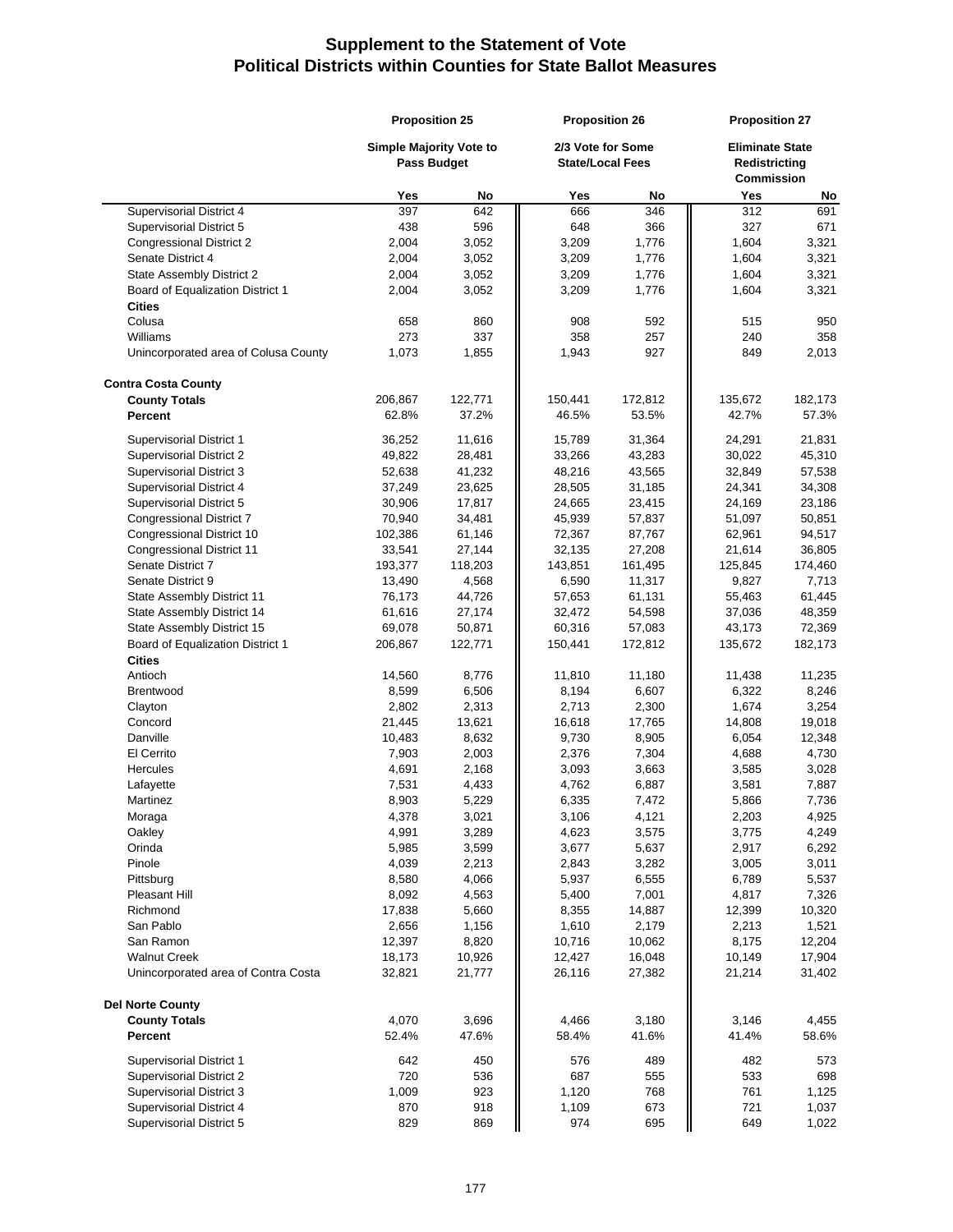# Supplement to the Statement of Vote
# Political Districts within Counties for State Ballot Measures

| | Proposition 25 | | Proposition 26 | | Proposition 27 | |
|---|---|---|---|---|---|---|
| | Simple Majority Vote to Pass Budget | | 2/3 Vote for Some State/Local Fees | | Eliminate State Redistricting Commission | |
| | Yes | No | Yes | No | Yes | No |
| Supervisorial District 4 | 397 | 642 | 666 | 346 | 312 | 691 |
| Supervisorial District 5 | 438 | 596 | 648 | 366 | 327 | 671 |
| Congressional District 2 | 2,004 | 3,052 | 3,209 | 1,776 | 1,604 | 3,321 |
| Senate District 4 | 2,004 | 3,052 | 3,209 | 1,776 | 1,604 | 3,321 |
| State Assembly District 2 | 2,004 | 3,052 | 3,209 | 1,776 | 1,604 | 3,321 |
| Board of Equalization District 1 | 2,004 | 3,052 | 3,209 | 1,776 | 1,604 | 3,321 |
| **Cities** | | | | | | |
| Colusa | 658 | 860 | 908 | 592 | 515 | 950 |
| Williams | 273 | 337 | 358 | 257 | 240 | 358 |
| Unincorporated area of Colusa County | 1,073 | 1,855 | 1,943 | 927 | 849 | 2,013 |
| | | | | | | |
| **Contra Costa County** | | | | | | |
| **County Totals** | 206,867 | 122,771 | 150,441 | 172,812 | 135,672 | 182,173 |
| **Percent** | 62.8% | 37.2% | 46.5% | 53.5% | 42.7% | 57.3% |
| Supervisorial District 1 | 36,252 | 11,616 | 15,789 | 31,364 | 24,291 | 21,831 |
| Supervisorial District 2 | 49,822 | 28,481 | 33,266 | 43,283 | 30,022 | 45,310 |
| Supervisorial District 3 | 52,638 | 41,232 | 48,216 | 43,565 | 32,849 | 57,538 |
| Supervisorial District 4 | 37,249 | 23,625 | 28,505 | 31,185 | 24,341 | 34,308 |
| Supervisorial District 5 | 30,906 | 17,817 | 24,665 | 23,415 | 24,169 | 23,186 |
| Congressional District 7 | 70,940 | 34,481 | 45,939 | 57,837 | 51,097 | 50,851 |
| Congressional District 10 | 102,386 | 61,146 | 72,367 | 87,767 | 62,961 | 94,517 |
| Congressional District 11 | 33,541 | 27,144 | 32,135 | 27,208 | 21,614 | 36,805 |
| Senate District 7 | 193,377 | 118,203 | 143,851 | 161,495 | 125,845 | 174,460 |
| Senate District 9 | 13,490 | 4,568 | 6,590 | 11,317 | 9,827 | 7,713 |
| State Assembly District 11 | 76,173 | 44,726 | 57,653 | 61,131 | 55,463 | 61,445 |
| State Assembly District 14 | 61,616 | 27,174 | 32,472 | 54,598 | 37,036 | 48,359 |
| State Assembly District 15 | 69,078 | 50,871 | 60,316 | 57,083 | 43,173 | 72,369 |
| Board of Equalization District 1 | 206,867 | 122,771 | 150,441 | 172,812 | 135,672 | 182,173 |
| **Cities** | | | | | | |
| Antioch | 14,560 | 8,776 | 11,810 | 11,180 | 11,438 | 11,235 |
| Brentwood | 8,599 | 6,506 | 8,194 | 6,607 | 6,322 | 8,246 |
| Clayton | 2,802 | 2,313 | 2,713 | 2,300 | 1,674 | 3,254 |
| Concord | 21,445 | 13,621 | 16,618 | 17,765 | 14,808 | 19,018 |
| Danville | 10,483 | 8,632 | 9,730 | 8,905 | 6,054 | 12,348 |
| El Cerrito | 7,903 | 2,003 | 2,376 | 7,304 | 4,688 | 4,730 |
| Hercules | 4,691 | 2,168 | 3,093 | 3,663 | 3,585 | 3,028 |
| Lafayette | 7,531 | 4,433 | 4,762 | 6,887 | 3,581 | 7,887 |
| Martinez | 8,903 | 5,229 | 6,335 | 7,472 | 5,866 | 7,736 |
| Moraga | 4,378 | 3,021 | 3,106 | 4,121 | 2,203 | 4,925 |
| Oakley | 4,991 | 3,289 | 4,623 | 3,575 | 3,775 | 4,249 |
| Orinda | 5,985 | 3,599 | 3,677 | 5,637 | 2,917 | 6,292 |
| Pinole | 4,039 | 2,213 | 2,843 | 3,282 | 3,005 | 3,011 |
| Pittsburg | 8,580 | 4,066 | 5,937 | 6,555 | 6,789 | 5,537 |
| Pleasant Hill | 8,092 | 4,563 | 5,400 | 7,001 | 4,817 | 7,326 |
| Richmond | 17,838 | 5,660 | 8,355 | 14,887 | 12,399 | 10,320 |
| San Pablo | 2,656 | 1,156 | 1,610 | 2,179 | 2,213 | 1,521 |
| San Ramon | 12,397 | 8,820 | 10,716 | 10,062 | 8,175 | 12,204 |
| Walnut Creek | 18,173 | 10,926 | 12,427 | 16,048 | 10,149 | 17,904 |
| Unincorporated area of Contra Costa | 32,821 | 21,777 | 26,116 | 27,382 | 21,214 | 31,402 |
| | | | | | | |
| **Del Norte County** | | | | | | |
| **County Totals** | 4,070 | 3,696 | 4,466 | 3,180 | 3,146 | 4,455 |
| **Percent** | 52.4% | 47.6% | 58.4% | 41.6% | 41.4% | 58.6% |
| Supervisorial District 1 | 642 | 450 | 576 | 489 | 482 | 573 |
| Supervisorial District 2 | 720 | 536 | 687 | 555 | 533 | 698 |
| Supervisorial District 3 | 1,009 | 923 | 1,120 | 768 | 761 | 1,125 |
| Supervisorial District 4 | 870 | 918 | 1,109 | 673 | 721 | 1,037 |
| Supervisorial District 5 | 829 | 869 | 974 | 695 | 649 | 1,022 |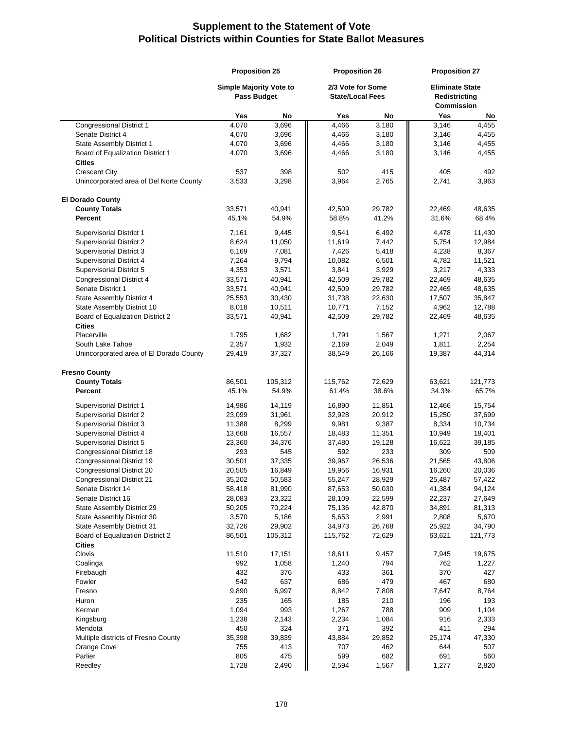# Supplement to the Statement of Vote
# Political Districts within Counties for State Ballot Measures

| | Proposition 25 | | Proposition 26 | | Proposition 27 | |
|---|---|---|---|---|---|---|
| | Simple Majority Vote to Pass Budget | | 2/3 Vote for Some State/Local Fees | | Eliminate State Redistricting Commission | |
| | Yes | No | Yes | No | Yes | No |
| Congressional District 1 | 4,070 | 3,696 | 4,466 | 3,180 | 3,146 | 4,455 |
| Senate District 4 | 4,070 | 3,696 | 4,466 | 3,180 | 3,146 | 4,455 |
| State Assembly District 1 | 4,070 | 3,696 | 4,466 | 3,180 | 3,146 | 4,455 |
| Board of Equalization District 1 | 4,070 | 3,696 | 4,466 | 3,180 | 3,146 | 4,455 |
| **Cities** | | | | | | |
| Crescent City | 537 | 398 | 502 | 415 | 405 | 492 |
| Unincorporated area of Del Norte County | 3,533 | 3,298 | 3,964 | 2,765 | 2,741 | 3,963 |
| **El Dorado County** | | | | | | |
| **County Totals** | 33,571 | 40,941 | 42,509 | 29,782 | 22,469 | 48,635 |
| **Percent** | 45.1% | 54.9% | 58.8% | 41.2% | 31.6% | 68.4% |
| Supervisorial District 1 | 7,161 | 9,445 | 9,541 | 6,492 | 4,478 | 11,430 |
| Supervisorial District 2 | 8,624 | 11,050 | 11,619 | 7,442 | 5,754 | 12,984 |
| Supervisorial District 3 | 6,169 | 7,081 | 7,426 | 5,418 | 4,238 | 8,367 |
| Supervisorial District 4 | 7,264 | 9,794 | 10,082 | 6,501 | 4,782 | 11,521 |
| Supervisorial District 5 | 4,353 | 3,571 | 3,841 | 3,929 | 3,217 | 4,333 |
| Congressional District 4 | 33,571 | 40,941 | 42,509 | 29,782 | 22,469 | 48,635 |
| Senate District 1 | 33,571 | 40,941 | 42,509 | 29,782 | 22,469 | 48,635 |
| State Assembly District 4 | 25,553 | 30,430 | 31,738 | 22,630 | 17,507 | 35,847 |
| State Assembly District 10 | 8,018 | 10,511 | 10,771 | 7,152 | 4,962 | 12,788 |
| Board of Equalization District 2 | 33,571 | 40,941 | 42,509 | 29,782 | 22,469 | 48,635 |
| **Cities** | | | | | | |
| Placerville | 1,795 | 1,682 | 1,791 | 1,567 | 1,271 | 2,067 |
| South Lake Tahoe | 2,357 | 1,932 | 2,169 | 2,049 | 1,811 | 2,254 |
| Unincorporated area of El Dorado County | 29,419 | 37,327 | 38,549 | 26,166 | 19,387 | 44,314 |
| **Fresno County** | | | | | | |
| **County Totals** | 86,501 | 105,312 | 115,762 | 72,629 | 63,621 | 121,773 |
| **Percent** | 45.1% | 54.9% | 61.4% | 38.6% | 34.3% | 65.7% |
| Supervisorial District 1 | 14,986 | 14,119 | 16,890 | 11,851 | 12,466 | 15,754 |
| Supervisorial District 2 | 23,099 | 31,961 | 32,928 | 20,912 | 15,250 | 37,699 |
| Supervisorial District 3 | 11,388 | 8,299 | 9,981 | 9,387 | 8,334 | 10,734 |
| Supervisorial District 4 | 13,668 | 16,557 | 18,483 | 11,351 | 10,949 | 18,401 |
| Supervisorial District 5 | 23,360 | 34,376 | 37,480 | 19,128 | 16,622 | 39,185 |
| Congressional District 18 | 293 | 545 | 592 | 233 | 309 | 509 |
| Congressional District 19 | 30,501 | 37,335 | 39,967 | 26,536 | 21,565 | 43,806 |
| Congressional District 20 | 20,505 | 16,849 | 19,956 | 16,931 | 16,260 | 20,036 |
| Congressional District 21 | 35,202 | 50,583 | 55,247 | 28,929 | 25,487 | 57,422 |
| Senate District 14 | 58,418 | 81,990 | 87,653 | 50,030 | 41,384 | 94,124 |
| Senate District 16 | 28,083 | 23,322 | 28,109 | 22,599 | 22,237 | 27,649 |
| State Assembly District 29 | 50,205 | 70,224 | 75,136 | 42,870 | 34,891 | 81,313 |
| State Assembly District 30 | 3,570 | 5,186 | 5,653 | 2,991 | 2,808 | 5,670 |
| State Assembly District 31 | 32,726 | 29,902 | 34,973 | 26,768 | 25,922 | 34,790 |
| Board of Equalization District 2 | 86,501 | 105,312 | 115,762 | 72,629 | 63,621 | 121,773 |
| **Cities** | | | | | | |
| Clovis | 11,510 | 17,151 | 18,611 | 9,457 | 7,945 | 19,675 |
| Coalinga | 992 | 1,058 | 1,240 | 794 | 762 | 1,227 |
| Firebaugh | 432 | 376 | 433 | 361 | 370 | 427 |
| Fowler | 542 | 637 | 686 | 479 | 467 | 680 |
| Fresno | 9,890 | 6,997 | 8,842 | 7,808 | 7,647 | 8,764 |
| Huron | 235 | 165 | 185 | 210 | 196 | 193 |
| Kerman | 1,094 | 993 | 1,267 | 788 | 909 | 1,104 |
| Kingsburg | 1,238 | 2,143 | 2,234 | 1,084 | 916 | 2,333 |
| Mendota | 450 | 324 | 371 | 392 | 411 | 294 |
| Multiple districts of Fresno County | 35,398 | 39,839 | 43,884 | 29,852 | 25,174 | 47,330 |
| Orange Cove | 755 | 413 | 707 | 462 | 644 | 507 |
| Parlier | 805 | 475 | 599 | 682 | 691 | 560 |
| Reedley | 1,728 | 2,490 | 2,594 | 1,567 | 1,277 | 2,820 |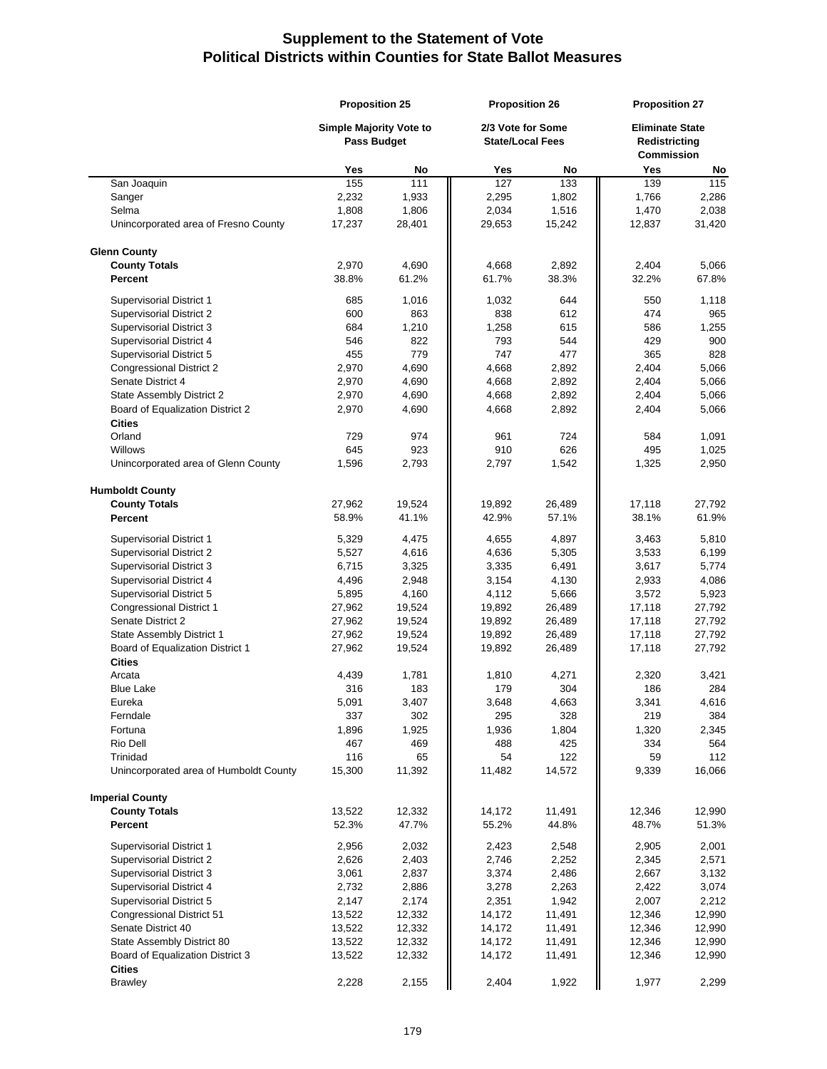# Supplement to the Statement of Vote
# Political Districts within Counties for State Ballot Measures

| | Proposition 25 | | Proposition 26 | | Proposition 27 | |
|---|---|---|---|---|---|---|
| | Simple Majority Vote to Pass Budget | | 2/3 Vote for Some State/Local Fees | | Eliminate State Redistricting Commission | |
| | Yes | No | Yes | No | Yes | No |
| San Joaquin | 155 | 111 | 127 | 133 | 139 | 115 |
| Sanger | 2,232 | 1,933 | 2,295 | 1,802 | 1,766 | 2,286 |
| Selma | 1,808 | 1,806 | 2,034 | 1,516 | 1,470 | 2,038 |
| Unincorporated area of Fresno County | 17,237 | 28,401 | 29,653 | 15,242 | 12,837 | 31,420 |
| **Glenn County** | | | | | | |
| **County Totals** | 2,970 | 4,690 | 4,668 | 2,892 | 2,404 | 5,066 |
| **Percent** | 38.8% | 61.2% | 61.7% | 38.3% | 32.2% | 67.8% |
| Supervisorial District 1 | 685 | 1,016 | 1,032 | 644 | 550 | 1,118 |
| Supervisorial District 2 | 600 | 863 | 838 | 612 | 474 | 965 |
| Supervisorial District 3 | 684 | 1,210 | 1,258 | 615 | 586 | 1,255 |
| Supervisorial District 4 | 546 | 822 | 793 | 544 | 429 | 900 |
| Supervisorial District 5 | 455 | 779 | 747 | 477 | 365 | 828 |
| Congressional District 2 | 2,970 | 4,690 | 4,668 | 2,892 | 2,404 | 5,066 |
| Senate District 4 | 2,970 | 4,690 | 4,668 | 2,892 | 2,404 | 5,066 |
| State Assembly District 2 | 2,970 | 4,690 | 4,668 | 2,892 | 2,404 | 5,066 |
| Board of Equalization District 2 | 2,970 | 4,690 | 4,668 | 2,892 | 2,404 | 5,066 |
| **Cities** | | | | | | |
| Orland | 729 | 974 | 961 | 724 | 584 | 1,091 |
| Willows | 645 | 923 | 910 | 626 | 495 | 1,025 |
| Unincorporated area of Glenn County | 1,596 | 2,793 | 2,797 | 1,542 | 1,325 | 2,950 |
| **Humboldt County** | | | | | | |
| **County Totals** | 27,962 | 19,524 | 19,892 | 26,489 | 17,118 | 27,792 |
| **Percent** | 58.9% | 41.1% | 42.9% | 57.1% | 38.1% | 61.9% |
| Supervisorial District 1 | 5,329 | 4,475 | 4,655 | 4,897 | 3,463 | 5,810 |
| Supervisorial District 2 | 5,527 | 4,616 | 4,636 | 5,305 | 3,533 | 6,199 |
| Supervisorial District 3 | 6,715 | 3,325 | 3,335 | 6,491 | 3,617 | 5,774 |
| Supervisorial District 4 | 4,496 | 2,948 | 3,154 | 4,130 | 2,933 | 4,086 |
| Supervisorial District 5 | 5,895 | 4,160 | 4,112 | 5,666 | 3,572 | 5,923 |
| Congressional District 1 | 27,962 | 19,524 | 19,892 | 26,489 | 17,118 | 27,792 |
| Senate District 2 | 27,962 | 19,524 | 19,892 | 26,489 | 17,118 | 27,792 |
| State Assembly District 1 | 27,962 | 19,524 | 19,892 | 26,489 | 17,118 | 27,792 |
| Board of Equalization District 1 | 27,962 | 19,524 | 19,892 | 26,489 | 17,118 | 27,792 |
| **Cities** | | | | | | |
| Arcata | 4,439 | 1,781 | 1,810 | 4,271 | 2,320 | 3,421 |
| Blue Lake | 316 | 183 | 179 | 304 | 186 | 284 |
| Eureka | 5,091 | 3,407 | 3,648 | 4,663 | 3,341 | 4,616 |
| Ferndale | 337 | 302 | 295 | 328 | 219 | 384 |
| Fortuna | 1,896 | 1,925 | 1,936 | 1,804 | 1,320 | 2,345 |
| Rio Dell | 467 | 469 | 488 | 425 | 334 | 564 |
| Trinidad | 116 | 65 | 54 | 122 | 59 | 112 |
| Unincorporated area of Humboldt County | 15,300 | 11,392 | 11,482 | 14,572 | 9,339 | 16,066 |
| **Imperial County** | | | | | | |
| **County Totals** | 13,522 | 12,332 | 14,172 | 11,491 | 12,346 | 12,990 |
| **Percent** | 52.3% | 47.7% | 55.2% | 44.8% | 48.7% | 51.3% |
| Supervisorial District 1 | 2,956 | 2,032 | 2,423 | 2,548 | 2,905 | 2,001 |
| Supervisorial District 2 | 2,626 | 2,403 | 2,746 | 2,252 | 2,345 | 2,571 |
| Supervisorial District 3 | 3,061 | 2,837 | 3,374 | 2,486 | 2,667 | 3,132 |
| Supervisorial District 4 | 2,732 | 2,886 | 3,278 | 2,263 | 2,422 | 3,074 |
| Supervisorial District 5 | 2,147 | 2,174 | 2,351 | 1,942 | 2,007 | 2,212 |
| Congressional District 51 | 13,522 | 12,332 | 14,172 | 11,491 | 12,346 | 12,990 |
| Senate District 40 | 13,522 | 12,332 | 14,172 | 11,491 | 12,346 | 12,990 |
| State Assembly District 80 | 13,522 | 12,332 | 14,172 | 11,491 | 12,346 | 12,990 |
| Board of Equalization District 3 | 13,522 | 12,332 | 14,172 | 11,491 | 12,346 | 12,990 |
| **Cities** | | | | | | |
| Brawley | 2,228 | 2,155 | 2,404 | 1,922 | 1,977 | 2,299 |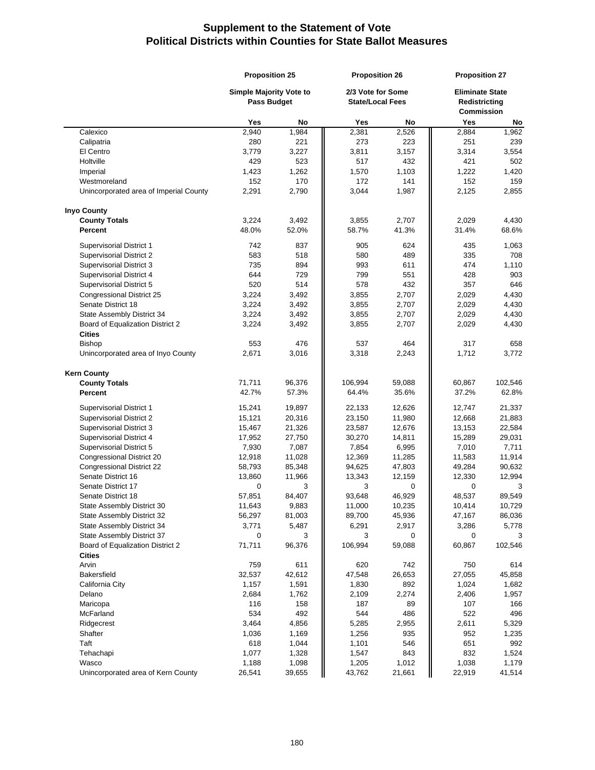# Supplement to the Statement of Vote
## Political Districts within Counties for State Ballot Measures

| | Proposition 25 | | Proposition 26 | | Proposition 27 | |
|---|---|---|---|---|---|---|
| | Simple Majority Vote to Pass Budget | | 2/3 Vote for Some State/Local Fees | | Eliminate State Redistricting Commission | |
| | Yes | No | Yes | No | Yes | No |
| Calexico | 2,940 | 1,984 | 2,381 | 2,526 | 2,884 | 1,962 |
| Calipatria | 280 | 221 | 273 | 223 | 251 | 239 |
| El Centro | 3,779 | 3,227 | 3,811 | 3,157 | 3,314 | 3,554 |
| Holtville | 429 | 523 | 517 | 432 | 421 | 502 |
| Imperial | 1,423 | 1,262 | 1,570 | 1,103 | 1,222 | 1,420 |
| Westmoreland | 152 | 170 | 172 | 141 | 152 | 159 |
| Unincorporated area of Imperial County | 2,291 | 2,790 | 3,044 | 1,987 | 2,125 | 2,855 |
| **Inyo County** | | | | | | |
| **County Totals** | 3,224 | 3,492 | 3,855 | 2,707 | 2,029 | 4,430 |
| **Percent** | 48.0% | 52.0% | 58.7% | 41.3% | 31.4% | 68.6% |
| Supervisorial District 1 | 742 | 837 | 905 | 624 | 435 | 1,063 |
| Supervisorial District 2 | 583 | 518 | 580 | 489 | 335 | 708 |
| Supervisorial District 3 | 735 | 894 | 993 | 611 | 474 | 1,110 |
| Supervisorial District 4 | 644 | 729 | 799 | 551 | 428 | 903 |
| Supervisorial District 5 | 520 | 514 | 578 | 432 | 357 | 646 |
| Congressional District 25 | 3,224 | 3,492 | 3,855 | 2,707 | 2,029 | 4,430 |
| Senate District 18 | 3,224 | 3,492 | 3,855 | 2,707 | 2,029 | 4,430 |
| State Assembly District 34 | 3,224 | 3,492 | 3,855 | 2,707 | 2,029 | 4,430 |
| Board of Equalization District 2 | 3,224 | 3,492 | 3,855 | 2,707 | 2,029 | 4,430 |
| **Cities** | | | | | | |
| Bishop | 553 | 476 | 537 | 464 | 317 | 658 |
| Unincorporated area of Inyo County | 2,671 | 3,016 | 3,318 | 2,243 | 1,712 | 3,772 |
| **Kern County** | | | | | | |
| **County Totals** | 71,711 | 96,376 | 106,994 | 59,088 | 60,867 | 102,546 |
| **Percent** | 42.7% | 57.3% | 64.4% | 35.6% | 37.2% | 62.8% |
| Supervisorial District 1 | 15,241 | 19,897 | 22,133 | 12,626 | 12,747 | 21,337 |
| Supervisorial District 2 | 15,121 | 20,316 | 23,150 | 11,980 | 12,668 | 21,883 |
| Supervisorial District 3 | 15,467 | 21,326 | 23,587 | 12,676 | 13,153 | 22,584 |
| Supervisorial District 4 | 17,952 | 27,750 | 30,270 | 14,811 | 15,289 | 29,031 |
| Supervisorial District 5 | 7,930 | 7,087 | 7,854 | 6,995 | 7,010 | 7,711 |
| Congressional District 20 | 12,918 | 11,028 | 12,369 | 11,285 | 11,583 | 11,914 |
| Congressional District 22 | 58,793 | 85,348 | 94,625 | 47,803 | 49,284 | 90,632 |
| Senate District 16 | 13,860 | 11,966 | 13,343 | 12,159 | 12,330 | 12,994 |
| Senate District 17 | 0 | 3 | 3 | 0 | 0 | 3 |
| Senate District 18 | 57,851 | 84,407 | 93,648 | 46,929 | 48,537 | 89,549 |
| State Assembly District 30 | 11,643 | 9,883 | 11,000 | 10,235 | 10,414 | 10,729 |
| State Assembly District 32 | 56,297 | 81,003 | 89,700 | 45,936 | 47,167 | 86,036 |
| State Assembly District 34 | 3,771 | 5,487 | 6,291 | 2,917 | 3,286 | 5,778 |
| State Assembly District 37 | 0 | 3 | 3 | 0 | 0 | 3 |
| Board of Equalization District 2 | 71,711 | 96,376 | 106,994 | 59,088 | 60,867 | 102,546 |
| **Cities** | | | | | | |
| Arvin | 759 | 611 | 620 | 742 | 750 | 614 |
| Bakersfield | 32,537 | 42,612 | 47,548 | 26,653 | 27,055 | 45,858 |
| California City | 1,157 | 1,591 | 1,830 | 892 | 1,024 | 1,682 |
| Delano | 2,684 | 1,762 | 2,109 | 2,274 | 2,406 | 1,957 |
| Maricopa | 116 | 158 | 187 | 89 | 107 | 166 |
| McFarland | 534 | 492 | 544 | 486 | 522 | 496 |
| Ridgecrest | 3,464 | 4,856 | 5,285 | 2,955 | 2,611 | 5,329 |
| Shafter | 1,036 | 1,169 | 1,256 | 935 | 952 | 1,235 |
| Taft | 618 | 1,044 | 1,101 | 546 | 651 | 992 |
| Tehachapi | 1,077 | 1,328 | 1,547 | 843 | 832 | 1,524 |
| Wasco | 1,188 | 1,098 | 1,205 | 1,012 | 1,038 | 1,179 |
| Unincorporated area of Kern County | 26,541 | 39,655 | 43,762 | 21,661 | 22,919 | 41,514 |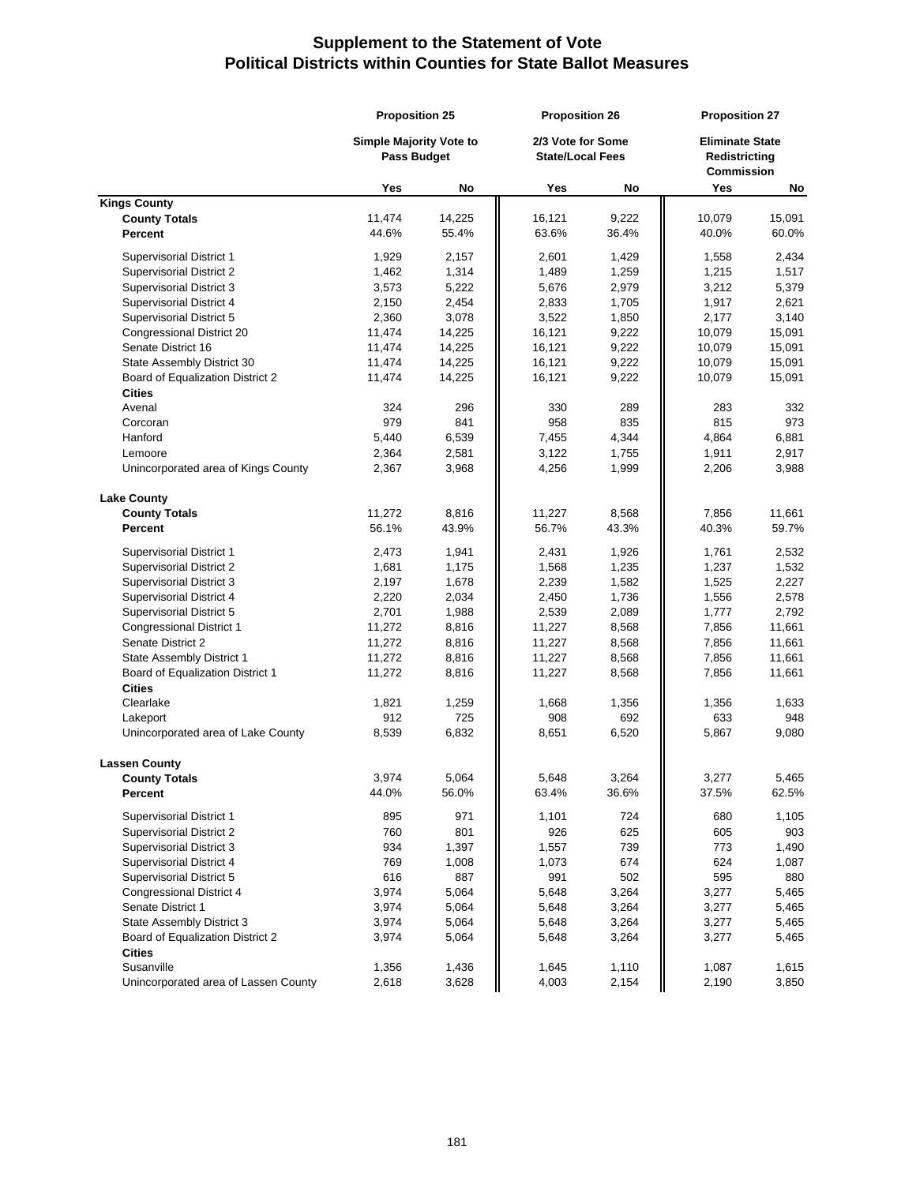# Supplement to the Statement of Vote
# Political Districts within Counties for State Ballot Measures

| | Proposition 25 | | Proposition 26 | | Proposition 27 | |
|---|---|---|---|---|---|---|
| | Simple Majority Vote to Pass Budget | | 2/3 Vote for Some State/Local Fees | | Eliminate State Redistricting Commission | |
| | Yes | No | Yes | No | Yes | No |
| **Kings County** | | | | | | |
| **County Totals** | 11,474 | 14,225 | 16,121 | 9,222 | 10,079 | 15,091 |
| **Percent** | 44.6% | 55.4% | 63.6% | 36.4% | 40.0% | 60.0% |
| Supervisorial District 1 | 1,929 | 2,157 | 2,601 | 1,429 | 1,558 | 2,434 |
| Supervisorial District 2 | 1,462 | 1,314 | 1,489 | 1,259 | 1,215 | 1,517 |
| Supervisorial District 3 | 3,573 | 5,222 | 5,676 | 2,979 | 3,212 | 5,379 |
| Supervisorial District 4 | 2,150 | 2,454 | 2,833 | 1,705 | 1,917 | 2,621 |
| Supervisorial District 5 | 2,360 | 3,078 | 3,522 | 1,850 | 2,177 | 3,140 |
| Congressional District 20 | 11,474 | 14,225 | 16,121 | 9,222 | 10,079 | 15,091 |
| Senate District 16 | 11,474 | 14,225 | 16,121 | 9,222 | 10,079 | 15,091 |
| State Assembly District 30 | 11,474 | 14,225 | 16,121 | 9,222 | 10,079 | 15,091 |
| Board of Equalization District 2 | 11,474 | 14,225 | 16,121 | 9,222 | 10,079 | 15,091 |
| **Cities** | | | | | | |
| Avenal | 324 | 296 | 330 | 289 | 283 | 332 |
| Corcoran | 979 | 841 | 958 | 835 | 815 | 973 |
| Hanford | 5,440 | 6,539 | 7,455 | 4,344 | 4,864 | 6,881 |
| Lemoore | 2,364 | 2,581 | 3,122 | 1,755 | 1,911 | 2,917 |
| Unincorporated area of Kings County | 2,367 | 3,968 | 4,256 | 1,999 | 2,206 | 3,988 |
| **Lake County** | | | | | | |
| **County Totals** | 11,272 | 8,816 | 11,227 | 8,568 | 7,856 | 11,661 |
| **Percent** | 56.1% | 43.9% | 56.7% | 43.3% | 40.3% | 59.7% |
| Supervisorial District 1 | 2,473 | 1,941 | 2,431 | 1,926 | 1,761 | 2,532 |
| Supervisorial District 2 | 1,681 | 1,175 | 1,568 | 1,235 | 1,237 | 1,532 |
| Supervisorial District 3 | 2,197 | 1,678 | 2,239 | 1,582 | 1,525 | 2,227 |
| Supervisorial District 4 | 2,220 | 2,034 | 2,450 | 1,736 | 1,556 | 2,578 |
| Supervisorial District 5 | 2,701 | 1,988 | 2,539 | 2,089 | 1,777 | 2,792 |
| Congressional District 1 | 11,272 | 8,816 | 11,227 | 8,568 | 7,856 | 11,661 |
| Senate District 2 | 11,272 | 8,816 | 11,227 | 8,568 | 7,856 | 11,661 |
| State Assembly District 1 | 11,272 | 8,816 | 11,227 | 8,568 | 7,856 | 11,661 |
| Board of Equalization District 1 | 11,272 | 8,816 | 11,227 | 8,568 | 7,856 | 11,661 |
| **Cities** | | | | | | |
| Clearlake | 1,821 | 1,259 | 1,668 | 1,356 | 1,356 | 1,633 |
| Lakeport | 912 | 725 | 908 | 692 | 633 | 948 |
| Unincorporated area of Lake County | 8,539 | 6,832 | 8,651 | 6,520 | 5,867 | 9,080 |
| **Lassen County** | | | | | | |
| **County Totals** | 3,974 | 5,064 | 5,648 | 3,264 | 3,277 | 5,465 |
| **Percent** | 44.0% | 56.0% | 63.4% | 36.6% | 37.5% | 62.5% |
| Supervisorial District 1 | 895 | 971 | 1,101 | 724 | 680 | 1,105 |
| Supervisorial District 2 | 760 | 801 | 926 | 625 | 605 | 903 |
| Supervisorial District 3 | 934 | 1,397 | 1,557 | 739 | 773 | 1,490 |
| Supervisorial District 4 | 769 | 1,008 | 1,073 | 674 | 624 | 1,087 |
| Supervisorial District 5 | 616 | 887 | 991 | 502 | 595 | 880 |
| Congressional District 4 | 3,974 | 5,064 | 5,648 | 3,264 | 3,277 | 5,465 |
| Senate District 1 | 3,974 | 5,064 | 5,648 | 3,264 | 3,277 | 5,465 |
| State Assembly District 3 | 3,974 | 5,064 | 5,648 | 3,264 | 3,277 | 5,465 |
| Board of Equalization District 2 | 3,974 | 5,064 | 5,648 | 3,264 | 3,277 | 5,465 |
| **Cities** | | | | | | |
| Susanville | 1,356 | 1,436 | 1,645 | 1,110 | 1,087 | 1,615 |
| Unincorporated area of Lassen County | 2,618 | 3,628 | 4,003 | 2,154 | 2,190 | 3,850 |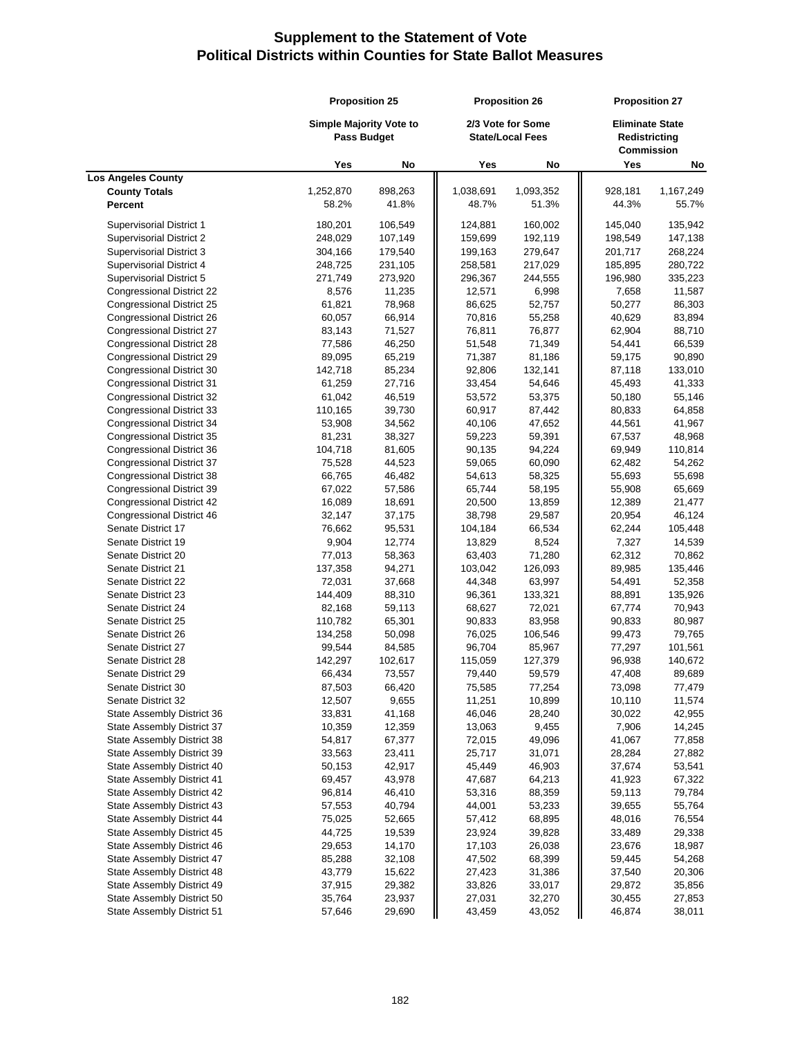# Supplement to the Statement of Vote
## Political Districts within Counties for State Ballot Measures

| | Proposition 25 | | Proposition 26 | | Proposition 27 | |
|---|---|---|---|---|---|---|
| | Simple Majority Vote to Pass Budget | | 2/3 Vote for Some State/Local Fees | | Eliminate State Redistricting Commission | |
| | Yes | No | Yes | No | Yes | No |
| **Los Angeles County** | | | | | | |
| **County Totals** | 1,252,870 | 898,263 | 1,038,691 | 1,093,352 | 928,181 | 1,167,249 |
| **Percent** | 58.2% | 41.8% | 48.7% | 51.3% | 44.3% | 55.7% |
| Supervisorial District 1 | 180,201 | 106,549 | 124,881 | 160,002 | 145,040 | 135,942 |
| Supervisorial District 2 | 248,029 | 107,149 | 159,699 | 192,119 | 198,549 | 147,138 |
| Supervisorial District 3 | 304,166 | 179,540 | 199,163 | 279,647 | 201,717 | 268,224 |
| Supervisorial District 4 | 248,725 | 231,105 | 258,581 | 217,029 | 185,895 | 280,722 |
| Supervisorial District 5 | 271,749 | 273,920 | 296,367 | 244,555 | 196,980 | 335,223 |
| Congressional District 22 | 8,576 | 11,235 | 12,571 | 6,998 | 7,658 | 11,587 |
| Congressional District 25 | 61,821 | 78,968 | 86,625 | 52,757 | 50,277 | 86,303 |
| Congressional District 26 | 60,057 | 66,914 | 70,816 | 55,258 | 40,629 | 83,894 |
| Congressional District 27 | 83,143 | 71,527 | 76,811 | 76,877 | 62,904 | 88,710 |
| Congressional District 28 | 77,586 | 46,250 | 51,548 | 71,349 | 54,441 | 66,539 |
| Congressional District 29 | 89,095 | 65,219 | 71,387 | 81,186 | 59,175 | 90,890 |
| Congressional District 30 | 142,718 | 85,234 | 92,806 | 132,141 | 87,118 | 133,010 |
| Congressional District 31 | 61,259 | 27,716 | 33,454 | 54,646 | 45,493 | 41,333 |
| Congressional District 32 | 61,042 | 46,519 | 53,572 | 53,375 | 50,180 | 55,146 |
| Congressional District 33 | 110,165 | 39,730 | 60,917 | 87,442 | 80,833 | 64,858 |
| Congressional District 34 | 53,908 | 34,562 | 40,106 | 47,652 | 44,561 | 41,967 |
| Congressional District 35 | 81,231 | 38,327 | 59,223 | 59,391 | 67,537 | 48,968 |
| Congressional District 36 | 104,718 | 81,605 | 90,135 | 94,224 | 69,949 | 110,814 |
| Congressional District 37 | 75,528 | 44,523 | 59,065 | 60,090 | 62,482 | 54,262 |
| Congressional District 38 | 66,765 | 46,482 | 54,613 | 58,325 | 55,693 | 55,698 |
| Congressional District 39 | 67,022 | 57,586 | 65,744 | 58,195 | 55,908 | 65,669 |
| Congressional District 42 | 16,089 | 18,691 | 20,500 | 13,859 | 12,389 | 21,477 |
| Congressional District 46 | 32,147 | 37,175 | 38,798 | 29,587 | 20,954 | 46,124 |
| Senate District 17 | 76,662 | 95,531 | 104,184 | 66,534 | 62,244 | 105,448 |
| Senate District 19 | 9,904 | 12,774 | 13,829 | 8,524 | 7,327 | 14,539 |
| Senate District 20 | 77,013 | 58,363 | 63,403 | 71,280 | 62,312 | 70,862 |
| Senate District 21 | 137,358 | 94,271 | 103,042 | 126,093 | 89,985 | 135,446 |
| Senate District 22 | 72,031 | 37,668 | 44,348 | 63,997 | 54,491 | 52,358 |
| Senate District 23 | 144,409 | 88,310 | 96,361 | 133,321 | 88,891 | 135,926 |
| Senate District 24 | 82,168 | 59,113 | 68,627 | 72,021 | 67,774 | 70,943 |
| Senate District 25 | 110,782 | 65,301 | 90,833 | 83,958 | 90,833 | 80,987 |
| Senate District 26 | 134,258 | 50,098 | 76,025 | 106,546 | 99,473 | 79,765 |
| Senate District 27 | 99,544 | 84,585 | 96,704 | 85,967 | 77,297 | 101,561 |
| Senate District 28 | 142,297 | 102,617 | 115,059 | 127,379 | 96,938 | 140,672 |
| Senate District 29 | 66,434 | 73,557 | 79,440 | 59,579 | 47,408 | 89,689 |
| Senate District 30 | 87,503 | 66,420 | 75,585 | 77,254 | 73,098 | 77,479 |
| Senate District 32 | 12,507 | 9,655 | 11,251 | 10,899 | 10,110 | 11,574 |
| State Assembly District 36 | 33,831 | 41,168 | 46,046 | 28,240 | 30,022 | 42,955 |
| State Assembly District 37 | 10,359 | 12,359 | 13,063 | 9,455 | 7,906 | 14,245 |
| State Assembly District 38 | 54,817 | 67,377 | 72,015 | 49,096 | 41,067 | 77,858 |
| State Assembly District 39 | 33,563 | 23,411 | 25,717 | 31,071 | 28,284 | 27,882 |
| State Assembly District 40 | 50,153 | 42,917 | 45,449 | 46,903 | 37,674 | 53,541 |
| State Assembly District 41 | 69,457 | 43,978 | 47,687 | 64,213 | 41,923 | 67,322 |
| State Assembly District 42 | 96,814 | 46,410 | 53,316 | 88,359 | 59,113 | 79,784 |
| State Assembly District 43 | 57,553 | 40,794 | 44,001 | 53,233 | 39,655 | 55,764 |
| State Assembly District 44 | 75,025 | 52,665 | 57,412 | 68,895 | 48,016 | 76,554 |
| State Assembly District 45 | 44,725 | 19,539 | 23,924 | 39,828 | 33,489 | 29,338 |
| State Assembly District 46 | 29,653 | 14,170 | 17,103 | 26,038 | 23,676 | 18,987 |
| State Assembly District 47 | 85,288 | 32,108 | 47,502 | 68,399 | 59,445 | 54,268 |
| State Assembly District 48 | 43,779 | 15,622 | 27,423 | 31,386 | 37,540 | 20,306 |
| State Assembly District 49 | 37,915 | 29,382 | 33,826 | 33,017 | 29,872 | 35,856 |
| State Assembly District 50 | 35,764 | 23,937 | 27,031 | 32,270 | 30,455 | 27,853 |
| State Assembly District 51 | 57,646 | 29,690 | 43,459 | 43,052 | 46,874 | 38,011 |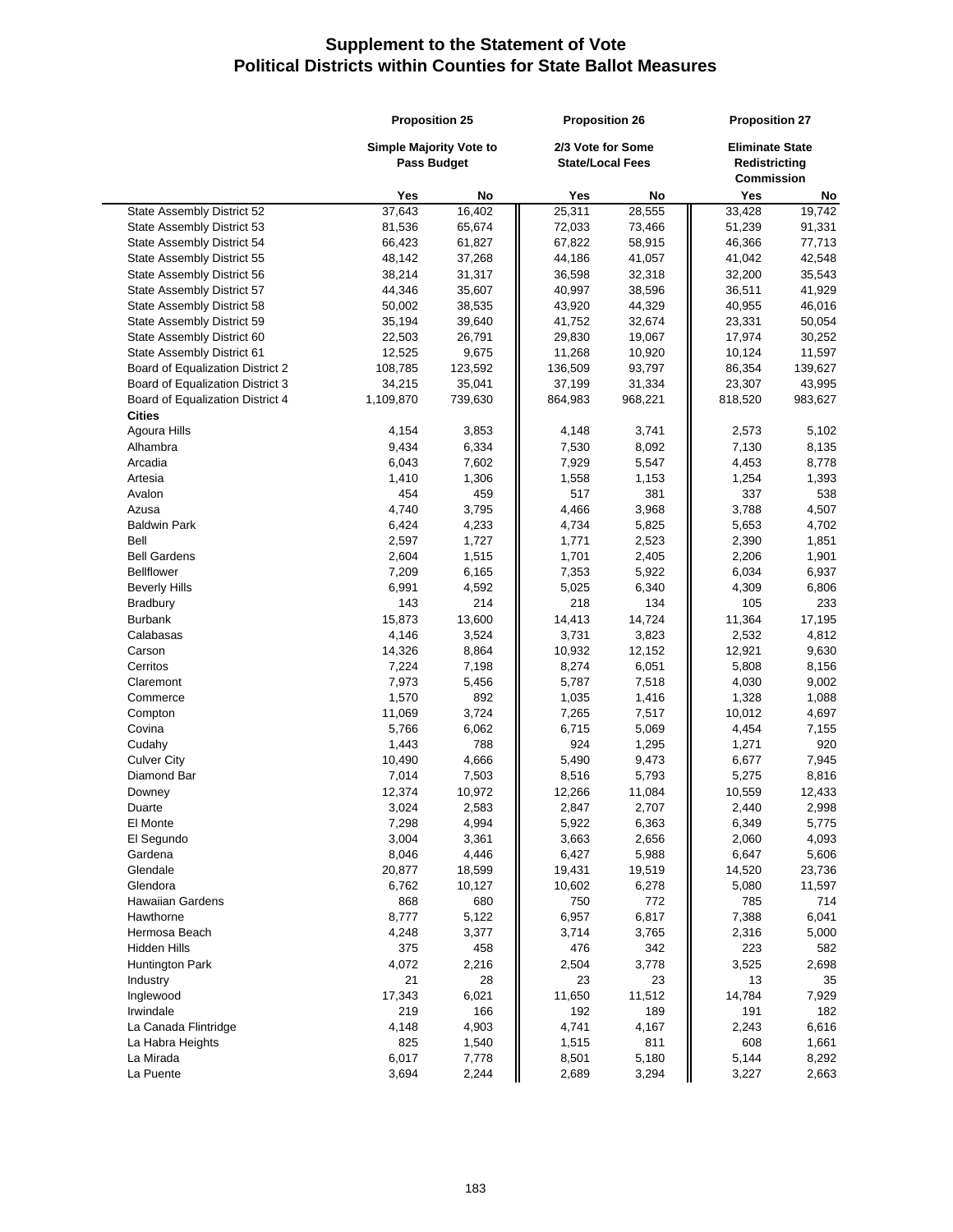# Supplement to the Statement of Vote
## Political Districts within Counties for State Ballot Measures

| | Proposition 25 | | Proposition 26 | | Proposition 27 | |
|---|---|---|---|---|---|---|
| | Simple Majority Vote to Pass Budget | | 2/3 Vote for Some State/Local Fees | | Eliminate State Redistricting Commission | |
| | Yes | No | Yes | No | Yes | No |
| State Assembly District 52 | 37,643 | 16,402 | 25,311 | 28,555 | 33,428 | 19,742 |
| State Assembly District 53 | 81,536 | 65,674 | 72,033 | 73,466 | 51,239 | 91,331 |
| State Assembly District 54 | 66,423 | 61,827 | 67,822 | 58,915 | 46,366 | 77,713 |
| State Assembly District 55 | 48,142 | 37,268 | 44,186 | 41,057 | 41,042 | 42,548 |
| State Assembly District 56 | 38,214 | 31,317 | 36,598 | 32,318 | 32,200 | 35,543 |
| State Assembly District 57 | 44,346 | 35,607 | 40,997 | 38,596 | 36,511 | 41,929 |
| State Assembly District 58 | 50,002 | 38,535 | 43,920 | 44,329 | 40,955 | 46,016 |
| State Assembly District 59 | 35,194 | 39,640 | 41,752 | 32,674 | 23,331 | 50,054 |
| State Assembly District 60 | 22,503 | 26,791 | 29,830 | 19,067 | 17,974 | 30,252 |
| State Assembly District 61 | 12,525 | 9,675 | 11,268 | 10,920 | 10,124 | 11,597 |
| Board of Equalization District 2 | 108,785 | 123,592 | 136,509 | 93,797 | 86,354 | 139,627 |
| Board of Equalization District 3 | 34,215 | 35,041 | 37,199 | 31,334 | 23,307 | 43,995 |
| Board of Equalization District 4 | 1,109,870 | 739,630 | 864,983 | 968,221 | 818,520 | 983,627 |
| **Cities** | | | | | | |
| Agoura Hills | 4,154 | 3,853 | 4,148 | 3,741 | 2,573 | 5,102 |
| Alhambra | 9,434 | 6,334 | 7,530 | 8,092 | 7,130 | 8,135 |
| Arcadia | 6,043 | 7,602 | 7,929 | 5,547 | 4,453 | 8,778 |
| Artesia | 1,410 | 1,306 | 1,558 | 1,153 | 1,254 | 1,393 |
| Avalon | 454 | 459 | 517 | 381 | 337 | 538 |
| Azusa | 4,740 | 3,795 | 4,466 | 3,968 | 3,788 | 4,507 |
| Baldwin Park | 6,424 | 4,233 | 4,734 | 5,825 | 5,653 | 4,702 |
| Bell | 2,597 | 1,727 | 1,771 | 2,523 | 2,390 | 1,851 |
| Bell Gardens | 2,604 | 1,515 | 1,701 | 2,405 | 2,206 | 1,901 |
| Bellflower | 7,209 | 6,165 | 7,353 | 5,922 | 6,034 | 6,937 |
| Beverly Hills | 6,991 | 4,592 | 5,025 | 6,340 | 4,309 | 6,806 |
| Bradbury | 143 | 214 | 218 | 134 | 105 | 233 |
| Burbank | 15,873 | 13,600 | 14,413 | 14,724 | 11,364 | 17,195 |
| Calabasas | 4,146 | 3,524 | 3,731 | 3,823 | 2,532 | 4,812 |
| Carson | 14,326 | 8,864 | 10,932 | 12,152 | 12,921 | 9,630 |
| Cerritos | 7,224 | 7,198 | 8,274 | 6,051 | 5,808 | 8,156 |
| Claremont | 7,973 | 5,456 | 5,787 | 7,518 | 4,030 | 9,002 |
| Commerce | 1,570 | 892 | 1,035 | 1,416 | 1,328 | 1,088 |
| Compton | 11,069 | 3,724 | 7,265 | 7,517 | 10,012 | 4,697 |
| Covina | 5,766 | 6,062 | 6,715 | 5,069 | 4,454 | 7,155 |
| Cudahy | 1,443 | 788 | 924 | 1,295 | 1,271 | 920 |
| Culver City | 10,490 | 4,666 | 5,490 | 9,473 | 6,677 | 7,945 |
| Diamond Bar | 7,014 | 7,503 | 8,516 | 5,793 | 5,275 | 8,816 |
| Downey | 12,374 | 10,972 | 12,266 | 11,084 | 10,559 | 12,433 |
| Duarte | 3,024 | 2,583 | 2,847 | 2,707 | 2,440 | 2,998 |
| El Monte | 7,298 | 4,994 | 5,922 | 6,363 | 6,349 | 5,775 |
| El Segundo | 3,004 | 3,361 | 3,663 | 2,656 | 2,060 | 4,093 |
| Gardena | 8,046 | 4,446 | 6,427 | 5,988 | 6,647 | 5,606 |
| Glendale | 20,877 | 18,599 | 19,431 | 19,519 | 14,520 | 23,736 |
| Glendora | 6,762 | 10,127 | 10,602 | 6,278 | 5,080 | 11,597 |
| Hawaiian Gardens | 868 | 680 | 750 | 772 | 785 | 714 |
| Hawthorne | 8,777 | 5,122 | 6,957 | 6,817 | 7,388 | 6,041 |
| Hermosa Beach | 4,248 | 3,377 | 3,714 | 3,765 | 2,316 | 5,000 |
| Hidden Hills | 375 | 458 | 476 | 342 | 223 | 582 |
| Huntington Park | 4,072 | 2,216 | 2,504 | 3,778 | 3,525 | 2,698 |
| Industry | 21 | 28 | 23 | 23 | 13 | 35 |
| Inglewood | 17,343 | 6,021 | 11,650 | 11,512 | 14,784 | 7,929 |
| Irwindale | 219 | 166 | 192 | 189 | 191 | 182 |
| La Canada Flintridge | 4,148 | 4,903 | 4,741 | 4,167 | 2,243 | 6,616 |
| La Habra Heights | 825 | 1,540 | 1,515 | 811 | 608 | 1,661 |
| La Mirada | 6,017 | 7,778 | 8,501 | 5,180 | 5,144 | 8,292 |
| La Puente | 3,694 | 2,244 | 2,689 | 3,294 | 3,227 | 2,663 |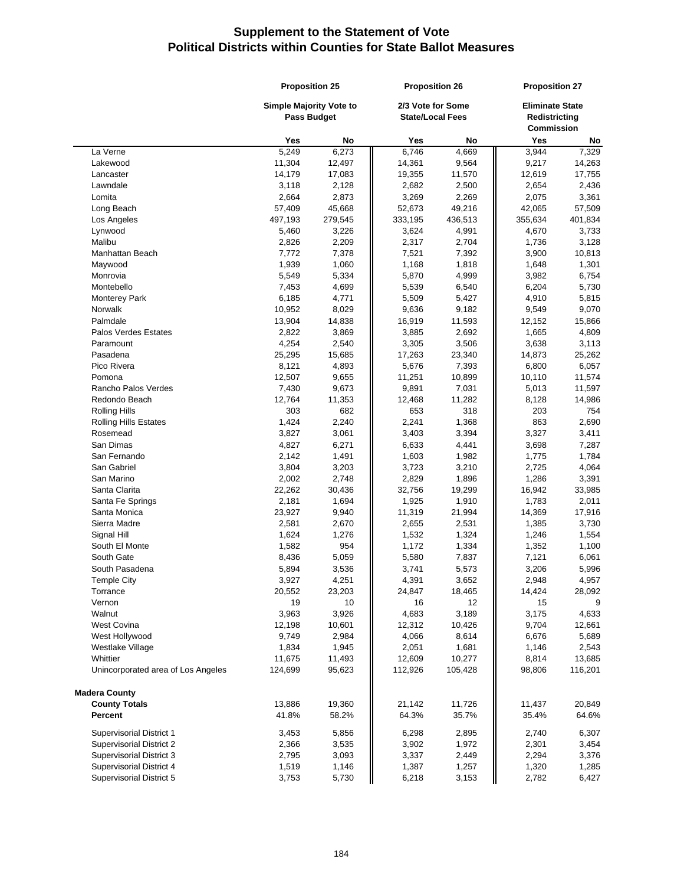# Supplement to the Statement of Vote
# Political Districts within Counties for State Ballot Measures

| | Proposition 25 | | Proposition 26 | | Proposition 27 | |
|---|---|---|---|---|---|---|
| | Simple Majority Vote to Pass Budget | | 2/3 Vote for Some State/Local Fees | | Eliminate State Redistricting Commission | |
| | Yes | No | Yes | No | Yes | No |
| La Verne | 5,249 | 6,273 | 6,746 | 4,669 | 3,944 | 7,329 |
| Lakewood | 11,304 | 12,497 | 14,361 | 9,564 | 9,217 | 14,263 |
| Lancaster | 14,179 | 17,083 | 19,355 | 11,570 | 12,619 | 17,755 |
| Lawndale | 3,118 | 2,128 | 2,682 | 2,500 | 2,654 | 2,436 |
| Lomita | 2,664 | 2,873 | 3,269 | 2,269 | 2,075 | 3,361 |
| Long Beach | 57,409 | 45,668 | 52,673 | 49,216 | 42,065 | 57,509 |
| Los Angeles | 497,193 | 279,545 | 333,195 | 436,513 | 355,634 | 401,834 |
| Lynwood | 5,460 | 3,226 | 3,624 | 4,991 | 4,670 | 3,733 |
| Malibu | 2,826 | 2,209 | 2,317 | 2,704 | 1,736 | 3,128 |
| Manhattan Beach | 7,772 | 7,378 | 7,521 | 7,392 | 3,900 | 10,813 |
| Maywood | 1,939 | 1,060 | 1,168 | 1,818 | 1,648 | 1,301 |
| Monrovia | 5,549 | 5,334 | 5,870 | 4,999 | 3,982 | 6,754 |
| Montebello | 7,453 | 4,699 | 5,539 | 6,540 | 6,204 | 5,730 |
| Monterey Park | 6,185 | 4,771 | 5,509 | 5,427 | 4,910 | 5,815 |
| Norwalk | 10,952 | 8,029 | 9,636 | 9,182 | 9,549 | 9,070 |
| Palmdale | 13,904 | 14,838 | 16,919 | 11,593 | 12,152 | 15,866 |
| Palos Verdes Estates | 2,822 | 3,869 | 3,885 | 2,692 | 1,665 | 4,809 |
| Paramount | 4,254 | 2,540 | 3,305 | 3,506 | 3,638 | 3,113 |
| Pasadena | 25,295 | 15,685 | 17,263 | 23,340 | 14,873 | 25,262 |
| Pico Rivera | 8,121 | 4,893 | 5,676 | 7,393 | 6,800 | 6,057 |
| Pomona | 12,507 | 9,655 | 11,251 | 10,899 | 10,110 | 11,574 |
| Rancho Palos Verdes | 7,430 | 9,673 | 9,891 | 7,031 | 5,013 | 11,597 |
| Redondo Beach | 12,764 | 11,353 | 12,468 | 11,282 | 8,128 | 14,986 |
| Rolling Hills | 303 | 682 | 653 | 318 | 203 | 754 |
| Rolling Hills Estates | 1,424 | 2,240 | 2,241 | 1,368 | 863 | 2,690 |
| Rosemead | 3,827 | 3,061 | 3,403 | 3,394 | 3,327 | 3,411 |
| San Dimas | 4,827 | 6,271 | 6,633 | 4,441 | 3,698 | 7,287 |
| San Fernando | 2,142 | 1,491 | 1,603 | 1,982 | 1,775 | 1,784 |
| San Gabriel | 3,804 | 3,203 | 3,723 | 3,210 | 2,725 | 4,064 |
| San Marino | 2,002 | 2,748 | 2,829 | 1,896 | 1,286 | 3,391 |
| Santa Clarita | 22,262 | 30,436 | 32,756 | 19,299 | 16,942 | 33,985 |
| Santa Fe Springs | 2,181 | 1,694 | 1,925 | 1,910 | 1,783 | 2,011 |
| Santa Monica | 23,927 | 9,940 | 11,319 | 21,994 | 14,369 | 17,916 |
| Sierra Madre | 2,581 | 2,670 | 2,655 | 2,531 | 1,385 | 3,730 |
| Signal Hill | 1,624 | 1,276 | 1,532 | 1,324 | 1,246 | 1,554 |
| South El Monte | 1,582 | 954 | 1,172 | 1,334 | 1,352 | 1,100 |
| South Gate | 8,436 | 5,059 | 5,580 | 7,837 | 7,121 | 6,061 |
| South Pasadena | 5,894 | 3,536 | 3,741 | 5,573 | 3,206 | 5,996 |
| Temple City | 3,927 | 4,251 | 4,391 | 3,652 | 2,948 | 4,957 |
| Torrance | 20,552 | 23,203 | 24,847 | 18,465 | 14,424 | 28,092 |
| Vernon | 19 | 10 | 16 | 12 | 15 | 9 |
| Walnut | 3,963 | 3,926 | 4,683 | 3,189 | 3,175 | 4,633 |
| West Covina | 12,198 | 10,601 | 12,312 | 10,426 | 9,704 | 12,661 |
| West Hollywood | 9,749 | 2,984 | 4,066 | 8,614 | 6,676 | 5,689 |
| Westlake Village | 1,834 | 1,945 | 2,051 | 1,681 | 1,146 | 2,543 |
| Whittier | 11,675 | 11,493 | 12,609 | 10,277 | 8,814 | 13,685 |
| Unincorporated area of Los Angeles | 124,699 | 95,623 | 112,926 | 105,428 | 98,806 | 116,201 |
| **Madera County** | | | | | | |
| **County Totals** | 13,886 | 19,360 | 21,142 | 11,726 | 11,437 | 20,849 |
| **Percent** | 41.8% | 58.2% | 64.3% | 35.7% | 35.4% | 64.6% |
| Supervisorial District 1 | 3,453 | 5,856 | 6,298 | 2,895 | 2,740 | 6,307 |
| Supervisorial District 2 | 2,366 | 3,535 | 3,902 | 1,972 | 2,301 | 3,454 |
| Supervisorial District 3 | 2,795 | 3,093 | 3,337 | 2,449 | 2,294 | 3,376 |
| Supervisorial District 4 | 1,519 | 1,146 | 1,387 | 1,257 | 1,320 | 1,285 |
| Supervisorial District 5 | 3,753 | 5,730 | 6,218 | 3,153 | 2,782 | 6,427 |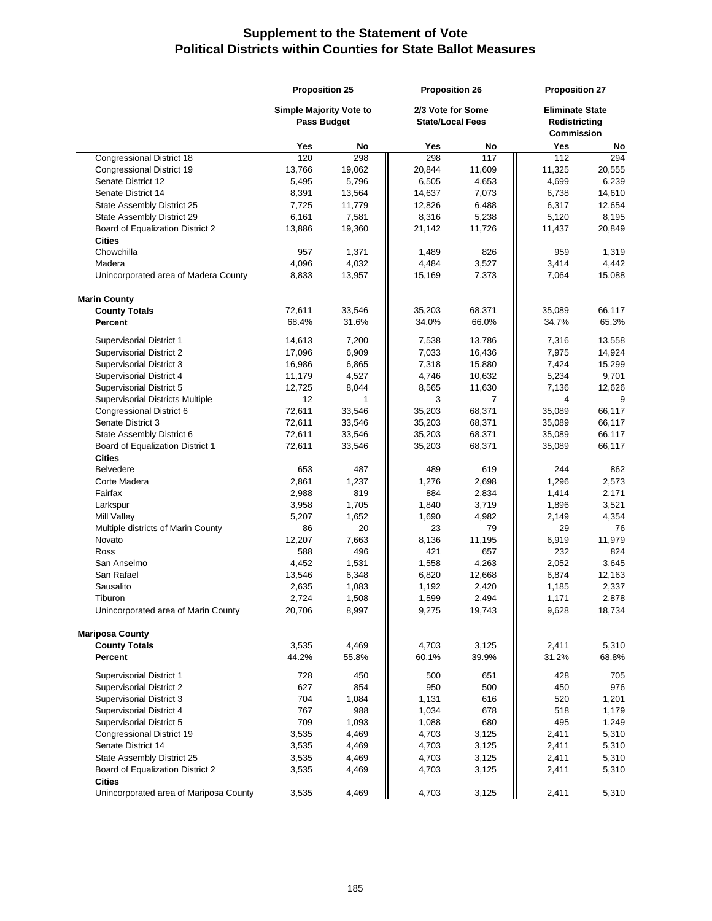# Supplement to the Statement of Vote
## Political Districts within Counties for State Ballot Measures

| | Proposition 25 | | Proposition 26 | | Proposition 27 | |
|---|---|---|---|---|---|---|
| | Simple Majority Vote to Pass Budget | | 2/3 Vote for Some State/Local Fees | | Eliminate State Redistricting Commission | |
| | Yes | No | Yes | No | Yes | No |
| Congressional District 18 | 120 | 298 | 298 | 117 | 112 | 294 |
| Congressional District 19 | 13,766 | 19,062 | 20,844 | 11,609 | 11,325 | 20,555 |
| Senate District 12 | 5,495 | 5,796 | 6,505 | 4,653 | 4,699 | 6,239 |
| Senate District 14 | 8,391 | 13,564 | 14,637 | 7,073 | 6,738 | 14,610 |
| State Assembly District 25 | 7,725 | 11,779 | 12,826 | 6,488 | 6,317 | 12,654 |
| State Assembly District 29 | 6,161 | 7,581 | 8,316 | 5,238 | 5,120 | 8,195 |
| Board of Equalization District 2 | 13,886 | 19,360 | 21,142 | 11,726 | 11,437 | 20,849 |
| **Cities** | | | | | | |
| Chowchilla | 957 | 1,371 | 1,489 | 826 | 959 | 1,319 |
| Madera | 4,096 | 4,032 | 4,484 | 3,527 | 3,414 | 4,442 |
| Unincorporated area of Madera County | 8,833 | 13,957 | 15,169 | 7,373 | 7,064 | 15,088 |
| **Marin County** | | | | | | |
| **County Totals** | 72,611 | 33,546 | 35,203 | 68,371 | 35,089 | 66,117 |
| **Percent** | 68.4% | 31.6% | 34.0% | 66.0% | 34.7% | 65.3% |
| Supervisorial District 1 | 14,613 | 7,200 | 7,538 | 13,786 | 7,316 | 13,558 |
| Supervisorial District 2 | 17,096 | 6,909 | 7,033 | 16,436 | 7,975 | 14,924 |
| Supervisorial District 3 | 16,986 | 6,865 | 7,318 | 15,880 | 7,424 | 15,299 |
| Supervisorial District 4 | 11,179 | 4,527 | 4,746 | 10,632 | 5,234 | 9,701 |
| Supervisorial District 5 | 12,725 | 8,044 | 8,565 | 11,630 | 7,136 | 12,626 |
| Supervisorial Districts Multiple | 12 | 1 | 3 | 7 | 4 | 9 |
| Congressional District 6 | 72,611 | 33,546 | 35,203 | 68,371 | 35,089 | 66,117 |
| Senate District 3 | 72,611 | 33,546 | 35,203 | 68,371 | 35,089 | 66,117 |
| State Assembly District 6 | 72,611 | 33,546 | 35,203 | 68,371 | 35,089 | 66,117 |
| Board of Equalization District 1 | 72,611 | 33,546 | 35,203 | 68,371 | 35,089 | 66,117 |
| **Cities** | | | | | | |
| Belvedere | 653 | 487 | 489 | 619 | 244 | 862 |
| Corte Madera | 2,861 | 1,237 | 1,276 | 2,698 | 1,296 | 2,573 |
| Fairfax | 2,988 | 819 | 884 | 2,834 | 1,414 | 2,171 |
| Larkspur | 3,958 | 1,705 | 1,840 | 3,719 | 1,896 | 3,521 |
| Mill Valley | 5,207 | 1,652 | 1,690 | 4,982 | 2,149 | 4,354 |
| Multiple districts of Marin County | 86 | 20 | 23 | 79 | 29 | 76 |
| Novato | 12,207 | 7,663 | 8,136 | 11,195 | 6,919 | 11,979 |
| Ross | 588 | 496 | 421 | 657 | 232 | 824 |
| San Anselmo | 4,452 | 1,531 | 1,558 | 4,263 | 2,052 | 3,645 |
| San Rafael | 13,546 | 6,348 | 6,820 | 12,668 | 6,874 | 12,163 |
| Sausalito | 2,635 | 1,083 | 1,192 | 2,420 | 1,185 | 2,337 |
| Tiburon | 2,724 | 1,508 | 1,599 | 2,494 | 1,171 | 2,878 |
| Unincorporated area of Marin County | 20,706 | 8,997 | 9,275 | 19,743 | 9,628 | 18,734 |
| **Mariposa County** | | | | | | |
| **County Totals** | 3,535 | 4,469 | 4,703 | 3,125 | 2,411 | 5,310 |
| **Percent** | 44.2% | 55.8% | 60.1% | 39.9% | 31.2% | 68.8% |
| Supervisorial District 1 | 728 | 450 | 500 | 651 | 428 | 705 |
| Supervisorial District 2 | 627 | 854 | 950 | 500 | 450 | 976 |
| Supervisorial District 3 | 704 | 1,084 | 1,131 | 616 | 520 | 1,201 |
| Supervisorial District 4 | 767 | 988 | 1,034 | 678 | 518 | 1,179 |
| Supervisorial District 5 | 709 | 1,093 | 1,088 | 680 | 495 | 1,249 |
| Congressional District 19 | 3,535 | 4,469 | 4,703 | 3,125 | 2,411 | 5,310 |
| Senate District 14 | 3,535 | 4,469 | 4,703 | 3,125 | 2,411 | 5,310 |
| State Assembly District 25 | 3,535 | 4,469 | 4,703 | 3,125 | 2,411 | 5,310 |
| Board of Equalization District 2 | 3,535 | 4,469 | 4,703 | 3,125 | 2,411 | 5,310 |
| **Cities** | | | | | | |
| Unincorporated area of Mariposa County | 3,535 | 4,469 | 4,703 | 3,125 | 2,411 | 5,310 |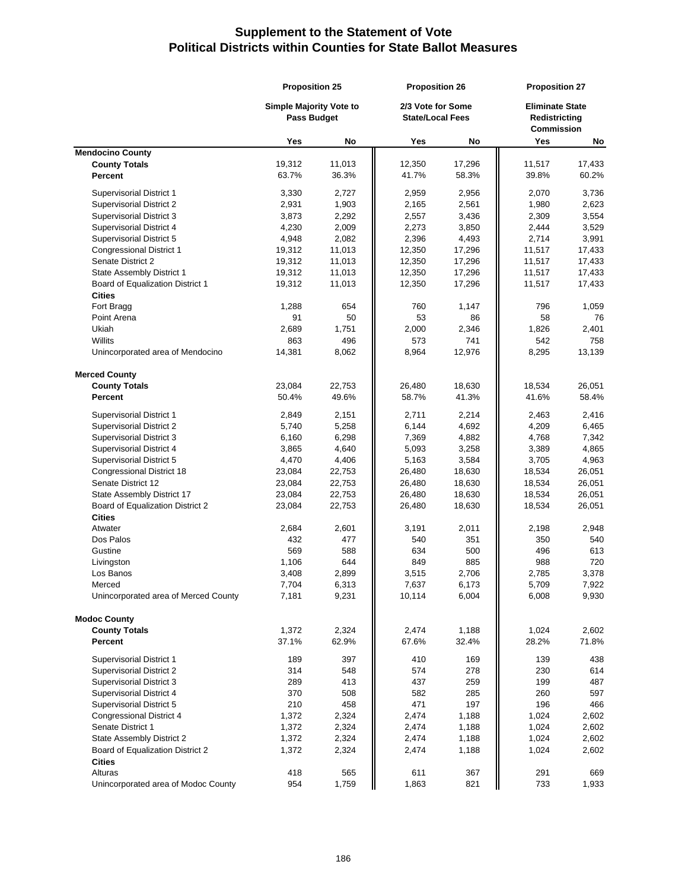# Supplement to the Statement of Vote
## Political Districts within Counties for State Ballot Measures

| | Proposition 25 | | Proposition 26 | | Proposition 27 | |
|---|---|---|---|---|---|---|
| | Simple Majority Vote to Pass Budget | | 2/3 Vote for Some State/Local Fees | | Eliminate State Redistricting Commission | |
| | Yes | No | Yes | No | Yes | No |
| **Mendocino County** | | | | | | |
| **County Totals** | 19,312 | 11,013 | 12,350 | 17,296 | 11,517 | 17,433 |
| **Percent** | 63.7% | 36.3% | 41.7% | 58.3% | 39.8% | 60.2% |
| Supervisorial District 1 | 3,330 | 2,727 | 2,959 | 2,956 | 2,070 | 3,736 |
| Supervisorial District 2 | 2,931 | 1,903 | 2,165 | 2,561 | 1,980 | 2,623 |
| Supervisorial District 3 | 3,873 | 2,292 | 2,557 | 3,436 | 2,309 | 3,554 |
| Supervisorial District 4 | 4,230 | 2,009 | 2,273 | 3,850 | 2,444 | 3,529 |
| Supervisorial District 5 | 4,948 | 2,082 | 2,396 | 4,493 | 2,714 | 3,991 |
| Congressional District 1 | 19,312 | 11,013 | 12,350 | 17,296 | 11,517 | 17,433 |
| Senate District 2 | 19,312 | 11,013 | 12,350 | 17,296 | 11,517 | 17,433 |
| State Assembly District 1 | 19,312 | 11,013 | 12,350 | 17,296 | 11,517 | 17,433 |
| Board of Equalization District 1 | 19,312 | 11,013 | 12,350 | 17,296 | 11,517 | 17,433 |
| **Cities** | | | | | | |
| Fort Bragg | 1,288 | 654 | 760 | 1,147 | 796 | 1,059 |
| Point Arena | 91 | 50 | 53 | 86 | 58 | 76 |
| Ukiah | 2,689 | 1,751 | 2,000 | 2,346 | 1,826 | 2,401 |
| Willits | 863 | 496 | 573 | 741 | 542 | 758 |
| Unincorporated area of Mendocino | 14,381 | 8,062 | 8,964 | 12,976 | 8,295 | 13,139 |
| **Merced County** | | | | | | |
| **County Totals** | 23,084 | 22,753 | 26,480 | 18,630 | 18,534 | 26,051 |
| **Percent** | 50.4% | 49.6% | 58.7% | 41.3% | 41.6% | 58.4% |
| Supervisorial District 1 | 2,849 | 2,151 | 2,711 | 2,214 | 2,463 | 2,416 |
| Supervisorial District 2 | 5,740 | 5,258 | 6,144 | 4,692 | 4,209 | 6,465 |
| Supervisorial District 3 | 6,160 | 6,298 | 7,369 | 4,882 | 4,768 | 7,342 |
| Supervisorial District 4 | 3,865 | 4,640 | 5,093 | 3,258 | 3,389 | 4,865 |
| Supervisorial District 5 | 4,470 | 4,406 | 5,163 | 3,584 | 3,705 | 4,963 |
| Congressional District 18 | 23,084 | 22,753 | 26,480 | 18,630 | 18,534 | 26,051 |
| Senate District 12 | 23,084 | 22,753 | 26,480 | 18,630 | 18,534 | 26,051 |
| State Assembly District 17 | 23,084 | 22,753 | 26,480 | 18,630 | 18,534 | 26,051 |
| Board of Equalization District 2 | 23,084 | 22,753 | 26,480 | 18,630 | 18,534 | 26,051 |
| **Cities** | | | | | | |
| Atwater | 2,684 | 2,601 | 3,191 | 2,011 | 2,198 | 2,948 |
| Dos Palos | 432 | 477 | 540 | 351 | 350 | 540 |
| Gustine | 569 | 588 | 634 | 500 | 496 | 613 |
| Livingston | 1,106 | 644 | 849 | 885 | 988 | 720 |
| Los Banos | 3,408 | 2,899 | 3,515 | 2,706 | 2,785 | 3,378 |
| Merced | 7,704 | 6,313 | 7,637 | 6,173 | 5,709 | 7,922 |
| Unincorporated area of Merced County | 7,181 | 9,231 | 10,114 | 6,004 | 6,008 | 9,930 |
| **Modoc County** | | | | | | |
| **County Totals** | 1,372 | 2,324 | 2,474 | 1,188 | 1,024 | 2,602 |
| **Percent** | 37.1% | 62.9% | 67.6% | 32.4% | 28.2% | 71.8% |
| Supervisorial District 1 | 189 | 397 | 410 | 169 | 139 | 438 |
| Supervisorial District 2 | 314 | 548 | 574 | 278 | 230 | 614 |
| Supervisorial District 3 | 289 | 413 | 437 | 259 | 199 | 487 |
| Supervisorial District 4 | 370 | 508 | 582 | 285 | 260 | 597 |
| Supervisorial District 5 | 210 | 458 | 471 | 197 | 196 | 466 |
| Congressional District 4 | 1,372 | 2,324 | 2,474 | 1,188 | 1,024 | 2,602 |
| Senate District 1 | 1,372 | 2,324 | 2,474 | 1,188 | 1,024 | 2,602 |
| State Assembly District 2 | 1,372 | 2,324 | 2,474 | 1,188 | 1,024 | 2,602 |
| Board of Equalization District 2 | 1,372 | 2,324 | 2,474 | 1,188 | 1,024 | 2,602 |
| **Cities** | | | | | | |
| Alturas | 418 | 565 | 611 | 367 | 291 | 669 |
| Unincorporated area of Modoc County | 954 | 1,759 | 1,863 | 821 | 733 | 1,933 |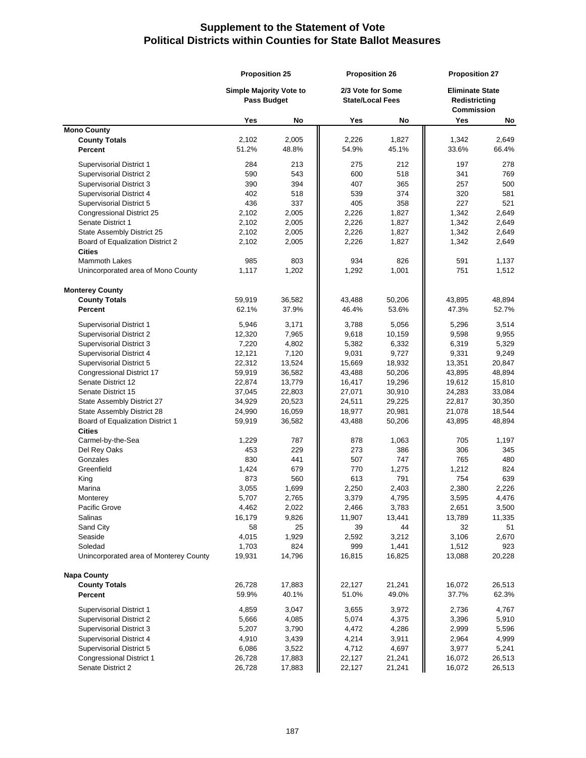# Supplement to the Statement of Vote
## Political Districts within Counties for State Ballot Measures

| | Proposition 25 | | Proposition 26 | | Proposition 27 | |
|---|---|---|---|---|---|---|
| | Simple Majority Vote to Pass Budget | | 2/3 Vote for Some State/Local Fees | | Eliminate State Redistricting Commission | |
| | Yes | No | Yes | No | Yes | No |
| **Mono County** | | | | | | |
| **County Totals** | 2,102 | 2,005 | 2,226 | 1,827 | 1,342 | 2,649 |
| **Percent** | 51.2% | 48.8% | 54.9% | 45.1% | 33.6% | 66.4% |
| Supervisorial District 1 | 284 | 213 | 275 | 212 | 197 | 278 |
| Supervisorial District 2 | 590 | 543 | 600 | 518 | 341 | 769 |
| Supervisorial District 3 | 390 | 394 | 407 | 365 | 257 | 500 |
| Supervisorial District 4 | 402 | 518 | 539 | 374 | 320 | 581 |
| Supervisorial District 5 | 436 | 337 | 405 | 358 | 227 | 521 |
| Congressional District 25 | 2,102 | 2,005 | 2,226 | 1,827 | 1,342 | 2,649 |
| Senate District 1 | 2,102 | 2,005 | 2,226 | 1,827 | 1,342 | 2,649 |
| State Assembly District 25 | 2,102 | 2,005 | 2,226 | 1,827 | 1,342 | 2,649 |
| Board of Equalization District 2 | 2,102 | 2,005 | 2,226 | 1,827 | 1,342 | 2,649 |
| **Cities** | | | | | | |
| Mammoth Lakes | 985 | 803 | 934 | 826 | 591 | 1,137 |
| Unincorporated area of Mono County | 1,117 | 1,202 | 1,292 | 1,001 | 751 | 1,512 |
| **Monterey County** | | | | | | |
| **County Totals** | 59,919 | 36,582 | 43,488 | 50,206 | 43,895 | 48,894 |
| **Percent** | 62.1% | 37.9% | 46.4% | 53.6% | 47.3% | 52.7% |
| Supervisorial District 1 | 5,946 | 3,171 | 3,788 | 5,056 | 5,296 | 3,514 |
| Supervisorial District 2 | 12,320 | 7,965 | 9,618 | 10,159 | 9,598 | 9,955 |
| Supervisorial District 3 | 7,220 | 4,802 | 5,382 | 6,332 | 6,319 | 5,329 |
| Supervisorial District 4 | 12,121 | 7,120 | 9,031 | 9,727 | 9,331 | 9,249 |
| Supervisorial District 5 | 22,312 | 13,524 | 15,669 | 18,932 | 13,351 | 20,847 |
| Congressional District 17 | 59,919 | 36,582 | 43,488 | 50,206 | 43,895 | 48,894 |
| Senate District 12 | 22,874 | 13,779 | 16,417 | 19,296 | 19,612 | 15,810 |
| Senate District 15 | 37,045 | 22,803 | 27,071 | 30,910 | 24,283 | 33,084 |
| State Assembly District 27 | 34,929 | 20,523 | 24,511 | 29,225 | 22,817 | 30,350 |
| State Assembly District 28 | 24,990 | 16,059 | 18,977 | 20,981 | 21,078 | 18,544 |
| Board of Equalization District 1 | 59,919 | 36,582 | 43,488 | 50,206 | 43,895 | 48,894 |
| **Cities** | | | | | | |
| Carmel-by-the-Sea | 1,229 | 787 | 878 | 1,063 | 705 | 1,197 |
| Del Rey Oaks | 453 | 229 | 273 | 386 | 306 | 345 |
| Gonzales | 830 | 441 | 507 | 747 | 765 | 480 |
| Greenfield | 1,424 | 679 | 770 | 1,275 | 1,212 | 824 |
| King | 873 | 560 | 613 | 791 | 754 | 639 |
| Marina | 3,055 | 1,699 | 2,250 | 2,403 | 2,380 | 2,226 |
| Monterey | 5,707 | 2,765 | 3,379 | 4,795 | 3,595 | 4,476 |
| Pacific Grove | 4,462 | 2,022 | 2,466 | 3,783 | 2,651 | 3,500 |
| Salinas | 16,179 | 9,826 | 11,907 | 13,441 | 13,789 | 11,335 |
| Sand City | 58 | 25 | 39 | 44 | 32 | 51 |
| Seaside | 4,015 | 1,929 | 2,592 | 3,212 | 3,106 | 2,670 |
| Soledad | 1,703 | 824 | 999 | 1,441 | 1,512 | 923 |
| Unincorporated area of Monterey County | 19,931 | 14,796 | 16,815 | 16,825 | 13,088 | 20,228 |
| **Napa County** | | | | | | |
| **County Totals** | 26,728 | 17,883 | 22,127 | 21,241 | 16,072 | 26,513 |
| **Percent** | 59.9% | 40.1% | 51.0% | 49.0% | 37.7% | 62.3% |
| Supervisorial District 1 | 4,859 | 3,047 | 3,655 | 3,972 | 2,736 | 4,767 |
| Supervisorial District 2 | 5,666 | 4,085 | 5,074 | 4,375 | 3,396 | 5,910 |
| Supervisorial District 3 | 5,207 | 3,790 | 4,472 | 4,286 | 2,999 | 5,596 |
| Supervisorial District 4 | 4,910 | 3,439 | 4,214 | 3,911 | 2,964 | 4,999 |
| Supervisorial District 5 | 6,086 | 3,522 | 4,712 | 4,697 | 3,977 | 5,241 |
| Congressional District 1 | 26,728 | 17,883 | 22,127 | 21,241 | 16,072 | 26,513 |
| Senate District 2 | 26,728 | 17,883 | 22,127 | 21,241 | 16,072 | 26,513 |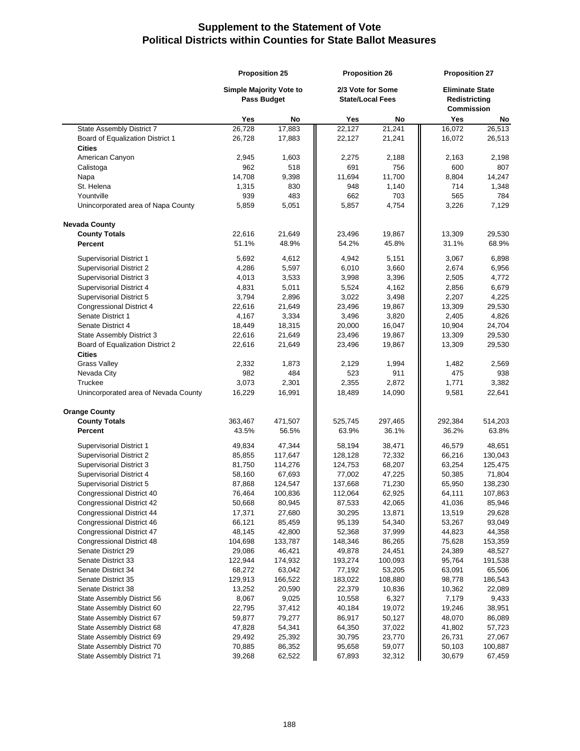# Supplement to the Statement of Vote
# Political Districts within Counties for State Ballot Measures

| | Proposition 25 | | Proposition 26 | | Proposition 27 | |
|---|---|---|---|---|---|---|
| | Simple Majority Vote to Pass Budget | | 2/3 Vote for Some State/Local Fees | | Eliminate State Redistricting Commission | |
| | Yes | No | Yes | No | Yes | No |
| State Assembly District 7 | 26,728 | 17,883 | 22,127 | 21,241 | 16,072 | 26,513 |
| Board of Equalization District 1 | 26,728 | 17,883 | 22,127 | 21,241 | 16,072 | 26,513 |
| **Cities** | | | | | | |
| American Canyon | 2,945 | 1,603 | 2,275 | 2,188 | 2,163 | 2,198 |
| Calistoga | 962 | 518 | 691 | 756 | 600 | 807 |
| Napa | 14,708 | 9,398 | 11,694 | 11,700 | 8,804 | 14,247 |
| St. Helena | 1,315 | 830 | 948 | 1,140 | 714 | 1,348 |
| Yountville | 939 | 483 | 662 | 703 | 565 | 784 |
| Unincorporated area of Napa County | 5,859 | 5,051 | 5,857 | 4,754 | 3,226 | 7,129 |
| **Nevada County** | | | | | | |
| **County Totals** | 22,616 | 21,649 | 23,496 | 19,867 | 13,309 | 29,530 |
| **Percent** | 51.1% | 48.9% | 54.2% | 45.8% | 31.1% | 68.9% |
| Supervisorial District 1 | 5,692 | 4,612 | 4,942 | 5,151 | 3,067 | 6,898 |
| Supervisorial District 2 | 4,286 | 5,597 | 6,010 | 3,660 | 2,674 | 6,956 |
| Supervisorial District 3 | 4,013 | 3,533 | 3,998 | 3,396 | 2,505 | 4,772 |
| Supervisorial District 4 | 4,831 | 5,011 | 5,524 | 4,162 | 2,856 | 6,679 |
| Supervisorial District 5 | 3,794 | 2,896 | 3,022 | 3,498 | 2,207 | 4,225 |
| Congressional District 4 | 22,616 | 21,649 | 23,496 | 19,867 | 13,309 | 29,530 |
| Senate District 1 | 4,167 | 3,334 | 3,496 | 3,820 | 2,405 | 4,826 |
| Senate District 4 | 18,449 | 18,315 | 20,000 | 16,047 | 10,904 | 24,704 |
| State Assembly District 3 | 22,616 | 21,649 | 23,496 | 19,867 | 13,309 | 29,530 |
| Board of Equalization District 2 | 22,616 | 21,649 | 23,496 | 19,867 | 13,309 | 29,530 |
| **Cities** | | | | | | |
| Grass Valley | 2,332 | 1,873 | 2,129 | 1,994 | 1,482 | 2,569 |
| Nevada City | 982 | 484 | 523 | 911 | 475 | 938 |
| Truckee | 3,073 | 2,301 | 2,355 | 2,872 | 1,771 | 3,382 |
| Unincorporated area of Nevada County | 16,229 | 16,991 | 18,489 | 14,090 | 9,581 | 22,641 |
| **Orange County** | | | | | | |
| **County Totals** | 363,467 | 471,507 | 525,745 | 297,465 | 292,384 | 514,203 |
| **Percent** | 43.5% | 56.5% | 63.9% | 36.1% | 36.2% | 63.8% |
| Supervisorial District 1 | 49,834 | 47,344 | 58,194 | 38,471 | 46,579 | 48,651 |
| Supervisorial District 2 | 85,855 | 117,647 | 128,128 | 72,332 | 66,216 | 130,043 |
| Supervisorial District 3 | 81,750 | 114,276 | 124,753 | 68,207 | 63,254 | 125,475 |
| Supervisorial District 4 | 58,160 | 67,693 | 77,002 | 47,225 | 50,385 | 71,804 |
| Supervisorial District 5 | 87,868 | 124,547 | 137,668 | 71,230 | 65,950 | 138,230 |
| Congressional District 40 | 76,464 | 100,836 | 112,064 | 62,925 | 64,111 | 107,863 |
| Congressional District 42 | 50,668 | 80,945 | 87,533 | 42,065 | 41,036 | 85,946 |
| Congressional District 44 | 17,371 | 27,680 | 30,295 | 13,871 | 13,519 | 29,628 |
| Congressional District 46 | 66,121 | 85,459 | 95,139 | 54,340 | 53,267 | 93,049 |
| Congressional District 47 | 48,145 | 42,800 | 52,368 | 37,999 | 44,823 | 44,358 |
| Congressional District 48 | 104,698 | 133,787 | 148,346 | 86,265 | 75,628 | 153,359 |
| Senate District 29 | 29,086 | 46,421 | 49,878 | 24,451 | 24,389 | 48,527 |
| Senate District 33 | 122,944 | 174,932 | 193,274 | 100,093 | 95,764 | 191,538 |
| Senate District 34 | 68,272 | 63,042 | 77,192 | 53,205 | 63,091 | 65,506 |
| Senate District 35 | 129,913 | 166,522 | 183,022 | 108,880 | 98,778 | 186,543 |
| Senate District 38 | 13,252 | 20,590 | 22,379 | 10,836 | 10,362 | 22,089 |
| State Assembly District 56 | 8,067 | 9,025 | 10,558 | 6,327 | 7,179 | 9,433 |
| State Assembly District 60 | 22,795 | 37,412 | 40,184 | 19,072 | 19,246 | 38,951 |
| State Assembly District 67 | 59,877 | 79,277 | 86,917 | 50,127 | 48,070 | 86,089 |
| State Assembly District 68 | 47,828 | 54,341 | 64,350 | 37,022 | 41,802 | 57,723 |
| State Assembly District 69 | 29,492 | 25,392 | 30,795 | 23,770 | 26,731 | 27,067 |
| State Assembly District 70 | 70,885 | 86,352 | 95,658 | 59,077 | 50,103 | 100,887 |
| State Assembly District 71 | 39,268 | 62,522 | 67,893 | 32,312 | 30,679 | 67,459 |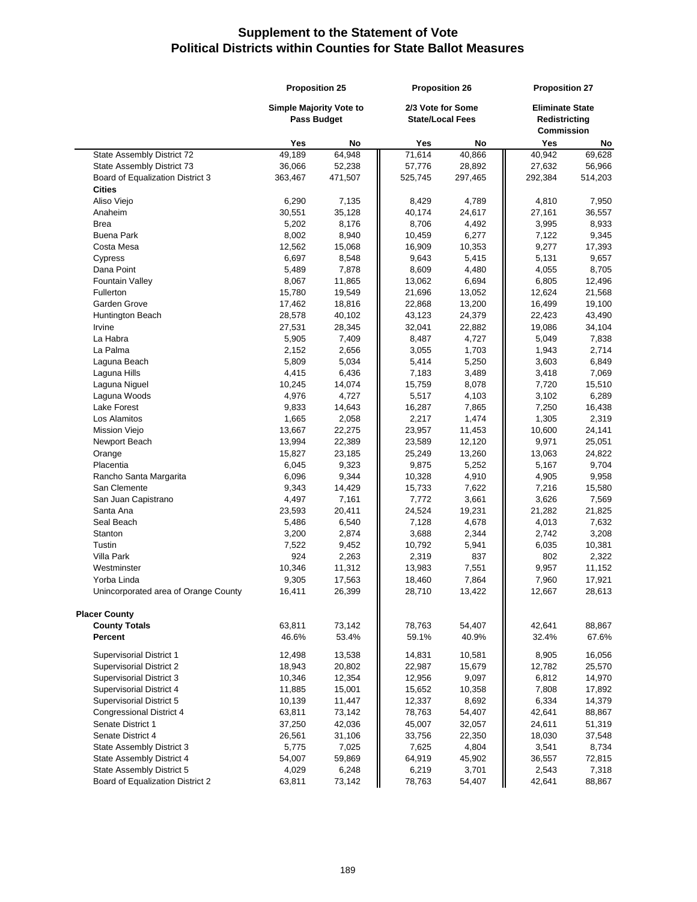# Supplement to the Statement of Vote
## Political Districts within Counties for State Ballot Measures

| | Proposition 25 | | Proposition 26 | | Proposition 27 | |
|---|---|---|---|---|---|---|
| | Simple Majority Vote to Pass Budget | | 2/3 Vote for Some State/Local Fees | | Eliminate State Redistricting Commission | |
| | Yes | No | Yes | No | Yes | No |
| State Assembly District 72 | 49,189 | 64,948 | 71,614 | 40,866 | 40,942 | 69,628 |
| State Assembly District 73 | 36,066 | 52,238 | 57,776 | 28,892 | 27,632 | 56,966 |
| Board of Equalization District 3 | 363,467 | 471,507 | 525,745 | 297,465 | 292,384 | 514,203 |
| **Cities** | | | | | | |
| Aliso Viejo | 6,290 | 7,135 | 8,429 | 4,789 | 4,810 | 7,950 |
| Anaheim | 30,551 | 35,128 | 40,174 | 24,617 | 27,161 | 36,557 |
| Brea | 5,202 | 8,176 | 8,706 | 4,492 | 3,995 | 8,933 |
| Buena Park | 8,002 | 8,940 | 10,459 | 6,277 | 7,122 | 9,345 |
| Costa Mesa | 12,562 | 15,068 | 16,909 | 10,353 | 9,277 | 17,393 |
| Cypress | 6,697 | 8,548 | 9,643 | 5,415 | 5,131 | 9,657 |
| Dana Point | 5,489 | 7,878 | 8,609 | 4,480 | 4,055 | 8,705 |
| Fountain Valley | 8,067 | 11,865 | 13,062 | 6,694 | 6,805 | 12,496 |
| Fullerton | 15,780 | 19,549 | 21,696 | 13,052 | 12,624 | 21,568 |
| Garden Grove | 17,462 | 18,816 | 22,868 | 13,200 | 16,499 | 19,100 |
| Huntington Beach | 28,578 | 40,102 | 43,123 | 24,379 | 22,423 | 43,490 |
| Irvine | 27,531 | 28,345 | 32,041 | 22,882 | 19,086 | 34,104 |
| La Habra | 5,905 | 7,409 | 8,487 | 4,727 | 5,049 | 7,838 |
| La Palma | 2,152 | 2,656 | 3,055 | 1,703 | 1,943 | 2,714 |
| Laguna Beach | 5,809 | 5,034 | 5,414 | 5,250 | 3,603 | 6,849 |
| Laguna Hills | 4,415 | 6,436 | 7,183 | 3,489 | 3,418 | 7,069 |
| Laguna Niguel | 10,245 | 14,074 | 15,759 | 8,078 | 7,720 | 15,510 |
| Laguna Woods | 4,976 | 4,727 | 5,517 | 4,103 | 3,102 | 6,289 |
| Lake Forest | 9,833 | 14,643 | 16,287 | 7,865 | 7,250 | 16,438 |
| Los Alamitos | 1,665 | 2,058 | 2,217 | 1,474 | 1,305 | 2,319 |
| Mission Viejo | 13,667 | 22,275 | 23,957 | 11,453 | 10,600 | 24,141 |
| Newport Beach | 13,994 | 22,389 | 23,589 | 12,120 | 9,971 | 25,051 |
| Orange | 15,827 | 23,185 | 25,249 | 13,260 | 13,063 | 24,822 |
| Placentia | 6,045 | 9,323 | 9,875 | 5,252 | 5,167 | 9,704 |
| Rancho Santa Margarita | 6,096 | 9,344 | 10,328 | 4,910 | 4,905 | 9,958 |
| San Clemente | 9,343 | 14,429 | 15,733 | 7,622 | 7,216 | 15,580 |
| San Juan Capistrano | 4,497 | 7,161 | 7,772 | 3,661 | 3,626 | 7,569 |
| Santa Ana | 23,593 | 20,411 | 24,524 | 19,231 | 21,282 | 21,825 |
| Seal Beach | 5,486 | 6,540 | 7,128 | 4,678 | 4,013 | 7,632 |
| Stanton | 3,200 | 2,874 | 3,688 | 2,344 | 2,742 | 3,208 |
| Tustin | 7,522 | 9,452 | 10,792 | 5,941 | 6,035 | 10,381 |
| Villa Park | 924 | 2,263 | 2,319 | 837 | 802 | 2,322 |
| Westminster | 10,346 | 11,312 | 13,983 | 7,551 | 9,957 | 11,152 |
| Yorba Linda | 9,305 | 17,563 | 18,460 | 7,864 | 7,960 | 17,921 |
| Unincorporated area of Orange County | 16,411 | 26,399 | 28,710 | 13,422 | 12,667 | 28,613 |
| **Placer County** | | | | | | |
| **County Totals** | 63,811 | 73,142 | 78,763 | 54,407 | 42,641 | 88,867 |
| **Percent** | 46.6% | 53.4% | 59.1% | 40.9% | 32.4% | 67.6% |
| Supervisorial District 1 | 12,498 | 13,538 | 14,831 | 10,581 | 8,905 | 16,056 |
| Supervisorial District 2 | 18,943 | 20,802 | 22,987 | 15,679 | 12,782 | 25,570 |
| Supervisorial District 3 | 10,346 | 12,354 | 12,956 | 9,097 | 6,812 | 14,970 |
| Supervisorial District 4 | 11,885 | 15,001 | 15,652 | 10,358 | 7,808 | 17,892 |
| Supervisorial District 5 | 10,139 | 11,447 | 12,337 | 8,692 | 6,334 | 14,379 |
| Congressional District 4 | 63,811 | 73,142 | 78,763 | 54,407 | 42,641 | 88,867 |
| Senate District 1 | 37,250 | 42,036 | 45,007 | 32,057 | 24,611 | 51,319 |
| Senate District 4 | 26,561 | 31,106 | 33,756 | 22,350 | 18,030 | 37,548 |
| State Assembly District 3 | 5,775 | 7,025 | 7,625 | 4,804 | 3,541 | 8,734 |
| State Assembly District 4 | 54,007 | 59,869 | 64,919 | 45,902 | 36,557 | 72,815 |
| State Assembly District 5 | 4,029 | 6,248 | 6,219 | 3,701 | 2,543 | 7,318 |
| Board of Equalization District 2 | 63,811 | 73,142 | 78,763 | 54,407 | 42,641 | 88,867 |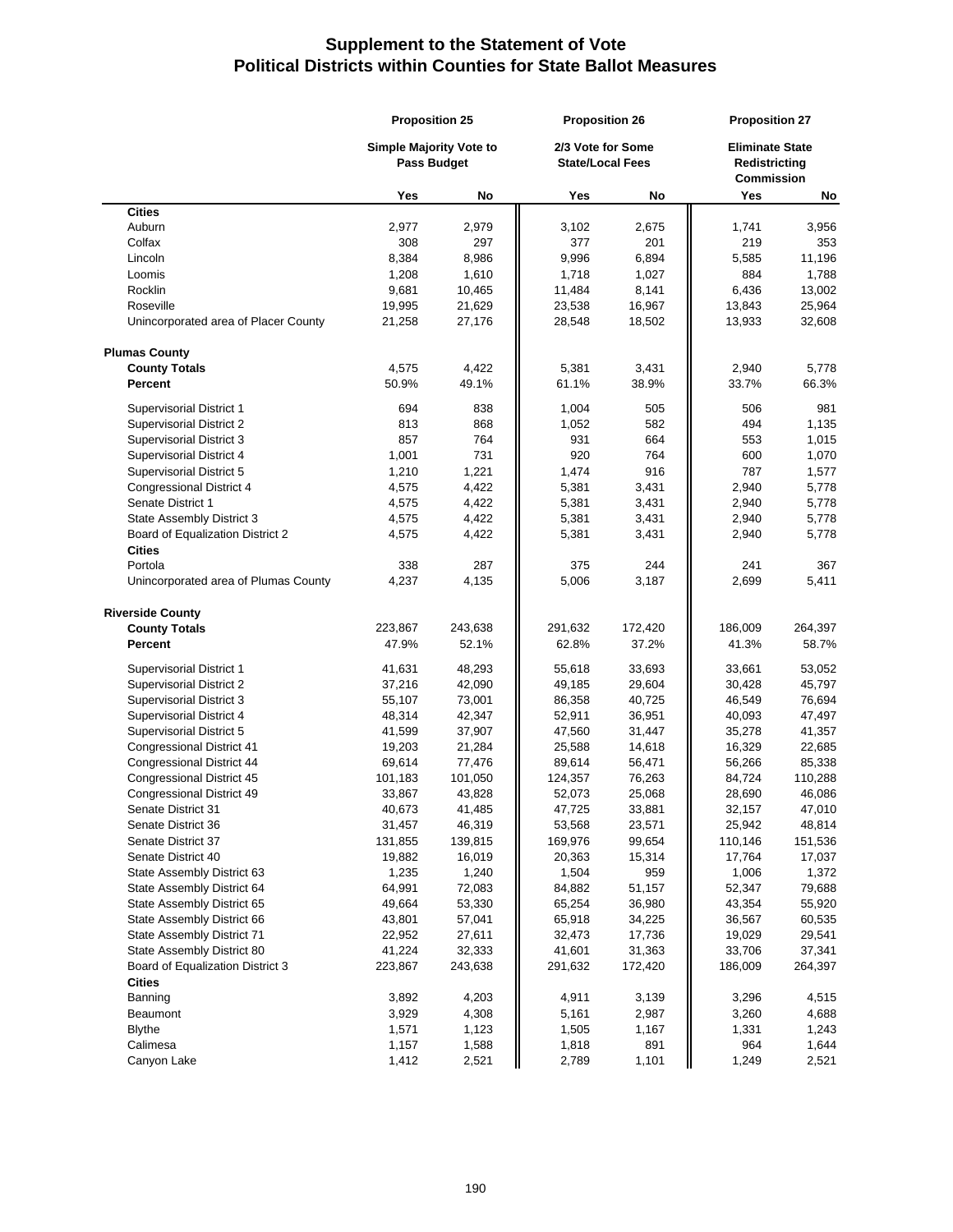# Supplement to the Statement of Vote
## Political Districts within Counties for State Ballot Measures

| | Proposition 25 | | Proposition 26 | | Proposition 27 | |
|---|---|---|---|---|---|---|
| | Simple Majority Vote to Pass Budget | | 2/3 Vote for Some State/Local Fees | | Eliminate State Redistricting Commission | |
| | Yes | No | Yes | No | Yes | No |
| **Cities** | | | | | | |
| Auburn | 2,977 | 2,979 | 3,102 | 2,675 | 1,741 | 3,956 |
| Colfax | 308 | 297 | 377 | 201 | 219 | 353 |
| Lincoln | 8,384 | 8,986 | 9,996 | 6,894 | 5,585 | 11,196 |
| Loomis | 1,208 | 1,610 | 1,718 | 1,027 | 884 | 1,788 |
| Rocklin | 9,681 | 10,465 | 11,484 | 8,141 | 6,436 | 13,002 |
| Roseville | 19,995 | 21,629 | 23,538 | 16,967 | 13,843 | 25,964 |
| Unincorporated area of Placer County | 21,258 | 27,176 | 28,548 | 18,502 | 13,933 | 32,608 |
| **Plumas County** | | | | | | |
| **County Totals** | 4,575 | 4,422 | 5,381 | 3,431 | 2,940 | 5,778 |
| **Percent** | 50.9% | 49.1% | 61.1% | 38.9% | 33.7% | 66.3% |
| Supervisorial District 1 | 694 | 838 | 1,004 | 505 | 506 | 981 |
| Supervisorial District 2 | 813 | 868 | 1,052 | 582 | 494 | 1,135 |
| Supervisorial District 3 | 857 | 764 | 931 | 664 | 553 | 1,015 |
| Supervisorial District 4 | 1,001 | 731 | 920 | 764 | 600 | 1,070 |
| Supervisorial District 5 | 1,210 | 1,221 | 1,474 | 916 | 787 | 1,577 |
| Congressional District 4 | 4,575 | 4,422 | 5,381 | 3,431 | 2,940 | 5,778 |
| Senate District 1 | 4,575 | 4,422 | 5,381 | 3,431 | 2,940 | 5,778 |
| State Assembly District 3 | 4,575 | 4,422 | 5,381 | 3,431 | 2,940 | 5,778 |
| Board of Equalization District 2 | 4,575 | 4,422 | 5,381 | 3,431 | 2,940 | 5,778 |
| **Cities** | | | | | | |
| Portola | 338 | 287 | 375 | 244 | 241 | 367 |
| Unincorporated area of Plumas County | 4,237 | 4,135 | 5,006 | 3,187 | 2,699 | 5,411 |
| **Riverside County** | | | | | | |
| **County Totals** | 223,867 | 243,638 | 291,632 | 172,420 | 186,009 | 264,397 |
| **Percent** | 47.9% | 52.1% | 62.8% | 37.2% | 41.3% | 58.7% |
| Supervisorial District 1 | 41,631 | 48,293 | 55,618 | 33,693 | 33,661 | 53,052 |
| Supervisorial District 2 | 37,216 | 42,090 | 49,185 | 29,604 | 30,428 | 45,797 |
| Supervisorial District 3 | 55,107 | 73,001 | 86,358 | 40,725 | 46,549 | 76,694 |
| Supervisorial District 4 | 48,314 | 42,347 | 52,911 | 36,951 | 40,093 | 47,497 |
| Supervisorial District 5 | 41,599 | 37,907 | 47,560 | 31,447 | 35,278 | 41,357 |
| Congressional District 41 | 19,203 | 21,284 | 25,588 | 14,618 | 16,329 | 22,685 |
| Congressional District 44 | 69,614 | 77,476 | 89,614 | 56,471 | 56,266 | 85,338 |
| Congressional District 45 | 101,183 | 101,050 | 124,357 | 76,263 | 84,724 | 110,288 |
| Congressional District 49 | 33,867 | 43,828 | 52,073 | 25,068 | 28,690 | 46,086 |
| Senate District 31 | 40,673 | 41,485 | 47,725 | 33,881 | 32,157 | 47,010 |
| Senate District 36 | 31,457 | 46,319 | 53,568 | 23,571 | 25,942 | 48,814 |
| Senate District 37 | 131,855 | 139,815 | 169,976 | 99,654 | 110,146 | 151,536 |
| Senate District 40 | 19,882 | 16,019 | 20,363 | 15,314 | 17,764 | 17,037 |
| State Assembly District 63 | 1,235 | 1,240 | 1,504 | 959 | 1,006 | 1,372 |
| State Assembly District 64 | 64,991 | 72,083 | 84,882 | 51,157 | 52,347 | 79,688 |
| State Assembly District 65 | 49,664 | 53,330 | 65,254 | 36,980 | 43,354 | 55,920 |
| State Assembly District 66 | 43,801 | 57,041 | 65,918 | 34,225 | 36,567 | 60,535 |
| State Assembly District 71 | 22,952 | 27,611 | 32,473 | 17,736 | 19,029 | 29,541 |
| State Assembly District 80 | 41,224 | 32,333 | 41,601 | 31,363 | 33,706 | 37,341 |
| Board of Equalization District 3 | 223,867 | 243,638 | 291,632 | 172,420 | 186,009 | 264,397 |
| **Cities** | | | | | | |
| Banning | 3,892 | 4,203 | 4,911 | 3,139 | 3,296 | 4,515 |
| Beaumont | 3,929 | 4,308 | 5,161 | 2,987 | 3,260 | 4,688 |
| Blythe | 1,571 | 1,123 | 1,505 | 1,167 | 1,331 | 1,243 |
| Calimesa | 1,157 | 1,588 | 1,818 | 891 | 964 | 1,644 |
| Canyon Lake | 1,412 | 2,521 | 2,789 | 1,101 | 1,249 | 2,521 |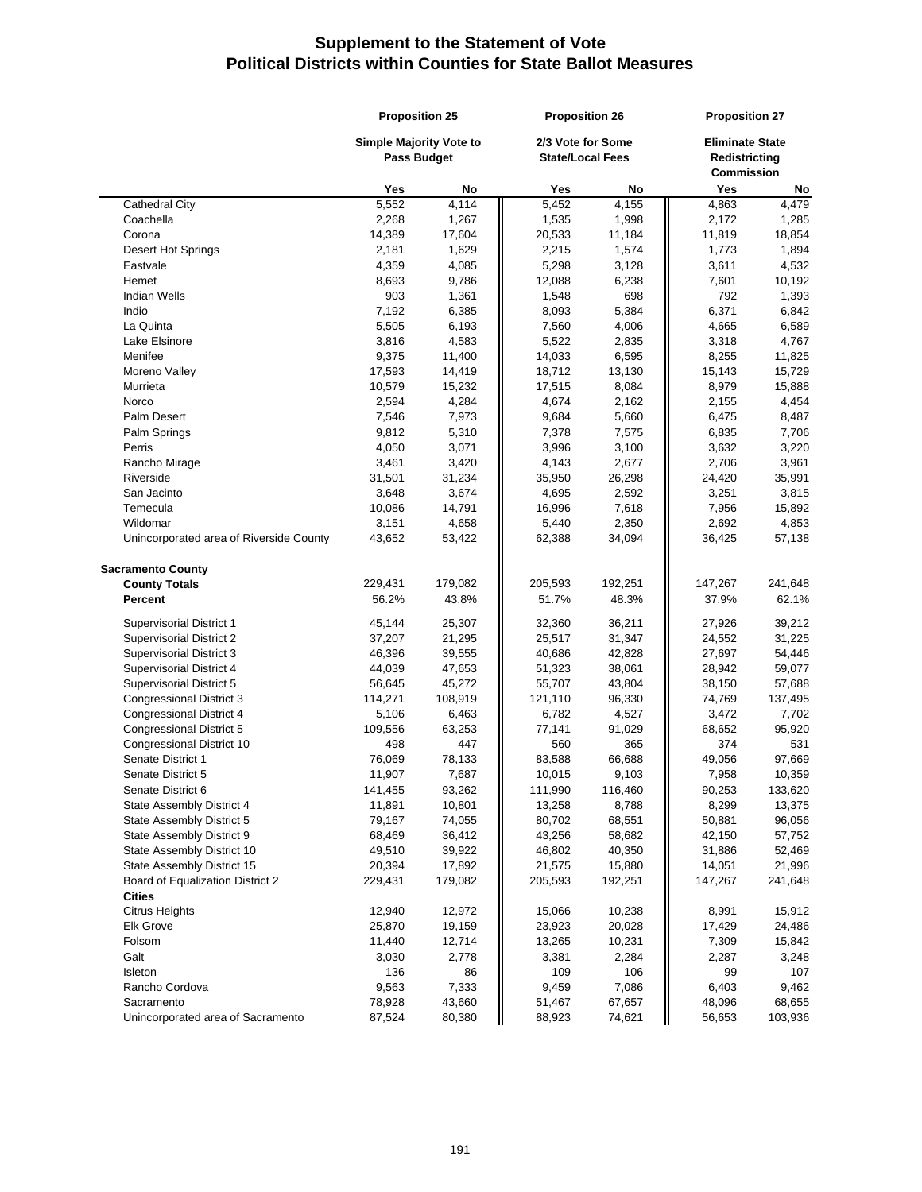# Supplement to the Statement of Vote
## Political Districts within Counties for State Ballot Measures

| | Proposition 25 | | Proposition 26 | | Proposition 27 | |
|---|---|---|---|---|---|---|
| | Simple Majority Vote to Pass Budget | | 2/3 Vote for Some State/Local Fees | | Eliminate State Redistricting Commission | |
| | Yes | No | Yes | No | Yes | No |
| Cathedral City | 5,552 | 4,114 | 5,452 | 4,155 | 4,863 | 4,479 |
| Coachella | 2,268 | 1,267 | 1,535 | 1,998 | 2,172 | 1,285 |
| Corona | 14,389 | 17,604 | 20,533 | 11,184 | 11,819 | 18,854 |
| Desert Hot Springs | 2,181 | 1,629 | 2,215 | 1,574 | 1,773 | 1,894 |
| Eastvale | 4,359 | 4,085 | 5,298 | 3,128 | 3,611 | 4,532 |
| Hemet | 8,693 | 9,786 | 12,088 | 6,238 | 7,601 | 10,192 |
| Indian Wells | 903 | 1,361 | 1,548 | 698 | 792 | 1,393 |
| Indio | 7,192 | 6,385 | 8,093 | 5,384 | 6,371 | 6,842 |
| La Quinta | 5,505 | 6,193 | 7,560 | 4,006 | 4,665 | 6,589 |
| Lake Elsinore | 3,816 | 4,583 | 5,522 | 2,835 | 3,318 | 4,767 |
| Menifee | 9,375 | 11,400 | 14,033 | 6,595 | 8,255 | 11,825 |
| Moreno Valley | 17,593 | 14,419 | 18,712 | 13,130 | 15,143 | 15,729 |
| Murrieta | 10,579 | 15,232 | 17,515 | 8,084 | 8,979 | 15,888 |
| Norco | 2,594 | 4,284 | 4,674 | 2,162 | 2,155 | 4,454 |
| Palm Desert | 7,546 | 7,973 | 9,684 | 5,660 | 6,475 | 8,487 |
| Palm Springs | 9,812 | 5,310 | 7,378 | 7,575 | 6,835 | 7,706 |
| Perris | 4,050 | 3,071 | 3,996 | 3,100 | 3,632 | 3,220 |
| Rancho Mirage | 3,461 | 3,420 | 4,143 | 2,677 | 2,706 | 3,961 |
| Riverside | 31,501 | 31,234 | 35,950 | 26,298 | 24,420 | 35,991 |
| San Jacinto | 3,648 | 3,674 | 4,695 | 2,592 | 3,251 | 3,815 |
| Temecula | 10,086 | 14,791 | 16,996 | 7,618 | 7,956 | 15,892 |
| Wildomar | 3,151 | 4,658 | 5,440 | 2,350 | 2,692 | 4,853 |
| Unincorporated area of Riverside County | 43,652 | 53,422 | 62,388 | 34,094 | 36,425 | 57,138 |
| **Sacramento County** | | | | | | |
| **County Totals** | 229,431 | 179,082 | 205,593 | 192,251 | 147,267 | 241,648 |
| **Percent** | 56.2% | 43.8% | 51.7% | 48.3% | 37.9% | 62.1% |
| Supervisorial District 1 | 45,144 | 25,307 | 32,360 | 36,211 | 27,926 | 39,212 |
| Supervisorial District 2 | 37,207 | 21,295 | 25,517 | 31,347 | 24,552 | 31,225 |
| Supervisorial District 3 | 46,396 | 39,555 | 40,686 | 42,828 | 27,697 | 54,446 |
| Supervisorial District 4 | 44,039 | 47,653 | 51,323 | 38,061 | 28,942 | 59,077 |
| Supervisorial District 5 | 56,645 | 45,272 | 55,707 | 43,804 | 38,150 | 57,688 |
| Congressional District 3 | 114,271 | 108,919 | 121,110 | 96,330 | 74,769 | 137,495 |
| Congressional District 4 | 5,106 | 6,463 | 6,782 | 4,527 | 3,472 | 7,702 |
| Congressional District 5 | 109,556 | 63,253 | 77,141 | 91,029 | 68,652 | 95,920 |
| Congressional District 10 | 498 | 447 | 560 | 365 | 374 | 531 |
| Senate District 1 | 76,069 | 78,133 | 83,588 | 66,688 | 49,056 | 97,669 |
| Senate District 5 | 11,907 | 7,687 | 10,015 | 9,103 | 7,958 | 10,359 |
| Senate District 6 | 141,455 | 93,262 | 111,990 | 116,460 | 90,253 | 133,620 |
| State Assembly District 4 | 11,891 | 10,801 | 13,258 | 8,788 | 8,299 | 13,375 |
| State Assembly District 5 | 79,167 | 74,055 | 80,702 | 68,551 | 50,881 | 96,056 |
| State Assembly District 9 | 68,469 | 36,412 | 43,256 | 58,682 | 42,150 | 57,752 |
| State Assembly District 10 | 49,510 | 39,922 | 46,802 | 40,350 | 31,886 | 52,469 |
| State Assembly District 15 | 20,394 | 17,892 | 21,575 | 15,880 | 14,051 | 21,996 |
| Board of Equalization District 2 | 229,431 | 179,082 | 205,593 | 192,251 | 147,267 | 241,648 |
| **Cities** | | | | | | |
| Citrus Heights | 12,940 | 12,972 | 15,066 | 10,238 | 8,991 | 15,912 |
| Elk Grove | 25,870 | 19,159 | 23,923 | 20,028 | 17,429 | 24,486 |
| Folsom | 11,440 | 12,714 | 13,265 | 10,231 | 7,309 | 15,842 |
| Galt | 3,030 | 2,778 | 3,381 | 2,284 | 2,287 | 3,248 |
| Isleton | 136 | 86 | 109 | 106 | 99 | 107 |
| Rancho Cordova | 9,563 | 7,333 | 9,459 | 7,086 | 6,403 | 9,462 |
| Sacramento | 78,928 | 43,660 | 51,467 | 67,657 | 48,096 | 68,655 |
| Unincorporated area of Sacramento | 87,524 | 80,380 | 88,923 | 74,621 | 56,653 | 103,936 |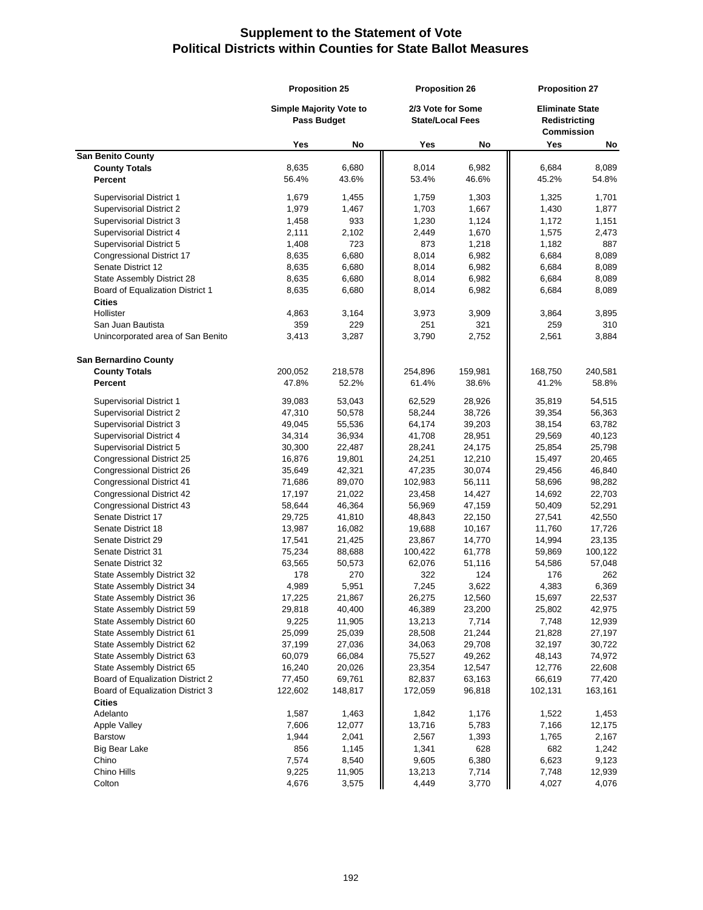# Supplement to the Statement of Vote
## Political Districts within Counties for State Ballot Measures

| | Proposition 25 | | Proposition 26 | | Proposition 27 | |
|---|---|---|---|---|---|---|
| | Simple Majority Vote to Pass Budget | | 2/3 Vote for Some State/Local Fees | | Eliminate State Redistricting Commission | |
| | Yes | No | Yes | No | Yes | No |
| **San Benito County** | | | | | | |
| **County Totals** | 8,635 | 6,680 | 8,014 | 6,982 | 6,684 | 8,089 |
| **Percent** | 56.4% | 43.6% | 53.4% | 46.6% | 45.2% | 54.8% |
| Supervisorial District 1 | 1,679 | 1,455 | 1,759 | 1,303 | 1,325 | 1,701 |
| Supervisorial District 2 | 1,979 | 1,467 | 1,703 | 1,667 | 1,430 | 1,877 |
| Supervisorial District 3 | 1,458 | 933 | 1,230 | 1,124 | 1,172 | 1,151 |
| Supervisorial District 4 | 2,111 | 2,102 | 2,449 | 1,670 | 1,575 | 2,473 |
| Supervisorial District 5 | 1,408 | 723 | 873 | 1,218 | 1,182 | 887 |
| Congressional District 17 | 8,635 | 6,680 | 8,014 | 6,982 | 6,684 | 8,089 |
| Senate District 12 | 8,635 | 6,680 | 8,014 | 6,982 | 6,684 | 8,089 |
| State Assembly District 28 | 8,635 | 6,680 | 8,014 | 6,982 | 6,684 | 8,089 |
| Board of Equalization District 1 | 8,635 | 6,680 | 8,014 | 6,982 | 6,684 | 8,089 |
| **Cities** | | | | | | |
| Hollister | 4,863 | 3,164 | 3,973 | 3,909 | 3,864 | 3,895 |
| San Juan Bautista | 359 | 229 | 251 | 321 | 259 | 310 |
| Unincorporated area of San Benito | 3,413 | 3,287 | 3,790 | 2,752 | 2,561 | 3,884 |
| **San Bernardino County** | | | | | | |
| **County Totals** | 200,052 | 218,578 | 254,896 | 159,981 | 168,750 | 240,581 |
| **Percent** | 47.8% | 52.2% | 61.4% | 38.6% | 41.2% | 58.8% |
| Supervisorial District 1 | 39,083 | 53,043 | 62,529 | 28,926 | 35,819 | 54,515 |
| Supervisorial District 2 | 47,310 | 50,578 | 58,244 | 38,726 | 39,354 | 56,363 |
| Supervisorial District 3 | 49,045 | 55,536 | 64,174 | 39,203 | 38,154 | 63,782 |
| Supervisorial District 4 | 34,314 | 36,934 | 41,708 | 28,951 | 29,569 | 40,123 |
| Supervisorial District 5 | 30,300 | 22,487 | 28,241 | 24,175 | 25,854 | 25,798 |
| Congressional District 25 | 16,876 | 19,801 | 24,251 | 12,210 | 15,497 | 20,465 |
| Congressional District 26 | 35,649 | 42,321 | 47,235 | 30,074 | 29,456 | 46,840 |
| Congressional District 41 | 71,686 | 89,070 | 102,983 | 56,111 | 58,696 | 98,282 |
| Congressional District 42 | 17,197 | 21,022 | 23,458 | 14,427 | 14,692 | 22,703 |
| Congressional District 43 | 58,644 | 46,364 | 56,969 | 47,159 | 50,409 | 52,291 |
| Senate District 17 | 29,725 | 41,810 | 48,843 | 22,150 | 27,541 | 42,550 |
| Senate District 18 | 13,987 | 16,082 | 19,688 | 10,167 | 11,760 | 17,726 |
| Senate District 29 | 17,541 | 21,425 | 23,867 | 14,770 | 14,994 | 23,135 |
| Senate District 31 | 75,234 | 88,688 | 100,422 | 61,778 | 59,869 | 100,122 |
| Senate District 32 | 63,565 | 50,573 | 62,076 | 51,116 | 54,586 | 57,048 |
| State Assembly District 32 | 178 | 270 | 322 | 124 | 176 | 262 |
| State Assembly District 34 | 4,989 | 5,951 | 7,245 | 3,622 | 4,383 | 6,369 |
| State Assembly District 36 | 17,225 | 21,867 | 26,275 | 12,560 | 15,697 | 22,537 |
| State Assembly District 59 | 29,818 | 40,400 | 46,389 | 23,200 | 25,802 | 42,975 |
| State Assembly District 60 | 9,225 | 11,905 | 13,213 | 7,714 | 7,748 | 12,939 |
| State Assembly District 61 | 25,099 | 25,039 | 28,508 | 21,244 | 21,828 | 27,197 |
| State Assembly District 62 | 37,199 | 27,036 | 34,063 | 29,708 | 32,197 | 30,722 |
| State Assembly District 63 | 60,079 | 66,084 | 75,527 | 49,262 | 48,143 | 74,972 |
| State Assembly District 65 | 16,240 | 20,026 | 23,354 | 12,547 | 12,776 | 22,608 |
| Board of Equalization District 2 | 77,450 | 69,761 | 82,837 | 63,163 | 66,619 | 77,420 |
| Board of Equalization District 3 | 122,602 | 148,817 | 172,059 | 96,818 | 102,131 | 163,161 |
| **Cities** | | | | | | |
| Adelanto | 1,587 | 1,463 | 1,842 | 1,176 | 1,522 | 1,453 |
| Apple Valley | 7,606 | 12,077 | 13,716 | 5,783 | 7,166 | 12,175 |
| Barstow | 1,944 | 2,041 | 2,567 | 1,393 | 1,765 | 2,167 |
| Big Bear Lake | 856 | 1,145 | 1,341 | 628 | 682 | 1,242 |
| Chino | 7,574 | 8,540 | 9,605 | 6,380 | 6,623 | 9,123 |
| Chino Hills | 9,225 | 11,905 | 13,213 | 7,714 | 7,748 | 12,939 |
| Colton | 4,676 | 3,575 | 4,449 | 3,770 | 4,027 | 4,076 |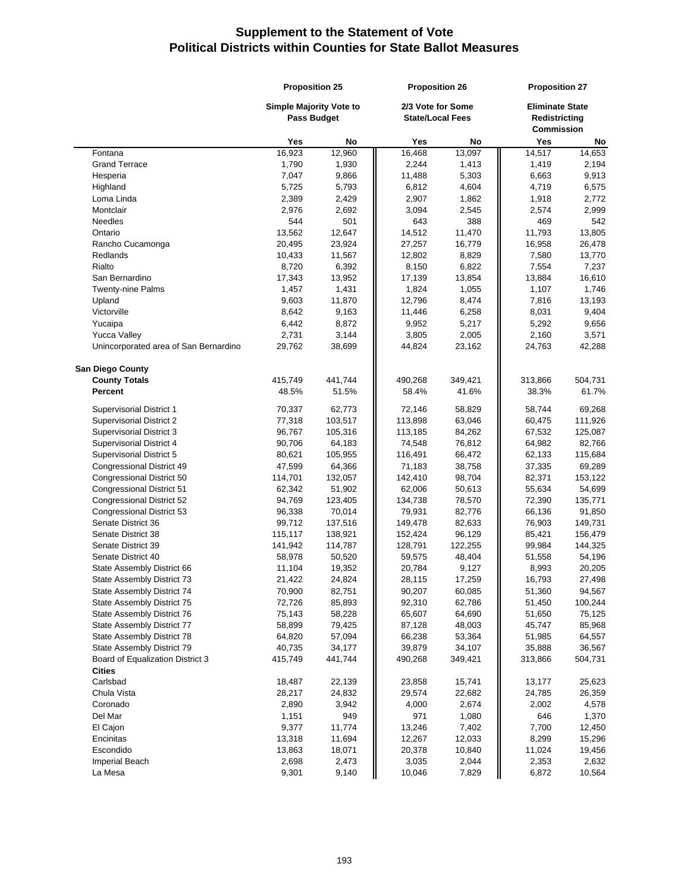# Supplement to the Statement of Vote
## Political Districts within Counties for State Ballot Measures

| | Proposition 25 | | Proposition 26 | | Proposition 27 | |
|---|---|---|---|---|---|---|
| | Simple Majority Vote to Pass Budget | | 2/3 Vote for Some State/Local Fees | | Eliminate State Redistricting Commission | |
| | Yes | No | Yes | No | Yes | No |
| Fontana | 16,923 | 12,960 | 16,468 | 13,097 | 14,517 | 14,653 |
| Grand Terrace | 1,790 | 1,930 | 2,244 | 1,413 | 1,419 | 2,194 |
| Hesperia | 7,047 | 9,866 | 11,488 | 5,303 | 6,663 | 9,913 |
| Highland | 5,725 | 5,793 | 6,812 | 4,604 | 4,719 | 6,575 |
| Loma Linda | 2,389 | 2,429 | 2,907 | 1,862 | 1,918 | 2,772 |
| Montclair | 2,976 | 2,692 | 3,094 | 2,545 | 2,574 | 2,999 |
| Needles | 544 | 501 | 643 | 388 | 469 | 542 |
| Ontario | 13,562 | 12,647 | 14,512 | 11,470 | 11,793 | 13,805 |
| Rancho Cucamonga | 20,495 | 23,924 | 27,257 | 16,779 | 16,958 | 26,478 |
| Redlands | 10,433 | 11,567 | 12,802 | 8,829 | 7,580 | 13,770 |
| Rialto | 8,720 | 6,392 | 8,150 | 6,822 | 7,554 | 7,237 |
| San Bernardino | 17,343 | 13,952 | 17,139 | 13,854 | 13,884 | 16,610 |
| Twenty-nine Palms | 1,457 | 1,431 | 1,824 | 1,055 | 1,107 | 1,746 |
| Upland | 9,603 | 11,870 | 12,796 | 8,474 | 7,816 | 13,193 |
| Victorville | 8,642 | 9,163 | 11,446 | 6,258 | 8,031 | 9,404 |
| Yucaipa | 6,442 | 8,872 | 9,952 | 5,217 | 5,292 | 9,656 |
| Yucca Valley | 2,731 | 3,144 | 3,805 | 2,005 | 2,160 | 3,571 |
| Unincorporated area of San Bernardino | 29,762 | 38,699 | 44,824 | 23,162 | 24,763 | 42,288 |
| **San Diego County** | | | | | | |
| **County Totals** | 415,749 | 441,744 | 490,268 | 349,421 | 313,866 | 504,731 |
| **Percent** | 48.5% | 51.5% | 58.4% | 41.6% | 38.3% | 61.7% |
| Supervisorial District 1 | 70,337 | 62,773 | 72,146 | 58,829 | 58,744 | 69,268 |
| Supervisorial District 2 | 77,318 | 103,517 | 113,898 | 63,046 | 60,475 | 111,926 |
| Supervisorial District 3 | 96,767 | 105,316 | 113,185 | 84,262 | 67,532 | 125,087 |
| Supervisorial District 4 | 90,706 | 64,183 | 74,548 | 76,812 | 64,982 | 82,766 |
| Supervisorial District 5 | 80,621 | 105,955 | 116,491 | 66,472 | 62,133 | 115,684 |
| Congressional District 49 | 47,599 | 64,366 | 71,183 | 38,758 | 37,335 | 69,289 |
| Congressional District 50 | 114,701 | 132,057 | 142,410 | 98,704 | 82,371 | 153,122 |
| Congressional District 51 | 62,342 | 51,902 | 62,006 | 50,613 | 55,634 | 54,699 |
| Congressional District 52 | 94,769 | 123,405 | 134,738 | 78,570 | 72,390 | 135,771 |
| Congressional District 53 | 96,338 | 70,014 | 79,931 | 82,776 | 66,136 | 91,850 |
| Senate District 36 | 99,712 | 137,516 | 149,478 | 82,633 | 76,903 | 149,731 |
| Senate District 38 | 115,117 | 138,921 | 152,424 | 96,129 | 85,421 | 156,479 |
| Senate District 39 | 141,942 | 114,787 | 128,791 | 122,255 | 99,984 | 144,325 |
| Senate District 40 | 58,978 | 50,520 | 59,575 | 48,404 | 51,558 | 54,196 |
| State Assembly District 66 | 11,104 | 19,352 | 20,784 | 9,127 | 8,993 | 20,205 |
| State Assembly District 73 | 21,422 | 24,824 | 28,115 | 17,259 | 16,793 | 27,498 |
| State Assembly District 74 | 70,900 | 82,751 | 90,207 | 60,085 | 51,360 | 94,567 |
| State Assembly District 75 | 72,726 | 85,893 | 92,310 | 62,786 | 51,450 | 100,244 |
| State Assembly District 76 | 75,143 | 58,228 | 65,607 | 64,690 | 51,650 | 75,125 |
| State Assembly District 77 | 58,899 | 79,425 | 87,128 | 48,003 | 45,747 | 85,968 |
| State Assembly District 78 | 64,820 | 57,094 | 66,238 | 53,364 | 51,985 | 64,557 |
| State Assembly District 79 | 40,735 | 34,177 | 39,879 | 34,107 | 35,888 | 36,567 |
| Board of Equalization District 3 | 415,749 | 441,744 | 490,268 | 349,421 | 313,866 | 504,731 |
| **Cities** | | | | | | |
| Carlsbad | 18,487 | 22,139 | 23,858 | 15,741 | 13,177 | 25,623 |
| Chula Vista | 28,217 | 24,832 | 29,574 | 22,682 | 24,785 | 26,359 |
| Coronado | 2,890 | 3,942 | 4,000 | 2,674 | 2,002 | 4,578 |
| Del Mar | 1,151 | 949 | 971 | 1,080 | 646 | 1,370 |
| El Cajon | 9,377 | 11,774 | 13,246 | 7,402 | 7,700 | 12,450 |
| Encinitas | 13,318 | 11,694 | 12,267 | 12,033 | 8,299 | 15,296 |
| Escondido | 13,863 | 18,071 | 20,378 | 10,840 | 11,024 | 19,456 |
| Imperial Beach | 2,698 | 2,473 | 3,035 | 2,044 | 2,353 | 2,632 |
| La Mesa | 9,301 | 9,140 | 10,046 | 7,829 | 6,872 | 10,564 |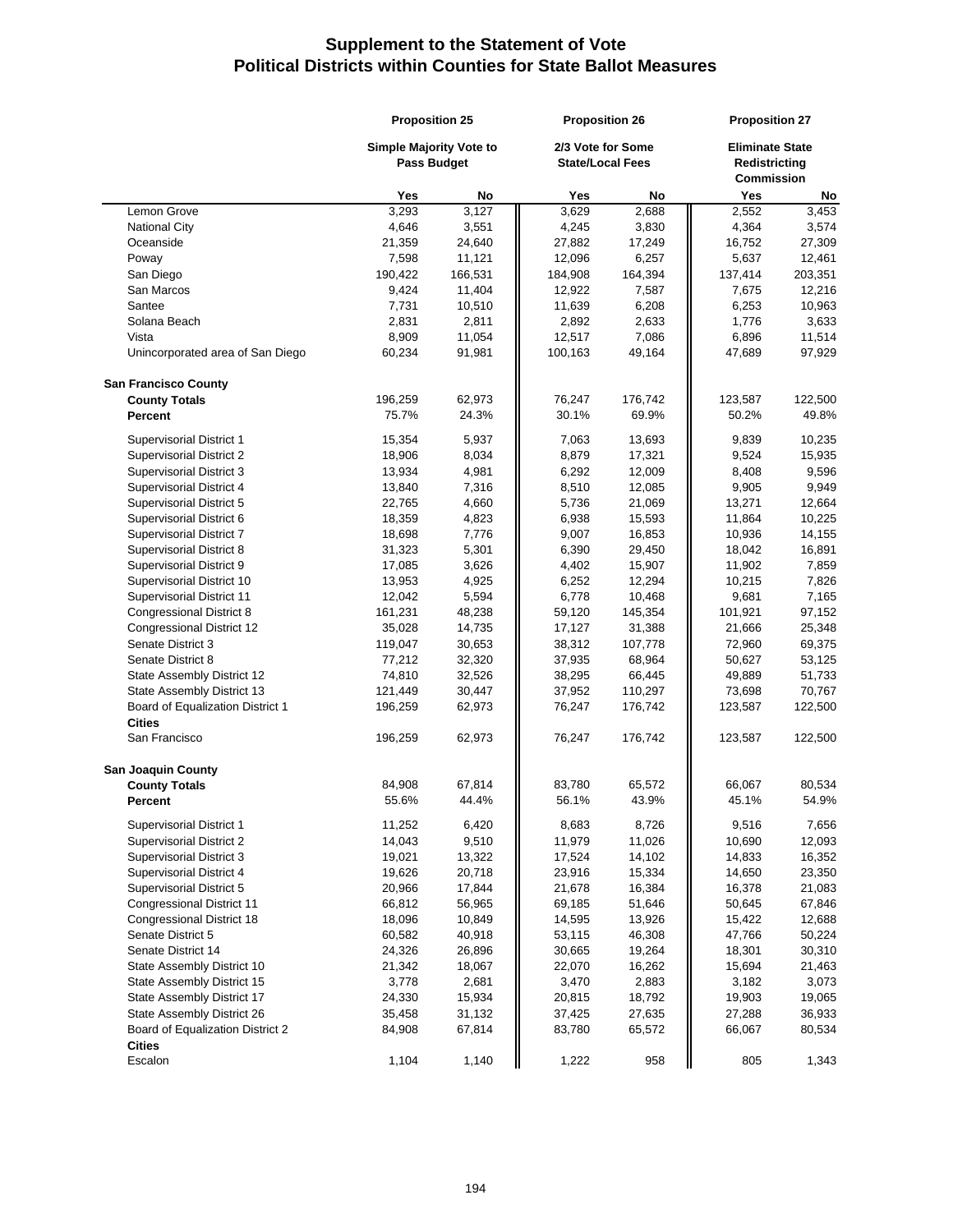# Supplement to the Statement of Vote
## Political Districts within Counties for State Ballot Measures

| | Proposition 25 | | Proposition 26 | | Proposition 27 | |
|---|---|---|---|---|---|---|
| | Simple Majority Vote to Pass Budget | | 2/3 Vote for Some State/Local Fees | | Eliminate State Redistricting Commission | |
| | Yes | No | Yes | No | Yes | No |
| Lemon Grove | 3,293 | 3,127 | 3,629 | 2,688 | 2,552 | 3,453 |
| National City | 4,646 | 3,551 | 4,245 | 3,830 | 4,364 | 3,574 |
| Oceanside | 21,359 | 24,640 | 27,882 | 17,249 | 16,752 | 27,309 |
| Poway | 7,598 | 11,121 | 12,096 | 6,257 | 5,637 | 12,461 |
| San Diego | 190,422 | 166,531 | 184,908 | 164,394 | 137,414 | 203,351 |
| San Marcos | 9,424 | 11,404 | 12,922 | 7,587 | 7,675 | 12,216 |
| Santee | 7,731 | 10,510 | 11,639 | 6,208 | 6,253 | 10,963 |
| Solana Beach | 2,831 | 2,811 | 2,892 | 2,633 | 1,776 | 3,633 |
| Vista | 8,909 | 11,054 | 12,517 | 7,086 | 6,896 | 11,514 |
| Unincorporated area of San Diego | 60,234 | 91,981 | 100,163 | 49,164 | 47,689 | 97,929 |
| **San Francisco County** | | | | | | |
| **County Totals** | 196,259 | 62,973 | 76,247 | 176,742 | 123,587 | 122,500 |
| **Percent** | 75.7% | 24.3% | 30.1% | 69.9% | 50.2% | 49.8% |
| Supervisorial District 1 | 15,354 | 5,937 | 7,063 | 13,693 | 9,839 | 10,235 |
| Supervisorial District 2 | 18,906 | 8,034 | 8,879 | 17,321 | 9,524 | 15,935 |
| Supervisorial District 3 | 13,934 | 4,981 | 6,292 | 12,009 | 8,408 | 9,596 |
| Supervisorial District 4 | 13,840 | 7,316 | 8,510 | 12,085 | 9,905 | 9,949 |
| Supervisorial District 5 | 22,765 | 4,660 | 5,736 | 21,069 | 13,271 | 12,664 |
| Supervisorial District 6 | 18,359 | 4,823 | 6,938 | 15,593 | 11,864 | 10,225 |
| Supervisorial District 7 | 18,698 | 7,776 | 9,007 | 16,853 | 10,936 | 14,155 |
| Supervisorial District 8 | 31,323 | 5,301 | 6,390 | 29,450 | 18,042 | 16,891 |
| Supervisorial District 9 | 17,085 | 3,626 | 4,402 | 15,907 | 11,902 | 7,859 |
| Supervisorial District 10 | 13,953 | 4,925 | 6,252 | 12,294 | 10,215 | 7,826 |
| Supervisorial District 11 | 12,042 | 5,594 | 6,778 | 10,468 | 9,681 | 7,165 |
| Congressional District 8 | 161,231 | 48,238 | 59,120 | 145,354 | 101,921 | 97,152 |
| Congressional District 12 | 35,028 | 14,735 | 17,127 | 31,388 | 21,666 | 25,348 |
| Senate District 3 | 119,047 | 30,653 | 38,312 | 107,778 | 72,960 | 69,375 |
| Senate District 8 | 77,212 | 32,320 | 37,935 | 68,964 | 50,627 | 53,125 |
| State Assembly District 12 | 74,810 | 32,526 | 38,295 | 66,445 | 49,889 | 51,733 |
| State Assembly District 13 | 121,449 | 30,447 | 37,952 | 110,297 | 73,698 | 70,767 |
| Board of Equalization District 1 | 196,259 | 62,973 | 76,247 | 176,742 | 123,587 | 122,500 |
| **Cities** | | | | | | |
| San Francisco | 196,259 | 62,973 | 76,247 | 176,742 | 123,587 | 122,500 |
| **San Joaquin County** | | | | | | |
| **County Totals** | 84,908 | 67,814 | 83,780 | 65,572 | 66,067 | 80,534 |
| **Percent** | 55.6% | 44.4% | 56.1% | 43.9% | 45.1% | 54.9% |
| Supervisorial District 1 | 11,252 | 6,420 | 8,683 | 8,726 | 9,516 | 7,656 |
| Supervisorial District 2 | 14,043 | 9,510 | 11,979 | 11,026 | 10,690 | 12,093 |
| Supervisorial District 3 | 19,021 | 13,322 | 17,524 | 14,102 | 14,833 | 16,352 |
| Supervisorial District 4 | 19,626 | 20,718 | 23,916 | 15,334 | 14,650 | 23,350 |
| Supervisorial District 5 | 20,966 | 17,844 | 21,678 | 16,384 | 16,378 | 21,083 |
| Congressional District 11 | 66,812 | 56,965 | 69,185 | 51,646 | 50,645 | 67,846 |
| Congressional District 18 | 18,096 | 10,849 | 14,595 | 13,926 | 15,422 | 12,688 |
| Senate District 5 | 60,582 | 40,918 | 53,115 | 46,308 | 47,766 | 50,224 |
| Senate District 14 | 24,326 | 26,896 | 30,665 | 19,264 | 18,301 | 30,310 |
| State Assembly District 10 | 21,342 | 18,067 | 22,070 | 16,262 | 15,694 | 21,463 |
| State Assembly District 15 | 3,778 | 2,681 | 3,470 | 2,883 | 3,182 | 3,073 |
| State Assembly District 17 | 24,330 | 15,934 | 20,815 | 18,792 | 19,903 | 19,065 |
| State Assembly District 26 | 35,458 | 31,132 | 37,425 | 27,635 | 27,288 | 36,933 |
| Board of Equalization District 2 | 84,908 | 67,814 | 83,780 | 65,572 | 66,067 | 80,534 |
| **Cities** | | | | | | |
| Escalon | 1,104 | 1,140 | 1,222 | 958 | 805 | 1,343 |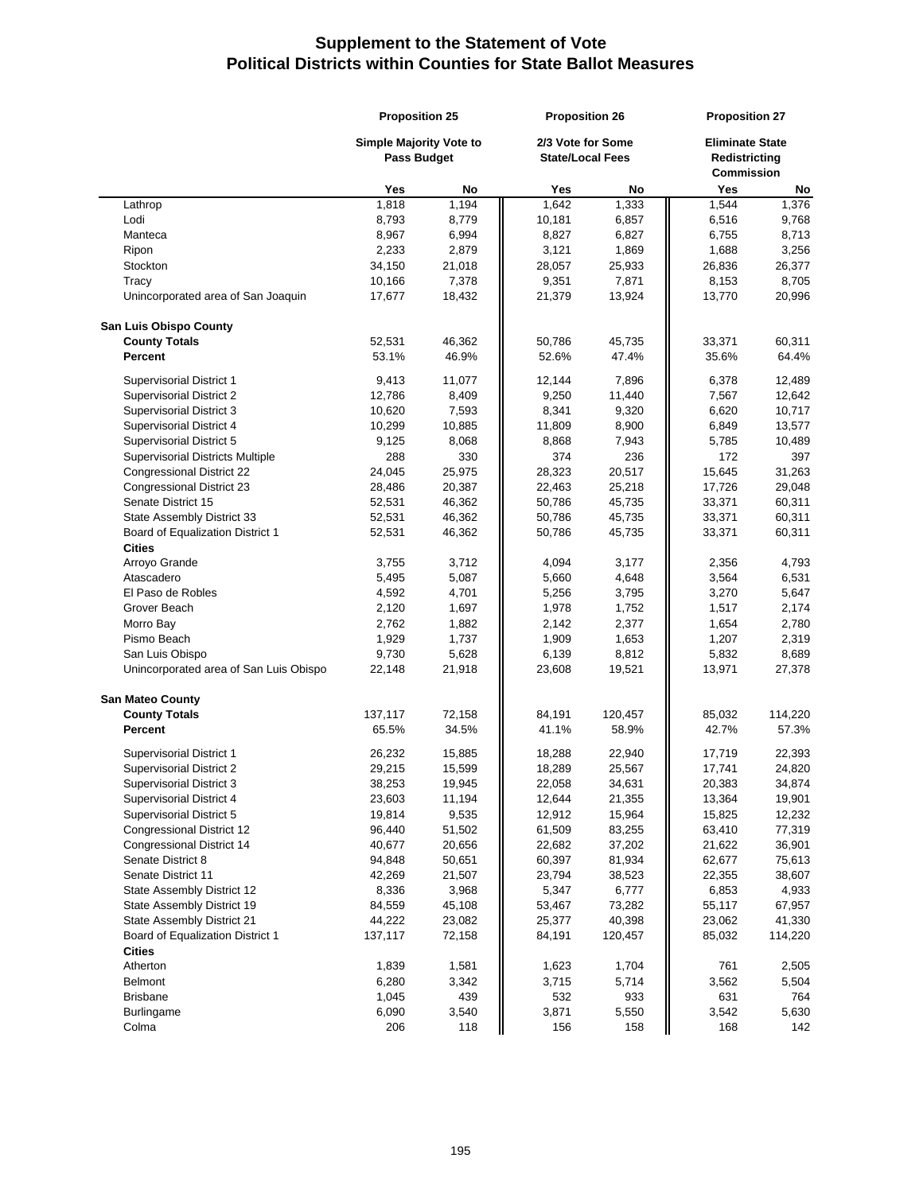# Supplement to the Statement of Vote
## Political Districts within Counties for State Ballot Measures

| | Proposition 25 | | Proposition 26 | | Proposition 27 | |
|---|---|---|---|---|---|---|
| | Simple Majority Vote to Pass Budget | | 2/3 Vote for Some State/Local Fees | | Eliminate State Redistricting Commission | |
| | Yes | No | Yes | No | Yes | No |
| Lathrop | 1,818 | 1,194 | 1,642 | 1,333 | 1,544 | 1,376 |
| Lodi | 8,793 | 8,779 | 10,181 | 6,857 | 6,516 | 9,768 |
| Manteca | 8,967 | 6,994 | 8,827 | 6,827 | 6,755 | 8,713 |
| Ripon | 2,233 | 2,879 | 3,121 | 1,869 | 1,688 | 3,256 |
| Stockton | 34,150 | 21,018 | 28,057 | 25,933 | 26,836 | 26,377 |
| Tracy | 10,166 | 7,378 | 9,351 | 7,871 | 8,153 | 8,705 |
| Unincorporated area of San Joaquin | 17,677 | 18,432 | 21,379 | 13,924 | 13,770 | 20,996 |
| **San Luis Obispo County** | | | | | | |
| **County Totals** | 52,531 | 46,362 | 50,786 | 45,735 | 33,371 | 60,311 |
| **Percent** | 53.1% | 46.9% | 52.6% | 47.4% | 35.6% | 64.4% |
| Supervisorial District 1 | 9,413 | 11,077 | 12,144 | 7,896 | 6,378 | 12,489 |
| Supervisorial District 2 | 12,786 | 8,409 | 9,250 | 11,440 | 7,567 | 12,642 |
| Supervisorial District 3 | 10,620 | 7,593 | 8,341 | 9,320 | 6,620 | 10,717 |
| Supervisorial District 4 | 10,299 | 10,885 | 11,809 | 8,900 | 6,849 | 13,577 |
| Supervisorial District 5 | 9,125 | 8,068 | 8,868 | 7,943 | 5,785 | 10,489 |
| Supervisorial Districts Multiple | 288 | 330 | 374 | 236 | 172 | 397 |
| Congressional District 22 | 24,045 | 25,975 | 28,323 | 20,517 | 15,645 | 31,263 |
| Congressional District 23 | 28,486 | 20,387 | 22,463 | 25,218 | 17,726 | 29,048 |
| Senate District 15 | 52,531 | 46,362 | 50,786 | 45,735 | 33,371 | 60,311 |
| State Assembly District 33 | 52,531 | 46,362 | 50,786 | 45,735 | 33,371 | 60,311 |
| Board of Equalization District 1 | 52,531 | 46,362 | 50,786 | 45,735 | 33,371 | 60,311 |
| **Cities** | | | | | | |
| Arroyo Grande | 3,755 | 3,712 | 4,094 | 3,177 | 2,356 | 4,793 |
| Atascadero | 5,495 | 5,087 | 5,660 | 4,648 | 3,564 | 6,531 |
| El Paso de Robles | 4,592 | 4,701 | 5,256 | 3,795 | 3,270 | 5,647 |
| Grover Beach | 2,120 | 1,697 | 1,978 | 1,752 | 1,517 | 2,174 |
| Morro Bay | 2,762 | 1,882 | 2,142 | 2,377 | 1,654 | 2,780 |
| Pismo Beach | 1,929 | 1,737 | 1,909 | 1,653 | 1,207 | 2,319 |
| San Luis Obispo | 9,730 | 5,628 | 6,139 | 8,812 | 5,832 | 8,689 |
| Unincorporated area of San Luis Obispo | 22,148 | 21,918 | 23,608 | 19,521 | 13,971 | 27,378 |
| **San Mateo County** | | | | | | |
| **County Totals** | 137,117 | 72,158 | 84,191 | 120,457 | 85,032 | 114,220 |
| **Percent** | 65.5% | 34.5% | 41.1% | 58.9% | 42.7% | 57.3% |
| Supervisorial District 1 | 26,232 | 15,885 | 18,288 | 22,940 | 17,719 | 22,393 |
| Supervisorial District 2 | 29,215 | 15,599 | 18,289 | 25,567 | 17,741 | 24,820 |
| Supervisorial District 3 | 38,253 | 19,945 | 22,058 | 34,631 | 20,383 | 34,874 |
| Supervisorial District 4 | 23,603 | 11,194 | 12,644 | 21,355 | 13,364 | 19,901 |
| Supervisorial District 5 | 19,814 | 9,535 | 12,912 | 15,964 | 15,825 | 12,232 |
| Congressional District 12 | 96,440 | 51,502 | 61,509 | 83,255 | 63,410 | 77,319 |
| Congressional District 14 | 40,677 | 20,656 | 22,682 | 37,202 | 21,622 | 36,901 |
| Senate District 8 | 94,848 | 50,651 | 60,397 | 81,934 | 62,677 | 75,613 |
| Senate District 11 | 42,269 | 21,507 | 23,794 | 38,523 | 22,355 | 38,607 |
| State Assembly District 12 | 8,336 | 3,968 | 5,347 | 6,777 | 6,853 | 4,933 |
| State Assembly District 19 | 84,559 | 45,108 | 53,467 | 73,282 | 55,117 | 67,957 |
| State Assembly District 21 | 44,222 | 23,082 | 25,377 | 40,398 | 23,062 | 41,330 |
| Board of Equalization District 1 | 137,117 | 72,158 | 84,191 | 120,457 | 85,032 | 114,220 |
| **Cities** | | | | | | |
| Atherton | 1,839 | 1,581 | 1,623 | 1,704 | 761 | 2,505 |
| Belmont | 6,280 | 3,342 | 3,715 | 5,714 | 3,562 | 5,504 |
| Brisbane | 1,045 | 439 | 532 | 933 | 631 | 764 |
| Burlingame | 6,090 | 3,540 | 3,871 | 5,550 | 3,542 | 5,630 |
| Colma | 206 | 118 | 156 | 158 | 168 | 142 |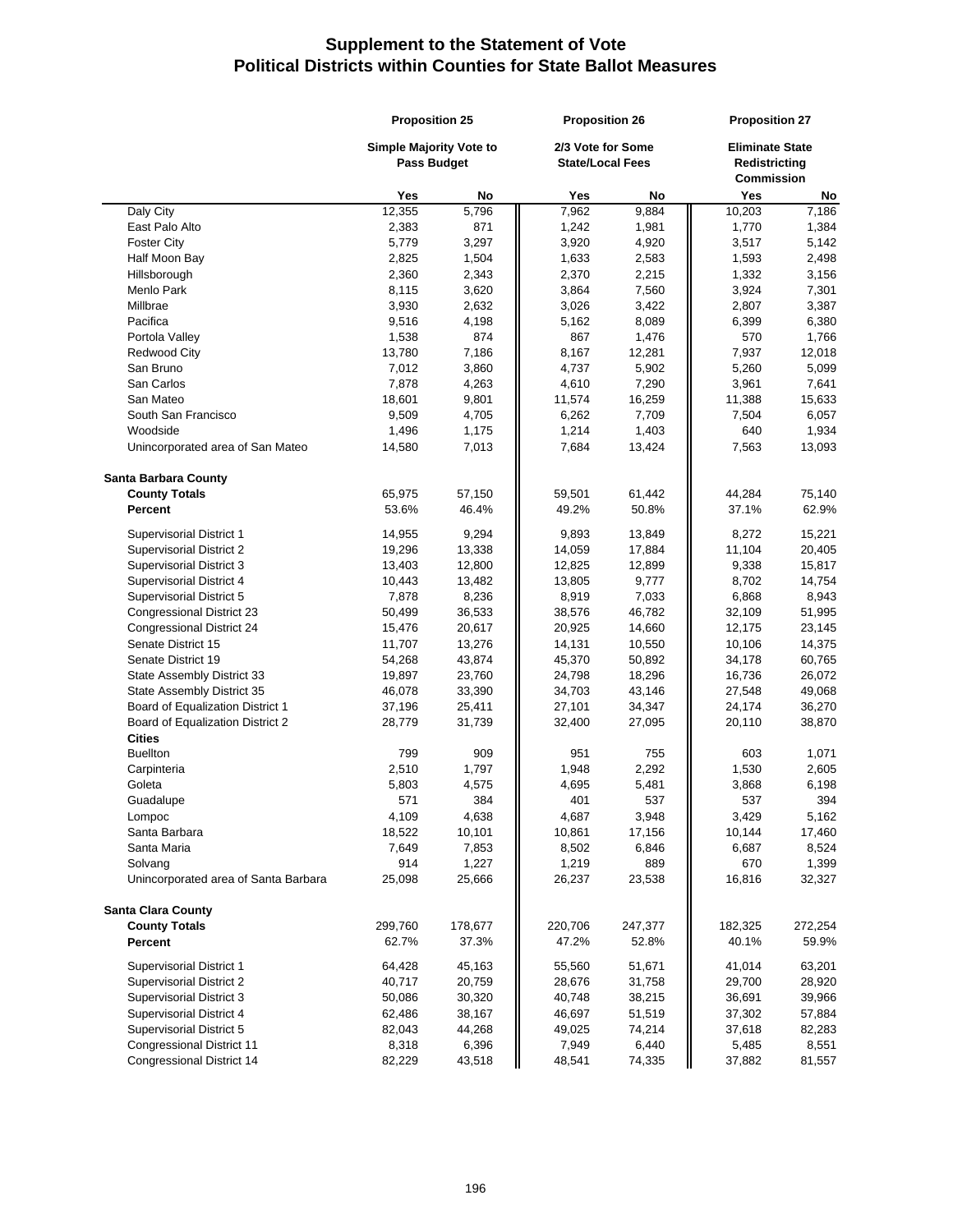# Supplement to the Statement of Vote
# Political Districts within Counties for State Ballot Measures

| | Proposition 25 | | Proposition 26 | | Proposition 27 | |
|---|---|---|---|---|---|---|
| | Simple Majority Vote to Pass Budget | | 2/3 Vote for Some State/Local Fees | | Eliminate State Redistricting Commission | |
| | Yes | No | Yes | No | Yes | No |
| Daly City | 12,355 | 5,796 | 7,962 | 9,884 | 10,203 | 7,186 |
| East Palo Alto | 2,383 | 871 | 1,242 | 1,981 | 1,770 | 1,384 |
| Foster City | 5,779 | 3,297 | 3,920 | 4,920 | 3,517 | 5,142 |
| Half Moon Bay | 2,825 | 1,504 | 1,633 | 2,583 | 1,593 | 2,498 |
| Hillsborough | 2,360 | 2,343 | 2,370 | 2,215 | 1,332 | 3,156 |
| Menlo Park | 8,115 | 3,620 | 3,864 | 7,560 | 3,924 | 7,301 |
| Millbrae | 3,930 | 2,632 | 3,026 | 3,422 | 2,807 | 3,387 |
| Pacifica | 9,516 | 4,198 | 5,162 | 8,089 | 6,399 | 6,380 |
| Portola Valley | 1,538 | 874 | 867 | 1,476 | 570 | 1,766 |
| Redwood City | 13,780 | 7,186 | 8,167 | 12,281 | 7,937 | 12,018 |
| San Bruno | 7,012 | 3,860 | 4,737 | 5,902 | 5,260 | 5,099 |
| San Carlos | 7,878 | 4,263 | 4,610 | 7,290 | 3,961 | 7,641 |
| San Mateo | 18,601 | 9,801 | 11,574 | 16,259 | 11,388 | 15,633 |
| South San Francisco | 9,509 | 4,705 | 6,262 | 7,709 | 7,504 | 6,057 |
| Woodside | 1,496 | 1,175 | 1,214 | 1,403 | 640 | 1,934 |
| Unincorporated area of San Mateo | 14,580 | 7,013 | 7,684 | 13,424 | 7,563 | 13,093 |
| **Santa Barbara County** | | | | | | |
| **County Totals** | 65,975 | 57,150 | 59,501 | 61,442 | 44,284 | 75,140 |
| **Percent** | 53.6% | 46.4% | 49.2% | 50.8% | 37.1% | 62.9% |
| Supervisorial District 1 | 14,955 | 9,294 | 9,893 | 13,849 | 8,272 | 15,221 |
| Supervisorial District 2 | 19,296 | 13,338 | 14,059 | 17,884 | 11,104 | 20,405 |
| Supervisorial District 3 | 13,403 | 12,800 | 12,825 | 12,899 | 9,338 | 15,817 |
| Supervisorial District 4 | 10,443 | 13,482 | 13,805 | 9,777 | 8,702 | 14,754 |
| Supervisorial District 5 | 7,878 | 8,236 | 8,919 | 7,033 | 6,868 | 8,943 |
| Congressional District 23 | 50,499 | 36,533 | 38,576 | 46,782 | 32,109 | 51,995 |
| Congressional District 24 | 15,476 | 20,617 | 20,925 | 14,660 | 12,175 | 23,145 |
| Senate District 15 | 11,707 | 13,276 | 14,131 | 10,550 | 10,106 | 14,375 |
| Senate District 19 | 54,268 | 43,874 | 45,370 | 50,892 | 34,178 | 60,765 |
| State Assembly District 33 | 19,897 | 23,760 | 24,798 | 18,296 | 16,736 | 26,072 |
| State Assembly District 35 | 46,078 | 33,390 | 34,703 | 43,146 | 27,548 | 49,068 |
| Board of Equalization District 1 | 37,196 | 25,411 | 27,101 | 34,347 | 24,174 | 36,270 |
| Board of Equalization District 2 | 28,779 | 31,739 | 32,400 | 27,095 | 20,110 | 38,870 |
| **Cities** | | | | | | |
| Buellton | 799 | 909 | 951 | 755 | 603 | 1,071 |
| Carpinteria | 2,510 | 1,797 | 1,948 | 2,292 | 1,530 | 2,605 |
| Goleta | 5,803 | 4,575 | 4,695 | 5,481 | 3,868 | 6,198 |
| Guadalupe | 571 | 384 | 401 | 537 | 537 | 394 |
| Lompoc | 4,109 | 4,638 | 4,687 | 3,948 | 3,429 | 5,162 |
| Santa Barbara | 18,522 | 10,101 | 10,861 | 17,156 | 10,144 | 17,460 |
| Santa Maria | 7,649 | 7,853 | 8,502 | 6,846 | 6,687 | 8,524 |
| Solvang | 914 | 1,227 | 1,219 | 889 | 670 | 1,399 |
| Unincorporated area of Santa Barbara | 25,098 | 25,666 | 26,237 | 23,538 | 16,816 | 32,327 |
| **Santa Clara County** | | | | | | |
| **County Totals** | 299,760 | 178,677 | 220,706 | 247,377 | 182,325 | 272,254 |
| **Percent** | 62.7% | 37.3% | 47.2% | 52.8% | 40.1% | 59.9% |
| Supervisorial District 1 | 64,428 | 45,163 | 55,560 | 51,671 | 41,014 | 63,201 |
| Supervisorial District 2 | 40,717 | 20,759 | 28,676 | 31,758 | 29,700 | 28,920 |
| Supervisorial District 3 | 50,086 | 30,320 | 40,748 | 38,215 | 36,691 | 39,966 |
| Supervisorial District 4 | 62,486 | 38,167 | 46,697 | 51,519 | 37,302 | 57,884 |
| Supervisorial District 5 | 82,043 | 44,268 | 49,025 | 74,214 | 37,618 | 82,283 |
| Congressional District 11 | 8,318 | 6,396 | 7,949 | 6,440 | 5,485 | 8,551 |
| Congressional District 14 | 82,229 | 43,518 | 48,541 | 74,335 | 37,882 | 81,557 |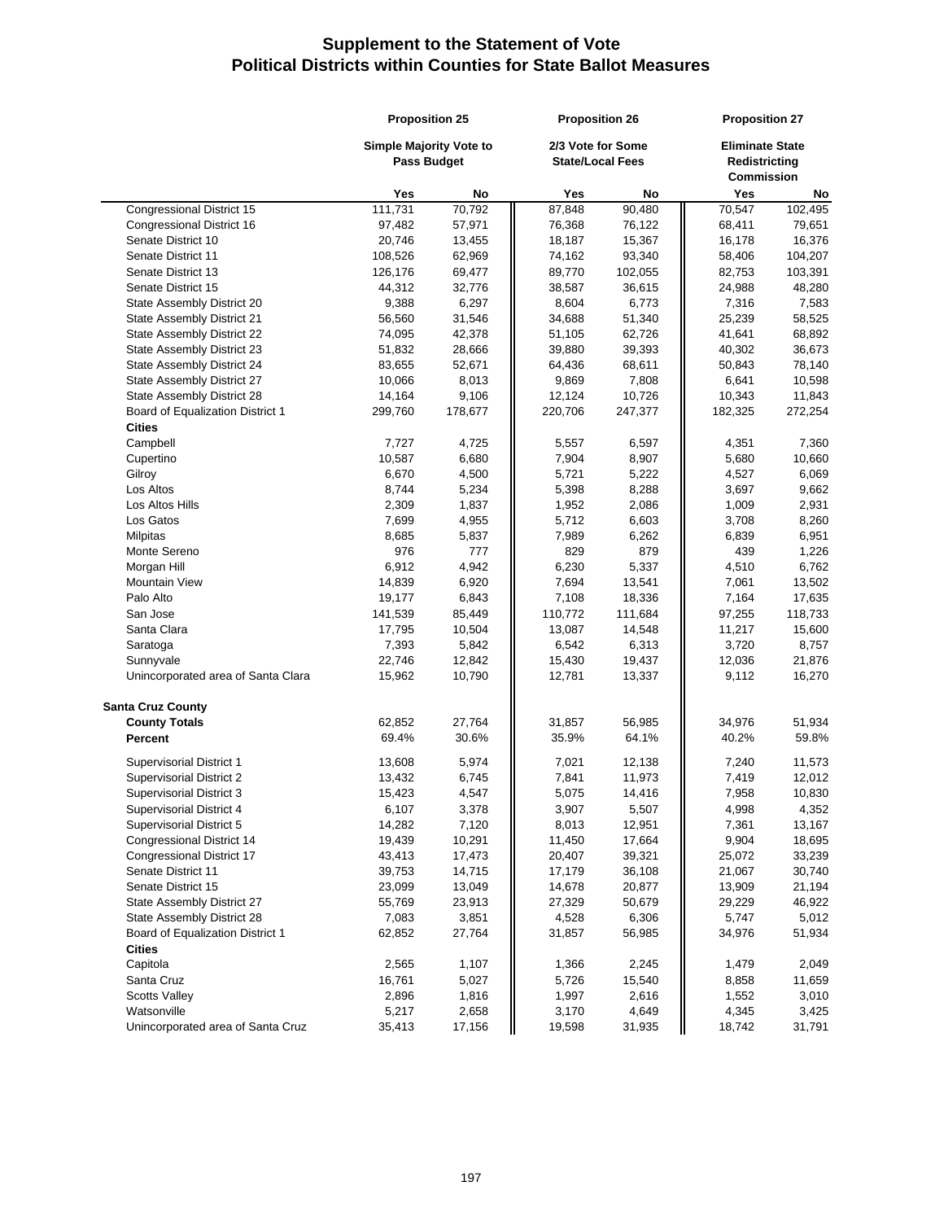# Supplement to the Statement of Vote
## Political Districts within Counties for State Ballot Measures

| | Proposition 25 | | Proposition 26 | | Proposition 27 | |
|---|---|---|---|---|---|---|
| | Simple Majority Vote to Pass Budget | | 2/3 Vote for Some State/Local Fees | | Eliminate State Redistricting Commission | |
| | Yes | No | Yes | No | Yes | No |
| Congressional District 15 | 111,731 | 70,792 | 87,848 | 90,480 | 70,547 | 102,495 |
| Congressional District 16 | 97,482 | 57,971 | 76,368 | 76,122 | 68,411 | 79,651 |
| Senate District 10 | 20,746 | 13,455 | 18,187 | 15,367 | 16,178 | 16,376 |
| Senate District 11 | 108,526 | 62,969 | 74,162 | 93,340 | 58,406 | 104,207 |
| Senate District 13 | 126,176 | 69,477 | 89,770 | 102,055 | 82,753 | 103,391 |
| Senate District 15 | 44,312 | 32,776 | 38,587 | 36,615 | 24,988 | 48,280 |
| State Assembly District 20 | 9,388 | 6,297 | 8,604 | 6,773 | 7,316 | 7,583 |
| State Assembly District 21 | 56,560 | 31,546 | 34,688 | 51,340 | 25,239 | 58,525 |
| State Assembly District 22 | 74,095 | 42,378 | 51,105 | 62,726 | 41,641 | 68,892 |
| State Assembly District 23 | 51,832 | 28,666 | 39,880 | 39,393 | 40,302 | 36,673 |
| State Assembly District 24 | 83,655 | 52,671 | 64,436 | 68,611 | 50,843 | 78,140 |
| State Assembly District 27 | 10,066 | 8,013 | 9,869 | 7,808 | 6,641 | 10,598 |
| State Assembly District 28 | 14,164 | 9,106 | 12,124 | 10,726 | 10,343 | 11,843 |
| Board of Equalization District 1 | 299,760 | 178,677 | 220,706 | 247,377 | 182,325 | 272,254 |
| **Cities** | | | | | | |
| Campbell | 7,727 | 4,725 | 5,557 | 6,597 | 4,351 | 7,360 |
| Cupertino | 10,587 | 6,680 | 7,904 | 8,907 | 5,680 | 10,660 |
| Gilroy | 6,670 | 4,500 | 5,721 | 5,222 | 4,527 | 6,069 |
| Los Altos | 8,744 | 5,234 | 5,398 | 8,288 | 3,697 | 9,662 |
| Los Altos Hills | 2,309 | 1,837 | 1,952 | 2,086 | 1,009 | 2,931 |
| Los Gatos | 7,699 | 4,955 | 5,712 | 6,603 | 3,708 | 8,260 |
| Milpitas | 8,685 | 5,837 | 7,989 | 6,262 | 6,839 | 6,951 |
| Monte Sereno | 976 | 777 | 829 | 879 | 439 | 1,226 |
| Morgan Hill | 6,912 | 4,942 | 6,230 | 5,337 | 4,510 | 6,762 |
| Mountain View | 14,839 | 6,920 | 7,694 | 13,541 | 7,061 | 13,502 |
| Palo Alto | 19,177 | 6,843 | 7,108 | 18,336 | 7,164 | 17,635 |
| San Jose | 141,539 | 85,449 | 110,772 | 111,684 | 97,255 | 118,733 |
| Santa Clara | 17,795 | 10,504 | 13,087 | 14,548 | 11,217 | 15,600 |
| Saratoga | 7,393 | 5,842 | 6,542 | 6,313 | 3,720 | 8,757 |
| Sunnyvale | 22,746 | 12,842 | 15,430 | 19,437 | 12,036 | 21,876 |
| Unincorporated area of Santa Clara | 15,962 | 10,790 | 12,781 | 13,337 | 9,112 | 16,270 |
| **Santa Cruz County** | | | | | | |
| **County Totals** | 62,852 | 27,764 | 31,857 | 56,985 | 34,976 | 51,934 |
| **Percent** | 69.4% | 30.6% | 35.9% | 64.1% | 40.2% | 59.8% |
| Supervisorial District 1 | 13,608 | 5,974 | 7,021 | 12,138 | 7,240 | 11,573 |
| Supervisorial District 2 | 13,432 | 6,745 | 7,841 | 11,973 | 7,419 | 12,012 |
| Supervisorial District 3 | 15,423 | 4,547 | 5,075 | 14,416 | 7,958 | 10,830 |
| Supervisorial District 4 | 6,107 | 3,378 | 3,907 | 5,507 | 4,998 | 4,352 |
| Supervisorial District 5 | 14,282 | 7,120 | 8,013 | 12,951 | 7,361 | 13,167 |
| Congressional District 14 | 19,439 | 10,291 | 11,450 | 17,664 | 9,904 | 18,695 |
| Congressional District 17 | 43,413 | 17,473 | 20,407 | 39,321 | 25,072 | 33,239 |
| Senate District 11 | 39,753 | 14,715 | 17,179 | 36,108 | 21,067 | 30,740 |
| Senate District 15 | 23,099 | 13,049 | 14,678 | 20,877 | 13,909 | 21,194 |
| State Assembly District 27 | 55,769 | 23,913 | 27,329 | 50,679 | 29,229 | 46,922 |
| State Assembly District 28 | 7,083 | 3,851 | 4,528 | 6,306 | 5,747 | 5,012 |
| Board of Equalization District 1 | 62,852 | 27,764 | 31,857 | 56,985 | 34,976 | 51,934 |
| **Cities** | | | | | | |
| Capitola | 2,565 | 1,107 | 1,366 | 2,245 | 1,479 | 2,049 |
| Santa Cruz | 16,761 | 5,027 | 5,726 | 15,540 | 8,858 | 11,659 |
| Scotts Valley | 2,896 | 1,816 | 1,997 | 2,616 | 1,552 | 3,010 |
| Watsonville | 5,217 | 2,658 | 3,170 | 4,649 | 4,345 | 3,425 |
| Unincorporated area of Santa Cruz | 35,413 | 17,156 | 19,598 | 31,935 | 18,742 | 31,791 |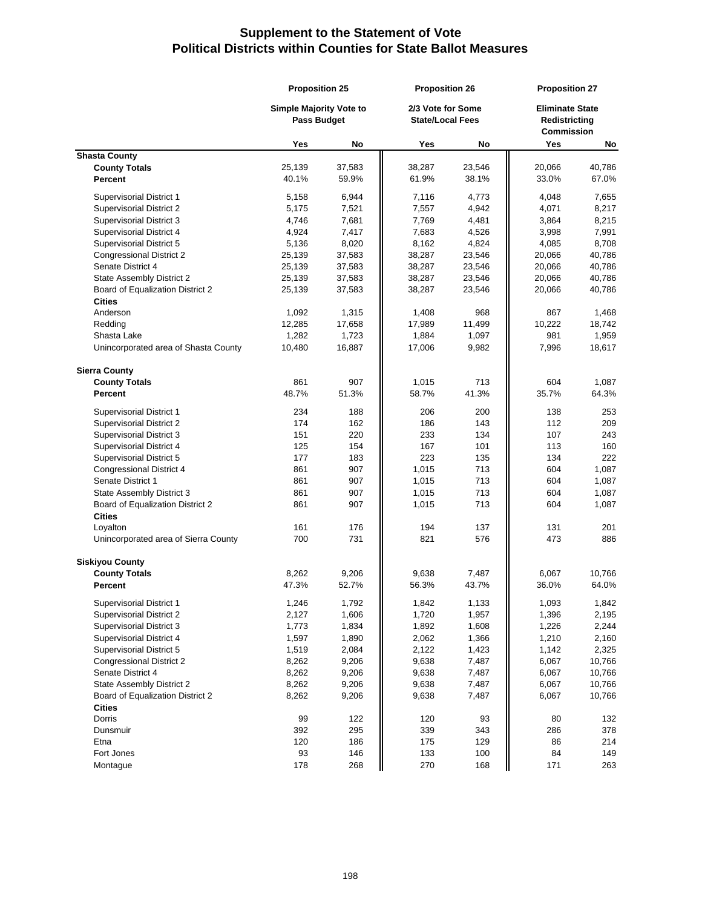# Supplement to the Statement of Vote
## Political Districts within Counties for State Ballot Measures

| | Proposition 25 | | Proposition 26 | | Proposition 27 | |
|---|---|---|---|---|---|---|
| | Simple Majority Vote to Pass Budget | | 2/3 Vote for Some State/Local Fees | | Eliminate State Redistricting Commission | |
| | Yes | No | Yes | No | Yes | No |
| **Shasta County** | | | | | | |
| **County Totals** | 25,139 | 37,583 | 38,287 | 23,546 | 20,066 | 40,786 |
| **Percent** | 40.1% | 59.9% | 61.9% | 38.1% | 33.0% | 67.0% |
| Supervisorial District 1 | 5,158 | 6,944 | 7,116 | 4,773 | 4,048 | 7,655 |
| Supervisorial District 2 | 5,175 | 7,521 | 7,557 | 4,942 | 4,071 | 8,217 |
| Supervisorial District 3 | 4,746 | 7,681 | 7,769 | 4,481 | 3,864 | 8,215 |
| Supervisorial District 4 | 4,924 | 7,417 | 7,683 | 4,526 | 3,998 | 7,991 |
| Supervisorial District 5 | 5,136 | 8,020 | 8,162 | 4,824 | 4,085 | 8,708 |
| Congressional District 2 | 25,139 | 37,583 | 38,287 | 23,546 | 20,066 | 40,786 |
| Senate District 4 | 25,139 | 37,583 | 38,287 | 23,546 | 20,066 | 40,786 |
| State Assembly District 2 | 25,139 | 37,583 | 38,287 | 23,546 | 20,066 | 40,786 |
| Board of Equalization District 2 | 25,139 | 37,583 | 38,287 | 23,546 | 20,066 | 40,786 |
| **Cities** | | | | | | |
| Anderson | 1,092 | 1,315 | 1,408 | 968 | 867 | 1,468 |
| Redding | 12,285 | 17,658 | 17,989 | 11,499 | 10,222 | 18,742 |
| Shasta Lake | 1,282 | 1,723 | 1,884 | 1,097 | 981 | 1,959 |
| Unincorporated area of Shasta County | 10,480 | 16,887 | 17,006 | 9,982 | 7,996 | 18,617 |
| **Sierra County** | | | | | | |
| **County Totals** | 861 | 907 | 1,015 | 713 | 604 | 1,087 |
| **Percent** | 48.7% | 51.3% | 58.7% | 41.3% | 35.7% | 64.3% |
| Supervisorial District 1 | 234 | 188 | 206 | 200 | 138 | 253 |
| Supervisorial District 2 | 174 | 162 | 186 | 143 | 112 | 209 |
| Supervisorial District 3 | 151 | 220 | 233 | 134 | 107 | 243 |
| Supervisorial District 4 | 125 | 154 | 167 | 101 | 113 | 160 |
| Supervisorial District 5 | 177 | 183 | 223 | 135 | 134 | 222 |
| Congressional District 4 | 861 | 907 | 1,015 | 713 | 604 | 1,087 |
| Senate District 1 | 861 | 907 | 1,015 | 713 | 604 | 1,087 |
| State Assembly District 3 | 861 | 907 | 1,015 | 713 | 604 | 1,087 |
| Board of Equalization District 2 | 861 | 907 | 1,015 | 713 | 604 | 1,087 |
| **Cities** | | | | | | |
| Loyalton | 161 | 176 | 194 | 137 | 131 | 201 |
| Unincorporated area of Sierra County | 700 | 731 | 821 | 576 | 473 | 886 |
| **Siskiyou County** | | | | | | |
| **County Totals** | 8,262 | 9,206 | 9,638 | 7,487 | 6,067 | 10,766 |
| **Percent** | 47.3% | 52.7% | 56.3% | 43.7% | 36.0% | 64.0% |
| Supervisorial District 1 | 1,246 | 1,792 | 1,842 | 1,133 | 1,093 | 1,842 |
| Supervisorial District 2 | 2,127 | 1,606 | 1,720 | 1,957 | 1,396 | 2,195 |
| Supervisorial District 3 | 1,773 | 1,834 | 1,892 | 1,608 | 1,226 | 2,244 |
| Supervisorial District 4 | 1,597 | 1,890 | 2,062 | 1,366 | 1,210 | 2,160 |
| Supervisorial District 5 | 1,519 | 2,084 | 2,122 | 1,423 | 1,142 | 2,325 |
| Congressional District 2 | 8,262 | 9,206 | 9,638 | 7,487 | 6,067 | 10,766 |
| Senate District 4 | 8,262 | 9,206 | 9,638 | 7,487 | 6,067 | 10,766 |
| State Assembly District 2 | 8,262 | 9,206 | 9,638 | 7,487 | 6,067 | 10,766 |
| Board of Equalization District 2 | 8,262 | 9,206 | 9,638 | 7,487 | 6,067 | 10,766 |
| **Cities** | | | | | | |
| Dorris | 99 | 122 | 120 | 93 | 80 | 132 |
| Dunsmuir | 392 | 295 | 339 | 343 | 286 | 378 |
| Etna | 120 | 186 | 175 | 129 | 86 | 214 |
| Fort Jones | 93 | 146 | 133 | 100 | 84 | 149 |
| Montague | 178 | 268 | 270 | 168 | 171 | 263 |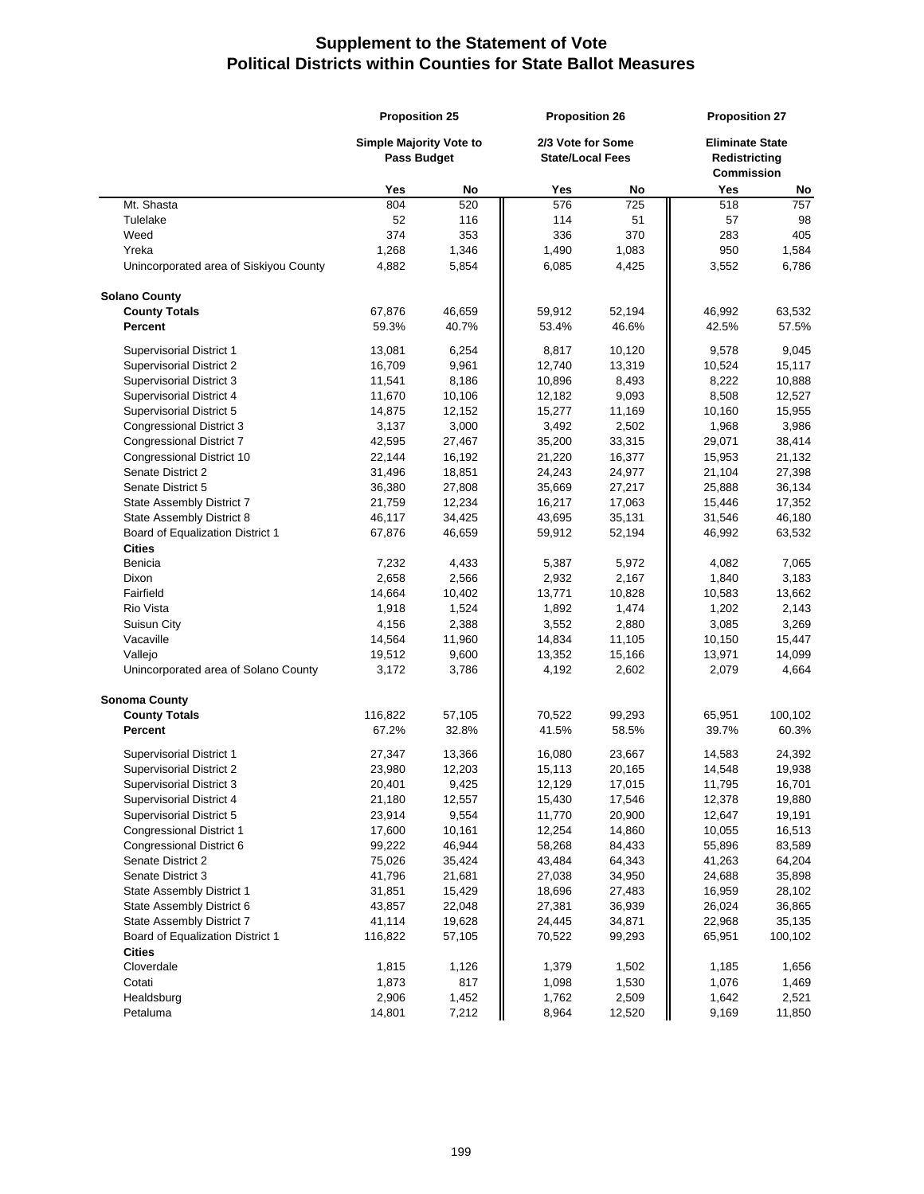# Supplement to the Statement of Vote
## Political Districts within Counties for State Ballot Measures

| | Proposition 25 | | Proposition 26 | | Proposition 27 | |
|---|---|---|---|---|---|---|
| | Simple Majority Vote to Pass Budget | | 2/3 Vote for Some State/Local Fees | | Eliminate State Redistricting Commission | |
| | Yes | No | Yes | No | Yes | No |
| Mt. Shasta | 804 | 520 | 576 | 725 | 518 | 757 |
| Tulelake | 52 | 116 | 114 | 51 | 57 | 98 |
| Weed | 374 | 353 | 336 | 370 | 283 | 405 |
| Yreka | 1,268 | 1,346 | 1,490 | 1,083 | 950 | 1,584 |
| Unincorporated area of Siskiyou County | 4,882 | 5,854 | 6,085 | 4,425 | 3,552 | 6,786 |
| **Solano County** | | | | | | |
| **County Totals** | 67,876 | 46,659 | 59,912 | 52,194 | 46,992 | 63,532 |
| **Percent** | 59.3% | 40.7% | 53.4% | 46.6% | 42.5% | 57.5% |
| Supervisorial District 1 | 13,081 | 6,254 | 8,817 | 10,120 | 9,578 | 9,045 |
| Supervisorial District 2 | 16,709 | 9,961 | 12,740 | 13,319 | 10,524 | 15,117 |
| Supervisorial District 3 | 11,541 | 8,186 | 10,896 | 8,493 | 8,222 | 10,888 |
| Supervisorial District 4 | 11,670 | 10,106 | 12,182 | 9,093 | 8,508 | 12,527 |
| Supervisorial District 5 | 14,875 | 12,152 | 15,277 | 11,169 | 10,160 | 15,955 |
| Congressional District 3 | 3,137 | 3,000 | 3,492 | 2,502 | 1,968 | 3,986 |
| Congressional District 7 | 42,595 | 27,467 | 35,200 | 33,315 | 29,071 | 38,414 |
| Congressional District 10 | 22,144 | 16,192 | 21,220 | 16,377 | 15,953 | 21,132 |
| Senate District 2 | 31,496 | 18,851 | 24,243 | 24,977 | 21,104 | 27,398 |
| Senate District 5 | 36,380 | 27,808 | 35,669 | 27,217 | 25,888 | 36,134 |
| State Assembly District 7 | 21,759 | 12,234 | 16,217 | 17,063 | 15,446 | 17,352 |
| State Assembly District 8 | 46,117 | 34,425 | 43,695 | 35,131 | 31,546 | 46,180 |
| Board of Equalization District 1 | 67,876 | 46,659 | 59,912 | 52,194 | 46,992 | 63,532 |
| **Cities** | | | | | | |
| Benicia | 7,232 | 4,433 | 5,387 | 5,972 | 4,082 | 7,065 |
| Dixon | 2,658 | 2,566 | 2,932 | 2,167 | 1,840 | 3,183 |
| Fairfield | 14,664 | 10,402 | 13,771 | 10,828 | 10,583 | 13,662 |
| Rio Vista | 1,918 | 1,524 | 1,892 | 1,474 | 1,202 | 2,143 |
| Suisun City | 4,156 | 2,388 | 3,552 | 2,880 | 3,085 | 3,269 |
| Vacaville | 14,564 | 11,960 | 14,834 | 11,105 | 10,150 | 15,447 |
| Vallejo | 19,512 | 9,600 | 13,352 | 15,166 | 13,971 | 14,099 |
| Unincorporated area of Solano County | 3,172 | 3,786 | 4,192 | 2,602 | 2,079 | 4,664 |
| **Sonoma County** | | | | | | |
| **County Totals** | 116,822 | 57,105 | 70,522 | 99,293 | 65,951 | 100,102 |
| **Percent** | 67.2% | 32.8% | 41.5% | 58.5% | 39.7% | 60.3% |
| Supervisorial District 1 | 27,347 | 13,366 | 16,080 | 23,667 | 14,583 | 24,392 |
| Supervisorial District 2 | 23,980 | 12,203 | 15,113 | 20,165 | 14,548 | 19,938 |
| Supervisorial District 3 | 20,401 | 9,425 | 12,129 | 17,015 | 11,795 | 16,701 |
| Supervisorial District 4 | 21,180 | 12,557 | 15,430 | 17,546 | 12,378 | 19,880 |
| Supervisorial District 5 | 23,914 | 9,554 | 11,770 | 20,900 | 12,647 | 19,191 |
| Congressional District 1 | 17,600 | 10,161 | 12,254 | 14,860 | 10,055 | 16,513 |
| Congressional District 6 | 99,222 | 46,944 | 58,268 | 84,433 | 55,896 | 83,589 |
| Senate District 2 | 75,026 | 35,424 | 43,484 | 64,343 | 41,263 | 64,204 |
| Senate District 3 | 41,796 | 21,681 | 27,038 | 34,950 | 24,688 | 35,898 |
| State Assembly District 1 | 31,851 | 15,429 | 18,696 | 27,483 | 16,959 | 28,102 |
| State Assembly District 6 | 43,857 | 22,048 | 27,381 | 36,939 | 26,024 | 36,865 |
| State Assembly District 7 | 41,114 | 19,628 | 24,445 | 34,871 | 22,968 | 35,135 |
| Board of Equalization District 1 | 116,822 | 57,105 | 70,522 | 99,293 | 65,951 | 100,102 |
| **Cities** | | | | | | |
| Cloverdale | 1,815 | 1,126 | 1,379 | 1,502 | 1,185 | 1,656 |
| Cotati | 1,873 | 817 | 1,098 | 1,530 | 1,076 | 1,469 |
| Healdsburg | 2,906 | 1,452 | 1,762 | 2,509 | 1,642 | 2,521 |
| Petaluma | 14,801 | 7,212 | 8,964 | 12,520 | 9,169 | 11,850 |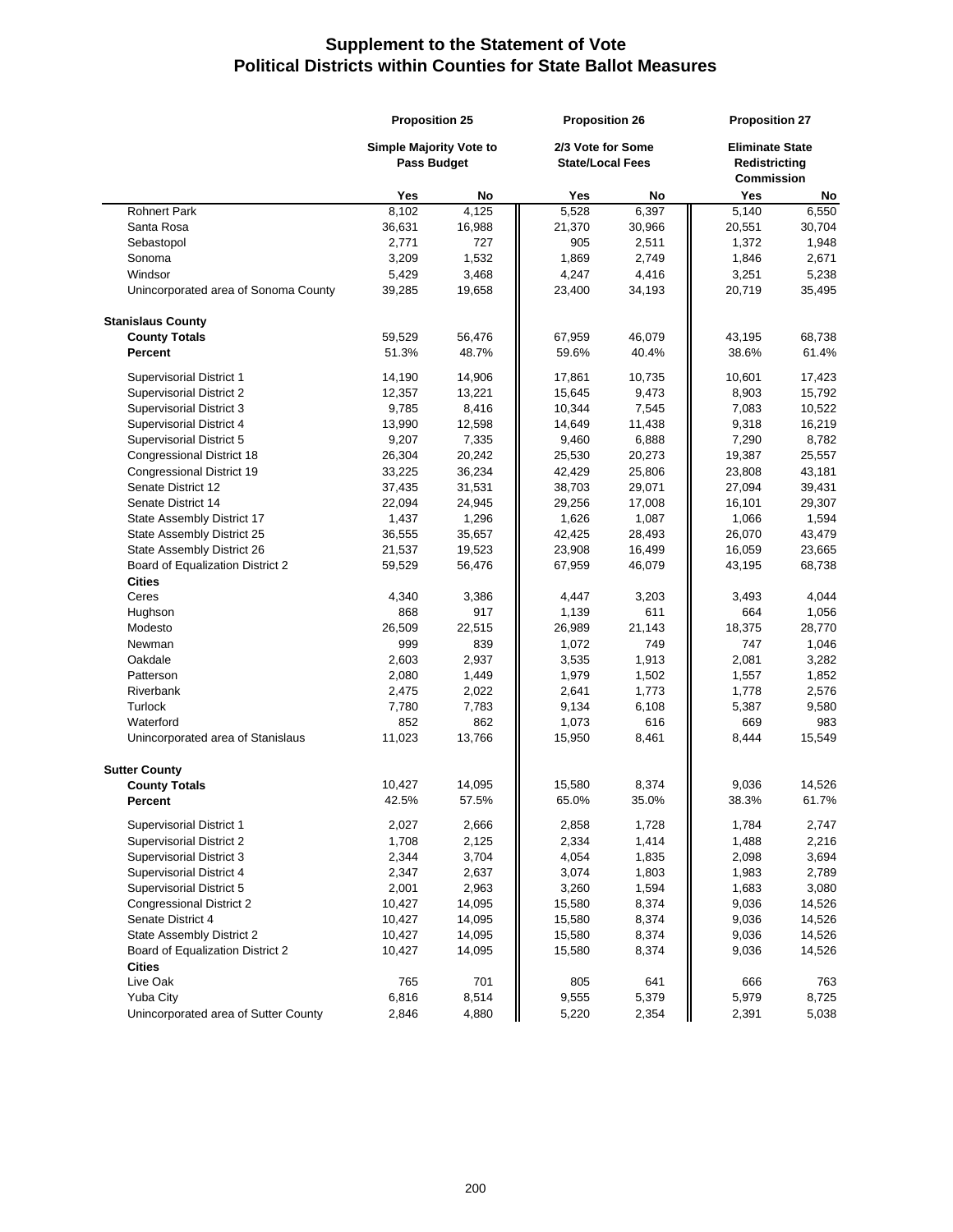# Supplement to the Statement of Vote
## Political Districts within Counties for State Ballot Measures

| | Proposition 25 | | Proposition 26 | | Proposition 27 | |
|---|---|---|---|---|---|---|
| | Simple Majority Vote to Pass Budget | | 2/3 Vote for Some State/Local Fees | | Eliminate State Redistricting Commission | |
| | Yes | No | Yes | No | Yes | No |
| Rohnert Park | 8,102 | 4,125 | 5,528 | 6,397 | 5,140 | 6,550 |
| Santa Rosa | 36,631 | 16,988 | 21,370 | 30,966 | 20,551 | 30,704 |
| Sebastopol | 2,771 | 727 | 905 | 2,511 | 1,372 | 1,948 |
| Sonoma | 3,209 | 1,532 | 1,869 | 2,749 | 1,846 | 2,671 |
| Windsor | 5,429 | 3,468 | 4,247 | 4,416 | 3,251 | 5,238 |
| Unincorporated area of Sonoma County | 39,285 | 19,658 | 23,400 | 34,193 | 20,719 | 35,495 |
| **Stanislaus County** | | | | | | |
| **County Totals** | 59,529 | 56,476 | 67,959 | 46,079 | 43,195 | 68,738 |
| **Percent** | 51.3% | 48.7% | 59.6% | 40.4% | 38.6% | 61.4% |
| Supervisorial District 1 | 14,190 | 14,906 | 17,861 | 10,735 | 10,601 | 17,423 |
| Supervisorial District 2 | 12,357 | 13,221 | 15,645 | 9,473 | 8,903 | 15,792 |
| Supervisorial District 3 | 9,785 | 8,416 | 10,344 | 7,545 | 7,083 | 10,522 |
| Supervisorial District 4 | 13,990 | 12,598 | 14,649 | 11,438 | 9,318 | 16,219 |
| Supervisorial District 5 | 9,207 | 7,335 | 9,460 | 6,888 | 7,290 | 8,782 |
| Congressional District 18 | 26,304 | 20,242 | 25,530 | 20,273 | 19,387 | 25,557 |
| Congressional District 19 | 33,225 | 36,234 | 42,429 | 25,806 | 23,808 | 43,181 |
| Senate District 12 | 37,435 | 31,531 | 38,703 | 29,071 | 27,094 | 39,431 |
| Senate District 14 | 22,094 | 24,945 | 29,256 | 17,008 | 16,101 | 29,307 |
| State Assembly District 17 | 1,437 | 1,296 | 1,626 | 1,087 | 1,066 | 1,594 |
| State Assembly District 25 | 36,555 | 35,657 | 42,425 | 28,493 | 26,070 | 43,479 |
| State Assembly District 26 | 21,537 | 19,523 | 23,908 | 16,499 | 16,059 | 23,665 |
| Board of Equalization District 2 | 59,529 | 56,476 | 67,959 | 46,079 | 43,195 | 68,738 |
| **Cities** | | | | | | |
| Ceres | 4,340 | 3,386 | 4,447 | 3,203 | 3,493 | 4,044 |
| Hughson | 868 | 917 | 1,139 | 611 | 664 | 1,056 |
| Modesto | 26,509 | 22,515 | 26,989 | 21,143 | 18,375 | 28,770 |
| Newman | 999 | 839 | 1,072 | 749 | 747 | 1,046 |
| Oakdale | 2,603 | 2,937 | 3,535 | 1,913 | 2,081 | 3,282 |
| Patterson | 2,080 | 1,449 | 1,979 | 1,502 | 1,557 | 1,852 |
| Riverbank | 2,475 | 2,022 | 2,641 | 1,773 | 1,778 | 2,576 |
| Turlock | 7,780 | 7,783 | 9,134 | 6,108 | 5,387 | 9,580 |
| Waterford | 852 | 862 | 1,073 | 616 | 669 | 983 |
| Unincorporated area of Stanislaus | 11,023 | 13,766 | 15,950 | 8,461 | 8,444 | 15,549 |
| **Sutter County** | | | | | | |
| **County Totals** | 10,427 | 14,095 | 15,580 | 8,374 | 9,036 | 14,526 |
| **Percent** | 42.5% | 57.5% | 65.0% | 35.0% | 38.3% | 61.7% |
| Supervisorial District 1 | 2,027 | 2,666 | 2,858 | 1,728 | 1,784 | 2,747 |
| Supervisorial District 2 | 1,708 | 2,125 | 2,334 | 1,414 | 1,488 | 2,216 |
| Supervisorial District 3 | 2,344 | 3,704 | 4,054 | 1,835 | 2,098 | 3,694 |
| Supervisorial District 4 | 2,347 | 2,637 | 3,074 | 1,803 | 1,983 | 2,789 |
| Supervisorial District 5 | 2,001 | 2,963 | 3,260 | 1,594 | 1,683 | 3,080 |
| Congressional District 2 | 10,427 | 14,095 | 15,580 | 8,374 | 9,036 | 14,526 |
| Senate District 4 | 10,427 | 14,095 | 15,580 | 8,374 | 9,036 | 14,526 |
| State Assembly District 2 | 10,427 | 14,095 | 15,580 | 8,374 | 9,036 | 14,526 |
| Board of Equalization District 2 | 10,427 | 14,095 | 15,580 | 8,374 | 9,036 | 14,526 |
| **Cities** | | | | | | |
| Live Oak | 765 | 701 | 805 | 641 | 666 | 763 |
| Yuba City | 6,816 | 8,514 | 9,555 | 5,379 | 5,979 | 8,725 |
| Unincorporated area of Sutter County | 2,846 | 4,880 | 5,220 | 2,354 | 2,391 | 5,038 |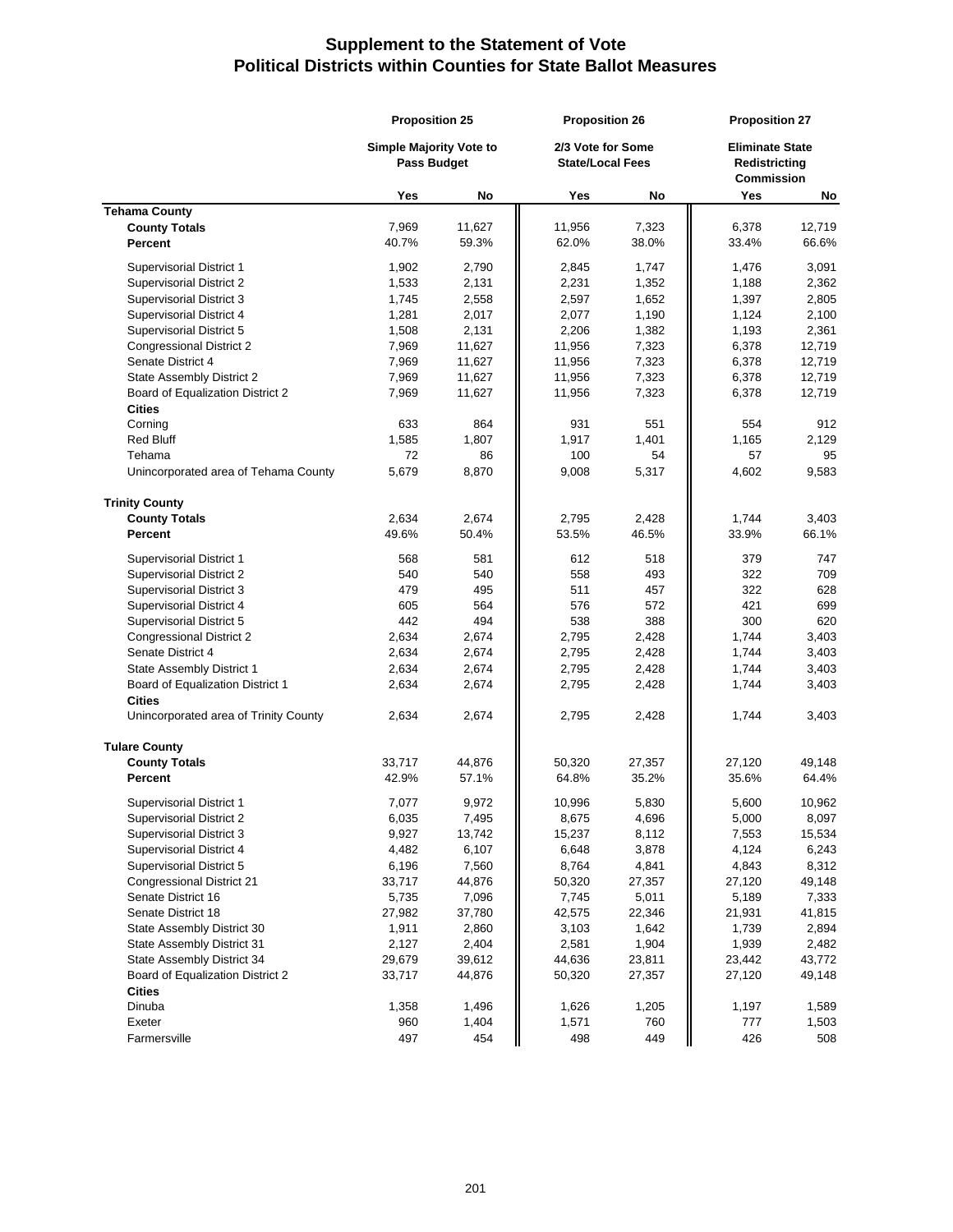# Supplement to the Statement of Vote
## Political Districts within Counties for State Ballot Measures

| | Proposition 25 | | Proposition 26 | | Proposition 27 | |
|---|---|---|---|---|---|---|
| | Simple Majority Vote to Pass Budget | | 2/3 Vote for Some State/Local Fees | | Eliminate State Redistricting Commission | |
| | Yes | No | Yes | No | Yes | No |
| **Tehama County** | | | | | | |
| **County Totals** | 7,969 | 11,627 | 11,956 | 7,323 | 6,378 | 12,719 |
| **Percent** | 40.7% | 59.3% | 62.0% | 38.0% | 33.4% | 66.6% |
| Supervisorial District 1 | 1,902 | 2,790 | 2,845 | 1,747 | 1,476 | 3,091 |
| Supervisorial District 2 | 1,533 | 2,131 | 2,231 | 1,352 | 1,188 | 2,362 |
| Supervisorial District 3 | 1,745 | 2,558 | 2,597 | 1,652 | 1,397 | 2,805 |
| Supervisorial District 4 | 1,281 | 2,017 | 2,077 | 1,190 | 1,124 | 2,100 |
| Supervisorial District 5 | 1,508 | 2,131 | 2,206 | 1,382 | 1,193 | 2,361 |
| Congressional District 2 | 7,969 | 11,627 | 11,956 | 7,323 | 6,378 | 12,719 |
| Senate District 4 | 7,969 | 11,627 | 11,956 | 7,323 | 6,378 | 12,719 |
| State Assembly District 2 | 7,969 | 11,627 | 11,956 | 7,323 | 6,378 | 12,719 |
| Board of Equalization District 2 | 7,969 | 11,627 | 11,956 | 7,323 | 6,378 | 12,719 |
| **Cities** | | | | | | |
| Corning | 633 | 864 | 931 | 551 | 554 | 912 |
| Red Bluff | 1,585 | 1,807 | 1,917 | 1,401 | 1,165 | 2,129 |
| Tehama | 72 | 86 | 100 | 54 | 57 | 95 |
| Unincorporated area of Tehama County | 5,679 | 8,870 | 9,008 | 5,317 | 4,602 | 9,583 |
| **Trinity County** | | | | | | |
| **County Totals** | 2,634 | 2,674 | 2,795 | 2,428 | 1,744 | 3,403 |
| **Percent** | 49.6% | 50.4% | 53.5% | 46.5% | 33.9% | 66.1% |
| Supervisorial District 1 | 568 | 581 | 612 | 518 | 379 | 747 |
| Supervisorial District 2 | 540 | 540 | 558 | 493 | 322 | 709 |
| Supervisorial District 3 | 479 | 495 | 511 | 457 | 322 | 628 |
| Supervisorial District 4 | 605 | 564 | 576 | 572 | 421 | 699 |
| Supervisorial District 5 | 442 | 494 | 538 | 388 | 300 | 620 |
| Congressional District 2 | 2,634 | 2,674 | 2,795 | 2,428 | 1,744 | 3,403 |
| Senate District 4 | 2,634 | 2,674 | 2,795 | 2,428 | 1,744 | 3,403 |
| State Assembly District 1 | 2,634 | 2,674 | 2,795 | 2,428 | 1,744 | 3,403 |
| Board of Equalization District 1 | 2,634 | 2,674 | 2,795 | 2,428 | 1,744 | 3,403 |
| **Cities** | | | | | | |
| Unincorporated area of Trinity County | 2,634 | 2,674 | 2,795 | 2,428 | 1,744 | 3,403 |
| **Tulare County** | | | | | | |
| **County Totals** | 33,717 | 44,876 | 50,320 | 27,357 | 27,120 | 49,148 |
| **Percent** | 42.9% | 57.1% | 64.8% | 35.2% | 35.6% | 64.4% |
| Supervisorial District 1 | 7,077 | 9,972 | 10,996 | 5,830 | 5,600 | 10,962 |
| Supervisorial District 2 | 6,035 | 7,495 | 8,675 | 4,696 | 5,000 | 8,097 |
| Supervisorial District 3 | 9,927 | 13,742 | 15,237 | 8,112 | 7,553 | 15,534 |
| Supervisorial District 4 | 4,482 | 6,107 | 6,648 | 3,878 | 4,124 | 6,243 |
| Supervisorial District 5 | 6,196 | 7,560 | 8,764 | 4,841 | 4,843 | 8,312 |
| Congressional District 21 | 33,717 | 44,876 | 50,320 | 27,357 | 27,120 | 49,148 |
| Senate District 16 | 5,735 | 7,096 | 7,745 | 5,011 | 5,189 | 7,333 |
| Senate District 18 | 27,982 | 37,780 | 42,575 | 22,346 | 21,931 | 41,815 |
| State Assembly District 30 | 1,911 | 2,860 | 3,103 | 1,642 | 1,739 | 2,894 |
| State Assembly District 31 | 2,127 | 2,404 | 2,581 | 1,904 | 1,939 | 2,482 |
| State Assembly District 34 | 29,679 | 39,612 | 44,636 | 23,811 | 23,442 | 43,772 |
| Board of Equalization District 2 | 33,717 | 44,876 | 50,320 | 27,357 | 27,120 | 49,148 |
| **Cities** | | | | | | |
| Dinuba | 1,358 | 1,496 | 1,626 | 1,205 | 1,197 | 1,589 |
| Exeter | 960 | 1,404 | 1,571 | 760 | 777 | 1,503 |
| Farmersville | 497 | 454 | 498 | 449 | 426 | 508 |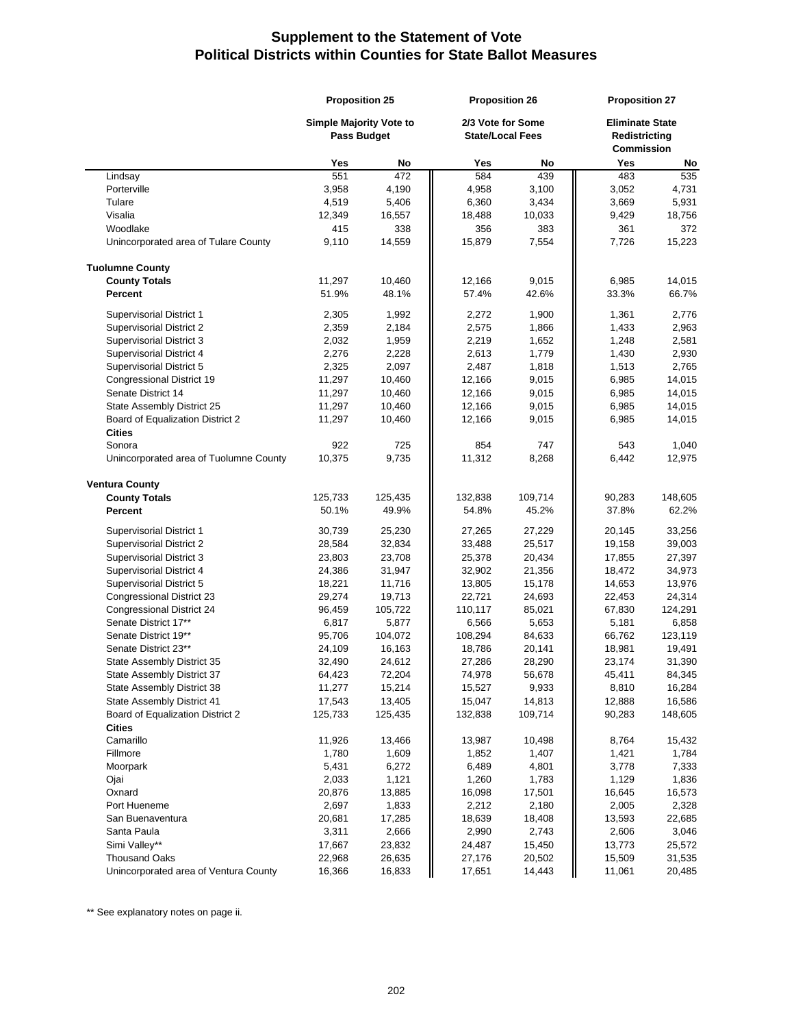# Supplement to the Statement of Vote
## Political Districts within Counties for State Ballot Measures

| | Proposition 25 | | Proposition 26 | | Proposition 27 | |
|---|---|---|---|---|---|---|
| | Simple Majority Vote to Pass Budget | | 2/3 Vote for Some State/Local Fees | | Eliminate State Redistricting Commission | |
| | Yes | No | Yes | No | Yes | No |
| Lindsay | 551 | 472 | 584 | 439 | 483 | 535 |
| Porterville | 3,958 | 4,190 | 4,958 | 3,100 | 3,052 | 4,731 |
| Tulare | 4,519 | 5,406 | 6,360 | 3,434 | 3,669 | 5,931 |
| Visalia | 12,349 | 16,557 | 18,488 | 10,033 | 9,429 | 18,756 |
| Woodlake | 415 | 338 | 356 | 383 | 361 | 372 |
| Unincorporated area of Tulare County | 9,110 | 14,559 | 15,879 | 7,554 | 7,726 | 15,223 |
| **Tuolumne County** | | | | | | |
| **County Totals** | 11,297 | 10,460 | 12,166 | 9,015 | 6,985 | 14,015 |
| **Percent** | 51.9% | 48.1% | 57.4% | 42.6% | 33.3% | 66.7% |
| Supervisorial District 1 | 2,305 | 1,992 | 2,272 | 1,900 | 1,361 | 2,776 |
| Supervisorial District 2 | 2,359 | 2,184 | 2,575 | 1,866 | 1,433 | 2,963 |
| Supervisorial District 3 | 2,032 | 1,959 | 2,219 | 1,652 | 1,248 | 2,581 |
| Supervisorial District 4 | 2,276 | 2,228 | 2,613 | 1,779 | 1,430 | 2,930 |
| Supervisorial District 5 | 2,325 | 2,097 | 2,487 | 1,818 | 1,513 | 2,765 |
| Congressional District 19 | 11,297 | 10,460 | 12,166 | 9,015 | 6,985 | 14,015 |
| Senate District 14 | 11,297 | 10,460 | 12,166 | 9,015 | 6,985 | 14,015 |
| State Assembly District 25 | 11,297 | 10,460 | 12,166 | 9,015 | 6,985 | 14,015 |
| Board of Equalization District 2 | 11,297 | 10,460 | 12,166 | 9,015 | 6,985 | 14,015 |
| **Cities** | | | | | | |
| Sonora | 922 | 725 | 854 | 747 | 543 | 1,040 |
| Unincorporated area of Tuolumne County | 10,375 | 9,735 | 11,312 | 8,268 | 6,442 | 12,975 |
| **Ventura County** | | | | | | |
| **County Totals** | 125,733 | 125,435 | 132,838 | 109,714 | 90,283 | 148,605 |
| **Percent** | 50.1% | 49.9% | 54.8% | 45.2% | 37.8% | 62.2% |
| Supervisorial District 1 | 30,739 | 25,230 | 27,265 | 27,229 | 20,145 | 33,256 |
| Supervisorial District 2 | 28,584 | 32,834 | 33,488 | 25,517 | 19,158 | 39,003 |
| Supervisorial District 3 | 23,803 | 23,708 | 25,378 | 20,434 | 17,855 | 27,397 |
| Supervisorial District 4 | 24,386 | 31,947 | 32,902 | 21,356 | 18,472 | 34,973 |
| Supervisorial District 5 | 18,221 | 11,716 | 13,805 | 15,178 | 14,653 | 13,976 |
| Congressional District 23 | 29,274 | 19,713 | 22,721 | 24,693 | 22,453 | 24,314 |
| Congressional District 24 | 96,459 | 105,722 | 110,117 | 85,021 | 67,830 | 124,291 |
| Senate District 17** | 6,817 | 5,877 | 6,566 | 5,653 | 5,181 | 6,858 |
| Senate District 19** | 95,706 | 104,072 | 108,294 | 84,633 | 66,762 | 123,119 |
| Senate District 23** | 24,109 | 16,163 | 18,786 | 20,141 | 18,981 | 19,491 |
| State Assembly District 35 | 32,490 | 24,612 | 27,286 | 28,290 | 23,174 | 31,390 |
| State Assembly District 37 | 64,423 | 72,204 | 74,978 | 56,678 | 45,411 | 84,345 |
| State Assembly District 38 | 11,277 | 15,214 | 15,527 | 9,933 | 8,810 | 16,284 |
| State Assembly District 41 | 17,543 | 13,405 | 15,047 | 14,813 | 12,888 | 16,586 |
| Board of Equalization District 2 | 125,733 | 125,435 | 132,838 | 109,714 | 90,283 | 148,605 |
| **Cities** | | | | | | |
| Camarillo | 11,926 | 13,466 | 13,987 | 10,498 | 8,764 | 15,432 |
| Fillmore | 1,780 | 1,609 | 1,852 | 1,407 | 1,421 | 1,784 |
| Moorpark | 5,431 | 6,272 | 6,489 | 4,801 | 3,778 | 7,333 |
| Ojai | 2,033 | 1,121 | 1,260 | 1,783 | 1,129 | 1,836 |
| Oxnard | 20,876 | 13,885 | 16,098 | 17,501 | 16,645 | 16,573 |
| Port Hueneme | 2,697 | 1,833 | 2,212 | 2,180 | 2,005 | 2,328 |
| San Buenaventura | 20,681 | 17,285 | 18,639 | 18,408 | 13,593 | 22,685 |
| Santa Paula | 3,311 | 2,666 | 2,990 | 2,743 | 2,606 | 3,046 |
| Simi Valley** | 17,667 | 23,832 | 24,487 | 15,450 | 13,773 | 25,572 |
| Thousand Oaks | 22,968 | 26,635 | 27,176 | 20,502 | 15,509 | 31,535 |
| Unincorporated area of Ventura County | 16,366 | 16,833 | 17,651 | 14,443 | 11,061 | 20,485 |

** See explanatory notes on page ii.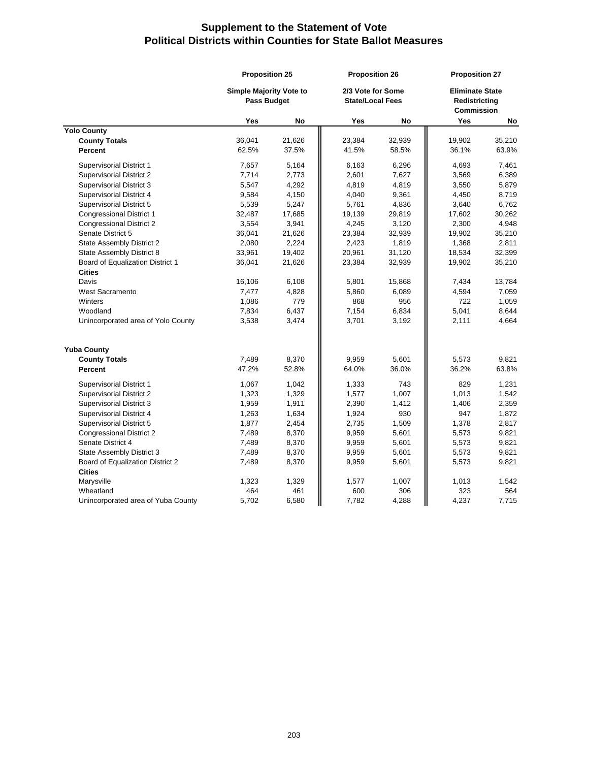# Supplement to the Statement of Vote
# Political Districts within Counties for State Ballot Measures

| | Proposition 25 | | Proposition 26 | | Proposition 27 | |
|---|---|---|---|---|---|---|
| | Simple Majority Vote to Pass Budget | | 2/3 Vote for Some State/Local Fees | | Eliminate State Redistricting Commission | |
| | Yes | No | Yes | No | Yes | No |
| **Yolo County** | | | | | | |
| **County Totals** | 36,041 | 21,626 | 23,384 | 32,939 | 19,902 | 35,210 |
| **Percent** | 62.5% | 37.5% | 41.5% | 58.5% | 36.1% | 63.9% |
| Supervisorial District 1 | 7,657 | 5,164 | 6,163 | 6,296 | 4,693 | 7,461 |
| Supervisorial District 2 | 7,714 | 2,773 | 2,601 | 7,627 | 3,569 | 6,389 |
| Supervisorial District 3 | 5,547 | 4,292 | 4,819 | 4,819 | 3,550 | 5,879 |
| Supervisorial District 4 | 9,584 | 4,150 | 4,040 | 9,361 | 4,450 | 8,719 |
| Supervisorial District 5 | 5,539 | 5,247 | 5,761 | 4,836 | 3,640 | 6,762 |
| Congressional District 1 | 32,487 | 17,685 | 19,139 | 29,819 | 17,602 | 30,262 |
| Congressional District 2 | 3,554 | 3,941 | 4,245 | 3,120 | 2,300 | 4,948 |
| Senate District 5 | 36,041 | 21,626 | 23,384 | 32,939 | 19,902 | 35,210 |
| State Assembly District 2 | 2,080 | 2,224 | 2,423 | 1,819 | 1,368 | 2,811 |
| State Assembly District 8 | 33,961 | 19,402 | 20,961 | 31,120 | 18,534 | 32,399 |
| Board of Equalization District 1 | 36,041 | 21,626 | 23,384 | 32,939 | 19,902 | 35,210 |
| **Cities** | | | | | | |
| Davis | 16,106 | 6,108 | 5,801 | 15,868 | 7,434 | 13,784 |
| West Sacramento | 7,477 | 4,828 | 5,860 | 6,089 | 4,594 | 7,059 |
| Winters | 1,086 | 779 | 868 | 956 | 722 | 1,059 |
| Woodland | 7,834 | 6,437 | 7,154 | 6,834 | 5,041 | 8,644 |
| Unincorporated area of Yolo County | 3,538 | 3,474 | 3,701 | 3,192 | 2,111 | 4,664 |
| **Yuba County** | | | | | | |
| **County Totals** | 7,489 | 8,370 | 9,959 | 5,601 | 5,573 | 9,821 |
| **Percent** | 47.2% | 52.8% | 64.0% | 36.0% | 36.2% | 63.8% |
| Supervisorial District 1 | 1,067 | 1,042 | 1,333 | 743 | 829 | 1,231 |
| Supervisorial District 2 | 1,323 | 1,329 | 1,577 | 1,007 | 1,013 | 1,542 |
| Supervisorial District 3 | 1,959 | 1,911 | 2,390 | 1,412 | 1,406 | 2,359 |
| Supervisorial District 4 | 1,263 | 1,634 | 1,924 | 930 | 947 | 1,872 |
| Supervisorial District 5 | 1,877 | 2,454 | 2,735 | 1,509 | 1,378 | 2,817 |
| Congressional District 2 | 7,489 | 8,370 | 9,959 | 5,601 | 5,573 | 9,821 |
| Senate District 4 | 7,489 | 8,370 | 9,959 | 5,601 | 5,573 | 9,821 |
| State Assembly District 3 | 7,489 | 8,370 | 9,959 | 5,601 | 5,573 | 9,821 |
| Board of Equalization District 2 | 7,489 | 8,370 | 9,959 | 5,601 | 5,573 | 9,821 |
| **Cities** | | | | | | |
| Marysville | 1,323 | 1,329 | 1,577 | 1,007 | 1,013 | 1,542 |
| Wheatland | 464 | 461 | 600 | 306 | 323 | 564 |
| Unincorporated area of Yuba County | 5,702 | 6,580 | 7,782 | 4,288 | 4,237 | 7,715 |